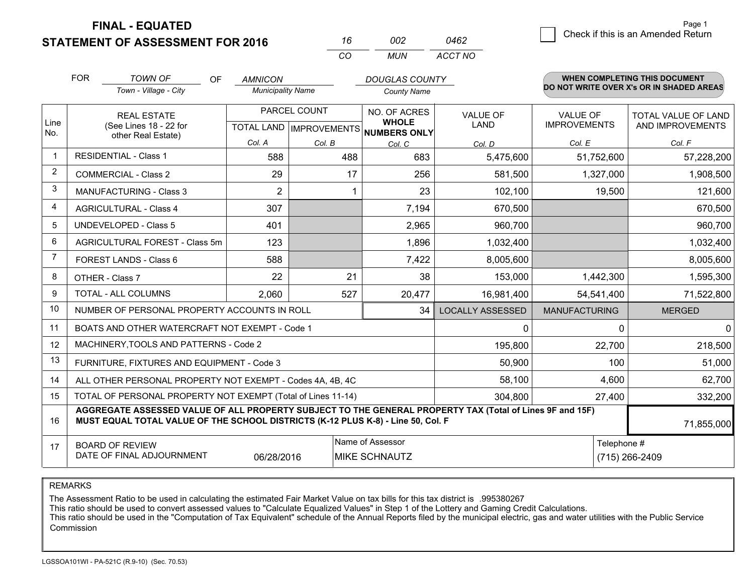# FINAL - EQUATED

## STATEMENT OF ASSESSMENT FOR 2016

| 16 | 002 | 0462 |
|---|---|---|
| CO | MUN | ACCT NO |

☐ Check if this is an Amended Return

FOR *TOWN OF* (Town - Village - City) OF *AMNICON* (Municipality Name) *DOUGLAS COUNTY* (County Name)

**WHEN COMPLETING THIS DOCUMENT DO NOT WRITE OVER X's OR IN SHADED AREAS**

| Line No. | REAL ESTATE (See Lines 18 - 22 for other Real Estate) | PARCEL COUNT TOTAL LAND Col. A | PARCEL COUNT IMPROVEMENTS Col. B | NO. OF ACRES WHOLE NUMBERS ONLY Col. C | VALUE OF LAND Col. D | VALUE OF IMPROVEMENTS Col. E | TOTAL VALUE OF LAND AND IMPROVEMENTS Col. F |
|---|---|---|---|---|---|---|---|
| 1 | RESIDENTIAL - Class 1 | 588 | 488 | 683 | 5,475,600 | 51,752,600 | 57,228,200 |
| 2 | COMMERCIAL - Class 2 | 29 | 17 | 256 | 581,500 | 1,327,000 | 1,908,500 |
| 3 | MANUFACTURING - Class 3 | 2 | 1 | 23 | 102,100 | 19,500 | 121,600 |
| 4 | AGRICULTURAL - Class 4 | 307 | | 7,194 | 670,500 | | 670,500 |
| 5 | UNDEVELOPED - Class 5 | 401 | | 2,965 | 960,700 | | 960,700 |
| 6 | AGRICULTURAL FOREST - Class 5m | 123 | | 1,896 | 1,032,400 | | 1,032,400 |
| 7 | FOREST LANDS - Class 6 | 588 | | 7,422 | 8,005,600 | | 8,005,600 |
| 8 | OTHER - Class 7 | 22 | 21 | 38 | 153,000 | 1,442,300 | 1,595,300 |
| 9 | TOTAL - ALL COLUMNS | 2,060 | 527 | 20,477 | 16,981,400 | 54,541,400 | 71,522,800 |
| 10 | NUMBER OF PERSONAL PROPERTY ACCOUNTS IN ROLL | | | 34 | LOCALLY ASSESSED | MANUFACTURING | MERGED |
| 11 | BOATS AND OTHER WATERCRAFT NOT EXEMPT - Code 1 | | | | 0 | 0 | 0 |
| 12 | MACHINERY,TOOLS AND PATTERNS - Code 2 | | | | 195,800 | 22,700 | 218,500 |
| 13 | FURNITURE, FIXTURES AND EQUIPMENT - Code 3 | | | | 50,900 | 100 | 51,000 |
| 14 | ALL OTHER PERSONAL PROPERTY NOT EXEMPT - Codes 4A, 4B, 4C | | | | 58,100 | 4,600 | 62,700 |
| 15 | TOTAL OF PERSONAL PROPERTY NOT EXEMPT (Total of Lines 11-14) | | | | 304,800 | 27,400 | 332,200 |
| 16 | **AGGREGATE ASSESSED VALUE OF ALL PROPERTY SUBJECT TO THE GENERAL PROPERTY TAX (Total of Lines 9F and 15F) MUST EQUAL TOTAL VALUE OF THE SCHOOL DISTRICTS (K-12 PLUS K-8) - Line 50, Col. F** | | | | | | 71,855,000 |
| 17 | BOARD OF REVIEW DATE OF FINAL ADJOURNMENT | 06/28/2016 | Name of Assessor: MIKE SCHNAUTZ | | | Telephone #: (715) 266-2409 | |

REMARKS

The Assessment Ratio to be used in calculating the estimated Fair Market Value on tax bills for this tax district is .995380267
This ratio should be used to convert assessed values to "Calculate Equalized Values" in Step 1 of the Lottery and Gaming Credit Calculations.
This ratio should be used in the "Computation of Tax Equivalent" schedule of the Annual Reports filed by the municipal electric, gas and water utilities with the Public Service Commission

LGSSOA101WI - PA-521C (R.9-10) (Sec. 70.53)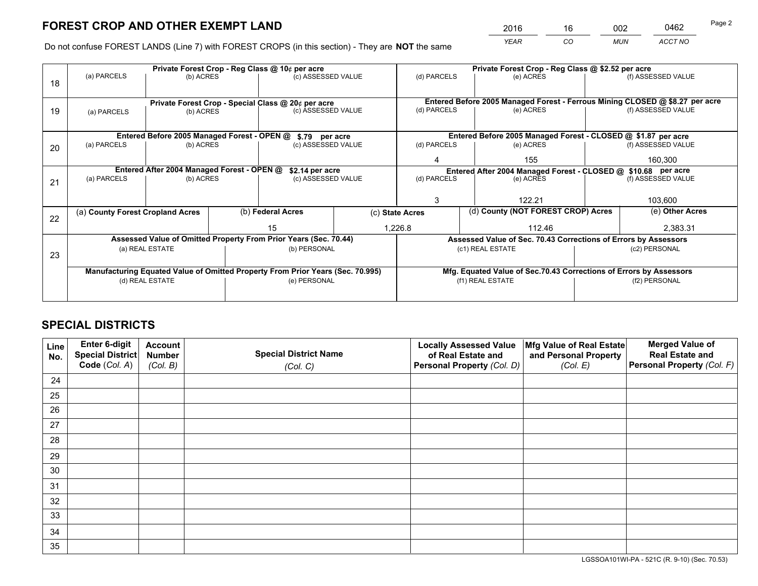# FOREST CROP AND OTHER EXEMPT LAND

| 2016 | 16 | 002 | 0462 |
|---|---|---|---|
| *YEAR* | *CO* | *MUN* | *ACCT NO* |

Do not confuse FOREST LANDS (Line 7) with FOREST CROPS (in this section) - They are **NOT** the same

| Line | Private Forest Crop - Reg Class @ 10¢ per acre | | | Private Forest Crop - Reg Class @ $2.52 per acre | | |
|---|---|---|---|---|---|---|
| 18 | (a) PARCELS | (b) ACRES | (c) ASSESSED VALUE | (d) PARCELS | (e) ACRES | (f) ASSESSED VALUE |
| | | | | | | |
| | **Private Forest Crop - Special Class @ 20¢ per acre** | | | **Entered Before 2005 Managed Forest - Ferrous Mining CLOSED @ $8.27 per acre** | | |
| 19 | (a) PARCELS | (b) ACRES | (c) ASSESSED VALUE | (d) PARCELS | (e) ACRES | (f) ASSESSED VALUE |
| | | | | | | |
| | **Entered Before 2005 Managed Forest - OPEN @ $.79 per acre** | | | **Entered Before 2005 Managed Forest - CLOSED @ $1.87 per acre** | | |
| 20 | (a) PARCELS | (b) ACRES | (c) ASSESSED VALUE | (d) PARCELS | (e) ACRES | (f) ASSESSED VALUE |
| | | | | 4 | 155 | 160,300 |
| | **Entered After 2004 Managed Forest - OPEN @ $2.14 per acre** | | | **Entered After 2004 Managed Forest - CLOSED @ $10.68 per acre** | | |
| 21 | (a) PARCELS | (b) ACRES | (c) ASSESSED VALUE | (d) PARCELS | (e) ACRES | (f) ASSESSED VALUE |
| | | | | 3 | 122.21 | 103,600 |

| Line | (a) County Forest Cropland Acres | (b) Federal Acres | (c) State Acres | (d) County (NOT FOREST CROP) Acres | (e) Other Acres |
|---|---|---|---|---|---|
| 22 | | 15 | 1,226.8 | 112.46 | 2,383.31 |

| Line | Assessed Value of Omitted Property From Prior Years (Sec. 70.44) | | Assessed Value of Sec. 70.43 Corrections of Errors by Assessors | |
|---|---|---|---|---|
| 23 | (a) REAL ESTATE | (b) PERSONAL | (c1) REAL ESTATE | (c2) PERSONAL |
| | | | | |
| | **Manufacturing Equated Value of Omitted Property From Prior Years (Sec. 70.995)** | | **Mfg. Equated Value of Sec.70.43 Corrections of Errors by Assessors** | |
| | (d) REAL ESTATE | (e) PERSONAL | (f1) REAL ESTATE | (f2) PERSONAL |
| | | | | |

# SPECIAL DISTRICTS

| Line No. | Enter 6-digit Special District Code (*Col. A*) | Account Number (*Col. B*) | Special District Name (*Col. C*) | Locally Assessed Value of Real Estate and Personal Property (*Col. D*) | Mfg Value of Real Estate and Personal Property (*Col. E*) | Merged Value of Real Estate and Personal Property (*Col. F*) |
|---|---|---|---|---|---|---|
| 24 | | | | | | |
| 25 | | | | | | |
| 26 | | | | | | |
| 27 | | | | | | |
| 28 | | | | | | |
| 29 | | | | | | |
| 30 | | | | | | |
| 31 | | | | | | |
| 32 | | | | | | |
| 33 | | | | | | |
| 34 | | | | | | |
| 35 | | | | | | |

LGSSOA101WI-PA - 521C (R. 9-10) (Sec. 70.53)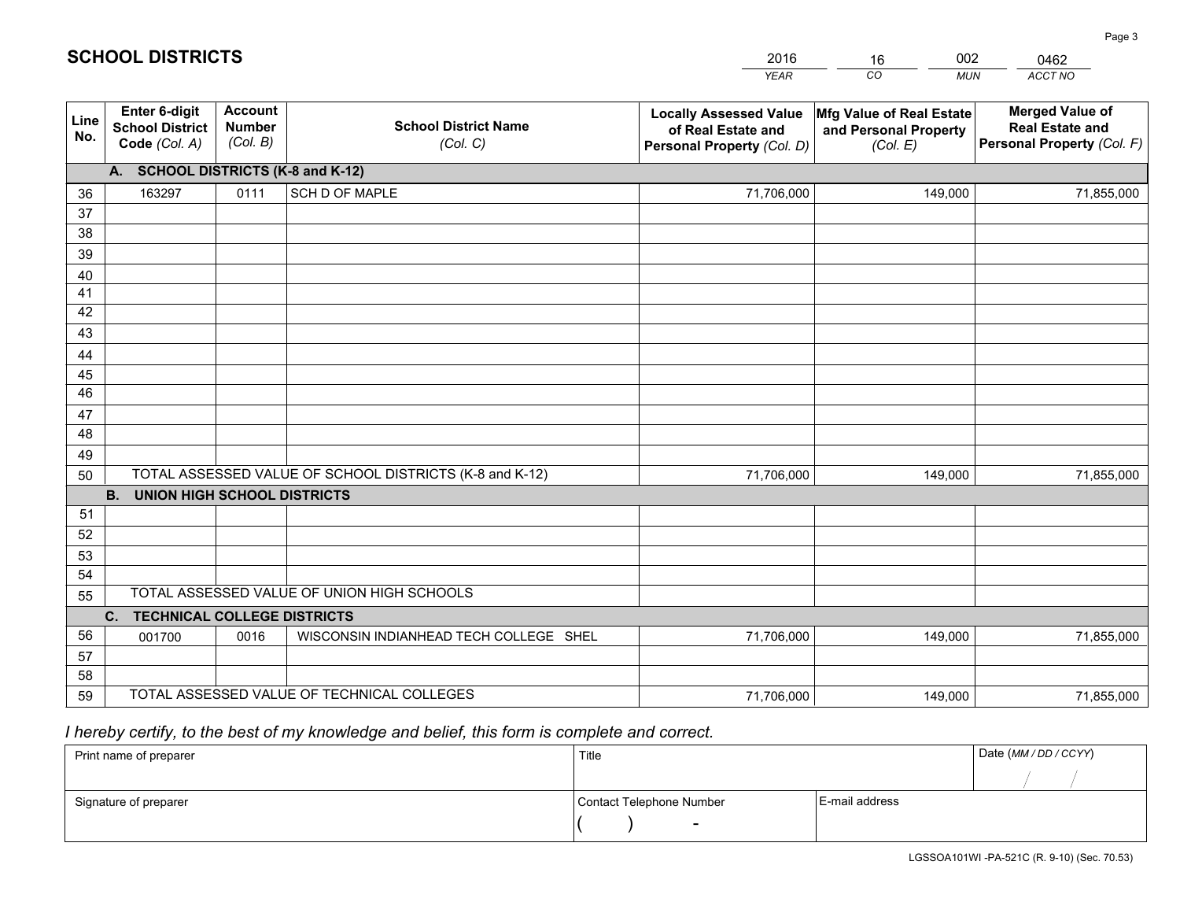# SCHOOL DISTRICTS

| 2016 | 16 | 002 | 0462 |
|---|---|---|---|
| *YEAR* | *CO* | *MUN* | *ACCT NO* |

| Line No. | Enter 6-digit School District Code *(Col. A)* | Account Number *(Col. B)* | School District Name *(Col. C)* | Locally Assessed Value of Real Estate and Personal Property *(Col. D)* | Mfg Value of Real Estate and Personal Property *(Col. E)* | Merged Value of Real Estate and Personal Property *(Col. F)* |
|---|---|---|---|---|---|---|
| | **A. SCHOOL DISTRICTS (K-8 and K-12)** | | | | | |
| 36 | 163297 | 0111 | SCH D OF MAPLE | 71,706,000 | 149,000 | 71,855,000 |
| 37 | | | | | | |
| 38 | | | | | | |
| 39 | | | | | | |
| 40 | | | | | | |
| 41 | | | | | | |
| 42 | | | | | | |
| 43 | | | | | | |
| 44 | | | | | | |
| 45 | | | | | | |
| 46 | | | | | | |
| 47 | | | | | | |
| 48 | | | | | | |
| 49 | | | | | | |
| 50 | TOTAL ASSESSED VALUE OF SCHOOL DISTRICTS (K-8 and K-12) | | | 71,706,000 | 149,000 | 71,855,000 |
| | **B. UNION HIGH SCHOOL DISTRICTS** | | | | | |
| 51 | | | | | | |
| 52 | | | | | | |
| 53 | | | | | | |
| 54 | | | | | | |
| 55 | TOTAL ASSESSED VALUE OF UNION HIGH SCHOOLS | | | | | |
| | **C. TECHNICAL COLLEGE DISTRICTS** | | | | | |
| 56 | 001700 | 0016 | WISCONSIN INDIANHEAD TECH COLLEGE SHEL | 71,706,000 | 149,000 | 71,855,000 |
| 57 | | | | | | |
| 58 | | | | | | |
| 59 | TOTAL ASSESSED VALUE OF TECHNICAL COLLEGES | | | 71,706,000 | 149,000 | 71,855,000 |

*I hereby certify, to the best of my knowledge and belief, this form is complete and correct.*

| Print name of preparer | Title | | Date *(MM / DD / CCYY)* |
|---|---|---|---|
| | | | / / |
| Signature of preparer | Contact Telephone Number | E-mail address | |
| | ( ) - | | |

LGSSOA101WI -PA-521C (R. 9-10) (Sec. 70.53)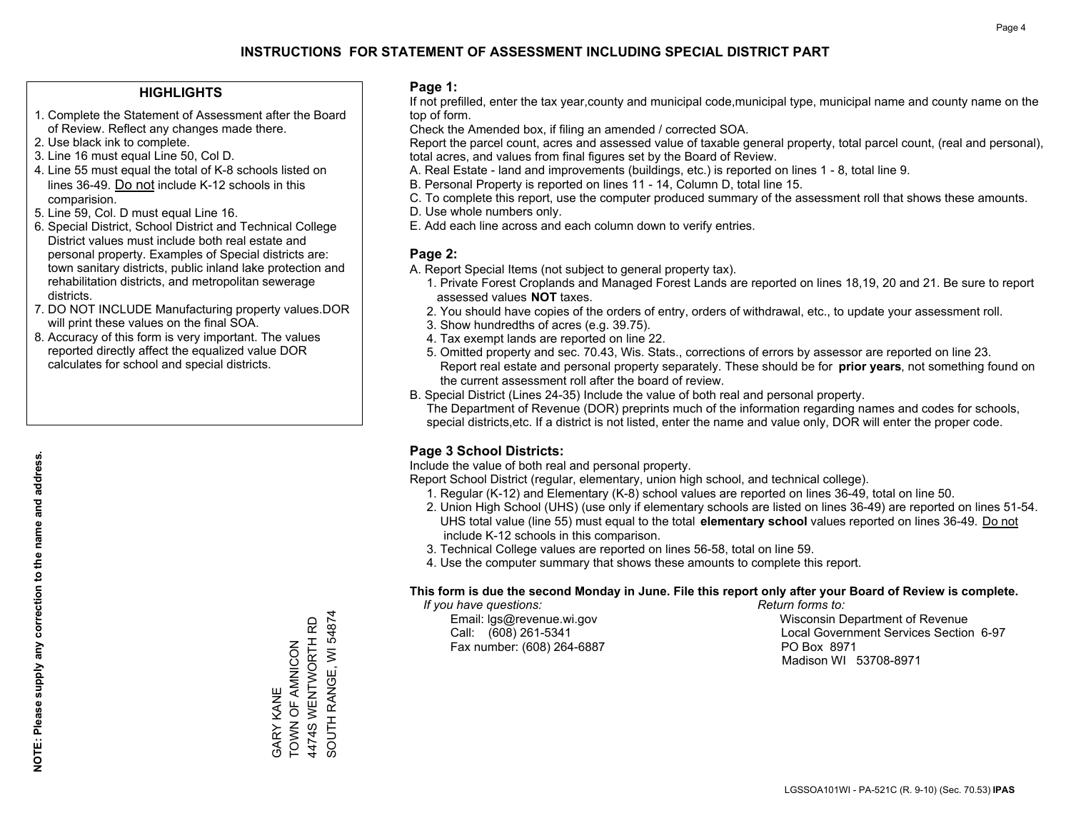# INSTRUCTIONS FOR STATEMENT OF ASSESSMENT INCLUDING SPECIAL DISTRICT PART

## HIGHLIGHTS

1. Complete the Statement of Assessment after the Board of Review. Reflect any changes made there.
2. Use black ink to complete.
3. Line 16 must equal Line 50, Col D.
4. Line 55 must equal the total of K-8 schools listed on lines 36-49. Do not include K-12 schools in this comparision.
5. Line 59, Col. D must equal Line 16.
6. Special District, School District and Technical College District values must include both real estate and personal property. Examples of Special districts are: town sanitary districts, public inland lake protection and rehabilitation districts, and metropolitan sewerage districts.
7. DO NOT INCLUDE Manufacturing property values.DOR will print these values on the final SOA.
8. Accuracy of this form is very important. The values reported directly affect the equalized value DOR calculates for school and special districts.

**NOTE: Please supply any correction to the name and address.**

GARY KANE
TOWN OF AMNICON
4474S WENTWORTH RD
SOUTH RANGE, WI 54874

## Page 1:

If not prefilled, enter the tax year,county and municipal code,municipal type, municipal name and county name on the top of form.

Check the Amended box, if filing an amended / corrected SOA.

Report the parcel count, acres and assessed value of taxable general property, total parcel count, (real and personal), total acres, and values from final figures set by the Board of Review.

A. Real Estate - land and improvements (buildings, etc.) is reported on lines 1 - 8, total line 9.
B. Personal Property is reported on lines 11 - 14, Column D, total line 15.
C. To complete this report, use the computer produced summary of the assessment roll that shows these amounts.
D. Use whole numbers only.
E. Add each line across and each column down to verify entries.

## Page 2:

A. Report Special Items (not subject to general property tax).
   1. Private Forest Croplands and Managed Forest Lands are reported on lines 18,19, 20 and 21. Be sure to report assessed values **NOT** taxes.
   2. You should have copies of the orders of entry, orders of withdrawal, etc., to update your assessment roll.
   3. Show hundredths of acres (e.g. 39.75).
   4. Tax exempt lands are reported on line 22.
   5. Omitted property and sec. 70.43, Wis. Stats., corrections of errors by assessor are reported on line 23. Report real estate and personal property separately. These should be for **prior years**, not something found on the current assessment roll after the board of review.
B. Special District (Lines 24-35) Include the value of both real and personal property.
   The Department of Revenue (DOR) preprints much of the information regarding names and codes for schools, special districts,etc. If a district is not listed, enter the name and value only, DOR will enter the proper code.

## Page 3 School Districts:

Include the value of both real and personal property.

Report School District (regular, elementary, union high school, and technical college).

1. Regular (K-12) and Elementary (K-8) school values are reported on lines 36-49, total on line 50.
2. Union High School (UHS) (use only if elementary schools are listed on lines 36-49) are reported on lines 51-54. UHS total value (line 55) must equal to the total **elementary school** values reported on lines 36-49. Do not include K-12 schools in this comparison.
3. Technical College values are reported on lines 56-58, total on line 59.
4. Use the computer summary that shows these amounts to complete this report.

**This form is due the second Monday in June. File this report only after your Board of Review is complete.**

*If you have questions:*
Email: lgs@revenue.wi.gov
Call: (608) 261-5341
Fax number: (608) 264-6887

*Return forms to:*
Wisconsin Department of Revenue
Local Government Services Section 6-97
PO Box 8971
Madison WI 53708-8971

LGSSOA101WI - PA-521C (R. 9-10) (Sec. 70.53) **IPAS**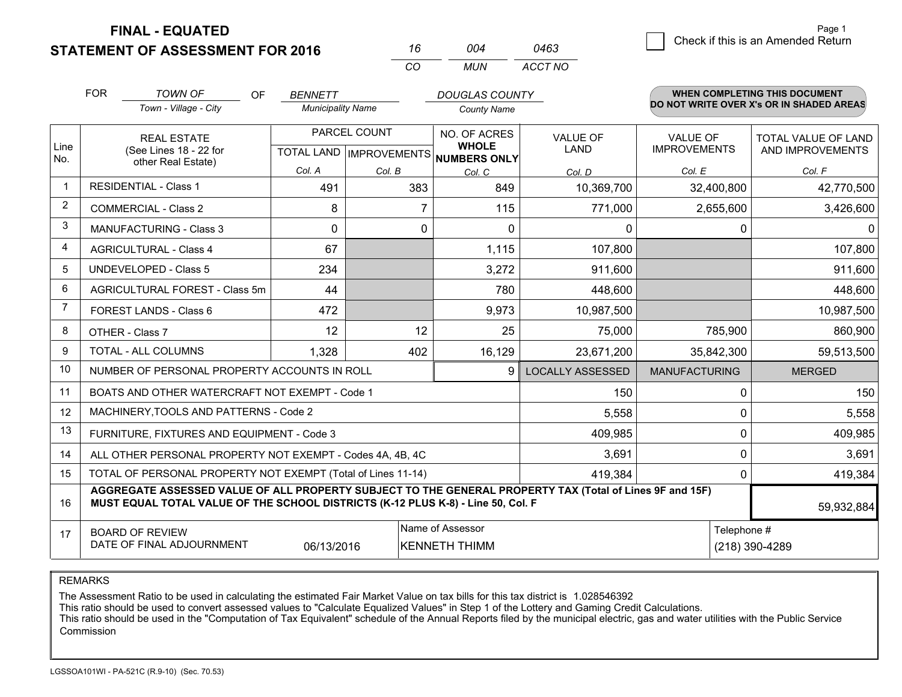# FINAL - EQUATED
# STATEMENT OF ASSESSMENT FOR 2016

| 16 | 004 | 0463 |
|---|---|---|
| CO | MUN | ACCT NO |

Page 1

☐ Check if this is an Amended Return

FOR *TOWN OF* (Town - Village - City) OF *BENNETT* (Municipality Name) *DOUGLAS COUNTY* (County Name)

**WHEN COMPLETING THIS DOCUMENT DO NOT WRITE OVER X's OR IN SHADED AREAS**

| Line No. | REAL ESTATE (See Lines 18 - 22 for other Real Estate) | PARCEL COUNT TOTAL LAND Col. A | PARCEL COUNT IMPROVEMENTS Col. B | NO. OF ACRES WHOLE NUMBERS ONLY Col. C | VALUE OF LAND Col. D | VALUE OF IMPROVEMENTS Col. E | TOTAL VALUE OF LAND AND IMPROVEMENTS Col. F |
|---|---|---|---|---|---|---|---|
| 1 | RESIDENTIAL - Class 1 | 491 | 383 | 849 | 10,369,700 | 32,400,800 | 42,770,500 |
| 2 | COMMERCIAL - Class 2 | 8 | 7 | 115 | 771,000 | 2,655,600 | 3,426,600 |
| 3 | MANUFACTURING - Class 3 | 0 | 0 | 0 | 0 | 0 | 0 |
| 4 | AGRICULTURAL - Class 4 | 67 | | 1,115 | 107,800 | | 107,800 |
| 5 | UNDEVELOPED - Class 5 | 234 | | 3,272 | 911,600 | | 911,600 |
| 6 | AGRICULTURAL FOREST - Class 5m | 44 | | 780 | 448,600 | | 448,600 |
| 7 | FOREST LANDS - Class 6 | 472 | | 9,973 | 10,987,500 | | 10,987,500 |
| 8 | OTHER - Class 7 | 12 | 12 | 25 | 75,000 | 785,900 | 860,900 |
| 9 | TOTAL - ALL COLUMNS | 1,328 | 402 | 16,129 | 23,671,200 | 35,842,300 | 59,513,500 |
| 10 | NUMBER OF PERSONAL PROPERTY ACCOUNTS IN ROLL | | | 9 | LOCALLY ASSESSED | MANUFACTURING | MERGED |
| 11 | BOATS AND OTHER WATERCRAFT NOT EXEMPT - Code 1 | | | | 150 | 0 | 150 |
| 12 | MACHINERY,TOOLS AND PATTERNS - Code 2 | | | | 5,558 | 0 | 5,558 |
| 13 | FURNITURE, FIXTURES AND EQUIPMENT - Code 3 | | | | 409,985 | 0 | 409,985 |
| 14 | ALL OTHER PERSONAL PROPERTY NOT EXEMPT - Codes 4A, 4B, 4C | | | | 3,691 | 0 | 3,691 |
| 15 | TOTAL OF PERSONAL PROPERTY NOT EXEMPT (Total of Lines 11-14) | | | | 419,384 | 0 | 419,384 |
| 16 | **AGGREGATE ASSESSED VALUE OF ALL PROPERTY SUBJECT TO THE GENERAL PROPERTY TAX (Total of Lines 9F and 15F) MUST EQUAL TOTAL VALUE OF THE SCHOOL DISTRICTS (K-12 PLUS K-8) - Line 50, Col. F** | | | | | | 59,932,884 |
| 17 | BOARD OF REVIEW DATE OF FINAL ADJOURNMENT | 06/13/2016 | Name of Assessor: KENNETH THIMM | | | Telephone #: (218) 390-4289 | |

REMARKS

The Assessment Ratio to be used in calculating the estimated Fair Market Value on tax bills for this tax district is 1.028546392
This ratio should be used to convert assessed values to "Calculate Equalized Values" in Step 1 of the Lottery and Gaming Credit Calculations.
This ratio should be used in the "Computation of Tax Equivalent" schedule of the Annual Reports filed by the municipal electric, gas and water utilities with the Public Service Commission

LGSSOA101WI - PA-521C (R.9-10) (Sec. 70.53)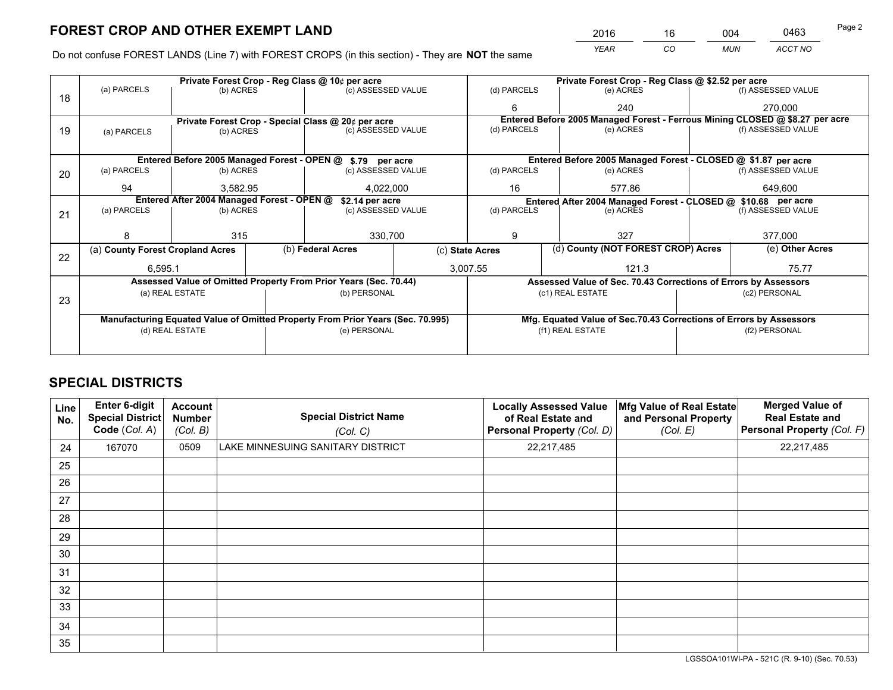# FOREST CROP AND OTHER EXEMPT LAND

| 2016 | 16 | 004 | 0463 |
|---|---|---|---|
| *YEAR* | *CO* | *MUN* | *ACCT NO* |

Do not confuse FOREST LANDS (Line 7) with FOREST CROPS (in this section) - They are **NOT** the same

| Line | | | | | | |
|---|---|---|---|---|---|---|
| 18 | **Private Forest Crop - Reg Class @ 10¢ per acre** | | | **Private Forest Crop - Reg Class @ $2.52 per acre** | | |
| | (a) PARCELS | (b) ACRES | (c) ASSESSED VALUE | (d) PARCELS | (e) ACRES | (f) ASSESSED VALUE |
| | | | | 6 | 240 | 270,000 |
| 19 | **Private Forest Crop - Special Class @ 20¢ per acre** | | | **Entered Before 2005 Managed Forest - Ferrous Mining CLOSED @ $8.27 per acre** | | |
| | (a) PARCELS | (b) ACRES | (c) ASSESSED VALUE | (d) PARCELS | (e) ACRES | (f) ASSESSED VALUE |
| | | | | | | |
| 20 | **Entered Before 2005 Managed Forest - OPEN @ $.79 per acre** | | | **Entered Before 2005 Managed Forest - CLOSED @ $1.87 per acre** | | |
| | (a) PARCELS | (b) ACRES | (c) ASSESSED VALUE | (d) PARCELS | (e) ACRES | (f) ASSESSED VALUE |
| | 94 | 3,582.95 | 4,022,000 | 16 | 577.86 | 649,600 |
| 21 | **Entered After 2004 Managed Forest - OPEN @ $2.14 per acre** | | | **Entered After 2004 Managed Forest - CLOSED @ $10.68 per acre** | | |
| | (a) PARCELS | (b) ACRES | (c) ASSESSED VALUE | (d) PARCELS | (e) ACRES | (f) ASSESSED VALUE |
| | 8 | 315 | 330,700 | 9 | 327 | 377,000 |

| Line | (a) County Forest Cropland Acres | (b) Federal Acres | (c) State Acres | (d) County (NOT FOREST CROP) Acres | (e) Other Acres |
|---|---|---|---|---|---|
| 22 | 6,595.1 | | 3,007.55 | 121.3 | 75.77 |

| Line | **Assessed Value of Omitted Property From Prior Years (Sec. 70.44)** | | **Assessed Value of Sec. 70.43 Corrections of Errors by Assessors** | |
|---|---|---|---|---|
| 23 | (a) REAL ESTATE | (b) PERSONAL | (c1) REAL ESTATE | (c2) PERSONAL |
| | | | | |
| | **Manufacturing Equated Value of Omitted Property From Prior Years (Sec. 70.995)** | | **Mfg. Equated Value of Sec.70.43 Corrections of Errors by Assessors** | |
| | (d) REAL ESTATE | (e) PERSONAL | (f1) REAL ESTATE | (f2) PERSONAL |
| | | | | |

# SPECIAL DISTRICTS

| Line No. | Enter 6-digit Special District Code (*Col. A*) | Account Number (*Col. B*) | Special District Name (*Col. C*) | Locally Assessed Value of Real Estate and Personal Property (*Col. D*) | Mfg Value of Real Estate and Personal Property (*Col. E*) | Merged Value of Real Estate and Personal Property (*Col. F*) |
|---|---|---|---|---|---|---|
| 24 | 167070 | 0509 | LAKE MINNESUING SANITARY DISTRICT | 22,217,485 | | 22,217,485 |
| 25 | | | | | | |
| 26 | | | | | | |
| 27 | | | | | | |
| 28 | | | | | | |
| 29 | | | | | | |
| 30 | | | | | | |
| 31 | | | | | | |
| 32 | | | | | | |
| 33 | | | | | | |
| 34 | | | | | | |
| 35 | | | | | | |

LGSSOA101WI-PA - 521C (R. 9-10) (Sec. 70.53)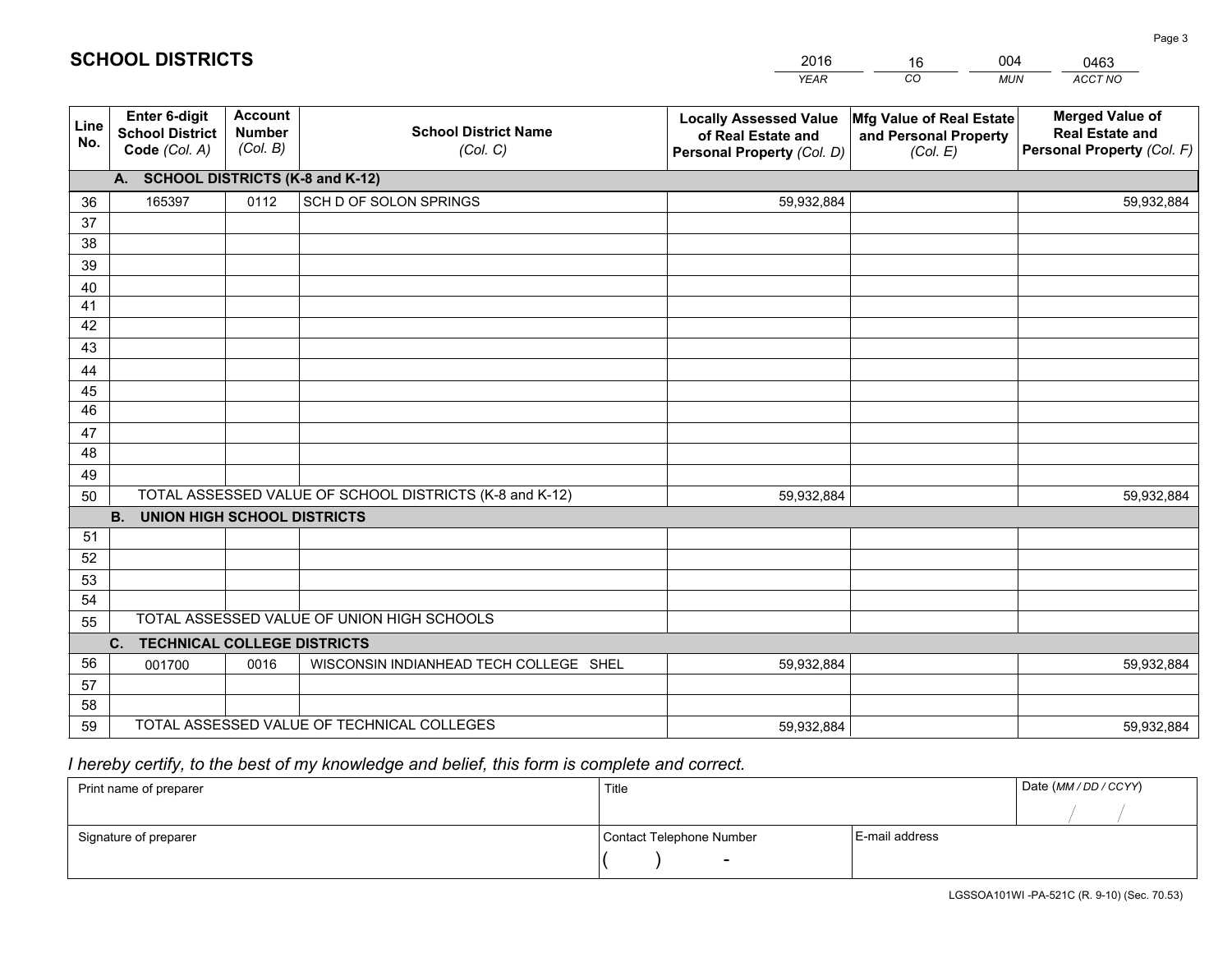# SCHOOL DISTRICTS

| 2016 | 16 | 004 | 0463 |
|---|---|---|---|
| *YEAR* | *CO* | *MUN* | *ACCT NO* |

| Line No. | Enter 6-digit School District Code *(Col. A)* | Account Number *(Col. B)* | School District Name *(Col. C)* | Locally Assessed Value of Real Estate and Personal Property *(Col. D)* | Mfg Value of Real Estate and Personal Property *(Col. E)* | Merged Value of Real Estate and Personal Property *(Col. F)* |
|---|---|---|---|---|---|---|
| | **A. SCHOOL DISTRICTS (K-8 and K-12)** | | | | | |
| 36 | 165397 | 0112 | SCH D OF SOLON SPRINGS | 59,932,884 | | 59,932,884 |
| 37 | | | | | | |
| 38 | | | | | | |
| 39 | | | | | | |
| 40 | | | | | | |
| 41 | | | | | | |
| 42 | | | | | | |
| 43 | | | | | | |
| 44 | | | | | | |
| 45 | | | | | | |
| 46 | | | | | | |
| 47 | | | | | | |
| 48 | | | | | | |
| 49 | | | | | | |
| 50 | TOTAL ASSESSED VALUE OF SCHOOL DISTRICTS (K-8 and K-12) | | | 59,932,884 | | 59,932,884 |
| | **B. UNION HIGH SCHOOL DISTRICTS** | | | | | |
| 51 | | | | | | |
| 52 | | | | | | |
| 53 | | | | | | |
| 54 | | | | | | |
| 55 | TOTAL ASSESSED VALUE OF UNION HIGH SCHOOLS | | | | | |
| | **C. TECHNICAL COLLEGE DISTRICTS** | | | | | |
| 56 | 001700 | 0016 | WISCONSIN INDIANHEAD TECH COLLEGE SHEL | 59,932,884 | | 59,932,884 |
| 57 | | | | | | |
| 58 | | | | | | |
| 59 | TOTAL ASSESSED VALUE OF TECHNICAL COLLEGES | | | 59,932,884 | | 59,932,884 |

*I hereby certify, to the best of my knowledge and belief, this form is complete and correct.*

| Print name of preparer | Title | | Date *(MM / DD / CCYY)* |
|---|---|---|---|
| | | | / / |
| **Signature of preparer** | **Contact Telephone Number** | **E-mail address** | |
| | ( ) - | | |

LGSSOA101WI -PA-521C (R. 9-10) (Sec. 70.53)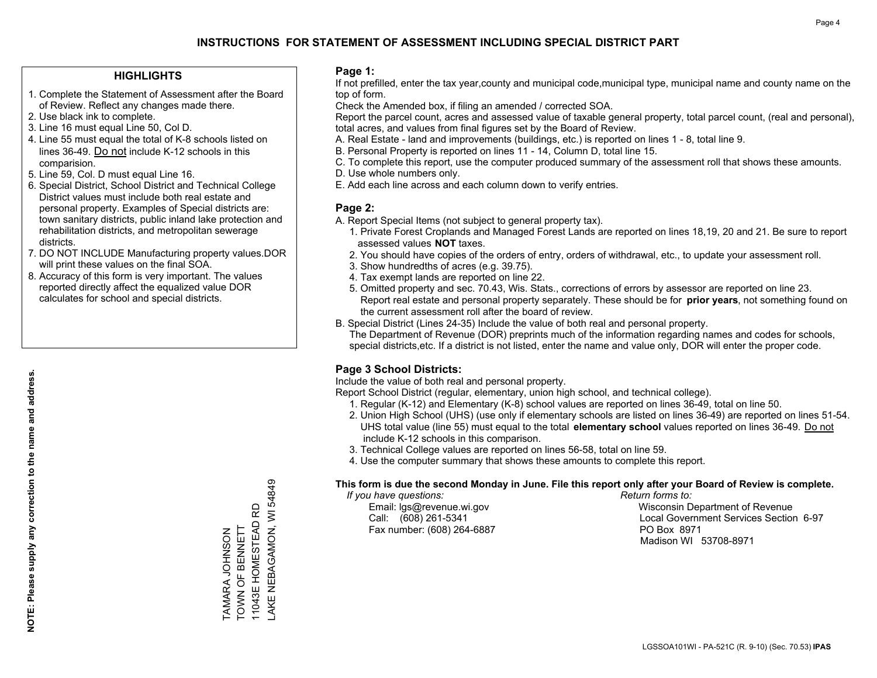# INSTRUCTIONS FOR STATEMENT OF ASSESSMENT INCLUDING SPECIAL DISTRICT PART

## HIGHLIGHTS

1. Complete the Statement of Assessment after the Board of Review. Reflect any changes made there.
2. Use black ink to complete.
3. Line 16 must equal Line 50, Col D.
4. Line 55 must equal the total of K-8 schools listed on lines 36-49. Do not include K-12 schools in this comparision.
5. Line 59, Col. D must equal Line 16.
6. Special District, School District and Technical College District values must include both real estate and personal property. Examples of Special districts are: town sanitary districts, public inland lake protection and rehabilitation districts, and metropolitan sewerage districts.
7. DO NOT INCLUDE Manufacturing property values.DOR will print these values on the final SOA.
8. Accuracy of this form is very important. The values reported directly affect the equalized value DOR calculates for school and special districts.

**NOTE: Please supply any correction to the name and address.**

TAMARA JOHNSON
TOWN OF BENNETT
11043E HOMESTEAD RD
LAKE NEBAGAMON, WI 54849

## Page 1:

If not prefilled, enter the tax year,county and municipal code,municipal type, municipal name and county name on the top of form.

Check the Amended box, if filing an amended / corrected SOA.

Report the parcel count, acres and assessed value of taxable general property, total parcel count, (real and personal), total acres, and values from final figures set by the Board of Review.

A. Real Estate - land and improvements (buildings, etc.) is reported on lines 1 - 8, total line 9.
B. Personal Property is reported on lines 11 - 14, Column D, total line 15.
C. To complete this report, use the computer produced summary of the assessment roll that shows these amounts.
D. Use whole numbers only.
E. Add each line across and each column down to verify entries.

## Page 2:

A. Report Special Items (not subject to general property tax).
  1. Private Forest Croplands and Managed Forest Lands are reported on lines 18,19, 20 and 21. Be sure to report assessed values **NOT** taxes.
  2. You should have copies of the orders of entry, orders of withdrawal, etc., to update your assessment roll.
  3. Show hundredths of acres (e.g. 39.75).
  4. Tax exempt lands are reported on line 22.
  5. Omitted property and sec. 70.43, Wis. Stats., corrections of errors by assessor are reported on line 23. Report real estate and personal property separately. These should be for **prior years**, not something found on the current assessment roll after the board of review.

B. Special District (Lines 24-35) Include the value of both real and personal property.
The Department of Revenue (DOR) preprints much of the information regarding names and codes for schools, special districts,etc. If a district is not listed, enter the name and value only, DOR will enter the proper code.

## Page 3 School Districts:

Include the value of both real and personal property.

Report School District (regular, elementary, union high school, and technical college).

1. Regular (K-12) and Elementary (K-8) school values are reported on lines 36-49, total on line 50.
2. Union High School (UHS) (use only if elementary schools are listed on lines 36-49) are reported on lines 51-54. UHS total value (line 55) must equal to the total **elementary school** values reported on lines 36-49. Do not include K-12 schools in this comparison.
3. Technical College values are reported on lines 56-58, total on line 59.
4. Use the computer summary that shows these amounts to complete this report.

**This form is due the second Monday in June. File this report only after your Board of Review is complete.**

*If you have questions:*
Email: lgs@revenue.wi.gov
Call: (608) 261-5341
Fax number: (608) 264-6887

*Return forms to:*
Wisconsin Department of Revenue
Local Government Services Section 6-97
PO Box 8971
Madison WI 53708-8971

LGSSOA101WI - PA-521C (R. 9-10) (Sec. 70.53) **IPAS**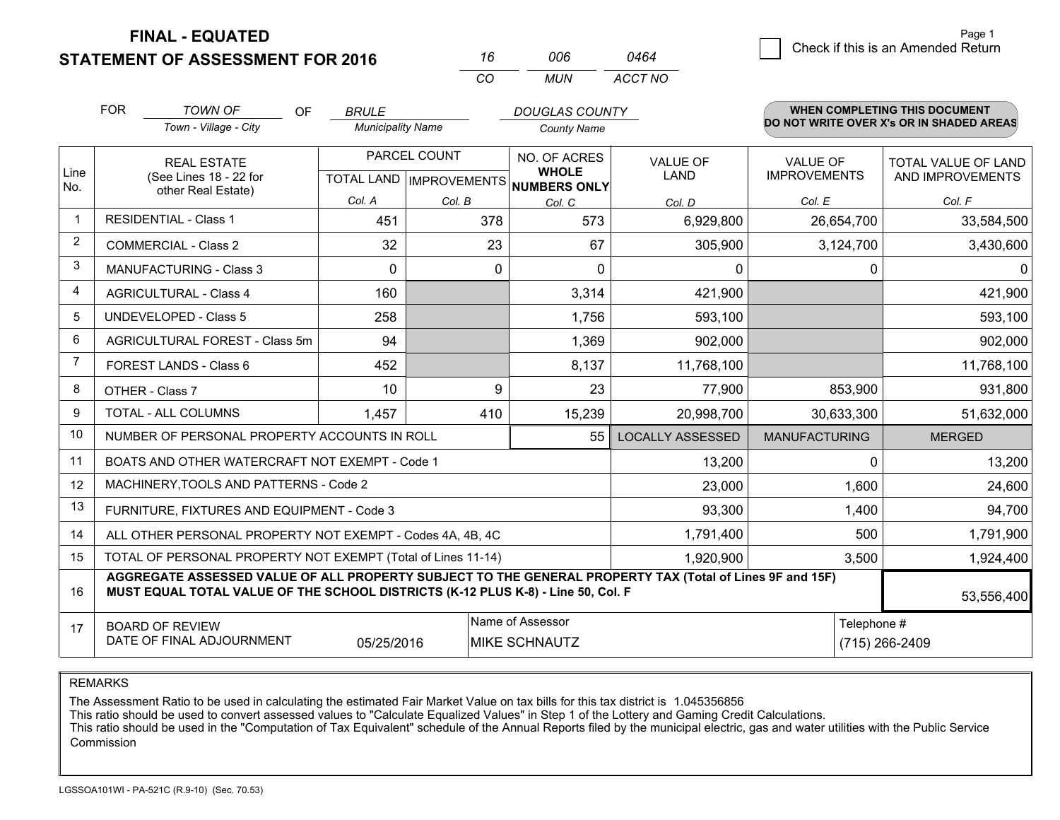# FINAL - EQUATED
## STATEMENT OF ASSESSMENT FOR 2016

| 16 | 006 | 0464 |
|---|---|---|
| CO | MUN | ACCT NO |

Check if this is an Amended Return

FOR *TOWN OF* (Town - Village - City) OF *BRULE* (Municipality Name) *DOUGLAS COUNTY* (County Name)

**WHEN COMPLETING THIS DOCUMENT DO NOT WRITE OVER X's OR IN SHADED AREAS**

| Line No. | REAL ESTATE (See Lines 18 - 22 for other Real Estate) | PARCEL COUNT TOTAL LAND Col. A | PARCEL COUNT IMPROVEMENTS Col. B | NO. OF ACRES WHOLE NUMBERS ONLY Col. C | VALUE OF LAND Col. D | VALUE OF IMPROVEMENTS Col. E | TOTAL VALUE OF LAND AND IMPROVEMENTS Col. F |
|---|---|---|---|---|---|---|---|
| 1 | RESIDENTIAL - Class 1 | 451 | 378 | 573 | 6,929,800 | 26,654,700 | 33,584,500 |
| 2 | COMMERCIAL - Class 2 | 32 | 23 | 67 | 305,900 | 3,124,700 | 3,430,600 |
| 3 | MANUFACTURING - Class 3 | 0 | 0 | 0 | 0 | 0 | 0 |
| 4 | AGRICULTURAL - Class 4 | 160 | | 3,314 | 421,900 | | 421,900 |
| 5 | UNDEVELOPED - Class 5 | 258 | | 1,756 | 593,100 | | 593,100 |
| 6 | AGRICULTURAL FOREST - Class 5m | 94 | | 1,369 | 902,000 | | 902,000 |
| 7 | FOREST LANDS - Class 6 | 452 | | 8,137 | 11,768,100 | | 11,768,100 |
| 8 | OTHER - Class 7 | 10 | 9 | 23 | 77,900 | 853,900 | 931,800 |
| 9 | TOTAL - ALL COLUMNS | 1,457 | 410 | 15,239 | 20,998,700 | 30,633,300 | 51,632,000 |
| 10 | NUMBER OF PERSONAL PROPERTY ACCOUNTS IN ROLL | | | 55 | LOCALLY ASSESSED | MANUFACTURING | MERGED |
| 11 | BOATS AND OTHER WATERCRAFT NOT EXEMPT - Code 1 | | | | 13,200 | 0 | 13,200 |
| 12 | MACHINERY,TOOLS AND PATTERNS - Code 2 | | | | 23,000 | 1,600 | 24,600 |
| 13 | FURNITURE, FIXTURES AND EQUIPMENT - Code 3 | | | | 93,300 | 1,400 | 94,700 |
| 14 | ALL OTHER PERSONAL PROPERTY NOT EXEMPT - Codes 4A, 4B, 4C | | | | 1,791,400 | 500 | 1,791,900 |
| 15 | TOTAL OF PERSONAL PROPERTY NOT EXEMPT (Total of Lines 11-14) | | | | 1,920,900 | 3,500 | 1,924,400 |
| 16 | **AGGREGATE ASSESSED VALUE OF ALL PROPERTY SUBJECT TO THE GENERAL PROPERTY TAX (Total of Lines 9F and 15F) MUST EQUAL TOTAL VALUE OF THE SCHOOL DISTRICTS (K-12 PLUS K-8) - Line 50, Col. F** | | | | | | 53,556,400 |
| 17 | BOARD OF REVIEW DATE OF FINAL ADJOURNMENT | 05/25/2016 | Name of Assessor: MIKE SCHNAUTZ | | | Telephone #: (715) 266-2409 | |

REMARKS

The Assessment Ratio to be used in calculating the estimated Fair Market Value on tax bills for this tax district is 1.045356856
This ratio should be used to convert assessed values to "Calculate Equalized Values" in Step 1 of the Lottery and Gaming Credit Calculations.
This ratio should be used in the "Computation of Tax Equivalent" schedule of the Annual Reports filed by the municipal electric, gas and water utilities with the Public Service Commission

LGSSOA101WI - PA-521C (R.9-10) (Sec. 70.53)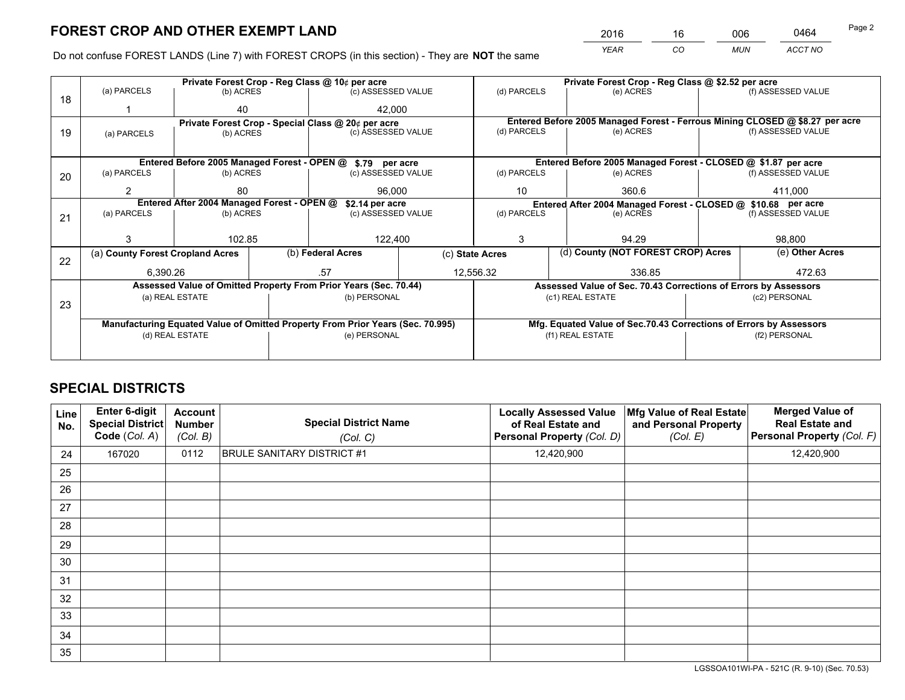# FOREST CROP AND OTHER EXEMPT LAND

| 2016 | 16 | 006 | 0464 |
|---|---|---|---|
| *YEAR* | *CO* | *MUN* | *ACCT NO* |

Do not confuse FOREST LANDS (Line 7) with FOREST CROPS (in this section) - They are **NOT** the same

| Line | Private Forest Crop - Reg Class @ 10¢ per acre | | | Private Forest Crop - Reg Class @ $2.52 per acre | | |
|---|---|---|---|---|---|---|
| 18 | (a) PARCELS | (b) ACRES | (c) ASSESSED VALUE | (d) PARCELS | (e) ACRES | (f) ASSESSED VALUE |
| | 1 | 40 | 42,000 | | | |
| | **Private Forest Crop - Special Class @ 20¢ per acre** | | | **Entered Before 2005 Managed Forest - Ferrous Mining CLOSED @ $8.27 per acre** | | |
| 19 | (a) PARCELS | (b) ACRES | (c) ASSESSED VALUE | (d) PARCELS | (e) ACRES | (f) ASSESSED VALUE |
| | | | | | | |
| | **Entered Before 2005 Managed Forest - OPEN @ $.79 per acre** | | | **Entered Before 2005 Managed Forest - CLOSED @ $1.87 per acre** | | |
| 20 | (a) PARCELS | (b) ACRES | (c) ASSESSED VALUE | (d) PARCELS | (e) ACRES | (f) ASSESSED VALUE |
| | 2 | 80 | 96,000 | 10 | 360.6 | 411,000 |
| | **Entered After 2004 Managed Forest - OPEN @ $2.14 per acre** | | | **Entered After 2004 Managed Forest - CLOSED @ $10.68 per acre** | | |
| 21 | (a) PARCELS | (b) ACRES | (c) ASSESSED VALUE | (d) PARCELS | (e) ACRES | (f) ASSESSED VALUE |
| | 3 | 102.85 | 122,400 | 3 | 94.29 | 98,800 |

| Line | (a) County Forest Cropland Acres | (b) Federal Acres | (c) State Acres | (d) County (NOT FOREST CROP) Acres | (e) Other Acres |
|---|---|---|---|---|---|
| 22 | 6,390.26 | .57 | 12,556.32 | 336.85 | 472.63 |

| Line | Assessed Value of Omitted Property From Prior Years (Sec. 70.44) | | Assessed Value of Sec. 70.43 Corrections of Errors by Assessors | |
|---|---|---|---|---|
| 23 | (a) REAL ESTATE | (b) PERSONAL | (c1) REAL ESTATE | (c2) PERSONAL |
| | | | | |
| | **Manufacturing Equated Value of Omitted Property From Prior Years (Sec. 70.995)** | | **Mfg. Equated Value of Sec.70.43 Corrections of Errors by Assessors** | |
| | (d) REAL ESTATE | (e) PERSONAL | (f1) REAL ESTATE | (f2) PERSONAL |
| | | | | |

## SPECIAL DISTRICTS

| Line No. | Enter 6-digit Special District Code (Col. A) | Account Number (Col. B) | Special District Name (Col. C) | Locally Assessed Value of Real Estate and Personal Property (Col. D) | Mfg Value of Real Estate and Personal Property (Col. E) | Merged Value of Real Estate and Personal Property (Col. F) |
|---|---|---|---|---|---|---|
| 24 | 167020 | 0112 | BRULE SANITARY DISTRICT #1 | 12,420,900 | | 12,420,900 |
| 25 | | | | | | |
| 26 | | | | | | |
| 27 | | | | | | |
| 28 | | | | | | |
| 29 | | | | | | |
| 30 | | | | | | |
| 31 | | | | | | |
| 32 | | | | | | |
| 33 | | | | | | |
| 34 | | | | | | |
| 35 | | | | | | |

LGSSOA101WI-PA - 521C (R. 9-10) (Sec. 70.53)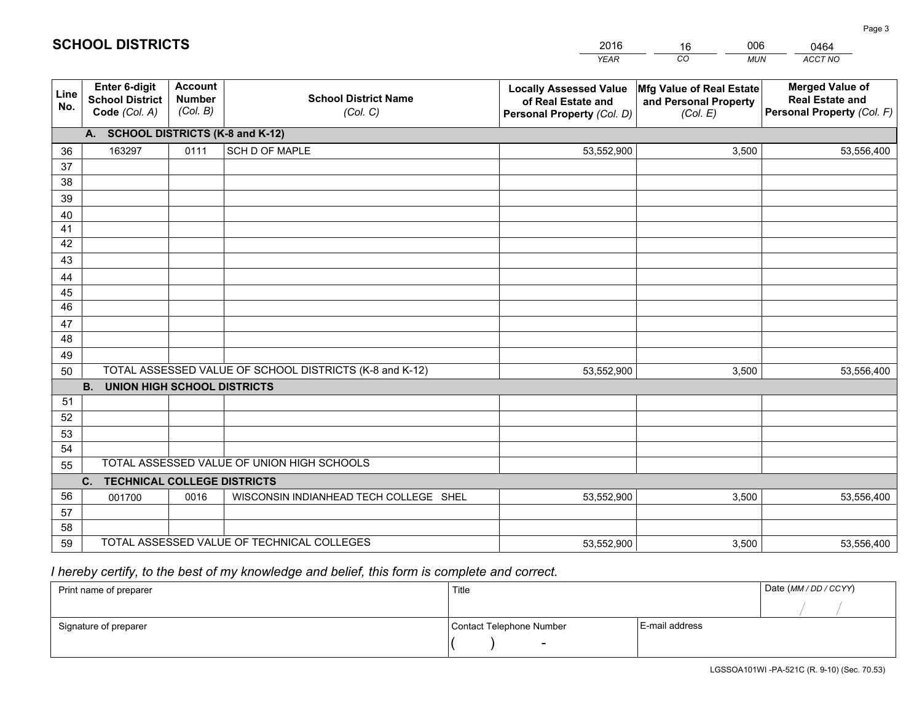# SCHOOL DISTRICTS

| 2016 | 16 | 006 | 0464 |
|---|---|---|---|
| *YEAR* | *CO* | *MUN* | *ACCT NO* |

| Line No. | Enter 6-digit School District Code *(Col. A)* | Account Number *(Col. B)* | School District Name *(Col. C)* | Locally Assessed Value of Real Estate and Personal Property *(Col. D)* | Mfg Value of Real Estate and Personal Property *(Col. E)* | Merged Value of Real Estate and Personal Property *(Col. F)* |
|---|---|---|---|---|---|---|
| **A. SCHOOL DISTRICTS (K-8 and K-12)** | | | | | | |
| 36 | 163297 | 0111 | SCH D OF MAPLE | 53,552,900 | 3,500 | 53,556,400 |
| 37 | | | | | | |
| 38 | | | | | | |
| 39 | | | | | | |
| 40 | | | | | | |
| 41 | | | | | | |
| 42 | | | | | | |
| 43 | | | | | | |
| 44 | | | | | | |
| 45 | | | | | | |
| 46 | | | | | | |
| 47 | | | | | | |
| 48 | | | | | | |
| 49 | | | | | | |
| 50 | TOTAL ASSESSED VALUE OF SCHOOL DISTRICTS (K-8 and K-12) | | | 53,552,900 | 3,500 | 53,556,400 |
| **B. UNION HIGH SCHOOL DISTRICTS** | | | | | | |
| 51 | | | | | | |
| 52 | | | | | | |
| 53 | | | | | | |
| 54 | | | | | | |
| 55 | TOTAL ASSESSED VALUE OF UNION HIGH SCHOOLS | | | | | |
| **C. TECHNICAL COLLEGE DISTRICTS** | | | | | | |
| 56 | 001700 | 0016 | WISCONSIN INDIANHEAD TECH COLLEGE SHEL | 53,552,900 | 3,500 | 53,556,400 |
| 57 | | | | | | |
| 58 | | | | | | |
| 59 | TOTAL ASSESSED VALUE OF TECHNICAL COLLEGES | | | 53,552,900 | 3,500 | 53,556,400 |

*I hereby certify, to the best of my knowledge and belief, this form is complete and correct.*

| Print name of preparer | Title | | Date *(MM / DD / CCYY)* |
|---|---|---|---|
| | | | / / |
| Signature of preparer | Contact Telephone Number | E-mail address | |
| | ( ) - | | |

LGSSOA101WI -PA-521C (R. 9-10) (Sec. 70.53)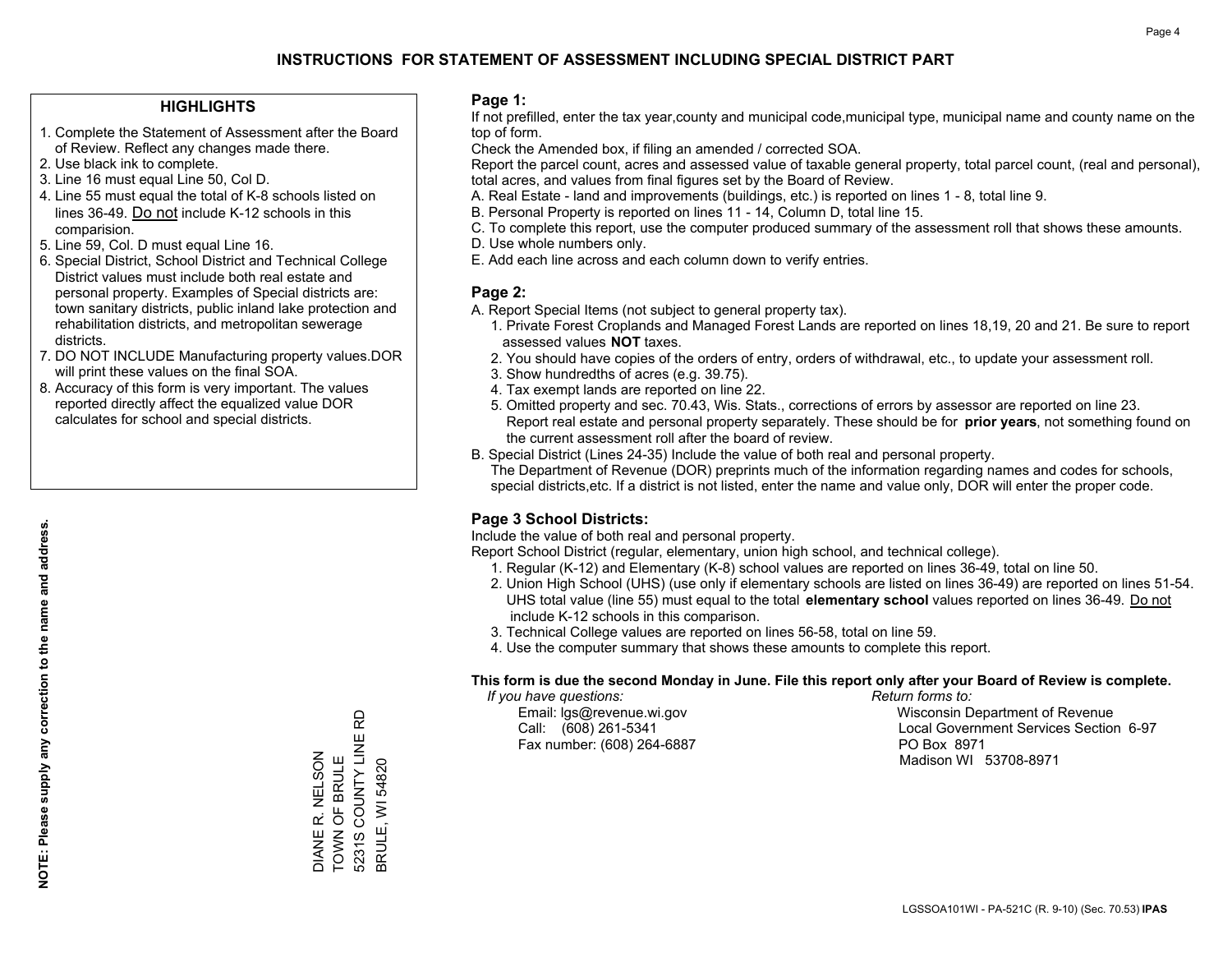# INSTRUCTIONS FOR STATEMENT OF ASSESSMENT INCLUDING SPECIAL DISTRICT PART

## HIGHLIGHTS

1. Complete the Statement of Assessment after the Board of Review. Reflect any changes made there.
2. Use black ink to complete.
3. Line 16 must equal Line 50, Col D.
4. Line 55 must equal the total of K-8 schools listed on lines 36-49. Do not include K-12 schools in this comparision.
5. Line 59, Col. D must equal Line 16.
6. Special District, School District and Technical College District values must include both real estate and personal property. Examples of Special districts are: town sanitary districts, public inland lake protection and rehabilitation districts, and metropolitan sewerage districts.
7. DO NOT INCLUDE Manufacturing property values.DOR will print these values on the final SOA.
8. Accuracy of this form is very important. The values reported directly affect the equalized value DOR calculates for school and special districts.

**NOTE: Please supply any correction to the name and address.**

DIANE R. NELSON
TOWN OF BRULE
5231S COUNTY LINE RD
BRULE, WI 54820

## Page 1:

If not prefilled, enter the tax year,county and municipal code,municipal type, municipal name and county name on the top of form.

Check the Amended box, if filing an amended / corrected SOA.

Report the parcel count, acres and assessed value of taxable general property, total parcel count, (real and personal), total acres, and values from final figures set by the Board of Review.

A. Real Estate - land and improvements (buildings, etc.) is reported on lines 1 - 8, total line 9.
B. Personal Property is reported on lines 11 - 14, Column D, total line 15.
C. To complete this report, use the computer produced summary of the assessment roll that shows these amounts.
D. Use whole numbers only.
E. Add each line across and each column down to verify entries.

## Page 2:

A. Report Special Items (not subject to general property tax).
   1. Private Forest Croplands and Managed Forest Lands are reported on lines 18,19, 20 and 21. Be sure to report assessed values **NOT** taxes.
   2. You should have copies of the orders of entry, orders of withdrawal, etc., to update your assessment roll.
   3. Show hundredths of acres (e.g. 39.75).
   4. Tax exempt lands are reported on line 22.
   5. Omitted property and sec. 70.43, Wis. Stats., corrections of errors by assessor are reported on line 23. Report real estate and personal property separately. These should be for **prior years**, not something found on the current assessment roll after the board of review.
B. Special District (Lines 24-35) Include the value of both real and personal property.
   The Department of Revenue (DOR) preprints much of the information regarding names and codes for schools, special districts,etc. If a district is not listed, enter the name and value only, DOR will enter the proper code.

## Page 3 School Districts:

Include the value of both real and personal property.

Report School District (regular, elementary, union high school, and technical college).

1. Regular (K-12) and Elementary (K-8) school values are reported on lines 36-49, total on line 50.
2. Union High School (UHS) (use only if elementary schools are listed on lines 36-49) are reported on lines 51-54. UHS total value (line 55) must equal to the total **elementary school** values reported on lines 36-49. Do not include K-12 schools in this comparison.
3. Technical College values are reported on lines 56-58, total on line 59.
4. Use the computer summary that shows these amounts to complete this report.

**This form is due the second Monday in June. File this report only after your Board of Review is complete.**

*If you have questions:*
Email: lgs@revenue.wi.gov
Call: (608) 261-5341
Fax number: (608) 264-6887

*Return forms to:*
Wisconsin Department of Revenue
Local Government Services Section 6-97
PO Box 8971
Madison WI 53708-8971

LGSSOA101WI - PA-521C (R. 9-10) (Sec. 70.53) **IPAS**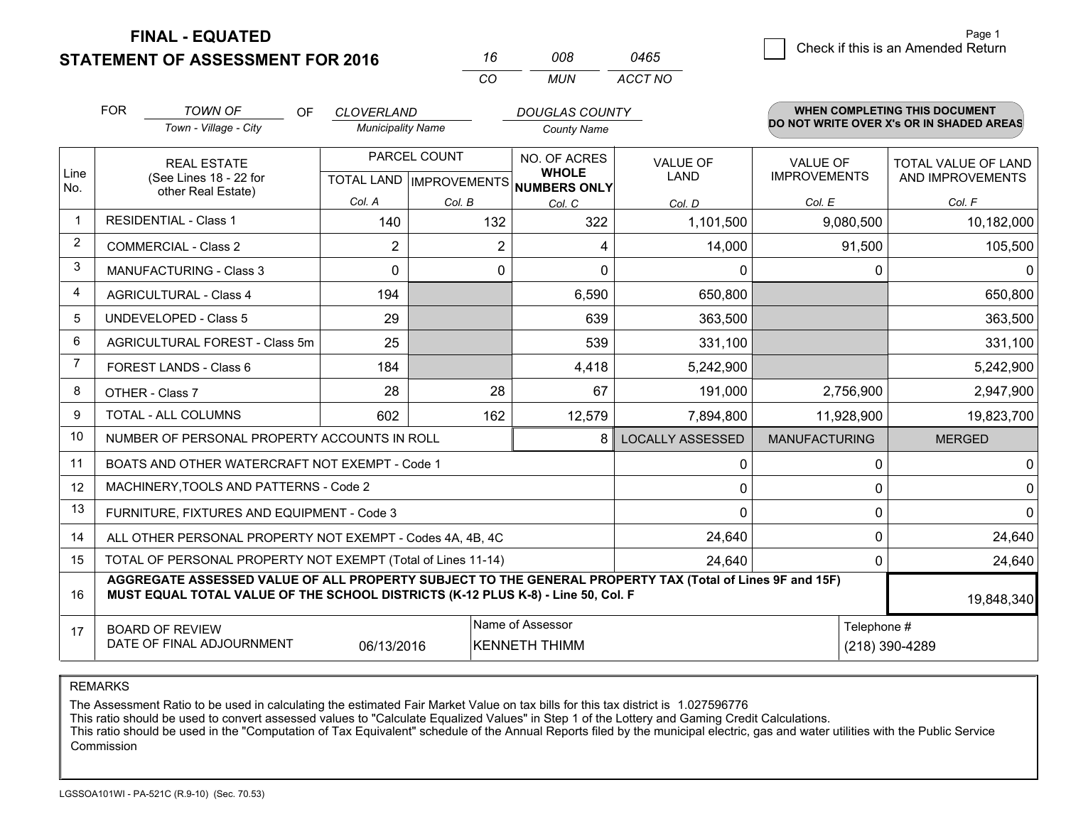# FINAL - EQUATED
## STATEMENT OF ASSESSMENT FOR 2016

| 16 | 008 | 0465 |
|---|---|---|
| CO | MUN | ACCT NO |

Page 1

☐ Check if this is an Amended Return

FOR *TOWN OF* (Town - Village - City) OF *CLOVERLAND* (Municipality Name) *DOUGLAS COUNTY* (County Name)

**WHEN COMPLETING THIS DOCUMENT DO NOT WRITE OVER X's OR IN SHADED AREAS**

| Line No. | REAL ESTATE (See Lines 18 - 22 for other Real Estate) | PARCEL COUNT TOTAL LAND Col. A | PARCEL COUNT IMPROVEMENTS Col. B | NO. OF ACRES WHOLE NUMBERS ONLY Col. C | VALUE OF LAND Col. D | VALUE OF IMPROVEMENTS Col. E | TOTAL VALUE OF LAND AND IMPROVEMENTS Col. F |
|---|---|---|---|---|---|---|---|
| 1 | RESIDENTIAL - Class 1 | 140 | 132 | 322 | 1,101,500 | 9,080,500 | 10,182,000 |
| 2 | COMMERCIAL - Class 2 | 2 | 2 | 4 | 14,000 | 91,500 | 105,500 |
| 3 | MANUFACTURING - Class 3 | 0 | 0 | 0 | 0 | 0 | 0 |
| 4 | AGRICULTURAL - Class 4 | 194 | | 6,590 | 650,800 | | 650,800 |
| 5 | UNDEVELOPED - Class 5 | 29 | | 639 | 363,500 | | 363,500 |
| 6 | AGRICULTURAL FOREST - Class 5m | 25 | | 539 | 331,100 | | 331,100 |
| 7 | FOREST LANDS - Class 6 | 184 | | 4,418 | 5,242,900 | | 5,242,900 |
| 8 | OTHER - Class 7 | 28 | 28 | 67 | 191,000 | 2,756,900 | 2,947,900 |
| 9 | TOTAL - ALL COLUMNS | 602 | 162 | 12,579 | 7,894,800 | 11,928,900 | 19,823,700 |
| 10 | NUMBER OF PERSONAL PROPERTY ACCOUNTS IN ROLL | | | 8 | LOCALLY ASSESSED | MANUFACTURING | MERGED |
| 11 | BOATS AND OTHER WATERCRAFT NOT EXEMPT - Code 1 | | | | 0 | 0 | 0 |
| 12 | MACHINERY,TOOLS AND PATTERNS - Code 2 | | | | 0 | 0 | 0 |
| 13 | FURNITURE, FIXTURES AND EQUIPMENT - Code 3 | | | | 0 | 0 | 0 |
| 14 | ALL OTHER PERSONAL PROPERTY NOT EXEMPT - Codes 4A, 4B, 4C | | | | 24,640 | 0 | 24,640 |
| 15 | TOTAL OF PERSONAL PROPERTY NOT EXEMPT (Total of Lines 11-14) | | | | 24,640 | 0 | 24,640 |
| 16 | **AGGREGATE ASSESSED VALUE OF ALL PROPERTY SUBJECT TO THE GENERAL PROPERTY TAX (Total of Lines 9F and 15F) MUST EQUAL TOTAL VALUE OF THE SCHOOL DISTRICTS (K-12 PLUS K-8) - Line 50, Col. F** | | | | | | 19,848,340 |
| 17 | BOARD OF REVIEW DATE OF FINAL ADJOURNMENT | 06/13/2016 | Name of Assessor: KENNETH THIMM | | | Telephone #: (218) 390-4289 | |

REMARKS

The Assessment Ratio to be used in calculating the estimated Fair Market Value on tax bills for this tax district is 1.027596776
This ratio should be used to convert assessed values to "Calculate Equalized Values" in Step 1 of the Lottery and Gaming Credit Calculations.
This ratio should be used in the "Computation of Tax Equivalent" schedule of the Annual Reports filed by the municipal electric, gas and water utilities with the Public Service Commission

LGSSOA101WI - PA-521C (R.9-10) (Sec. 70.53)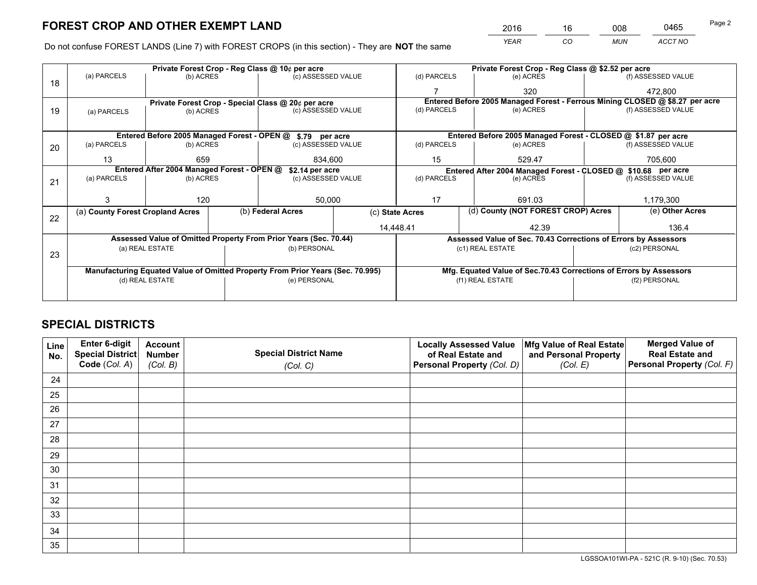# FOREST CROP AND OTHER EXEMPT LAND

| 2016 | 16 | 008 | 0465 |
|---|---|---|---|
| YEAR | CO | MUN | ACCT NO |

Do not confuse FOREST LANDS (Line 7) with FOREST CROPS (in this section) - They are **NOT** the same

| Line | Private Forest Crop - Reg Class @ 10¢ per acre | | | Private Forest Crop - Reg Class @ $2.52 per acre | | |
|---|---|---|---|---|---|---|
| 18 | (a) PARCELS | (b) ACRES | (c) ASSESSED VALUE | (d) PARCELS | (e) ACRES | (f) ASSESSED VALUE |
| | | | | 7 | 320 | 472,800 |
| | **Private Forest Crop - Special Class @ 20¢ per acre** | | | **Entered Before 2005 Managed Forest - Ferrous Mining CLOSED @ $8.27 per acre** | | |
| 19 | (a) PARCELS | (b) ACRES | (c) ASSESSED VALUE | (d) PARCELS | (e) ACRES | (f) ASSESSED VALUE |
| | | | | | | |
| | **Entered Before 2005 Managed Forest - OPEN @ $.79 per acre** | | | **Entered Before 2005 Managed Forest - CLOSED @ $1.87 per acre** | | |
| 20 | (a) PARCELS | (b) ACRES | (c) ASSESSED VALUE | (d) PARCELS | (e) ACRES | (f) ASSESSED VALUE |
| | 13 | 659 | 834,600 | 15 | 529.47 | 705,600 |
| | **Entered After 2004 Managed Forest - OPEN @ $2.14 per acre** | | | **Entered After 2004 Managed Forest - CLOSED @ $10.68 per acre** | | |
| 21 | (a) PARCELS | (b) ACRES | (c) ASSESSED VALUE | (d) PARCELS | (e) ACRES | (f) ASSESSED VALUE |
| | 3 | 120 | 50,000 | 17 | 691.03 | 1,179,300 |

| Line | (a) County Forest Cropland Acres | (b) Federal Acres | (c) State Acres | (d) County (NOT FOREST CROP) Acres | (e) Other Acres |
|---|---|---|---|---|---|
| 22 | | | 14,448.41 | 42.39 | 136.4 |

| Line | Assessed Value of Omitted Property From Prior Years (Sec. 70.44) | | Assessed Value of Sec. 70.43 Corrections of Errors by Assessors | |
|---|---|---|---|---|
| 23 | (a) REAL ESTATE | (b) PERSONAL | (c1) REAL ESTATE | (c2) PERSONAL |
| | | | | |
| | **Manufacturing Equated Value of Omitted Property From Prior Years (Sec. 70.995)** | | **Mfg. Equated Value of Sec.70.43 Corrections of Errors by Assessors** | |
| | (d) REAL ESTATE | (e) PERSONAL | (f1) REAL ESTATE | (f2) PERSONAL |
| | | | | |

# SPECIAL DISTRICTS

| Line No. | Enter 6-digit Special District Code (Col. A) | Account Number (Col. B) | Special District Name (Col. C) | Locally Assessed Value of Real Estate and Personal Property (Col. D) | Mfg Value of Real Estate and Personal Property (Col. E) | Merged Value of Real Estate and Personal Property (Col. F) |
|---|---|---|---|---|---|---|
| 24 | | | | | | |
| 25 | | | | | | |
| 26 | | | | | | |
| 27 | | | | | | |
| 28 | | | | | | |
| 29 | | | | | | |
| 30 | | | | | | |
| 31 | | | | | | |
| 32 | | | | | | |
| 33 | | | | | | |
| 34 | | | | | | |
| 35 | | | | | | |

LGSSOA101WI-PA - 521C (R. 9-10) (Sec. 70.53)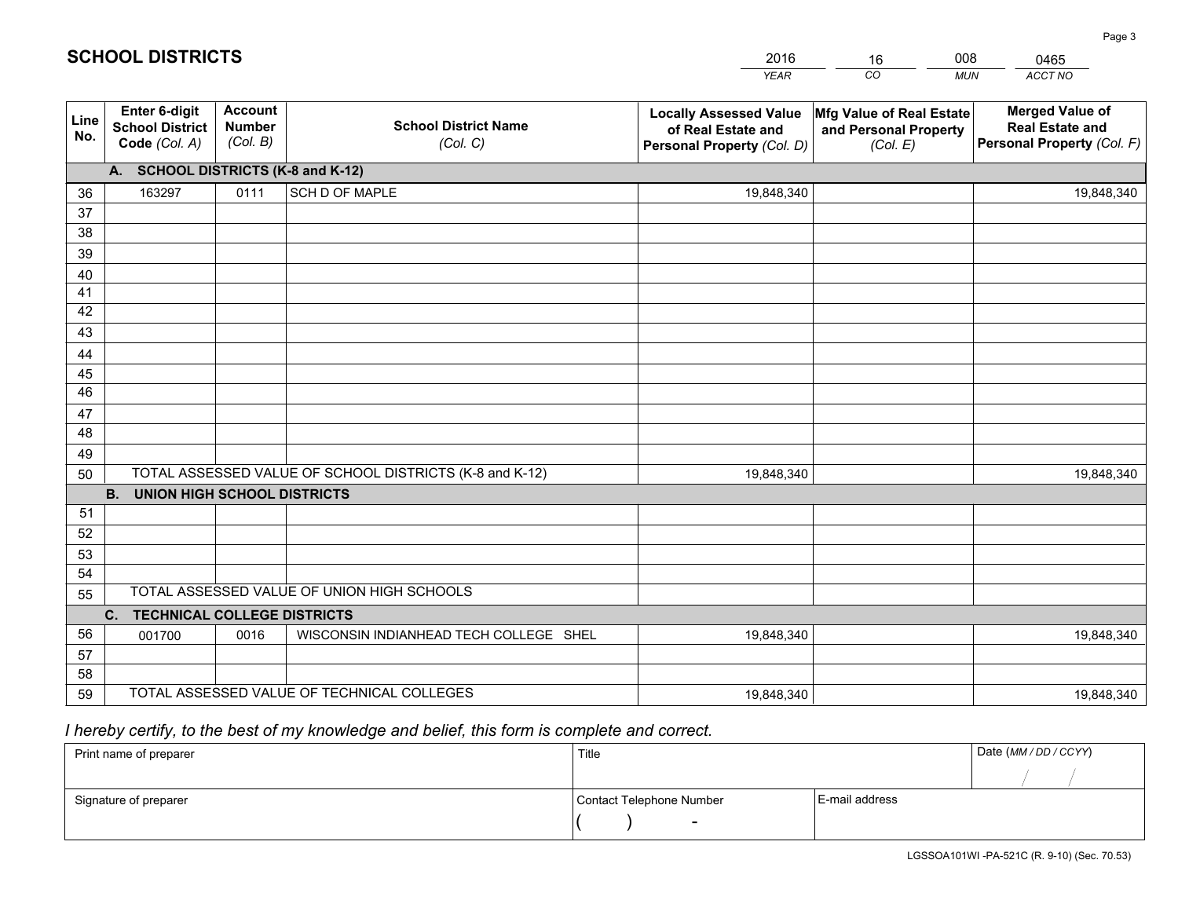# SCHOOL DISTRICTS

| 2016 | 16 | 008 | 0465 |
|---|---|---|---|
| *YEAR* | *CO* | *MUN* | *ACCT NO* |

| Line No. | Enter 6-digit School District Code *(Col. A)* | Account Number *(Col. B)* | School District Name *(Col. C)* | Locally Assessed Value of Real Estate and Personal Property *(Col. D)* | Mfg Value of Real Estate and Personal Property *(Col. E)* | Merged Value of Real Estate and Personal Property *(Col. F)* |
|---|---|---|---|---|---|---|
| | **A. SCHOOL DISTRICTS (K-8 and K-12)** | | | | | |
| 36 | 163297 | 0111 | SCH D OF MAPLE | 19,848,340 | | 19,848,340 |
| 37 | | | | | | |
| 38 | | | | | | |
| 39 | | | | | | |
| 40 | | | | | | |
| 41 | | | | | | |
| 42 | | | | | | |
| 43 | | | | | | |
| 44 | | | | | | |
| 45 | | | | | | |
| 46 | | | | | | |
| 47 | | | | | | |
| 48 | | | | | | |
| 49 | | | | | | |
| 50 | TOTAL ASSESSED VALUE OF SCHOOL DISTRICTS (K-8 and K-12) | | | 19,848,340 | | 19,848,340 |
| | **B. UNION HIGH SCHOOL DISTRICTS** | | | | | |
| 51 | | | | | | |
| 52 | | | | | | |
| 53 | | | | | | |
| 54 | | | | | | |
| 55 | TOTAL ASSESSED VALUE OF UNION HIGH SCHOOLS | | | | | |
| | **C. TECHNICAL COLLEGE DISTRICTS** | | | | | |
| 56 | 001700 | 0016 | WISCONSIN INDIANHEAD TECH COLLEGE SHEL | 19,848,340 | | 19,848,340 |
| 57 | | | | | | |
| 58 | | | | | | |
| 59 | TOTAL ASSESSED VALUE OF TECHNICAL COLLEGES | | | 19,848,340 | | 19,848,340 |

*I hereby certify, to the best of my knowledge and belief, this form is complete and correct.*

| Print name of preparer | Title | | Date *(MM / DD / CCYY)* |
|---|---|---|---|
| | | | / / |
| Signature of preparer | Contact Telephone Number | E-mail address | |
| | ( ) - | | |

LGSSOA101WI -PA-521C (R. 9-10) (Sec. 70.53)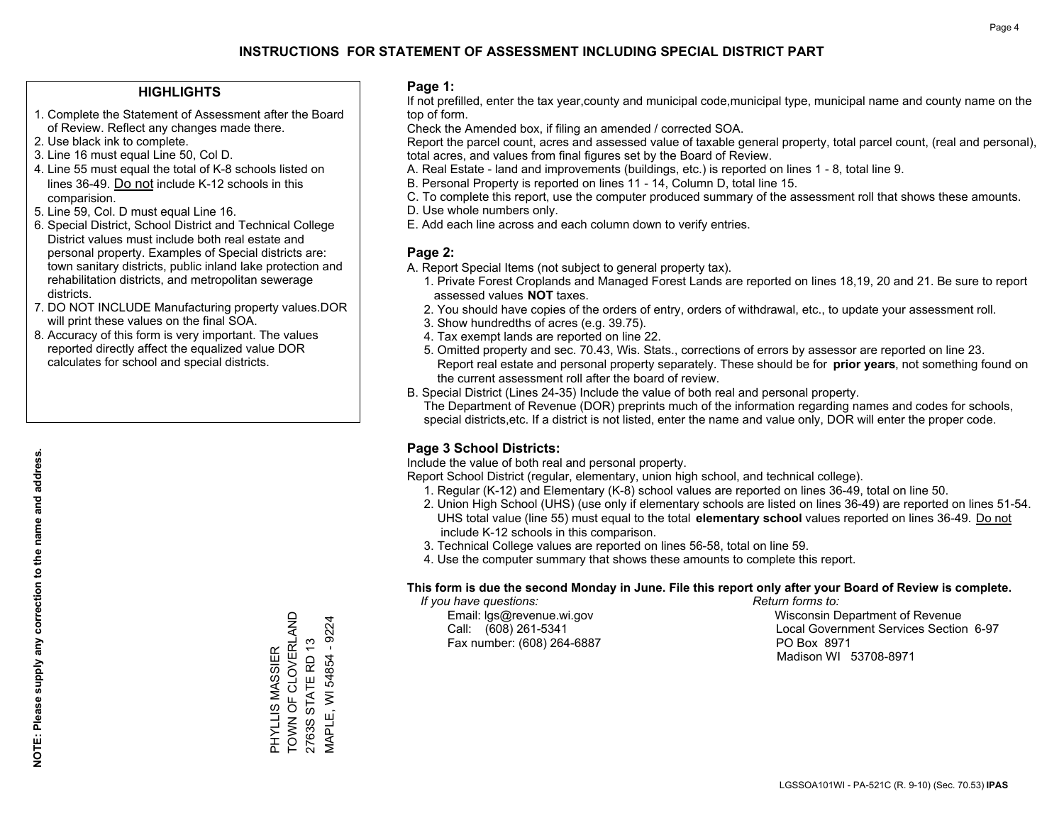# INSTRUCTIONS FOR STATEMENT OF ASSESSMENT INCLUDING SPECIAL DISTRICT PART

## HIGHLIGHTS

1. Complete the Statement of Assessment after the Board of Review. Reflect any changes made there.
2. Use black ink to complete.
3. Line 16 must equal Line 50, Col D.
4. Line 55 must equal the total of K-8 schools listed on lines 36-49. Do not include K-12 schools in this comparision.
5. Line 59, Col. D must equal Line 16.
6. Special District, School District and Technical College District values must include both real estate and personal property. Examples of Special districts are: town sanitary districts, public inland lake protection and rehabilitation districts, and metropolitan sewerage districts.
7. DO NOT INCLUDE Manufacturing property values.DOR will print these values on the final SOA.
8. Accuracy of this form is very important. The values reported directly affect the equalized value DOR calculates for school and special districts.

**NOTE: Please supply any correction to the name and address.**

PHYLLIS MASSIER
TOWN OF CLOVERLAND
2763S STATE RD 13
MAPLE, WI 54854 - 9224

## Page 1:

If not prefilled, enter the tax year,county and municipal code,municipal type, municipal name and county name on the top of form.

Check the Amended box, if filing an amended / corrected SOA.

Report the parcel count, acres and assessed value of taxable general property, total parcel count, (real and personal), total acres, and values from final figures set by the Board of Review.

A. Real Estate - land and improvements (buildings, etc.) is reported on lines 1 - 8, total line 9.
B. Personal Property is reported on lines 11 - 14, Column D, total line 15.
C. To complete this report, use the computer produced summary of the assessment roll that shows these amounts.
D. Use whole numbers only.
E. Add each line across and each column down to verify entries.

## Page 2:

A. Report Special Items (not subject to general property tax).
   1. Private Forest Croplands and Managed Forest Lands are reported on lines 18,19, 20 and 21. Be sure to report assessed values **NOT** taxes.
   2. You should have copies of the orders of entry, orders of withdrawal, etc., to update your assessment roll.
   3. Show hundredths of acres (e.g. 39.75).
   4. Tax exempt lands are reported on line 22.
   5. Omitted property and sec. 70.43, Wis. Stats., corrections of errors by assessor are reported on line 23. Report real estate and personal property separately. These should be for **prior years**, not something found on the current assessment roll after the board of review.

B. Special District (Lines 24-35) Include the value of both real and personal property.
   The Department of Revenue (DOR) preprints much of the information regarding names and codes for schools, special districts,etc. If a district is not listed, enter the name and value only, DOR will enter the proper code.

## Page 3 School Districts:

Include the value of both real and personal property.

Report School District (regular, elementary, union high school, and technical college).

1. Regular (K-12) and Elementary (K-8) school values are reported on lines 36-49, total on line 50.
2. Union High School (UHS) (use only if elementary schools are listed on lines 36-49) are reported on lines 51-54. UHS total value (line 55) must equal to the total **elementary school** values reported on lines 36-49. Do not include K-12 schools in this comparison.
3. Technical College values are reported on lines 56-58, total on line 59.
4. Use the computer summary that shows these amounts to complete this report.

**This form is due the second Monday in June. File this report only after your Board of Review is complete.**

*If you have questions:*
Email: lgs@revenue.wi.gov
Call: (608) 261-5341
Fax number: (608) 264-6887

*Return forms to:*
Wisconsin Department of Revenue
Local Government Services Section 6-97
PO Box 8971
Madison WI 53708-8971

LGSSOA101WI - PA-521C (R. 9-10) (Sec. 70.53) **IPAS**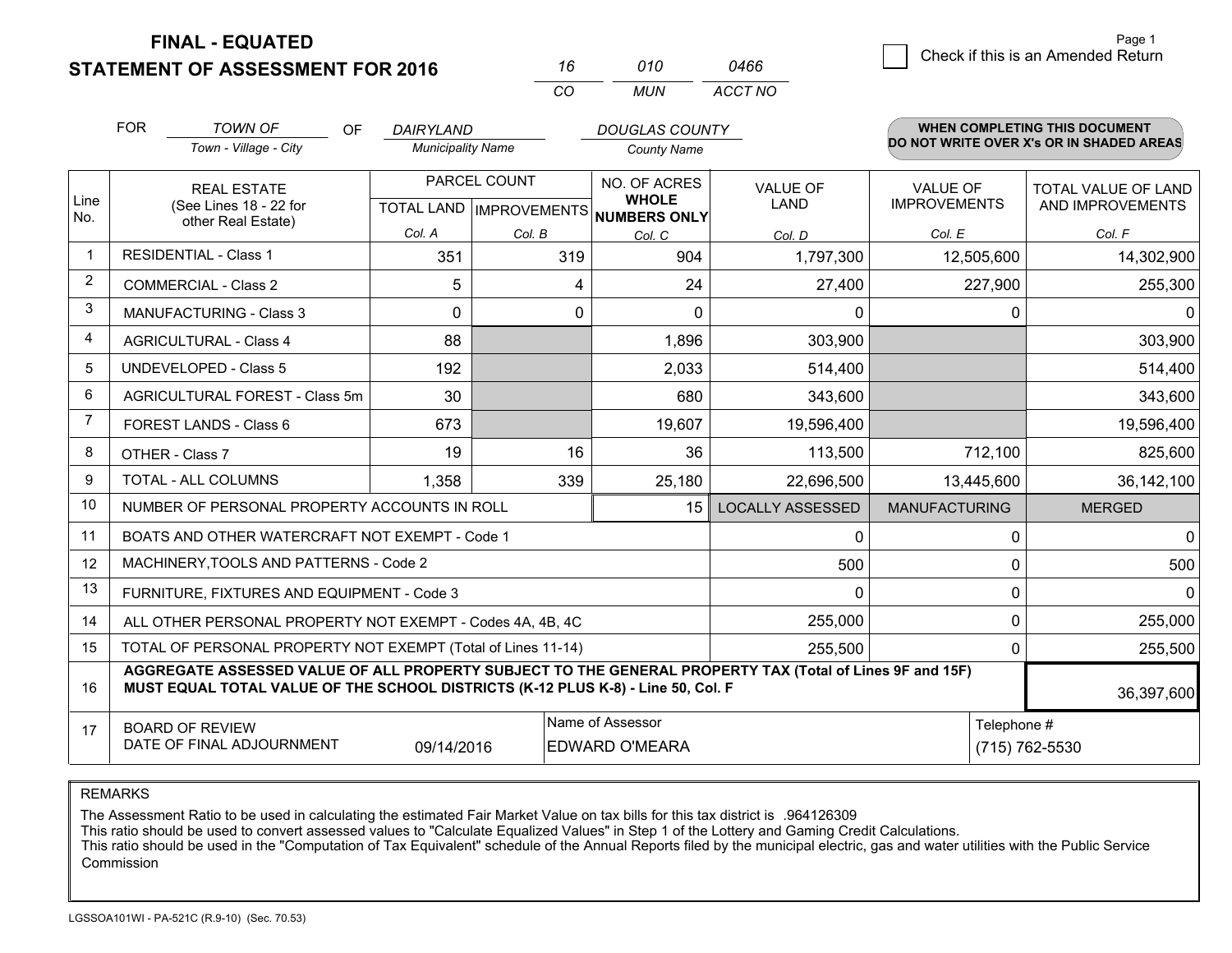# FINAL - EQUATED
## STATEMENT OF ASSESSMENT FOR 2016

| 16 | 010 | 0466 |
|---|---|---|
| CO | MUN | ACCT NO |

Page 1

☐ Check if this is an Amended Return

FOR *TOWN OF* (Town - Village - City) OF *DAIRYLAND* (Municipality Name) *DOUGLAS COUNTY* (County Name)

**WHEN COMPLETING THIS DOCUMENT DO NOT WRITE OVER X's OR IN SHADED AREAS**

| Line No. | REAL ESTATE (See Lines 18 - 22 for other Real Estate) | PARCEL COUNT | | NO. OF ACRES WHOLE NUMBERS ONLY | VALUE OF LAND | VALUE OF IMPROVEMENTS | TOTAL VALUE OF LAND AND IMPROVEMENTS |
|---|---|---|---|---|---|---|---|
| | | TOTAL LAND Col. A | IMPROVEMENTS Col. B | Col. C | Col. D | Col. E | Col. F |
| 1 | RESIDENTIAL - Class 1 | 351 | 319 | 904 | 1,797,300 | 12,505,600 | 14,302,900 |
| 2 | COMMERCIAL - Class 2 | 5 | 4 | 24 | 27,400 | 227,900 | 255,300 |
| 3 | MANUFACTURING - Class 3 | 0 | 0 | 0 | 0 | 0 | 0 |
| 4 | AGRICULTURAL - Class 4 | 88 | | 1,896 | 303,900 | | 303,900 |
| 5 | UNDEVELOPED - Class 5 | 192 | | 2,033 | 514,400 | | 514,400 |
| 6 | AGRICULTURAL FOREST - Class 5m | 30 | | 680 | 343,600 | | 343,600 |
| 7 | FOREST LANDS - Class 6 | 673 | | 19,607 | 19,596,400 | | 19,596,400 |
| 8 | OTHER - Class 7 | 19 | 16 | 36 | 113,500 | 712,100 | 825,600 |
| 9 | TOTAL - ALL COLUMNS | 1,358 | 339 | 25,180 | 22,696,500 | 13,445,600 | 36,142,100 |
| 10 | NUMBER OF PERSONAL PROPERTY ACCOUNTS IN ROLL | | | 15 | LOCALLY ASSESSED | MANUFACTURING | MERGED |
| 11 | BOATS AND OTHER WATERCRAFT NOT EXEMPT - Code 1 | | | | 0 | 0 | 0 |
| 12 | MACHINERY,TOOLS AND PATTERNS - Code 2 | | | | 500 | 0 | 500 |
| 13 | FURNITURE, FIXTURES AND EQUIPMENT - Code 3 | | | | 0 | 0 | 0 |
| 14 | ALL OTHER PERSONAL PROPERTY NOT EXEMPT - Codes 4A, 4B, 4C | | | | 255,000 | 0 | 255,000 |
| 15 | TOTAL OF PERSONAL PROPERTY NOT EXEMPT (Total of Lines 11-14) | | | | 255,500 | 0 | 255,500 |
| 16 | **AGGREGATE ASSESSED VALUE OF ALL PROPERTY SUBJECT TO THE GENERAL PROPERTY TAX (Total of Lines 9F and 15F) MUST EQUAL TOTAL VALUE OF THE SCHOOL DISTRICTS (K-12 PLUS K-8) - Line 50, Col. F** | | | | | | 36,397,600 |
| 17 | BOARD OF REVIEW DATE OF FINAL ADJOURNMENT | 09/14/2016 | Name of Assessor: EDWARD O'MEARA | | | Telephone #: (715) 762-5530 | |

REMARKS

The Assessment Ratio to be used in calculating the estimated Fair Market Value on tax bills for this tax district is .964126309
This ratio should be used to convert assessed values to "Calculate Equalized Values" in Step 1 of the Lottery and Gaming Credit Calculations.
This ratio should be used in the "Computation of Tax Equivalent" schedule of the Annual Reports filed by the municipal electric, gas and water utilities with the Public Service Commission

LGSSOA101WI - PA-521C (R.9-10) (Sec. 70.53)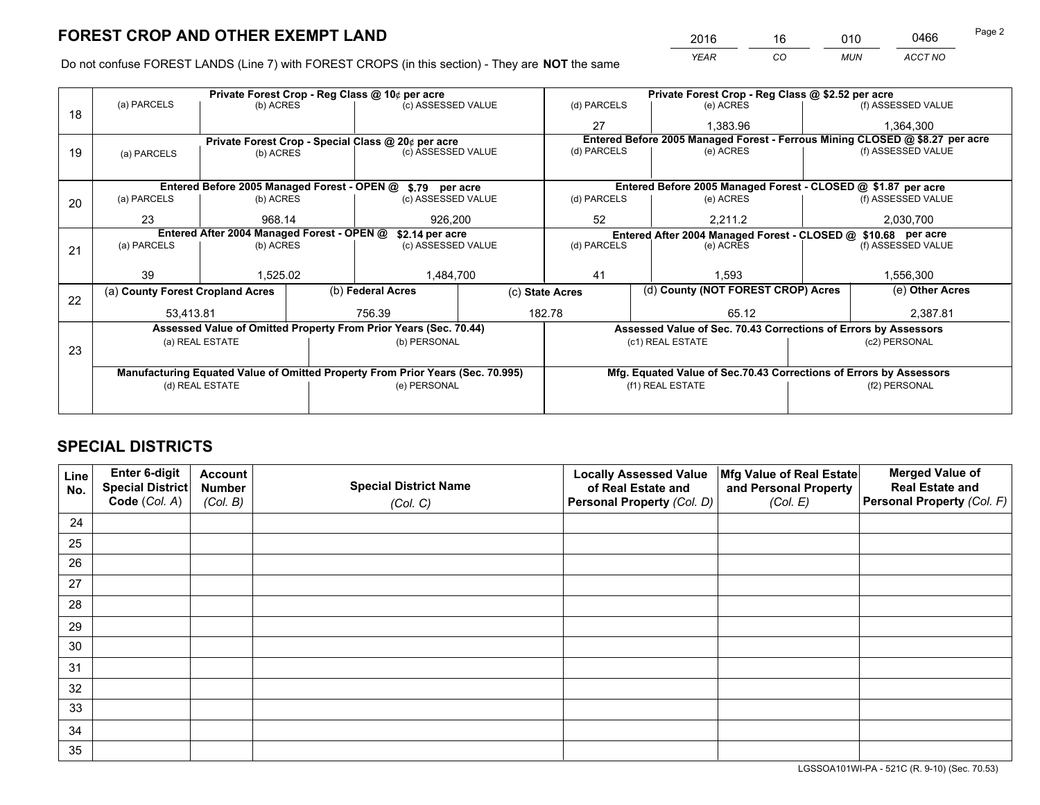# FOREST CROP AND OTHER EXEMPT LAND

| 2016 | 16 | 010 | 0466 |
|---|---|---|---|
| YEAR | CO | MUN | ACCT NO |

Do not confuse FOREST LANDS (Line 7) with FOREST CROPS (in this section) - They are **NOT** the same

| Line | Private Forest Crop - Reg Class @ 10¢ per acre | | | Private Forest Crop - Reg Class @ $2.52 per acre | | |
|---|---|---|---|---|---|---|
| 18 | (a) PARCELS | (b) ACRES | (c) ASSESSED VALUE | (d) PARCELS | (e) ACRES | (f) ASSESSED VALUE |
| | | | | 27 | 1,383.96 | 1,364,300 |
| | Private Forest Crop - Special Class @ 20¢ per acre | | | Entered Before 2005 Managed Forest - Ferrous Mining CLOSED @ $8.27 per acre | | |
| 19 | (a) PARCELS | (b) ACRES | (c) ASSESSED VALUE | (d) PARCELS | (e) ACRES | (f) ASSESSED VALUE |
| | | | | | | |
| | Entered Before 2005 Managed Forest - OPEN @ $.79 per acre | | | Entered Before 2005 Managed Forest - CLOSED @ $1.87 per acre | | |
| 20 | (a) PARCELS | (b) ACRES | (c) ASSESSED VALUE | (d) PARCELS | (e) ACRES | (f) ASSESSED VALUE |
| | 23 | 968.14 | 926,200 | 52 | 2,211.2 | 2,030,700 |
| | Entered After 2004 Managed Forest - OPEN @ $2.14 per acre | | | Entered After 2004 Managed Forest - CLOSED @ $10.68 per acre | | |
| 21 | (a) PARCELS | (b) ACRES | (c) ASSESSED VALUE | (d) PARCELS | (e) ACRES | (f) ASSESSED VALUE |
| | 39 | 1,525.02 | 1,484,700 | 41 | 1,593 | 1,556,300 |

| Line | (a) County Forest Cropland Acres | (b) Federal Acres | (c) State Acres | (d) County (NOT FOREST CROP) Acres | (e) Other Acres |
|---|---|---|---|---|---|
| 22 | 53,413.81 | 756.39 | 182.78 | 65.12 | 2,387.81 |

| Line | Assessed Value of Omitted Property From Prior Years (Sec. 70.44) | | Assessed Value of Sec. 70.43 Corrections of Errors by Assessors | |
|---|---|---|---|---|
| 23 | (a) REAL ESTATE | (b) PERSONAL | (c1) REAL ESTATE | (c2) PERSONAL |
| | | | | |
| | Manufacturing Equated Value of Omitted Property From Prior Years (Sec. 70.995) | | Mfg. Equated Value of Sec.70.43 Corrections of Errors by Assessors | |
| | (d) REAL ESTATE | (e) PERSONAL | (f1) REAL ESTATE | (f2) PERSONAL |
| | | | | |

# SPECIAL DISTRICTS

| Line No. | Enter 6-digit Special District Code (Col. A) | Account Number (Col. B) | Special District Name (Col. C) | Locally Assessed Value of Real Estate and Personal Property (Col. D) | Mfg Value of Real Estate and Personal Property (Col. E) | Merged Value of Real Estate and Personal Property (Col. F) |
|---|---|---|---|---|---|---|
| 24 | | | | | | |
| 25 | | | | | | |
| 26 | | | | | | |
| 27 | | | | | | |
| 28 | | | | | | |
| 29 | | | | | | |
| 30 | | | | | | |
| 31 | | | | | | |
| 32 | | | | | | |
| 33 | | | | | | |
| 34 | | | | | | |
| 35 | | | | | | |

LGSSOA101WI-PA - 521C (R. 9-10) (Sec. 70.53)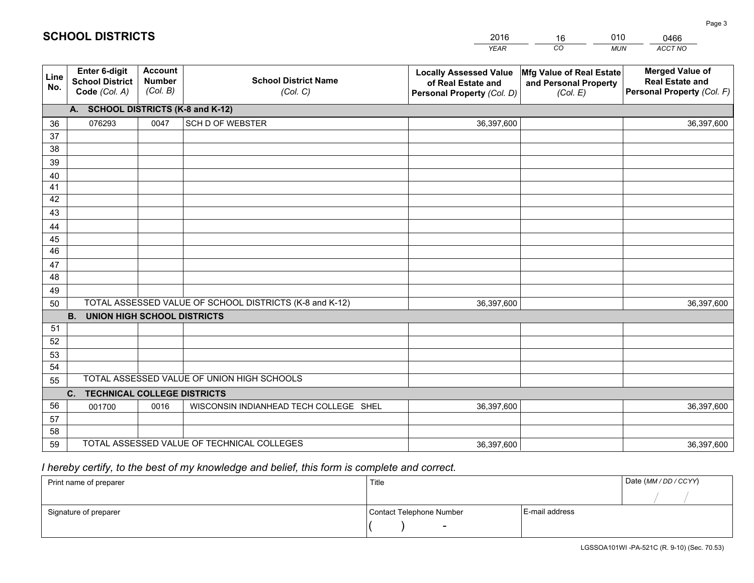# SCHOOL DISTRICTS

| 2016 | 16 | 010 | 0466 |
|---|---|---|---|
| *YEAR* | *CO* | *MUN* | *ACCT NO* |

| Line No. | Enter 6-digit School District Code *(Col. A)* | Account Number *(Col. B)* | School District Name *(Col. C)* | Locally Assessed Value of Real Estate and Personal Property *(Col. D)* | Mfg Value of Real Estate and Personal Property *(Col. E)* | Merged Value of Real Estate and Personal Property *(Col. F)* |
|---|---|---|---|---|---|---|
| | **A. SCHOOL DISTRICTS (K-8 and K-12)** | | | | | |
| 36 | 076293 | 0047 | SCH D OF WEBSTER | 36,397,600 | | 36,397,600 |
| 37 | | | | | | |
| 38 | | | | | | |
| 39 | | | | | | |
| 40 | | | | | | |
| 41 | | | | | | |
| 42 | | | | | | |
| 43 | | | | | | |
| 44 | | | | | | |
| 45 | | | | | | |
| 46 | | | | | | |
| 47 | | | | | | |
| 48 | | | | | | |
| 49 | | | | | | |
| 50 | TOTAL ASSESSED VALUE OF SCHOOL DISTRICTS (K-8 and K-12) | | | 36,397,600 | | 36,397,600 |
| | **B. UNION HIGH SCHOOL DISTRICTS** | | | | | |
| 51 | | | | | | |
| 52 | | | | | | |
| 53 | | | | | | |
| 54 | | | | | | |
| 55 | TOTAL ASSESSED VALUE OF UNION HIGH SCHOOLS | | | | | |
| | **C. TECHNICAL COLLEGE DISTRICTS** | | | | | |
| 56 | 001700 | 0016 | WISCONSIN INDIANHEAD TECH COLLEGE SHEL | 36,397,600 | | 36,397,600 |
| 57 | | | | | | |
| 58 | | | | | | |
| 59 | TOTAL ASSESSED VALUE OF TECHNICAL COLLEGES | | | 36,397,600 | | 36,397,600 |

*I hereby certify, to the best of my knowledge and belief, this form is complete and correct.*

| Print name of preparer | Title | | Date *(MM / DD / CCYY)* |
|---|---|---|---|
| | | | / / |
| Signature of preparer | Contact Telephone Number | E-mail address | |
| | ( ) - | | |

LGSSOA101WI -PA-521C (R. 9-10) (Sec. 70.53)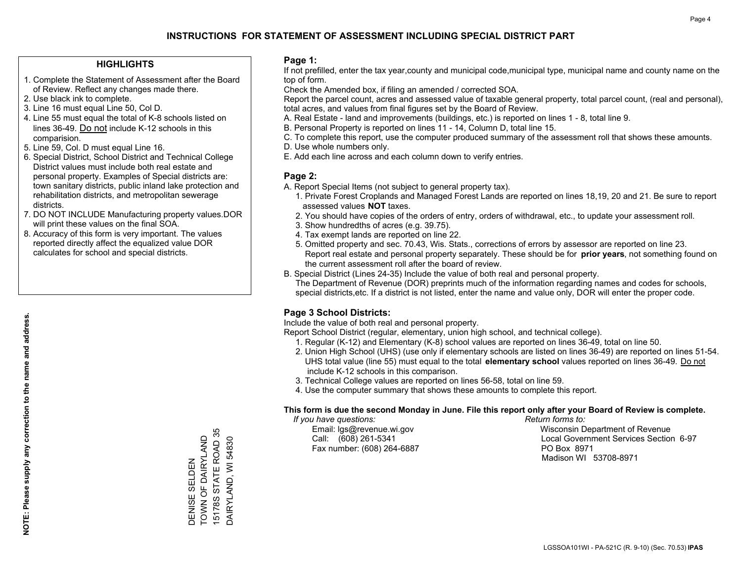# INSTRUCTIONS FOR STATEMENT OF ASSESSMENT INCLUDING SPECIAL DISTRICT PART

## HIGHLIGHTS

1. Complete the Statement of Assessment after the Board of Review. Reflect any changes made there.
2. Use black ink to complete.
3. Line 16 must equal Line 50, Col D.
4. Line 55 must equal the total of K-8 schools listed on lines 36-49. Do not include K-12 schools in this comparision.
5. Line 59, Col. D must equal Line 16.
6. Special District, School District and Technical College District values must include both real estate and personal property. Examples of Special districts are: town sanitary districts, public inland lake protection and rehabilitation districts, and metropolitan sewerage districts.
7. DO NOT INCLUDE Manufacturing property values.DOR will print these values on the final SOA.
8. Accuracy of this form is very important. The values reported directly affect the equalized value DOR calculates for school and special districts.

**NOTE: Please supply any correction to the name and address.**

DENISE SELDEN
TOWN OF DAIRYLAND
15178S STATE ROAD 35
DAIRYLAND, WI 54830

## Page 1:

If not prefilled, enter the tax year,county and municipal code,municipal type, municipal name and county name on the top of form.

Check the Amended box, if filing an amended / corrected SOA.

Report the parcel count, acres and assessed value of taxable general property, total parcel count, (real and personal), total acres, and values from final figures set by the Board of Review.

A. Real Estate - land and improvements (buildings, etc.) is reported on lines 1 - 8, total line 9.
B. Personal Property is reported on lines 11 - 14, Column D, total line 15.
C. To complete this report, use the computer produced summary of the assessment roll that shows these amounts.
D. Use whole numbers only.
E. Add each line across and each column down to verify entries.

## Page 2:

A. Report Special Items (not subject to general property tax).
   1. Private Forest Croplands and Managed Forest Lands are reported on lines 18,19, 20 and 21. Be sure to report assessed values **NOT** taxes.
   2. You should have copies of the orders of entry, orders of withdrawal, etc., to update your assessment roll.
   3. Show hundredths of acres (e.g. 39.75).
   4. Tax exempt lands are reported on line 22.
   5. Omitted property and sec. 70.43, Wis. Stats., corrections of errors by assessor are reported on line 23. Report real estate and personal property separately. These should be for **prior years**, not something found on the current assessment roll after the board of review.
B. Special District (Lines 24-35) Include the value of both real and personal property.
   The Department of Revenue (DOR) preprints much of the information regarding names and codes for schools, special districts,etc. If a district is not listed, enter the name and value only, DOR will enter the proper code.

## Page 3 School Districts:

Include the value of both real and personal property.

Report School District (regular, elementary, union high school, and technical college).

1. Regular (K-12) and Elementary (K-8) school values are reported on lines 36-49, total on line 50.
2. Union High School (UHS) (use only if elementary schools are listed on lines 36-49) are reported on lines 51-54. UHS total value (line 55) must equal to the total **elementary school** values reported on lines 36-49. Do not include K-12 schools in this comparison.
3. Technical College values are reported on lines 56-58, total on line 59.
4. Use the computer summary that shows these amounts to complete this report.

**This form is due the second Monday in June. File this report only after your Board of Review is complete.**

*If you have questions:*
Email: lgs@revenue.wi.gov
Call: (608) 261-5341
Fax number: (608) 264-6887

*Return forms to:*
Wisconsin Department of Revenue
Local Government Services Section 6-97
PO Box 8971
Madison WI 53708-8971

LGSSOA101WI - PA-521C (R. 9-10) (Sec. 70.53) **IPAS**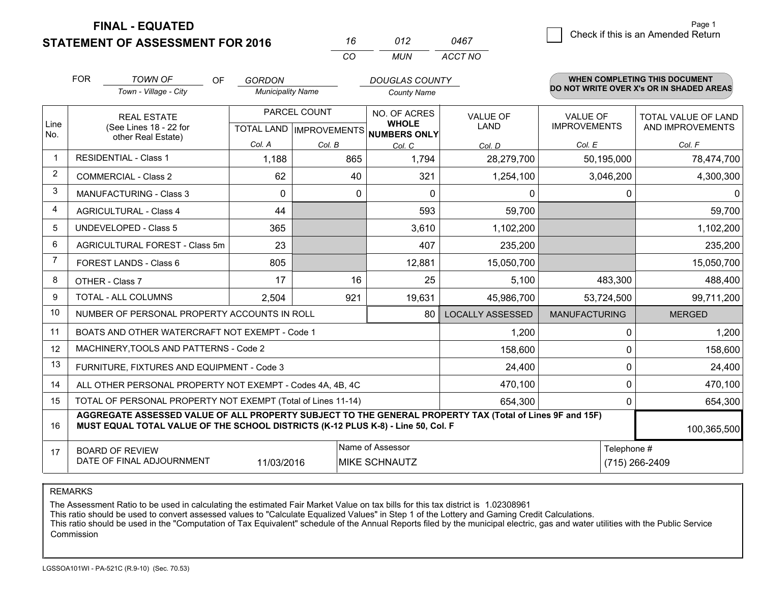# FINAL - EQUATED
## STATEMENT OF ASSESSMENT FOR 2016

| 16 | 012 | 0467 |
|---|---|---|
| CO | MUN | ACCT NO |

☐ Check if this is an Amended Return

FOR *TOWN OF* (Town - Village - City) OF *GORDON* (Municipality Name) *DOUGLAS COUNTY* (County Name)

**WHEN COMPLETING THIS DOCUMENT DO NOT WRITE OVER X's OR IN SHADED AREAS**

| Line No. | REAL ESTATE (See Lines 18 - 22 for other Real Estate) | PARCEL COUNT TOTAL LAND Col. A | PARCEL COUNT IMPROVEMENTS Col. B | NO. OF ACRES WHOLE NUMBERS ONLY Col. C | VALUE OF LAND Col. D | VALUE OF IMPROVEMENTS Col. E | TOTAL VALUE OF LAND AND IMPROVEMENTS Col. F |
|---|---|---|---|---|---|---|---|
| 1 | RESIDENTIAL - Class 1 | 1,188 | 865 | 1,794 | 28,279,700 | 50,195,000 | 78,474,700 |
| 2 | COMMERCIAL - Class 2 | 62 | 40 | 321 | 1,254,100 | 3,046,200 | 4,300,300 |
| 3 | MANUFACTURING - Class 3 | 0 | 0 | 0 | 0 | 0 | 0 |
| 4 | AGRICULTURAL - Class 4 | 44 | | 593 | 59,700 | | 59,700 |
| 5 | UNDEVELOPED - Class 5 | 365 | | 3,610 | 1,102,200 | | 1,102,200 |
| 6 | AGRICULTURAL FOREST - Class 5m | 23 | | 407 | 235,200 | | 235,200 |
| 7 | FOREST LANDS - Class 6 | 805 | | 12,881 | 15,050,700 | | 15,050,700 |
| 8 | OTHER - Class 7 | 17 | 16 | 25 | 5,100 | 483,300 | 488,400 |
| 9 | TOTAL - ALL COLUMNS | 2,504 | 921 | 19,631 | 45,986,700 | 53,724,500 | 99,711,200 |
| 10 | NUMBER OF PERSONAL PROPERTY ACCOUNTS IN ROLL | | | 80 | LOCALLY ASSESSED | MANUFACTURING | MERGED |
| 11 | BOATS AND OTHER WATERCRAFT NOT EXEMPT - Code 1 | | | | 1,200 | 0 | 1,200 |
| 12 | MACHINERY,TOOLS AND PATTERNS - Code 2 | | | | 158,600 | 0 | 158,600 |
| 13 | FURNITURE, FIXTURES AND EQUIPMENT - Code 3 | | | | 24,400 | 0 | 24,400 |
| 14 | ALL OTHER PERSONAL PROPERTY NOT EXEMPT - Codes 4A, 4B, 4C | | | | 470,100 | 0 | 470,100 |
| 15 | TOTAL OF PERSONAL PROPERTY NOT EXEMPT (Total of Lines 11-14) | | | | 654,300 | 0 | 654,300 |
| 16 | **AGGREGATE ASSESSED VALUE OF ALL PROPERTY SUBJECT TO THE GENERAL PROPERTY TAX (Total of Lines 9F and 15F) MUST EQUAL TOTAL VALUE OF THE SCHOOL DISTRICTS (K-12 PLUS K-8) - Line 50, Col. F** | | | | | | 100,365,500 |
| 17 | BOARD OF REVIEW DATE OF FINAL ADJOURNMENT | 11/03/2016 | Name of Assessor: MIKE SCHNAUTZ | | | Telephone #: (715) 266-2409 | |

REMARKS

The Assessment Ratio to be used in calculating the estimated Fair Market Value on tax bills for this tax district is 1.02308961
This ratio should be used to convert assessed values to "Calculate Equalized Values" in Step 1 of the Lottery and Gaming Credit Calculations.
This ratio should be used in the "Computation of Tax Equivalent" schedule of the Annual Reports filed by the municipal electric, gas and water utilities with the Public Service Commission

LGSSOA101WI - PA-521C (R.9-10) (Sec. 70.53)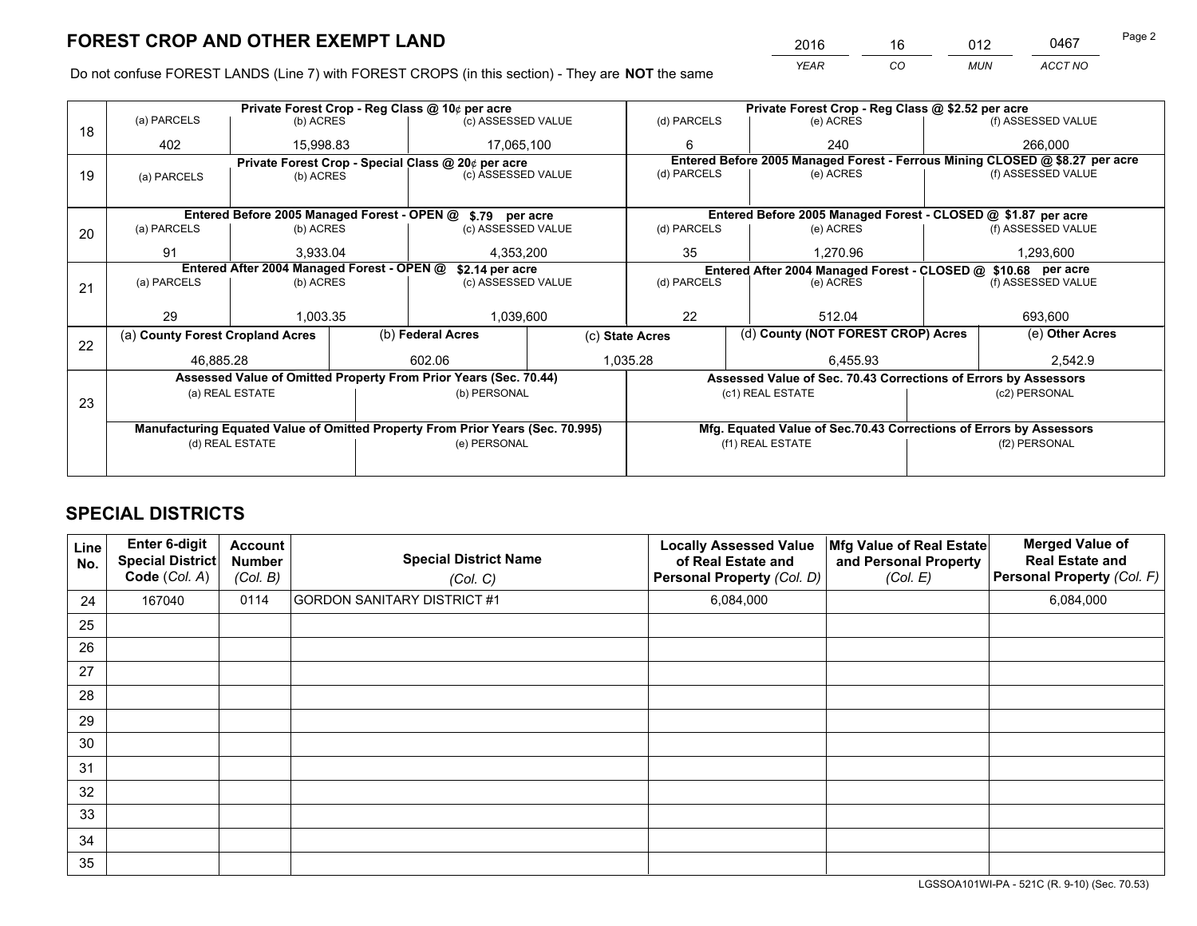# FOREST CROP AND OTHER EXEMPT LAND

| YEAR | CO | MUN | ACCT NO |
|---|---|---|---|
| 2016 | 16 | 012 | 0467 |

Do not confuse FOREST LANDS (Line 7) with FOREST CROPS (in this section) - They are **NOT** the same

| Line | Private Forest Crop - Reg Class @ 10¢ per acre | | | Private Forest Crop - Reg Class @ $2.52 per acre | | |
|---|---|---|---|---|---|---|
| | (a) PARCELS | (b) ACRES | (c) ASSESSED VALUE | (d) PARCELS | (e) ACRES | (f) ASSESSED VALUE |
| 18 | 402 | 15,998.83 | 17,065,100 | 6 | 240 | 266,000 |
| | **Private Forest Crop - Special Class @ 20¢ per acre** | | | **Entered Before 2005 Managed Forest - Ferrous Mining CLOSED @ $8.27 per acre** | | |
| 19 | (a) PARCELS | (b) ACRES | (c) ASSESSED VALUE | (d) PARCELS | (e) ACRES | (f) ASSESSED VALUE |
| | | | | | | |
| | **Entered Before 2005 Managed Forest - OPEN @ $.79 per acre** | | | **Entered Before 2005 Managed Forest - CLOSED @ $1.87 per acre** | | |
| | (a) PARCELS | (b) ACRES | (c) ASSESSED VALUE | (d) PARCELS | (e) ACRES | (f) ASSESSED VALUE |
| 20 | 91 | 3,933.04 | 4,353,200 | 35 | 1,270.96 | 1,293,600 |
| | **Entered After 2004 Managed Forest - OPEN @ $2.14 per acre** | | | **Entered After 2004 Managed Forest - CLOSED @ $10.68 per acre** | | |
| | (a) PARCELS | (b) ACRES | (c) ASSESSED VALUE | (d) PARCELS | (e) ACRES | (f) ASSESSED VALUE |
| 21 | 29 | 1,003.35 | 1,039,600 | 22 | 512.04 | 693,600 |

| Line | (a) County Forest Cropland Acres | (b) Federal Acres | (c) State Acres | (d) County (NOT FOREST CROP) Acres | (e) Other Acres |
|---|---|---|---|---|---|
| 22 | 46,885.28 | 602.06 | 1,035.28 | 6,455.93 | 2,542.9 |

| Line | Assessed Value of Omitted Property From Prior Years (Sec. 70.44) | | Assessed Value of Sec. 70.43 Corrections of Errors by Assessors | |
|---|---|---|---|---|
| 23 | (a) REAL ESTATE | (b) PERSONAL | (c1) REAL ESTATE | (c2) PERSONAL |
| | | | | |
| | **Manufacturing Equated Value of Omitted Property From Prior Years (Sec. 70.995)** | | **Mfg. Equated Value of Sec.70.43 Corrections of Errors by Assessors** | |
| | (d) REAL ESTATE | (e) PERSONAL | (f1) REAL ESTATE | (f2) PERSONAL |
| | | | | |

# SPECIAL DISTRICTS

| Line No. | Enter 6-digit Special District Code (Col. A) | Account Number (Col. B) | Special District Name (Col. C) | Locally Assessed Value of Real Estate and Personal Property (Col. D) | Mfg Value of Real Estate and Personal Property (Col. E) | Merged Value of Real Estate and Personal Property (Col. F) |
|---|---|---|---|---|---|---|
| 24 | 167040 | 0114 | GORDON SANITARY DISTRICT #1 | 6,084,000 | | 6,084,000 |
| 25 | | | | | | |
| 26 | | | | | | |
| 27 | | | | | | |
| 28 | | | | | | |
| 29 | | | | | | |
| 30 | | | | | | |
| 31 | | | | | | |
| 32 | | | | | | |
| 33 | | | | | | |
| 34 | | | | | | |
| 35 | | | | | | |

LGSSOA101WI-PA - 521C (R. 9-10) (Sec. 70.53)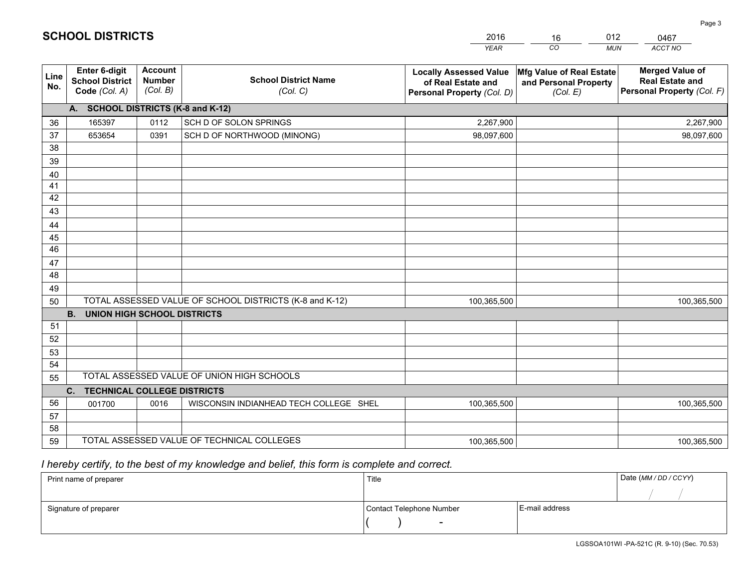# SCHOOL DISTRICTS

| 2016 | 16 | 012 | 0467 |
|---|---|---|---|
| *YEAR* | *CO* | *MUN* | *ACCT NO* |

| Line No. | Enter 6-digit School District Code *(Col. A)* | Account Number *(Col. B)* | School District Name *(Col. C)* | Locally Assessed Value of Real Estate and Personal Property *(Col. D)* | Mfg Value of Real Estate and Personal Property *(Col. E)* | Merged Value of Real Estate and Personal Property *(Col. F)* |
|---|---|---|---|---|---|---|
| **A. SCHOOL DISTRICTS (K-8 and K-12)** | | | | | | |
| 36 | 165397 | 0112 | SCH D OF SOLON SPRINGS | 2,267,900 | | 2,267,900 |
| 37 | 653654 | 0391 | SCH D OF NORTHWOOD (MINONG) | 98,097,600 | | 98,097,600 |
| 38 | | | | | | |
| 39 | | | | | | |
| 40 | | | | | | |
| 41 | | | | | | |
| 42 | | | | | | |
| 43 | | | | | | |
| 44 | | | | | | |
| 45 | | | | | | |
| 46 | | | | | | |
| 47 | | | | | | |
| 48 | | | | | | |
| 49 | | | | | | |
| 50 | TOTAL ASSESSED VALUE OF SCHOOL DISTRICTS (K-8 and K-12) | | | 100,365,500 | | 100,365,500 |
| **B. UNION HIGH SCHOOL DISTRICTS** | | | | | | |
| 51 | | | | | | |
| 52 | | | | | | |
| 53 | | | | | | |
| 54 | | | | | | |
| 55 | TOTAL ASSESSED VALUE OF UNION HIGH SCHOOLS | | | | | |
| **C. TECHNICAL COLLEGE DISTRICTS** | | | | | | |
| 56 | 001700 | 0016 | WISCONSIN INDIANHEAD TECH COLLEGE SHEL | 100,365,500 | | 100,365,500 |
| 57 | | | | | | |
| 58 | | | | | | |
| 59 | TOTAL ASSESSED VALUE OF TECHNICAL COLLEGES | | | 100,365,500 | | 100,365,500 |

*I hereby certify, to the best of my knowledge and belief, this form is complete and correct.*

| Print name of preparer | Title | | Date *(MM / DD / CCYY)* |
|---|---|---|---|
| | | | / / |
| Signature of preparer | Contact Telephone Number | E-mail address | |
| | ( ) - | | |

LGSSOA101WI -PA-521C (R. 9-10) (Sec. 70.53)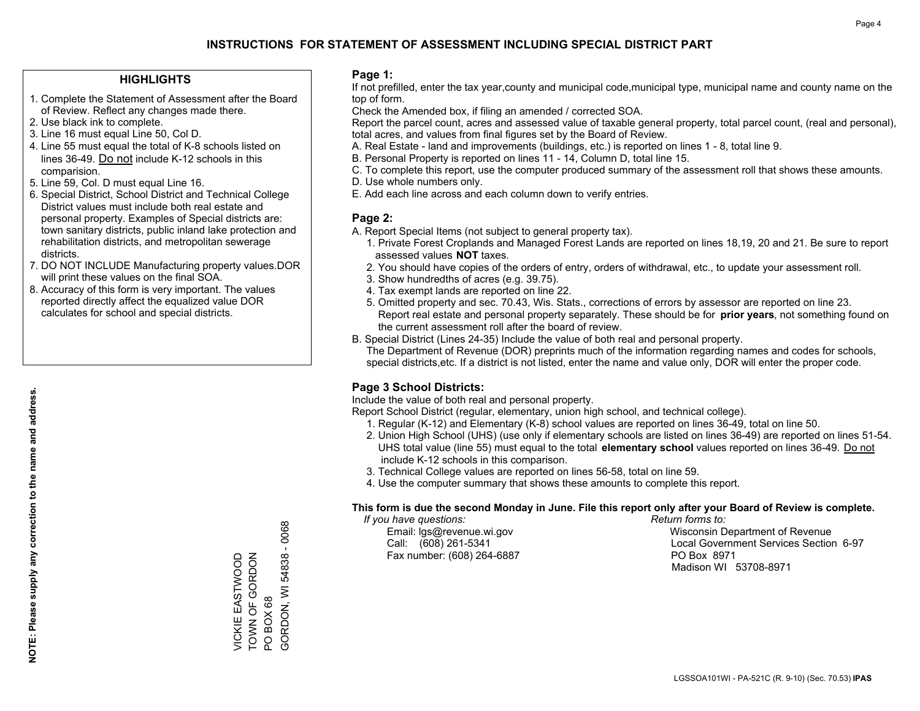# INSTRUCTIONS FOR STATEMENT OF ASSESSMENT INCLUDING SPECIAL DISTRICT PART

## HIGHLIGHTS

1. Complete the Statement of Assessment after the Board of Review. Reflect any changes made there.
2. Use black ink to complete.
3. Line 16 must equal Line 50, Col D.
4. Line 55 must equal the total of K-8 schools listed on lines 36-49. Do not include K-12 schools in this comparision.
5. Line 59, Col. D must equal Line 16.
6. Special District, School District and Technical College District values must include both real estate and personal property. Examples of Special districts are: town sanitary districts, public inland lake protection and rehabilitation districts, and metropolitan sewerage districts.
7. DO NOT INCLUDE Manufacturing property values.DOR will print these values on the final SOA.
8. Accuracy of this form is very important. The values reported directly affect the equalized value DOR calculates for school and special districts.

**NOTE: Please supply any correction to the name and address.**

VICKIE EASTWOOD
TOWN OF GORDON
PO BOX 68
GORDON, WI 54838 - 0068

## Page 1:

If not prefilled, enter the tax year,county and municipal code,municipal type, municipal name and county name on the top of form.

Check the Amended box, if filing an amended / corrected SOA.

Report the parcel count, acres and assessed value of taxable general property, total parcel count, (real and personal), total acres, and values from final figures set by the Board of Review.

A. Real Estate - land and improvements (buildings, etc.) is reported on lines 1 - 8, total line 9.
B. Personal Property is reported on lines 11 - 14, Column D, total line 15.
C. To complete this report, use the computer produced summary of the assessment roll that shows these amounts.
D. Use whole numbers only.
E. Add each line across and each column down to verify entries.

## Page 2:

A. Report Special Items (not subject to general property tax).
   1. Private Forest Croplands and Managed Forest Lands are reported on lines 18,19, 20 and 21. Be sure to report assessed values **NOT** taxes.
   2. You should have copies of the orders of entry, orders of withdrawal, etc., to update your assessment roll.
   3. Show hundredths of acres (e.g. 39.75).
   4. Tax exempt lands are reported on line 22.
   5. Omitted property and sec. 70.43, Wis. Stats., corrections of errors by assessor are reported on line 23. Report real estate and personal property separately. These should be for **prior years**, not something found on the current assessment roll after the board of review.

B. Special District (Lines 24-35) Include the value of both real and personal property.
   The Department of Revenue (DOR) preprints much of the information regarding names and codes for schools, special districts,etc. If a district is not listed, enter the name and value only, DOR will enter the proper code.

## Page 3 School Districts:

Include the value of both real and personal property.

Report School District (regular, elementary, union high school, and technical college).

1. Regular (K-12) and Elementary (K-8) school values are reported on lines 36-49, total on line 50.
2. Union High School (UHS) (use only if elementary schools are listed on lines 36-49) are reported on lines 51-54. UHS total value (line 55) must equal to the total **elementary school** values reported on lines 36-49. Do not include K-12 schools in this comparison.
3. Technical College values are reported on lines 56-58, total on line 59.
4. Use the computer summary that shows these amounts to complete this report.

**This form is due the second Monday in June. File this report only after your Board of Review is complete.**

*If you have questions:*
Email: lgs@revenue.wi.gov
Call: (608) 261-5341
Fax number: (608) 264-6887

*Return forms to:*
Wisconsin Department of Revenue
Local Government Services Section 6-97
PO Box 8971
Madison WI 53708-8971

LGSSOA101WI - PA-521C (R. 9-10) (Sec. 70.53) **IPAS**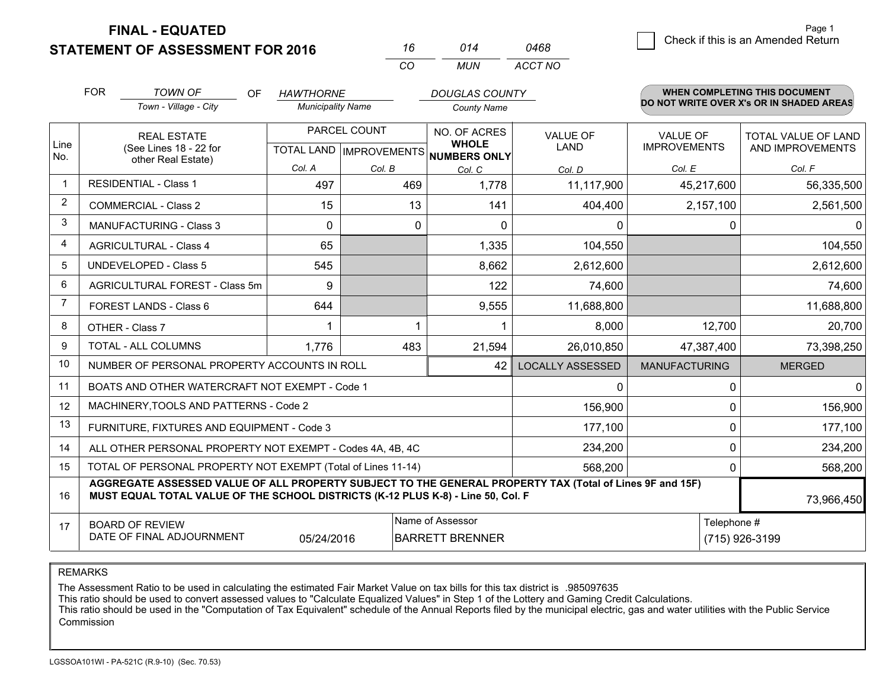# FINAL - EQUATED
# STATEMENT OF ASSESSMENT FOR 2016

| 16 | 014 | 0468 |
|---|---|---|
| CO | MUN | ACCT NO |

Check if this is an Amended Return

FOR *TOWN OF* (Town - Village - City) OF *HAWTHORNE* (Municipality Name) *DOUGLAS COUNTY* (County Name)

**WHEN COMPLETING THIS DOCUMENT DO NOT WRITE OVER X's OR IN SHADED AREAS**

| Line No. | REAL ESTATE (See Lines 18 - 22 for other Real Estate) | PARCEL COUNT TOTAL LAND Col. A | PARCEL COUNT IMPROVEMENTS Col. B | NO. OF ACRES WHOLE NUMBERS ONLY Col. C | VALUE OF LAND Col. D | VALUE OF IMPROVEMENTS Col. E | TOTAL VALUE OF LAND AND IMPROVEMENTS Col. F |
|---|---|---|---|---|---|---|---|
| 1 | RESIDENTIAL - Class 1 | 497 | 469 | 1,778 | 11,117,900 | 45,217,600 | 56,335,500 |
| 2 | COMMERCIAL - Class 2 | 15 | 13 | 141 | 404,400 | 2,157,100 | 2,561,500 |
| 3 | MANUFACTURING - Class 3 | 0 | 0 | 0 | 0 | 0 | 0 |
| 4 | AGRICULTURAL - Class 4 | 65 | | 1,335 | 104,550 | | 104,550 |
| 5 | UNDEVELOPED - Class 5 | 545 | | 8,662 | 2,612,600 | | 2,612,600 |
| 6 | AGRICULTURAL FOREST - Class 5m | 9 | | 122 | 74,600 | | 74,600 |
| 7 | FOREST LANDS - Class 6 | 644 | | 9,555 | 11,688,800 | | 11,688,800 |
| 8 | OTHER - Class 7 | 1 | 1 | 1 | 8,000 | 12,700 | 20,700 |
| 9 | TOTAL - ALL COLUMNS | 1,776 | 483 | 21,594 | 26,010,850 | 47,387,400 | 73,398,250 |
| 10 | NUMBER OF PERSONAL PROPERTY ACCOUNTS IN ROLL | | | 42 | LOCALLY ASSESSED | MANUFACTURING | MERGED |
| 11 | BOATS AND OTHER WATERCRAFT NOT EXEMPT - Code 1 | | | | 0 | 0 | 0 |
| 12 | MACHINERY,TOOLS AND PATTERNS - Code 2 | | | | 156,900 | 0 | 156,900 |
| 13 | FURNITURE, FIXTURES AND EQUIPMENT - Code 3 | | | | 177,100 | 0 | 177,100 |
| 14 | ALL OTHER PERSONAL PROPERTY NOT EXEMPT - Codes 4A, 4B, 4C | | | | 234,200 | 0 | 234,200 |
| 15 | TOTAL OF PERSONAL PROPERTY NOT EXEMPT (Total of Lines 11-14) | | | | 568,200 | 0 | 568,200 |
| 16 | **AGGREGATE ASSESSED VALUE OF ALL PROPERTY SUBJECT TO THE GENERAL PROPERTY TAX (Total of Lines 9F and 15F) MUST EQUAL TOTAL VALUE OF THE SCHOOL DISTRICTS (K-12 PLUS K-8) - Line 50, Col. F** | | | | | | 73,966,450 |
| 17 | BOARD OF REVIEW DATE OF FINAL ADJOURNMENT | 05/24/2016 | Name of Assessor: BARRETT BRENNER | | | Telephone #: (715) 926-3199 | |

REMARKS

The Assessment Ratio to be used in calculating the estimated Fair Market Value on tax bills for this tax district is .985097635
This ratio should be used to convert assessed values to "Calculate Equalized Values" in Step 1 of the Lottery and Gaming Credit Calculations.
This ratio should be used in the "Computation of Tax Equivalent" schedule of the Annual Reports filed by the municipal electric, gas and water utilities with the Public Service Commission

LGSSOA101WI - PA-521C (R.9-10) (Sec. 70.53)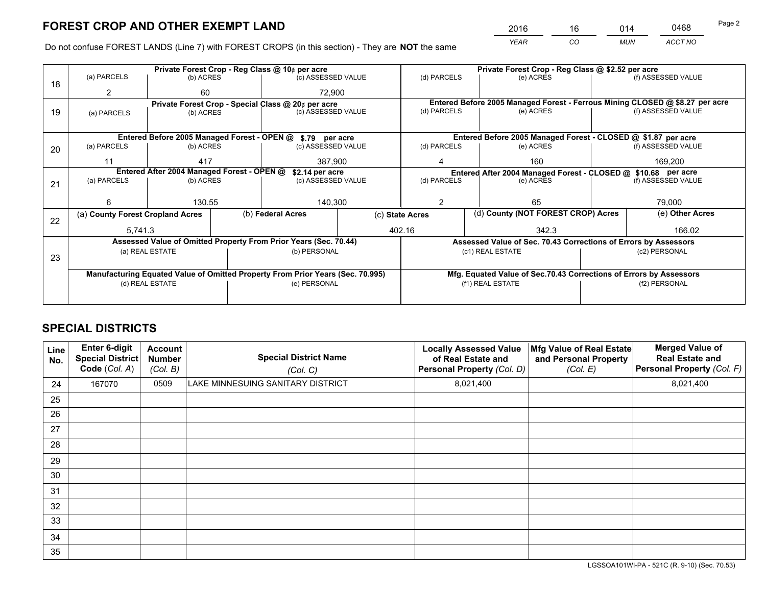# FOREST CROP AND OTHER EXEMPT LAND

| 2016 | 16 | 014 | 0468 |
|---|---|---|---|
| *YEAR* | *CO* | *MUN* | *ACCT NO* |

Do not confuse FOREST LANDS (Line 7) with FOREST CROPS (in this section) - They are **NOT** the same

| Line | Private Forest Crop - Reg Class @ 10¢ per acre | | | Private Forest Crop - Reg Class @ $2.52 per acre | | |
|---|---|---|---|---|---|---|
| | (a) PARCELS | (b) ACRES | (c) ASSESSED VALUE | (d) PARCELS | (e) ACRES | (f) ASSESSED VALUE |
| 18 | 2 | 60 | 72,900 | | | |
| | **Private Forest Crop - Special Class @ 20¢ per acre** | | | **Entered Before 2005 Managed Forest - Ferrous Mining CLOSED @ $8.27 per acre** | | |
| | (a) PARCELS | (b) ACRES | (c) ASSESSED VALUE | (d) PARCELS | (e) ACRES | (f) ASSESSED VALUE |
| 19 | | | | | | |
| | **Entered Before 2005 Managed Forest - OPEN @ $.79 per acre** | | | **Entered Before 2005 Managed Forest - CLOSED @ $1.87 per acre** | | |
| | (a) PARCELS | (b) ACRES | (c) ASSESSED VALUE | (d) PARCELS | (e) ACRES | (f) ASSESSED VALUE |
| 20 | 11 | 417 | 387,900 | 4 | 160 | 169,200 |
| | **Entered After 2004 Managed Forest - OPEN @ $2.14 per acre** | | | **Entered After 2004 Managed Forest - CLOSED @ $10.68 per acre** | | |
| | (a) PARCELS | (b) ACRES | (c) ASSESSED VALUE | (d) PARCELS | (e) ACRES | (f) ASSESSED VALUE |
| 21 | 6 | 130.55 | 140,300 | 2 | 65 | 79,000 |

| Line | (a) County Forest Cropland Acres | (b) Federal Acres | (c) State Acres | (d) County (NOT FOREST CROP) Acres | (e) Other Acres |
|---|---|---|---|---|---|
| 22 | 5,741.3 | | 402.16 | 342.3 | 166.02 |

| Line | Assessed Value of Omitted Property From Prior Years (Sec. 70.44) | | Assessed Value of Sec. 70.43 Corrections of Errors by Assessors | |
|---|---|---|---|---|
| 23 | (a) REAL ESTATE | (b) PERSONAL | (c1) REAL ESTATE | (c2) PERSONAL |
| | | | | |
| | **Manufacturing Equated Value of Omitted Property From Prior Years (Sec. 70.995)** | | **Mfg. Equated Value of Sec.70.43 Corrections of Errors by Assessors** | |
| | (d) REAL ESTATE | (e) PERSONAL | (f1) REAL ESTATE | (f2) PERSONAL |
| | | | | |

# SPECIAL DISTRICTS

| Line No. | Enter 6-digit Special District Code (*Col. A*) | Account Number (*Col. B*) | Special District Name (*Col. C*) | Locally Assessed Value of Real Estate and Personal Property (*Col. D*) | Mfg Value of Real Estate and Personal Property (*Col. E*) | Merged Value of Real Estate and Personal Property (*Col. F*) |
|---|---|---|---|---|---|---|
| 24 | 167070 | 0509 | LAKE MINNESUING SANITARY DISTRICT | 8,021,400 | | 8,021,400 |
| 25 | | | | | | |
| 26 | | | | | | |
| 27 | | | | | | |
| 28 | | | | | | |
| 29 | | | | | | |
| 30 | | | | | | |
| 31 | | | | | | |
| 32 | | | | | | |
| 33 | | | | | | |
| 34 | | | | | | |
| 35 | | | | | | |

LGSSOA101WI-PA - 521C (R. 9-10) (Sec. 70.53)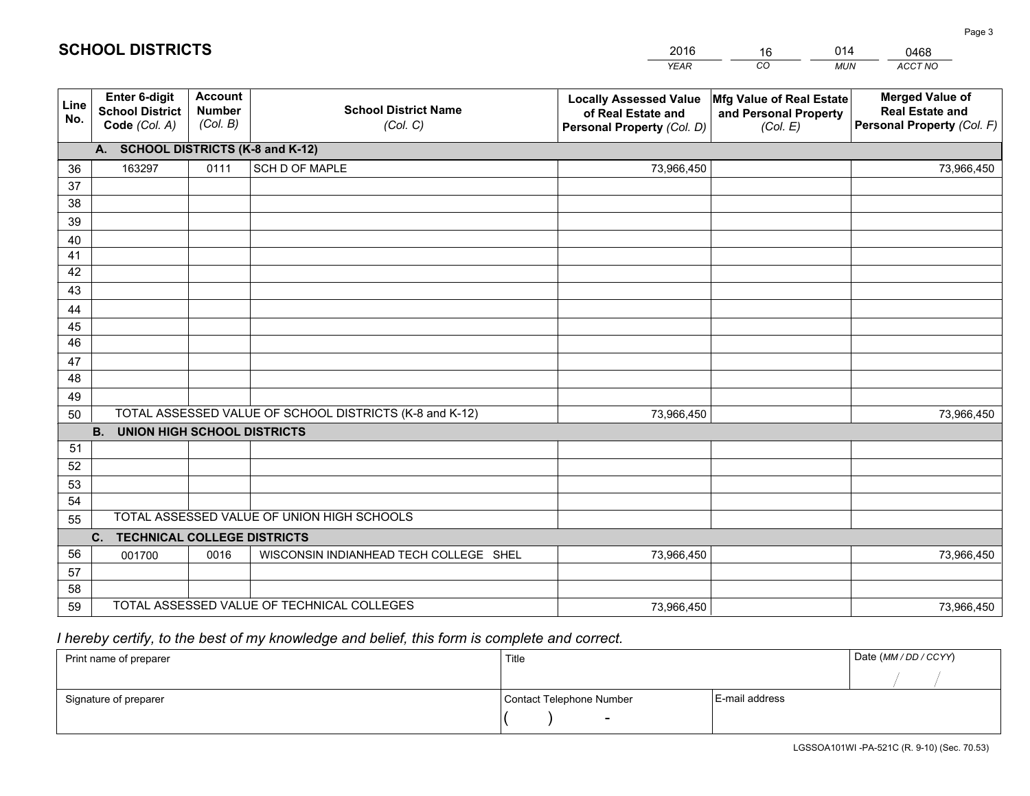# SCHOOL DISTRICTS

| 2016 | 16 | 014 | 0468 |
|---|---|---|---|
| *YEAR* | *CO* | *MUN* | *ACCT NO* |

| Line No. | Enter 6-digit School District Code *(Col. A)* | Account Number *(Col. B)* | School District Name *(Col. C)* | Locally Assessed Value of Real Estate and Personal Property *(Col. D)* | Mfg Value of Real Estate and Personal Property *(Col. E)* | Merged Value of Real Estate and Personal Property *(Col. F)* |
|---|---|---|---|---|---|---|
| **A. SCHOOL DISTRICTS (K-8 and K-12)** | | | | | | |
| 36 | 163297 | 0111 | SCH D OF MAPLE | 73,966,450 | | 73,966,450 |
| 37 | | | | | | |
| 38 | | | | | | |
| 39 | | | | | | |
| 40 | | | | | | |
| 41 | | | | | | |
| 42 | | | | | | |
| 43 | | | | | | |
| 44 | | | | | | |
| 45 | | | | | | |
| 46 | | | | | | |
| 47 | | | | | | |
| 48 | | | | | | |
| 49 | | | | | | |
| 50 | TOTAL ASSESSED VALUE OF SCHOOL DISTRICTS (K-8 and K-12) | | | 73,966,450 | | 73,966,450 |
| **B. UNION HIGH SCHOOL DISTRICTS** | | | | | | |
| 51 | | | | | | |
| 52 | | | | | | |
| 53 | | | | | | |
| 54 | | | | | | |
| 55 | TOTAL ASSESSED VALUE OF UNION HIGH SCHOOLS | | | | | |
| **C. TECHNICAL COLLEGE DISTRICTS** | | | | | | |
| 56 | 001700 | 0016 | WISCONSIN INDIANHEAD TECH COLLEGE SHEL | 73,966,450 | | 73,966,450 |
| 57 | | | | | | |
| 58 | | | | | | |
| 59 | TOTAL ASSESSED VALUE OF TECHNICAL COLLEGES | | | 73,966,450 | | 73,966,450 |

*I hereby certify, to the best of my knowledge and belief, this form is complete and correct.*

| Print name of preparer | Title | | Date *(MM / DD / CCYY)* |
|---|---|---|---|
| | | | / / |
| Signature of preparer | Contact Telephone Number | E-mail address | |
| | ( ) - | | |

LGSSOA101WI -PA-521C (R. 9-10) (Sec. 70.53)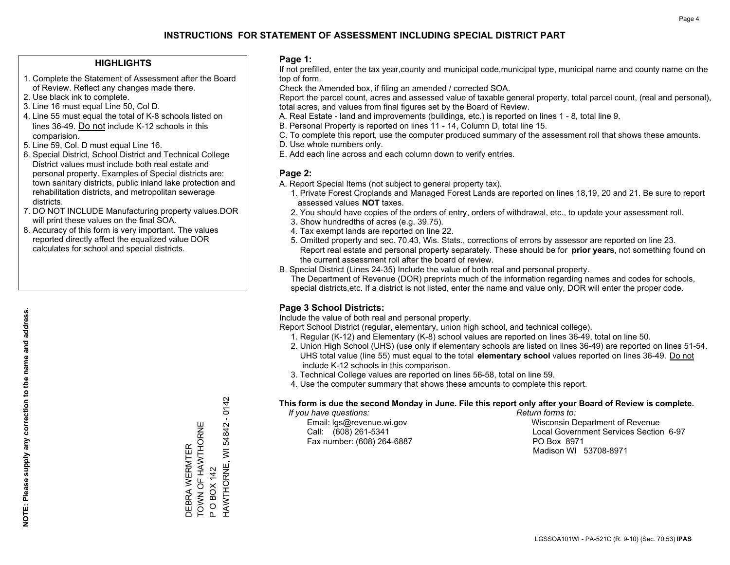# INSTRUCTIONS FOR STATEMENT OF ASSESSMENT INCLUDING SPECIAL DISTRICT PART

## HIGHLIGHTS

1. Complete the Statement of Assessment after the Board of Review. Reflect any changes made there.
2. Use black ink to complete.
3. Line 16 must equal Line 50, Col D.
4. Line 55 must equal the total of K-8 schools listed on lines 36-49. Do not include K-12 schools in this comparision.
5. Line 59, Col. D must equal Line 16.
6. Special District, School District and Technical College District values must include both real estate and personal property. Examples of Special districts are: town sanitary districts, public inland lake protection and rehabilitation districts, and metropolitan sewerage districts.
7. DO NOT INCLUDE Manufacturing property values.DOR will print these values on the final SOA.
8. Accuracy of this form is very important. The values reported directly affect the equalized value DOR calculates for school and special districts.

**NOTE: Please supply any correction to the name and address.**

DEBRA WERMTER
TOWN OF HAWTHORNE
P O BOX 142
HAWTHORNE, WI 54842 - 0142

## Page 1:

If not prefilled, enter the tax year,county and municipal code,municipal type, municipal name and county name on the top of form.

Check the Amended box, if filing an amended / corrected SOA.

Report the parcel count, acres and assessed value of taxable general property, total parcel count, (real and personal), total acres, and values from final figures set by the Board of Review.

A. Real Estate - land and improvements (buildings, etc.) is reported on lines 1 - 8, total line 9.
B. Personal Property is reported on lines 11 - 14, Column D, total line 15.
C. To complete this report, use the computer produced summary of the assessment roll that shows these amounts.
D. Use whole numbers only.
E. Add each line across and each column down to verify entries.

## Page 2:

A. Report Special Items (not subject to general property tax).
   1. Private Forest Croplands and Managed Forest Lands are reported on lines 18,19, 20 and 21. Be sure to report assessed values **NOT** taxes.
   2. You should have copies of the orders of entry, orders of withdrawal, etc., to update your assessment roll.
   3. Show hundredths of acres (e.g. 39.75).
   4. Tax exempt lands are reported on line 22.
   5. Omitted property and sec. 70.43, Wis. Stats., corrections of errors by assessor are reported on line 23. Report real estate and personal property separately. These should be for **prior years**, not something found on the current assessment roll after the board of review.
B. Special District (Lines 24-35) Include the value of both real and personal property.
   The Department of Revenue (DOR) preprints much of the information regarding names and codes for schools, special districts,etc. If a district is not listed, enter the name and value only, DOR will enter the proper code.

## Page 3 School Districts:

Include the value of both real and personal property.

Report School District (regular, elementary, union high school, and technical college).

1. Regular (K-12) and Elementary (K-8) school values are reported on lines 36-49, total on line 50.
2. Union High School (UHS) (use only if elementary schools are listed on lines 36-49) are reported on lines 51-54. UHS total value (line 55) must equal to the total **elementary school** values reported on lines 36-49. Do not include K-12 schools in this comparison.
3. Technical College values are reported on lines 56-58, total on line 59.
4. Use the computer summary that shows these amounts to complete this report.

**This form is due the second Monday in June. File this report only after your Board of Review is complete.**

*If you have questions:*
Email: lgs@revenue.wi.gov
Call: (608) 261-5341
Fax number: (608) 264-6887

*Return forms to:*
Wisconsin Department of Revenue
Local Government Services Section 6-97
PO Box 8971
Madison WI 53708-8971

LGSSOA101WI - PA-521C (R. 9-10) (Sec. 70.53) **IPAS**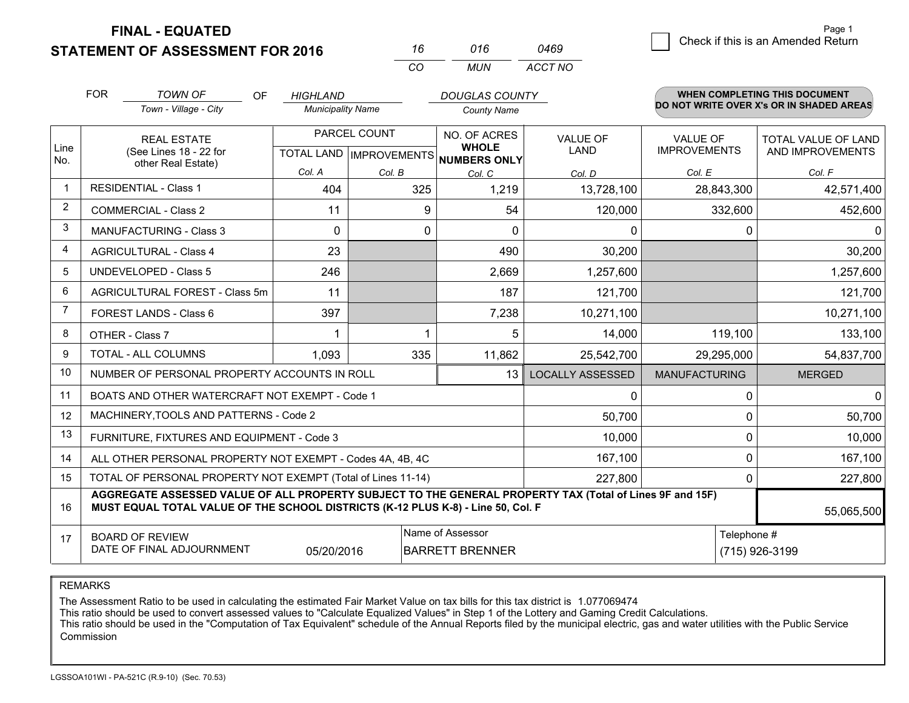# FINAL - EQUATED
# STATEMENT OF ASSESSMENT FOR 2016

| 16 | 016 | 0469 |
|---|---|---|
| CO | MUN | ACCT NO |

Page 1

☐ Check if this is an Amended Return

FOR *TOWN OF* (Town - Village - City) OF *HIGHLAND* (Municipality Name) *DOUGLAS COUNTY* (County Name)

**WHEN COMPLETING THIS DOCUMENT DO NOT WRITE OVER X's OR IN SHADED AREAS**

| Line No. | REAL ESTATE (See Lines 18 - 22 for other Real Estate) | PARCEL COUNT TOTAL LAND Col. A | PARCEL COUNT IMPROVEMENTS Col. B | NO. OF ACRES WHOLE NUMBERS ONLY Col. C | VALUE OF LAND Col. D | VALUE OF IMPROVEMENTS Col. E | TOTAL VALUE OF LAND AND IMPROVEMENTS Col. F |
|---|---|---|---|---|---|---|---|
| 1 | RESIDENTIAL - Class 1 | 404 | 325 | 1,219 | 13,728,100 | 28,843,300 | 42,571,400 |
| 2 | COMMERCIAL - Class 2 | 11 | 9 | 54 | 120,000 | 332,600 | 452,600 |
| 3 | MANUFACTURING - Class 3 | 0 | 0 | 0 | 0 | 0 | 0 |
| 4 | AGRICULTURAL - Class 4 | 23 | | 490 | 30,200 | | 30,200 |
| 5 | UNDEVELOPED - Class 5 | 246 | | 2,669 | 1,257,600 | | 1,257,600 |
| 6 | AGRICULTURAL FOREST - Class 5m | 11 | | 187 | 121,700 | | 121,700 |
| 7 | FOREST LANDS - Class 6 | 397 | | 7,238 | 10,271,100 | | 10,271,100 |
| 8 | OTHER - Class 7 | 1 | 1 | 5 | 14,000 | 119,100 | 133,100 |
| 9 | TOTAL - ALL COLUMNS | 1,093 | 335 | 11,862 | 25,542,700 | 29,295,000 | 54,837,700 |
| 10 | NUMBER OF PERSONAL PROPERTY ACCOUNTS IN ROLL | | | 13 | LOCALLY ASSESSED | MANUFACTURING | MERGED |
| 11 | BOATS AND OTHER WATERCRAFT NOT EXEMPT - Code 1 | | | | 0 | 0 | 0 |
| 12 | MACHINERY,TOOLS AND PATTERNS - Code 2 | | | | 50,700 | 0 | 50,700 |
| 13 | FURNITURE, FIXTURES AND EQUIPMENT - Code 3 | | | | 10,000 | 0 | 10,000 |
| 14 | ALL OTHER PERSONAL PROPERTY NOT EXEMPT - Codes 4A, 4B, 4C | | | | 167,100 | 0 | 167,100 |
| 15 | TOTAL OF PERSONAL PROPERTY NOT EXEMPT (Total of Lines 11-14) | | | | 227,800 | 0 | 227,800 |
| 16 | **AGGREGATE ASSESSED VALUE OF ALL PROPERTY SUBJECT TO THE GENERAL PROPERTY TAX (Total of Lines 9F and 15F) MUST EQUAL TOTAL VALUE OF THE SCHOOL DISTRICTS (K-12 PLUS K-8) - Line 50, Col. F** | | | | | | 55,065,500 |
| 17 | BOARD OF REVIEW DATE OF FINAL ADJOURNMENT | 05/20/2016 | Name of Assessor: BARRETT BRENNER | | | Telephone #: (715) 926-3199 | |

REMARKS

The Assessment Ratio to be used in calculating the estimated Fair Market Value on tax bills for this tax district is 1.077069474
This ratio should be used to convert assessed values to "Calculate Equalized Values" in Step 1 of the Lottery and Gaming Credit Calculations.
This ratio should be used in the "Computation of Tax Equivalent" schedule of the Annual Reports filed by the municipal electric, gas and water utilities with the Public Service Commission

LGSSOA101WI - PA-521C (R.9-10) (Sec. 70.53)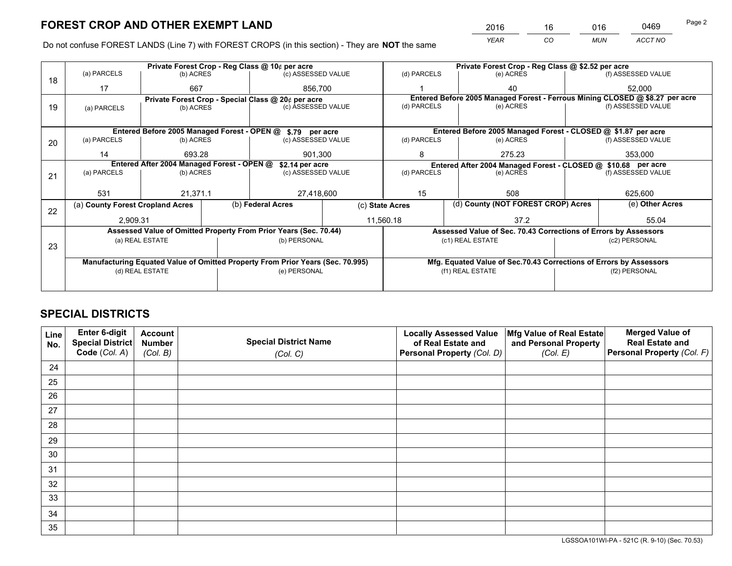# FOREST CROP AND OTHER EXEMPT LAND

| 2016 | 16 | 016 | 0469 |
|---|---|---|---|
| *YEAR* | *CO* | *MUN* | *ACCT NO* |

Do not confuse FOREST LANDS (Line 7) with FOREST CROPS (in this section) - They are **NOT** the same

| Line | Private Forest Crop - Reg Class @ 10¢ per acre | | | Private Forest Crop - Reg Class @ $2.52 per acre | | |
|---|---|---|---|---|---|---|
| 18 | (a) PARCELS | (b) ACRES | (c) ASSESSED VALUE | (d) PARCELS | (e) ACRES | (f) ASSESSED VALUE |
| | 17 | 667 | 856,700 | 1 | 40 | 52,000 |
| | **Private Forest Crop - Special Class @ 20¢ per acre** | | | **Entered Before 2005 Managed Forest - Ferrous Mining CLOSED @ $8.27 per acre** | | |
| 19 | (a) PARCELS | (b) ACRES | (c) ASSESSED VALUE | (d) PARCELS | (e) ACRES | (f) ASSESSED VALUE |
| | | | | | | |
| | **Entered Before 2005 Managed Forest - OPEN @ $.79 per acre** | | | **Entered Before 2005 Managed Forest - CLOSED @ $1.87 per acre** | | |
| 20 | (a) PARCELS | (b) ACRES | (c) ASSESSED VALUE | (d) PARCELS | (e) ACRES | (f) ASSESSED VALUE |
| | 14 | 693.28 | 901,300 | 8 | 275.23 | 353,000 |
| | **Entered After 2004 Managed Forest - OPEN @ $2.14 per acre** | | | **Entered After 2004 Managed Forest - CLOSED @ $10.68 per acre** | | |
| 21 | (a) PARCELS | (b) ACRES | (c) ASSESSED VALUE | (d) PARCELS | (e) ACRES | (f) ASSESSED VALUE |
| | 531 | 21,371.1 | 27,418,600 | 15 | 508 | 625,600 |

| Line | (a) County Forest Cropland Acres | (b) Federal Acres | (c) State Acres | (d) County (NOT FOREST CROP) Acres | (e) Other Acres |
|---|---|---|---|---|---|
| 22 | 2,909.31 | | 11,560.18 | 37.2 | 55.04 |

| Line | Assessed Value of Omitted Property From Prior Years (Sec. 70.44) | | Assessed Value of Sec. 70.43 Corrections of Errors by Assessors | |
|---|---|---|---|---|
| 23 | (a) REAL ESTATE | (b) PERSONAL | (c1) REAL ESTATE | (c2) PERSONAL |
| | | | | |
| | **Manufacturing Equated Value of Omitted Property From Prior Years (Sec. 70.995)** | | **Mfg. Equated Value of Sec.70.43 Corrections of Errors by Assessors** | |
| | (d) REAL ESTATE | (e) PERSONAL | (f1) REAL ESTATE | (f2) PERSONAL |
| | | | | |

# SPECIAL DISTRICTS

| Line No. | Enter 6-digit Special District Code (*Col. A*) | Account Number (*Col. B*) | Special District Name (*Col. C*) | Locally Assessed Value of Real Estate and Personal Property (*Col. D*) | Mfg Value of Real Estate and Personal Property (*Col. E*) | Merged Value of Real Estate and Personal Property (*Col. F*) |
|---|---|---|---|---|---|---|
| 24 | | | | | | |
| 25 | | | | | | |
| 26 | | | | | | |
| 27 | | | | | | |
| 28 | | | | | | |
| 29 | | | | | | |
| 30 | | | | | | |
| 31 | | | | | | |
| 32 | | | | | | |
| 33 | | | | | | |
| 34 | | | | | | |
| 35 | | | | | | |

LGSSOA101WI-PA - 521C (R. 9-10) (Sec. 70.53)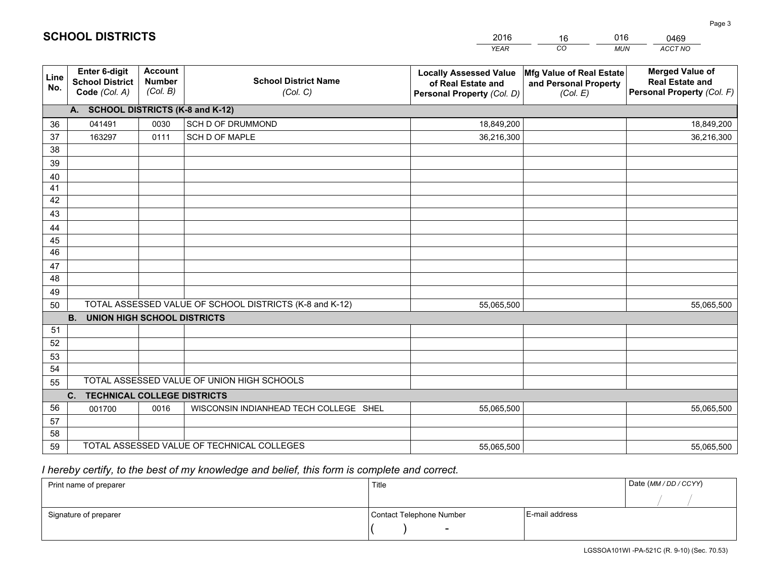# SCHOOL DISTRICTS

| 2016 | 16 | 016 | 0469 |
|---|---|---|---|
| *YEAR* | *CO* | *MUN* | *ACCT NO* |

| Line No. | Enter 6-digit School District Code *(Col. A)* | Account Number *(Col. B)* | School District Name *(Col. C)* | Locally Assessed Value of Real Estate and Personal Property *(Col. D)* | Mfg Value of Real Estate and Personal Property *(Col. E)* | Merged Value of Real Estate and Personal Property *(Col. F)* |
|---|---|---|---|---|---|---|
| | **A. SCHOOL DISTRICTS (K-8 and K-12)** | | | | | |
| 36 | 041491 | 0030 | SCH D OF DRUMMOND | 18,849,200 | | 18,849,200 |
| 37 | 163297 | 0111 | SCH D OF MAPLE | 36,216,300 | | 36,216,300 |
| 38 | | | | | | |
| 39 | | | | | | |
| 40 | | | | | | |
| 41 | | | | | | |
| 42 | | | | | | |
| 43 | | | | | | |
| 44 | | | | | | |
| 45 | | | | | | |
| 46 | | | | | | |
| 47 | | | | | | |
| 48 | | | | | | |
| 49 | | | | | | |
| 50 | TOTAL ASSESSED VALUE OF SCHOOL DISTRICTS (K-8 and K-12) | | | 55,065,500 | | 55,065,500 |
| | **B. UNION HIGH SCHOOL DISTRICTS** | | | | | |
| 51 | | | | | | |
| 52 | | | | | | |
| 53 | | | | | | |
| 54 | | | | | | |
| 55 | TOTAL ASSESSED VALUE OF UNION HIGH SCHOOLS | | | | | |
| | **C. TECHNICAL COLLEGE DISTRICTS** | | | | | |
| 56 | 001700 | 0016 | WISCONSIN INDIANHEAD TECH COLLEGE SHEL | 55,065,500 | | 55,065,500 |
| 57 | | | | | | |
| 58 | | | | | | |
| 59 | TOTAL ASSESSED VALUE OF TECHNICAL COLLEGES | | | 55,065,500 | | 55,065,500 |

*I hereby certify, to the best of my knowledge and belief, this form is complete and correct.*

| Print name of preparer | Title | | Date *(MM / DD / CCYY)* |
|---|---|---|---|
| | | | / / |
| Signature of preparer | Contact Telephone Number | E-mail address | |
| | ( ) - | | |

LGSSOA101WI -PA-521C (R. 9-10) (Sec. 70.53)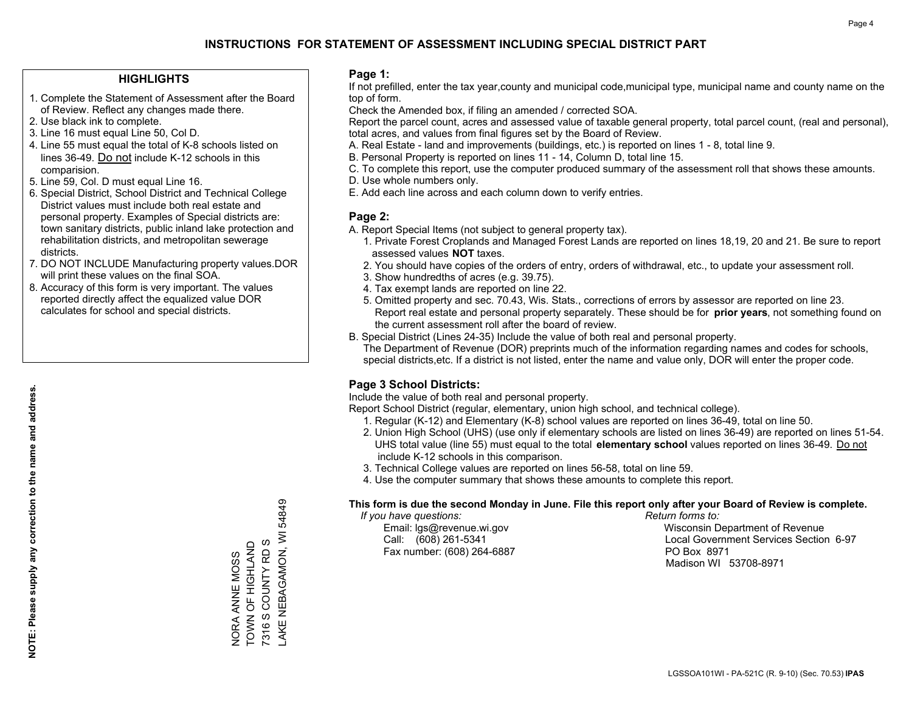# INSTRUCTIONS FOR STATEMENT OF ASSESSMENT INCLUDING SPECIAL DISTRICT PART

## HIGHLIGHTS

1. Complete the Statement of Assessment after the Board of Review. Reflect any changes made there.
2. Use black ink to complete.
3. Line 16 must equal Line 50, Col D.
4. Line 55 must equal the total of K-8 schools listed on lines 36-49. Do not include K-12 schools in this comparision.
5. Line 59, Col. D must equal Line 16.
6. Special District, School District and Technical College District values must include both real estate and personal property. Examples of Special districts are: town sanitary districts, public inland lake protection and rehabilitation districts, and metropolitan sewerage districts.
7. DO NOT INCLUDE Manufacturing property values.DOR will print these values on the final SOA.
8. Accuracy of this form is very important. The values reported directly affect the equalized value DOR calculates for school and special districts.

**NOTE: Please supply any correction to the name and address.**

NORA ANNE MOSS
TOWN OF HIGHLAND
7316 S COUNTY RD S
LAKE NEBAGAMON, WI 54849

## Page 1:

If not prefilled, enter the tax year,county and municipal code,municipal type, municipal name and county name on the top of form.

Check the Amended box, if filing an amended / corrected SOA.

Report the parcel count, acres and assessed value of taxable general property, total parcel count, (real and personal), total acres, and values from final figures set by the Board of Review.

A. Real Estate - land and improvements (buildings, etc.) is reported on lines 1 - 8, total line 9.
B. Personal Property is reported on lines 11 - 14, Column D, total line 15.
C. To complete this report, use the computer produced summary of the assessment roll that shows these amounts.
D. Use whole numbers only.
E. Add each line across and each column down to verify entries.

## Page 2:

A. Report Special Items (not subject to general property tax).
   1. Private Forest Croplands and Managed Forest Lands are reported on lines 18,19, 20 and 21. Be sure to report assessed values **NOT** taxes.
   2. You should have copies of the orders of entry, orders of withdrawal, etc., to update your assessment roll.
   3. Show hundredths of acres (e.g. 39.75).
   4. Tax exempt lands are reported on line 22.
   5. Omitted property and sec. 70.43, Wis. Stats., corrections of errors by assessor are reported on line 23. Report real estate and personal property separately. These should be for **prior years**, not something found on the current assessment roll after the board of review.
B. Special District (Lines 24-35) Include the value of both real and personal property.
   The Department of Revenue (DOR) preprints much of the information regarding names and codes for schools, special districts,etc. If a district is not listed, enter the name and value only, DOR will enter the proper code.

## Page 3 School Districts:

Include the value of both real and personal property.

Report School District (regular, elementary, union high school, and technical college).

1. Regular (K-12) and Elementary (K-8) school values are reported on lines 36-49, total on line 50.
2. Union High School (UHS) (use only if elementary schools are listed on lines 36-49) are reported on lines 51-54. UHS total value (line 55) must equal to the total **elementary school** values reported on lines 36-49. Do not include K-12 schools in this comparison.
3. Technical College values are reported on lines 56-58, total on line 59.
4. Use the computer summary that shows these amounts to complete this report.

**This form is due the second Monday in June. File this report only after your Board of Review is complete.**

*If you have questions:*
Email: lgs@revenue.wi.gov
Call: (608) 261-5341
Fax number: (608) 264-6887

*Return forms to:*
Wisconsin Department of Revenue
Local Government Services Section 6-97
PO Box 8971
Madison WI 53708-8971

LGSSOA101WI - PA-521C (R. 9-10) (Sec. 70.53) **IPAS**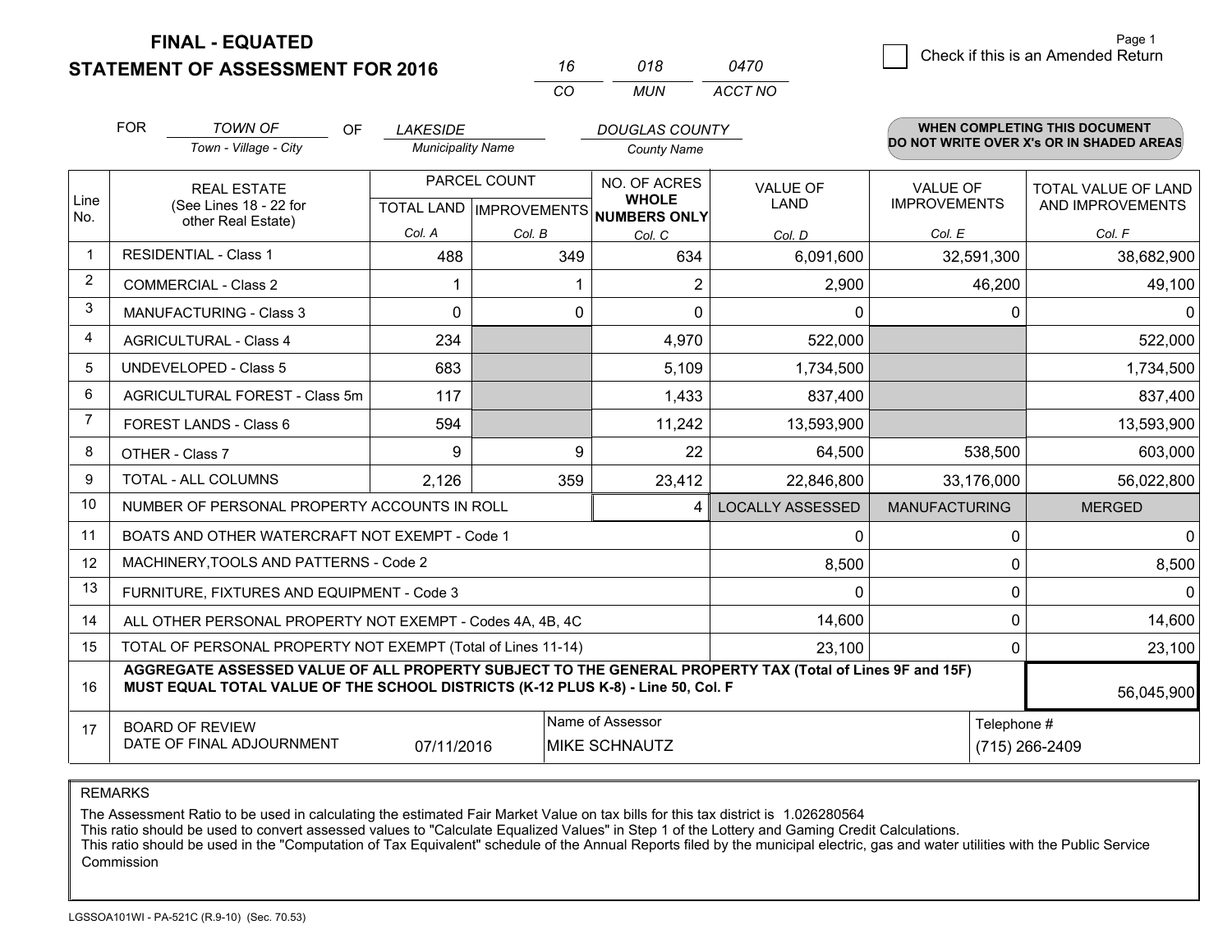# FINAL - EQUATED
## STATEMENT OF ASSESSMENT FOR 2016

| 16 | 018 | 0470 |
|---|---|---|
| CO | MUN | ACCT NO |

Page 1

☐ Check if this is an Amended Return

FOR *TOWN OF* (Town - Village - City) OF *LAKESIDE* (Municipality Name) *DOUGLAS COUNTY* (County Name)

**WHEN COMPLETING THIS DOCUMENT DO NOT WRITE OVER X's OR IN SHADED AREAS**

| Line No. | REAL ESTATE (See Lines 18 - 22 for other Real Estate) | PARCEL COUNT TOTAL LAND Col. A | PARCEL COUNT IMPROVEMENTS Col. B | NO. OF ACRES WHOLE NUMBERS ONLY Col. C | VALUE OF LAND Col. D | VALUE OF IMPROVEMENTS Col. E | TOTAL VALUE OF LAND AND IMPROVEMENTS Col. F |
|---|---|---|---|---|---|---|---|
| 1 | RESIDENTIAL - Class 1 | 488 | 349 | 634 | 6,091,600 | 32,591,300 | 38,682,900 |
| 2 | COMMERCIAL - Class 2 | 1 | 1 | 2 | 2,900 | 46,200 | 49,100 |
| 3 | MANUFACTURING - Class 3 | 0 | 0 | 0 | 0 | 0 | 0 |
| 4 | AGRICULTURAL - Class 4 | 234 | | 4,970 | 522,000 | | 522,000 |
| 5 | UNDEVELOPED - Class 5 | 683 | | 5,109 | 1,734,500 | | 1,734,500 |
| 6 | AGRICULTURAL FOREST - Class 5m | 117 | | 1,433 | 837,400 | | 837,400 |
| 7 | FOREST LANDS - Class 6 | 594 | | 11,242 | 13,593,900 | | 13,593,900 |
| 8 | OTHER - Class 7 | 9 | 9 | 22 | 64,500 | 538,500 | 603,000 |
| 9 | TOTAL - ALL COLUMNS | 2,126 | 359 | 23,412 | 22,846,800 | 33,176,000 | 56,022,800 |
| 10 | NUMBER OF PERSONAL PROPERTY ACCOUNTS IN ROLL | | | 4 | LOCALLY ASSESSED | MANUFACTURING | MERGED |
| 11 | BOATS AND OTHER WATERCRAFT NOT EXEMPT - Code 1 | | | | 0 | 0 | 0 |
| 12 | MACHINERY,TOOLS AND PATTERNS - Code 2 | | | | 8,500 | 0 | 8,500 |
| 13 | FURNITURE, FIXTURES AND EQUIPMENT - Code 3 | | | | 0 | 0 | 0 |
| 14 | ALL OTHER PERSONAL PROPERTY NOT EXEMPT - Codes 4A, 4B, 4C | | | | 14,600 | 0 | 14,600 |
| 15 | TOTAL OF PERSONAL PROPERTY NOT EXEMPT (Total of Lines 11-14) | | | | 23,100 | 0 | 23,100 |
| 16 | **AGGREGATE ASSESSED VALUE OF ALL PROPERTY SUBJECT TO THE GENERAL PROPERTY TAX (Total of Lines 9F and 15F) MUST EQUAL TOTAL VALUE OF THE SCHOOL DISTRICTS (K-12 PLUS K-8) - Line 50, Col. F** | | | | | | 56,045,900 |
| 17 | BOARD OF REVIEW DATE OF FINAL ADJOURNMENT | 07/11/2016 | Name of Assessor: MIKE SCHNAUTZ | | | Telephone #: (715) 266-2409 | |

REMARKS

The Assessment Ratio to be used in calculating the estimated Fair Market Value on tax bills for this tax district is 1.026280564
This ratio should be used to convert assessed values to "Calculate Equalized Values" in Step 1 of the Lottery and Gaming Credit Calculations.
This ratio should be used in the "Computation of Tax Equivalent" schedule of the Annual Reports filed by the municipal electric, gas and water utilities with the Public Service Commission

LGSSOA101WI - PA-521C (R.9-10) (Sec. 70.53)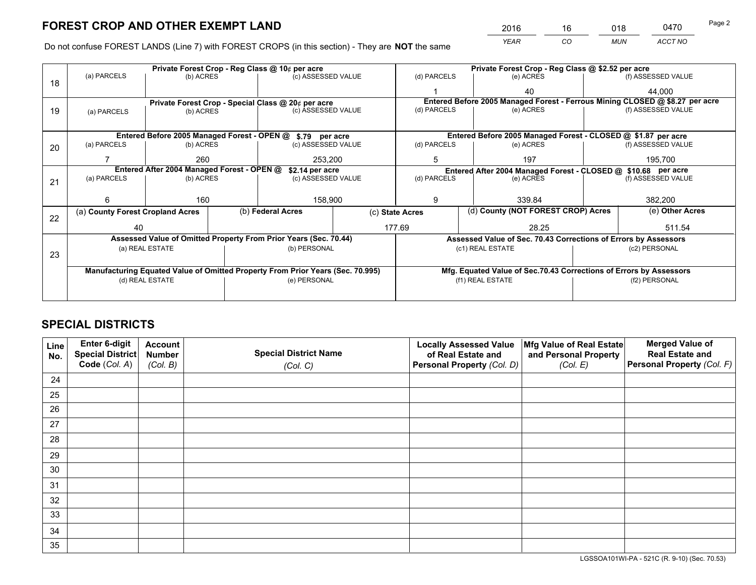# FOREST CROP AND OTHER EXEMPT LAND

| 2016 | 16 | 018 | 0470 |
|---|---|---|---|
| *YEAR* | *CO* | *MUN* | *ACCT NO* |

Do not confuse FOREST LANDS (Line 7) with FOREST CROPS (in this section) - They are **NOT** the same

| Line | Private Forest Crop - Reg Class @ 10¢ per acre | | | Private Forest Crop - Reg Class @ $2.52 per acre | | |
|---|---|---|---|---|---|---|
| | (a) PARCELS | (b) ACRES | (c) ASSESSED VALUE | (d) PARCELS | (e) ACRES | (f) ASSESSED VALUE |
| 18 | | | | 1 | 40 | 44,000 |
| | **Private Forest Crop - Special Class @ 20¢ per acre** | | | **Entered Before 2005 Managed Forest - Ferrous Mining CLOSED @ $8.27 per acre** | | |
| 19 | (a) PARCELS | (b) ACRES | (c) ASSESSED VALUE | (d) PARCELS | (e) ACRES | (f) ASSESSED VALUE |
| | | | | | | |
| | **Entered Before 2005 Managed Forest - OPEN @ $.79 per acre** | | | **Entered Before 2005 Managed Forest - CLOSED @ $1.87 per acre** | | |
| 20 | (a) PARCELS | (b) ACRES | (c) ASSESSED VALUE | (d) PARCELS | (e) ACRES | (f) ASSESSED VALUE |
| | 7 | 260 | 253,200 | 5 | 197 | 195,700 |
| | **Entered After 2004 Managed Forest - OPEN @ $2.14 per acre** | | | **Entered After 2004 Managed Forest - CLOSED @ $10.68 per acre** | | |
| 21 | (a) PARCELS | (b) ACRES | (c) ASSESSED VALUE | (d) PARCELS | (e) ACRES | (f) ASSESSED VALUE |
| | 6 | 160 | 158,900 | 9 | 339.84 | 382,200 |

| Line | (a) County Forest Cropland Acres | (b) Federal Acres | (c) State Acres | (d) County (NOT FOREST CROP) Acres | (e) Other Acres |
|---|---|---|---|---|---|
| 22 | 40 | | 177.69 | 28.25 | 511.54 |

| Line | Assessed Value of Omitted Property From Prior Years (Sec. 70.44) | | Assessed Value of Sec. 70.43 Corrections of Errors by Assessors | |
|---|---|---|---|---|
| 23 | (a) REAL ESTATE | (b) PERSONAL | (c1) REAL ESTATE | (c2) PERSONAL |
| | | | | |
| | **Manufacturing Equated Value of Omitted Property From Prior Years (Sec. 70.995)** | | **Mfg. Equated Value of Sec.70.43 Corrections of Errors by Assessors** | |
| | (d) REAL ESTATE | (e) PERSONAL | (f1) REAL ESTATE | (f2) PERSONAL |
| | | | | |

# SPECIAL DISTRICTS

| Line No. | Enter 6-digit Special District Code (*Col. A*) | Account Number (*Col. B*) | Special District Name (*Col. C*) | Locally Assessed Value of Real Estate and Personal Property (*Col. D*) | Mfg Value of Real Estate and Personal Property (*Col. E*) | Merged Value of Real Estate and Personal Property (*Col. F*) |
|---|---|---|---|---|---|---|
| 24 | | | | | | |
| 25 | | | | | | |
| 26 | | | | | | |
| 27 | | | | | | |
| 28 | | | | | | |
| 29 | | | | | | |
| 30 | | | | | | |
| 31 | | | | | | |
| 32 | | | | | | |
| 33 | | | | | | |
| 34 | | | | | | |
| 35 | | | | | | |

LGSSOA101WI-PA - 521C (R. 9-10) (Sec. 70.53)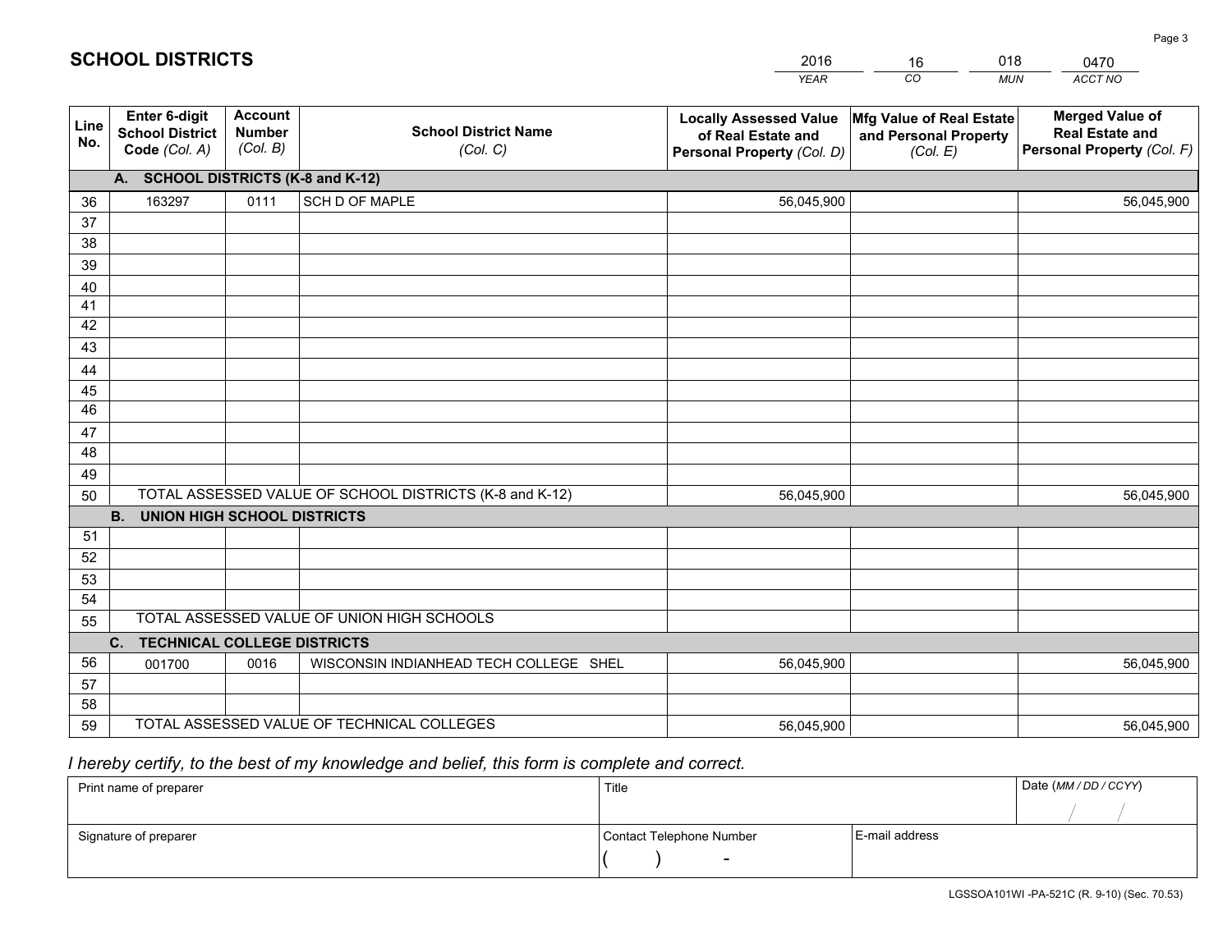# SCHOOL DISTRICTS

| 2016 | 16 | 018 | 0470 |
|---|---|---|---|
| *YEAR* | *CO* | *MUN* | *ACCT NO* |

| Line No. | Enter 6-digit School District Code *(Col. A)* | Account Number *(Col. B)* | School District Name *(Col. C)* | Locally Assessed Value of Real Estate and Personal Property *(Col. D)* | Mfg Value of Real Estate and Personal Property *(Col. E)* | Merged Value of Real Estate and Personal Property *(Col. F)* |
|---|---|---|---|---|---|---|
| | **A. SCHOOL DISTRICTS (K-8 and K-12)** | | | | | |
| 36 | 163297 | 0111 | SCH D OF MAPLE | 56,045,900 | | 56,045,900 |
| 37 | | | | | | |
| 38 | | | | | | |
| 39 | | | | | | |
| 40 | | | | | | |
| 41 | | | | | | |
| 42 | | | | | | |
| 43 | | | | | | |
| 44 | | | | | | |
| 45 | | | | | | |
| 46 | | | | | | |
| 47 | | | | | | |
| 48 | | | | | | |
| 49 | | | | | | |
| 50 | TOTAL ASSESSED VALUE OF SCHOOL DISTRICTS (K-8 and K-12) | | | 56,045,900 | | 56,045,900 |
| | **B. UNION HIGH SCHOOL DISTRICTS** | | | | | |
| 51 | | | | | | |
| 52 | | | | | | |
| 53 | | | | | | |
| 54 | | | | | | |
| 55 | TOTAL ASSESSED VALUE OF UNION HIGH SCHOOLS | | | | | |
| | **C. TECHNICAL COLLEGE DISTRICTS** | | | | | |
| 56 | 001700 | 0016 | WISCONSIN INDIANHEAD TECH COLLEGE SHEL | 56,045,900 | | 56,045,900 |
| 57 | | | | | | |
| 58 | | | | | | |
| 59 | TOTAL ASSESSED VALUE OF TECHNICAL COLLEGES | | | 56,045,900 | | 56,045,900 |

*I hereby certify, to the best of my knowledge and belief, this form is complete and correct.*

| Print name of preparer | Title | | Date *(MM / DD / CCYY)* |
|---|---|---|---|
| | | | / / |
| Signature of preparer | Contact Telephone Number | E-mail address | |
| | ( ) - | | |

LGSSOA101WI -PA-521C (R. 9-10) (Sec. 70.53)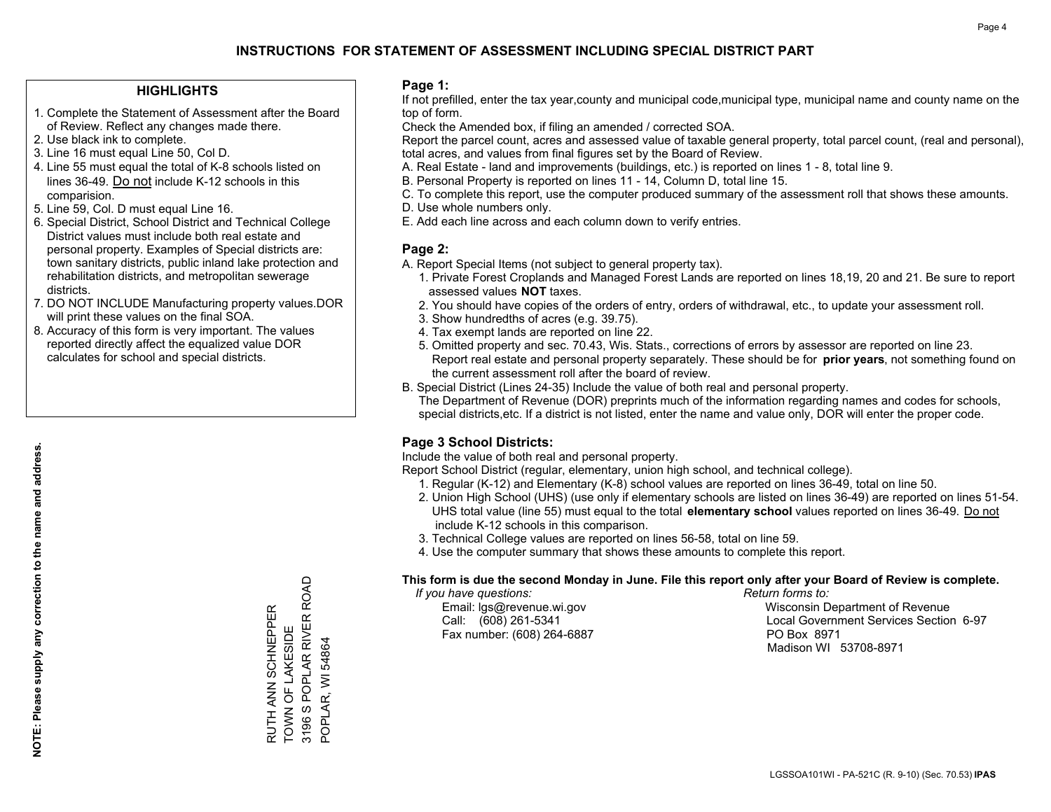# INSTRUCTIONS FOR STATEMENT OF ASSESSMENT INCLUDING SPECIAL DISTRICT PART

## HIGHLIGHTS

1. Complete the Statement of Assessment after the Board of Review. Reflect any changes made there.
2. Use black ink to complete.
3. Line 16 must equal Line 50, Col D.
4. Line 55 must equal the total of K-8 schools listed on lines 36-49. Do not include K-12 schools in this comparision.
5. Line 59, Col. D must equal Line 16.
6. Special District, School District and Technical College District values must include both real estate and personal property. Examples of Special districts are: town sanitary districts, public inland lake protection and rehabilitation districts, and metropolitan sewerage districts.
7. DO NOT INCLUDE Manufacturing property values.DOR will print these values on the final SOA.
8. Accuracy of this form is very important. The values reported directly affect the equalized value DOR calculates for school and special districts.

**NOTE: Please supply any correction to the name and address.**

RUTH ANN SCHNEPPER
TOWN OF LAKESIDE
3196 S POPLAR RIVER ROAD
POPLAR, WI 54864

## Page 1:

If not prefilled, enter the tax year,county and municipal code,municipal type, municipal name and county name on the top of form.

Check the Amended box, if filing an amended / corrected SOA.

Report the parcel count, acres and assessed value of taxable general property, total parcel count, (real and personal), total acres, and values from final figures set by the Board of Review.

A. Real Estate - land and improvements (buildings, etc.) is reported on lines 1 - 8, total line 9.
B. Personal Property is reported on lines 11 - 14, Column D, total line 15.
C. To complete this report, use the computer produced summary of the assessment roll that shows these amounts.
D. Use whole numbers only.
E. Add each line across and each column down to verify entries.

## Page 2:

A. Report Special Items (not subject to general property tax).
   1. Private Forest Croplands and Managed Forest Lands are reported on lines 18,19, 20 and 21. Be sure to report assessed values **NOT** taxes.
   2. You should have copies of the orders of entry, orders of withdrawal, etc., to update your assessment roll.
   3. Show hundredths of acres (e.g. 39.75).
   4. Tax exempt lands are reported on line 22.
   5. Omitted property and sec. 70.43, Wis. Stats., corrections of errors by assessor are reported on line 23. Report real estate and personal property separately. These should be for **prior years**, not something found on the current assessment roll after the board of review.
B. Special District (Lines 24-35) Include the value of both real and personal property.
   The Department of Revenue (DOR) preprints much of the information regarding names and codes for schools, special districts,etc. If a district is not listed, enter the name and value only, DOR will enter the proper code.

## Page 3 School Districts:

Include the value of both real and personal property.

Report School District (regular, elementary, union high school, and technical college).

1. Regular (K-12) and Elementary (K-8) school values are reported on lines 36-49, total on line 50.
2. Union High School (UHS) (use only if elementary schools are listed on lines 36-49) are reported on lines 51-54. UHS total value (line 55) must equal to the total **elementary school** values reported on lines 36-49. Do not include K-12 schools in this comparison.
3. Technical College values are reported on lines 56-58, total on line 59.
4. Use the computer summary that shows these amounts to complete this report.

**This form is due the second Monday in June. File this report only after your Board of Review is complete.**

*If you have questions:*
Email: lgs@revenue.wi.gov
Call: (608) 261-5341
Fax number: (608) 264-6887

*Return forms to:*
Wisconsin Department of Revenue
Local Government Services Section 6-97
PO Box 8971
Madison WI 53708-8971

LGSSOA101WI - PA-521C (R. 9-10) (Sec. 70.53) **IPAS**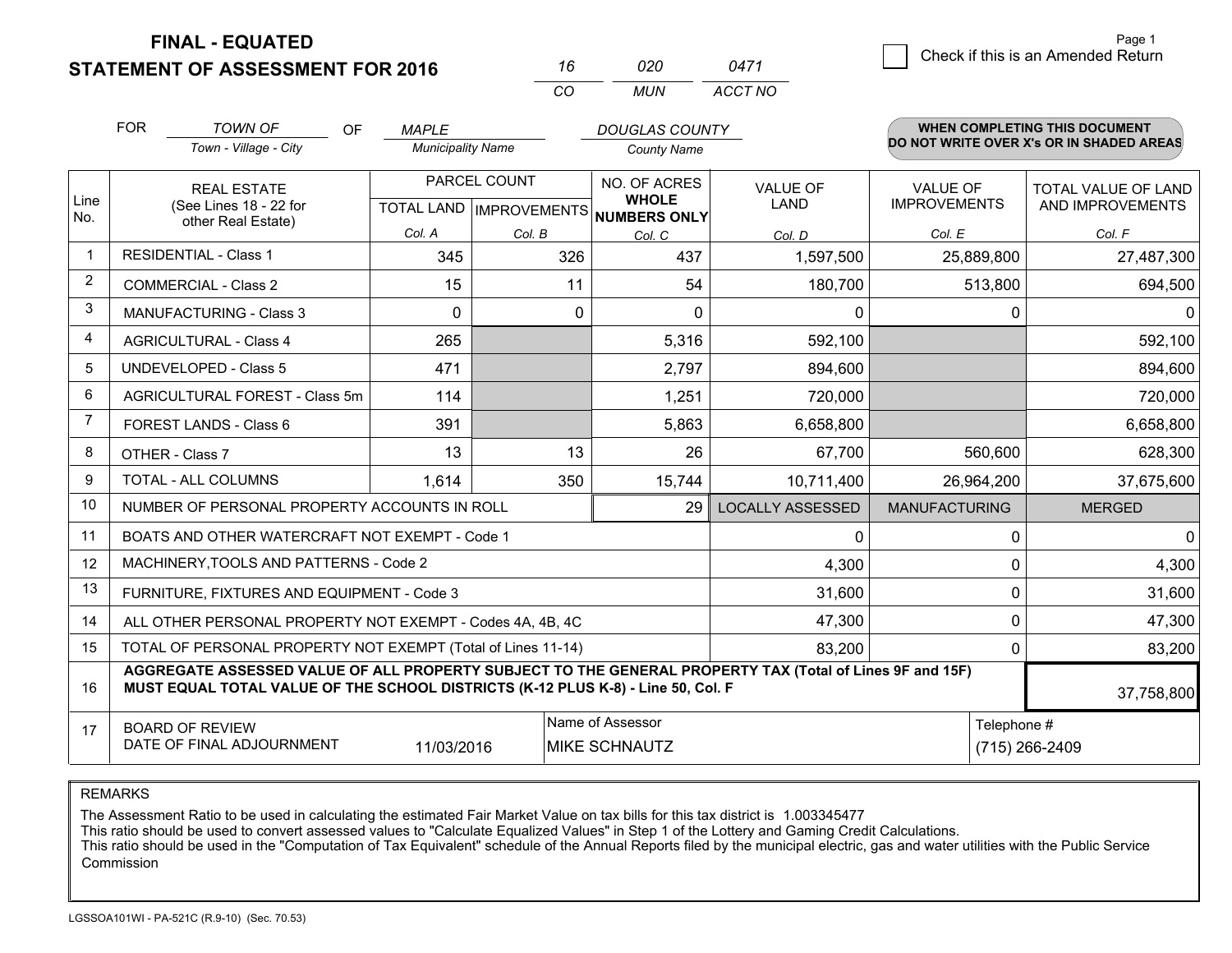# FINAL - EQUATED
## STATEMENT OF ASSESSMENT FOR 2016

| 16 | 020 | 0471 |
|---|---|---|
| CO | MUN | ACCT NO |

Page 1

☐ Check if this is an Amended Return

FOR *TOWN OF* (Town - Village - City) OF *MAPLE* (Municipality Name) *DOUGLAS COUNTY* (County Name)

**WHEN COMPLETING THIS DOCUMENT DO NOT WRITE OVER X's OR IN SHADED AREAS**

| Line No. | REAL ESTATE (See Lines 18 - 22 for other Real Estate) | PARCEL COUNT | | NO. OF ACRES WHOLE NUMBERS ONLY | VALUE OF LAND | VALUE OF IMPROVEMENTS | TOTAL VALUE OF LAND AND IMPROVEMENTS |
|---|---|---|---|---|---|---|---|
| | | TOTAL LAND | IMPROVEMENTS | | | | |
| | | Col. A | Col. B | Col. C | Col. D | Col. E | Col. F |
| 1 | RESIDENTIAL - Class 1 | 345 | 326 | 437 | 1,597,500 | 25,889,800 | 27,487,300 |
| 2 | COMMERCIAL - Class 2 | 15 | 11 | 54 | 180,700 | 513,800 | 694,500 |
| 3 | MANUFACTURING - Class 3 | 0 | 0 | 0 | 0 | 0 | 0 |
| 4 | AGRICULTURAL - Class 4 | 265 | | 5,316 | 592,100 | | 592,100 |
| 5 | UNDEVELOPED - Class 5 | 471 | | 2,797 | 894,600 | | 894,600 |
| 6 | AGRICULTURAL FOREST - Class 5m | 114 | | 1,251 | 720,000 | | 720,000 |
| 7 | FOREST LANDS - Class 6 | 391 | | 5,863 | 6,658,800 | | 6,658,800 |
| 8 | OTHER - Class 7 | 13 | 13 | 26 | 67,700 | 560,600 | 628,300 |
| 9 | TOTAL - ALL COLUMNS | 1,614 | 350 | 15,744 | 10,711,400 | 26,964,200 | 37,675,600 |
| 10 | NUMBER OF PERSONAL PROPERTY ACCOUNTS IN ROLL | | | 29 | LOCALLY ASSESSED | MANUFACTURING | MERGED |
| 11 | BOATS AND OTHER WATERCRAFT NOT EXEMPT - Code 1 | | | | 0 | 0 | 0 |
| 12 | MACHINERY,TOOLS AND PATTERNS - Code 2 | | | | 4,300 | 0 | 4,300 |
| 13 | FURNITURE, FIXTURES AND EQUIPMENT - Code 3 | | | | 31,600 | 0 | 31,600 |
| 14 | ALL OTHER PERSONAL PROPERTY NOT EXEMPT - Codes 4A, 4B, 4C | | | | 47,300 | 0 | 47,300 |
| 15 | TOTAL OF PERSONAL PROPERTY NOT EXEMPT (Total of Lines 11-14) | | | | 83,200 | 0 | 83,200 |
| 16 | **AGGREGATE ASSESSED VALUE OF ALL PROPERTY SUBJECT TO THE GENERAL PROPERTY TAX (Total of Lines 9F and 15F) MUST EQUAL TOTAL VALUE OF THE SCHOOL DISTRICTS (K-12 PLUS K-8) - Line 50, Col. F** | | | | | | 37,758,800 |
| 17 | BOARD OF REVIEW DATE OF FINAL ADJOURNMENT | 11/03/2016 | | Name of Assessor: MIKE SCHNAUTZ | | Telephone #: (715) 266-2409 | |

REMARKS

The Assessment Ratio to be used in calculating the estimated Fair Market Value on tax bills for this tax district is 1.003345477
This ratio should be used to convert assessed values to "Calculate Equalized Values" in Step 1 of the Lottery and Gaming Credit Calculations.
This ratio should be used in the "Computation of Tax Equivalent" schedule of the Annual Reports filed by the municipal electric, gas and water utilities with the Public Service Commission

LGSSOA101WI - PA-521C (R.9-10) (Sec. 70.53)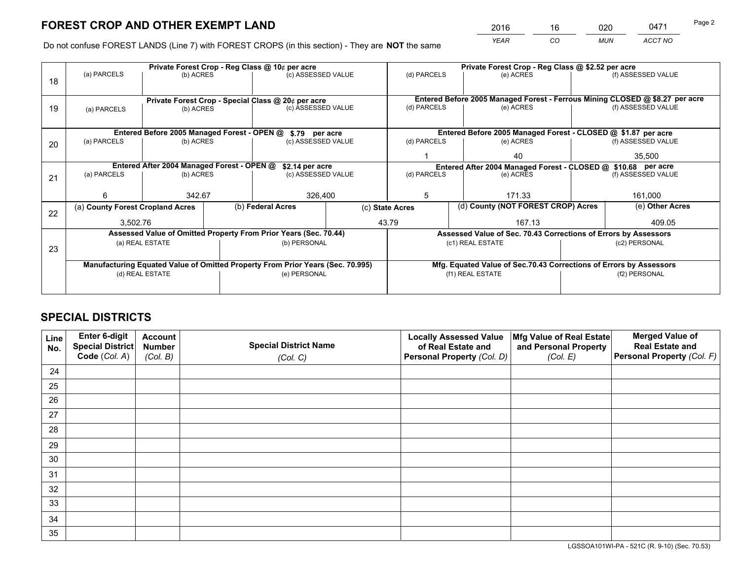# FOREST CROP AND OTHER EXEMPT LAND

| 2016 | 16 | 020 | 0471 |
|---|---|---|---|
| *YEAR* | *CO* | *MUN* | *ACCT NO* |

Do not confuse FOREST LANDS (Line 7) with FOREST CROPS (in this section) - They are **NOT** the same

| Line | | | | | | |
|---|---|---|---|---|---|---|
| 18 | **Private Forest Crop - Reg Class @ 10¢ per acre** | | | **Private Forest Crop - Reg Class @ $2.52 per acre** | | |
| | (a) PARCELS | (b) ACRES | (c) ASSESSED VALUE | (d) PARCELS | (e) ACRES | (f) ASSESSED VALUE |
| | | | | | | |
| 19 | **Private Forest Crop - Special Class @ 20¢ per acre** | | | **Entered Before 2005 Managed Forest - Ferrous Mining CLOSED @ $8.27 per acre** | | |
| | (a) PARCELS | (b) ACRES | (c) ASSESSED VALUE | (d) PARCELS | (e) ACRES | (f) ASSESSED VALUE |
| | | | | | | |
| 20 | **Entered Before 2005 Managed Forest - OPEN @ $.79 per acre** | | | **Entered Before 2005 Managed Forest - CLOSED @ $1.87 per acre** | | |
| | (a) PARCELS | (b) ACRES | (c) ASSESSED VALUE | (d) PARCELS | (e) ACRES | (f) ASSESSED VALUE |
| | | | | 1 | 40 | 35,500 |
| 21 | **Entered After 2004 Managed Forest - OPEN @ $2.14 per acre** | | | **Entered After 2004 Managed Forest - CLOSED @ $10.68 per acre** | | |
| | (a) PARCELS | (b) ACRES | (c) ASSESSED VALUE | (d) PARCELS | (e) ACRES | (f) ASSESSED VALUE |
| | 6 | 342.67 | 326,400 | 5 | 171.33 | 161,000 |

| Line | (a) **County Forest Cropland Acres** | (b) **Federal Acres** | (c) **State Acres** | (d) **County (NOT FOREST CROP) Acres** | (e) **Other Acres** |
|---|---|---|---|---|---|
| 22 | 3,502.76 | | 43.79 | 167.13 | 409.05 |

| Line | **Assessed Value of Omitted Property From Prior Years (Sec. 70.44)** | | **Assessed Value of Sec. 70.43 Corrections of Errors by Assessors** | |
|---|---|---|---|---|
| 23 | (a) REAL ESTATE | (b) PERSONAL | (c1) REAL ESTATE | (c2) PERSONAL |
| | | | | |
| | **Manufacturing Equated Value of Omitted Property From Prior Years (Sec. 70.995)** | | **Mfg. Equated Value of Sec.70.43 Corrections of Errors by Assessors** | |
| | (d) REAL ESTATE | (e) PERSONAL | (f1) REAL ESTATE | (f2) PERSONAL |
| | | | | |

# SPECIAL DISTRICTS

| Line No. | Enter 6-digit Special District Code (*Col. A*) | Account Number (*Col. B*) | Special District Name (*Col. C*) | Locally Assessed Value of Real Estate and Personal Property (*Col. D*) | Mfg Value of Real Estate and Personal Property (*Col. E*) | Merged Value of Real Estate and Personal Property (*Col. F*) |
|---|---|---|---|---|---|---|
| 24 | | | | | | |
| 25 | | | | | | |
| 26 | | | | | | |
| 27 | | | | | | |
| 28 | | | | | | |
| 29 | | | | | | |
| 30 | | | | | | |
| 31 | | | | | | |
| 32 | | | | | | |
| 33 | | | | | | |
| 34 | | | | | | |
| 35 | | | | | | |

LGSSOA101WI-PA - 521C (R. 9-10) (Sec. 70.53)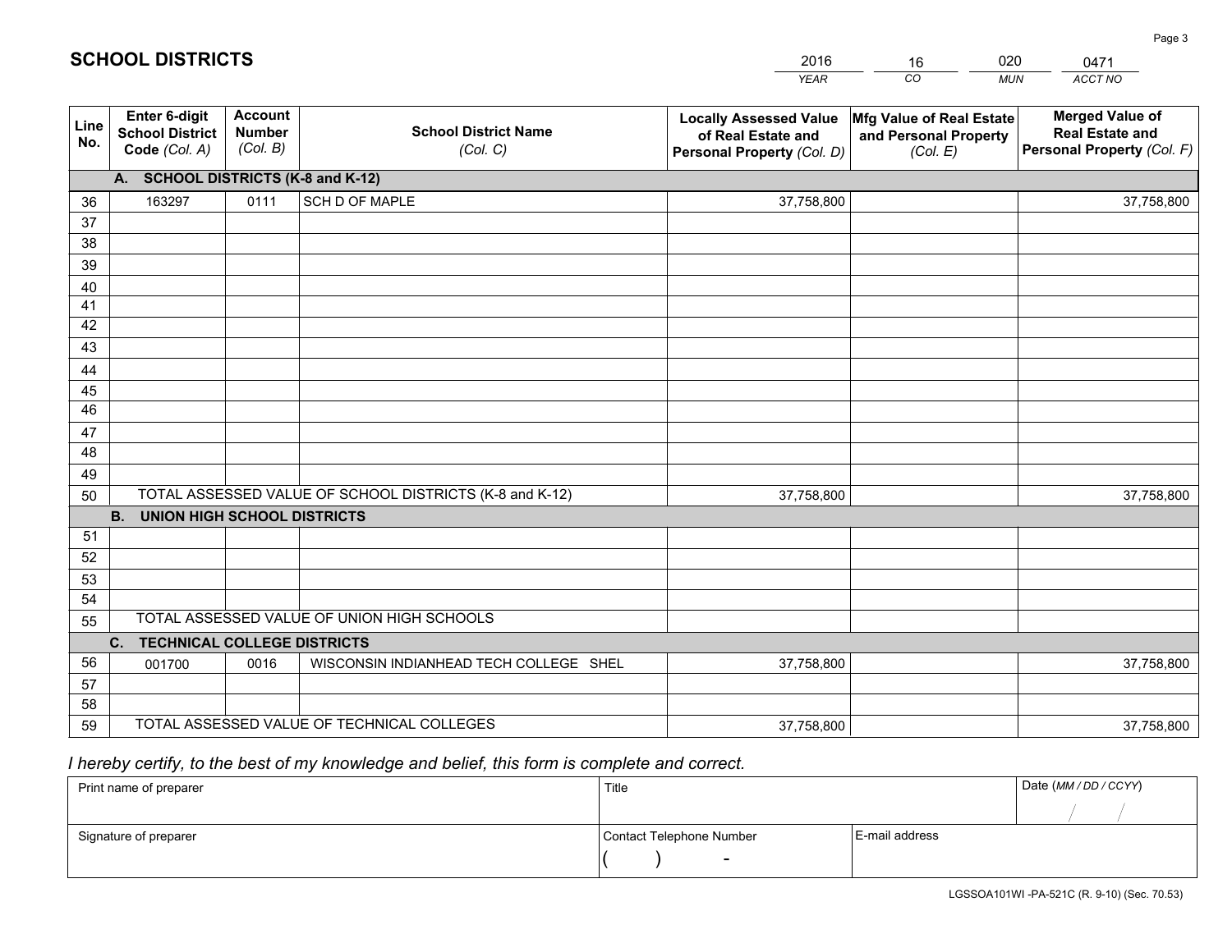# SCHOOL DISTRICTS

| 2016 | 16 | 020 | 0471 |
|---|---|---|---|
| *YEAR* | *CO* | *MUN* | *ACCT NO* |

| Line No. | Enter 6-digit School District Code *(Col. A)* | Account Number *(Col. B)* | School District Name *(Col. C)* | Locally Assessed Value of Real Estate and Personal Property *(Col. D)* | Mfg Value of Real Estate and Personal Property *(Col. E)* | Merged Value of Real Estate and Personal Property *(Col. F)* |
|---|---|---|---|---|---|---|
| | **A. SCHOOL DISTRICTS (K-8 and K-12)** | | | | | |
| 36 | 163297 | 0111 | SCH D OF MAPLE | 37,758,800 | | 37,758,800 |
| 37 | | | | | | |
| 38 | | | | | | |
| 39 | | | | | | |
| 40 | | | | | | |
| 41 | | | | | | |
| 42 | | | | | | |
| 43 | | | | | | |
| 44 | | | | | | |
| 45 | | | | | | |
| 46 | | | | | | |
| 47 | | | | | | |
| 48 | | | | | | |
| 49 | | | | | | |
| 50 | TOTAL ASSESSED VALUE OF SCHOOL DISTRICTS (K-8 and K-12) | | | 37,758,800 | | 37,758,800 |
| | **B. UNION HIGH SCHOOL DISTRICTS** | | | | | |
| 51 | | | | | | |
| 52 | | | | | | |
| 53 | | | | | | |
| 54 | | | | | | |
| 55 | TOTAL ASSESSED VALUE OF UNION HIGH SCHOOLS | | | | | |
| | **C. TECHNICAL COLLEGE DISTRICTS** | | | | | |
| 56 | 001700 | 0016 | WISCONSIN INDIANHEAD TECH COLLEGE SHEL | 37,758,800 | | 37,758,800 |
| 57 | | | | | | |
| 58 | | | | | | |
| 59 | TOTAL ASSESSED VALUE OF TECHNICAL COLLEGES | | | 37,758,800 | | 37,758,800 |

*I hereby certify, to the best of my knowledge and belief, this form is complete and correct.*

| Print name of preparer | Title | | Date *(MM / DD / CCYY)* |
|---|---|---|---|
| | | | / / |
| Signature of preparer | Contact Telephone Number | E-mail address | |
| | ( ) - | | |

LGSSOA101WI -PA-521C (R. 9-10) (Sec. 70.53)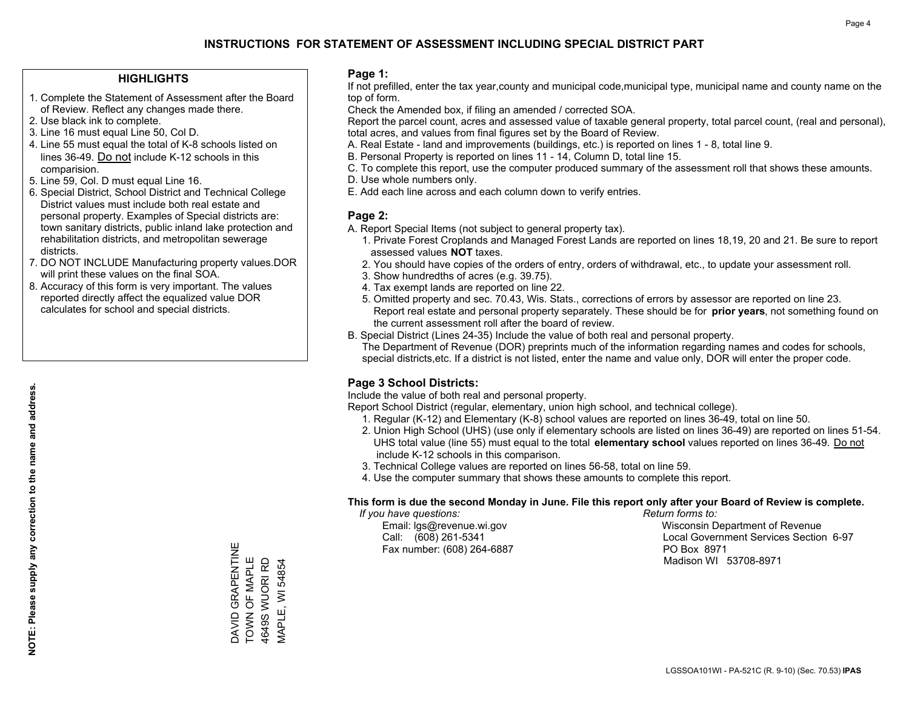# INSTRUCTIONS FOR STATEMENT OF ASSESSMENT INCLUDING SPECIAL DISTRICT PART

## HIGHLIGHTS

1. Complete the Statement of Assessment after the Board of Review. Reflect any changes made there.
2. Use black ink to complete.
3. Line 16 must equal Line 50, Col D.
4. Line 55 must equal the total of K-8 schools listed on lines 36-49. Do not include K-12 schools in this comparision.
5. Line 59, Col. D must equal Line 16.
6. Special District, School District and Technical College District values must include both real estate and personal property. Examples of Special districts are: town sanitary districts, public inland lake protection and rehabilitation districts, and metropolitan sewerage districts.
7. DO NOT INCLUDE Manufacturing property values.DOR will print these values on the final SOA.
8. Accuracy of this form is very important. The values reported directly affect the equalized value DOR calculates for school and special districts.

**NOTE: Please supply any correction to the name and address.**

DAVID GRAPENTINE
TOWN OF MAPLE
4649S WUORI RD
MAPLE, WI 54854

## Page 1:

If not prefilled, enter the tax year,county and municipal code,municipal type, municipal name and county name on the top of form.

Check the Amended box, if filing an amended / corrected SOA.

Report the parcel count, acres and assessed value of taxable general property, total parcel count, (real and personal), total acres, and values from final figures set by the Board of Review.

A. Real Estate - land and improvements (buildings, etc.) is reported on lines 1 - 8, total line 9.
B. Personal Property is reported on lines 11 - 14, Column D, total line 15.
C. To complete this report, use the computer produced summary of the assessment roll that shows these amounts.
D. Use whole numbers only.
E. Add each line across and each column down to verify entries.

## Page 2:

A. Report Special Items (not subject to general property tax).
   1. Private Forest Croplands and Managed Forest Lands are reported on lines 18,19, 20 and 21. Be sure to report assessed values **NOT** taxes.
   2. You should have copies of the orders of entry, orders of withdrawal, etc., to update your assessment roll.
   3. Show hundredths of acres (e.g. 39.75).
   4. Tax exempt lands are reported on line 22.
   5. Omitted property and sec. 70.43, Wis. Stats., corrections of errors by assessor are reported on line 23. Report real estate and personal property separately. These should be for **prior years**, not something found on the current assessment roll after the board of review.
B. Special District (Lines 24-35) Include the value of both real and personal property.
   The Department of Revenue (DOR) preprints much of the information regarding names and codes for schools, special districts,etc. If a district is not listed, enter the name and value only, DOR will enter the proper code.

## Page 3 School Districts:

Include the value of both real and personal property.

Report School District (regular, elementary, union high school, and technical college).

1. Regular (K-12) and Elementary (K-8) school values are reported on lines 36-49, total on line 50.
2. Union High School (UHS) (use only if elementary schools are listed on lines 36-49) are reported on lines 51-54. UHS total value (line 55) must equal to the total **elementary school** values reported on lines 36-49. Do not include K-12 schools in this comparison.
3. Technical College values are reported on lines 56-58, total on line 59.
4. Use the computer summary that shows these amounts to complete this report.

**This form is due the second Monday in June. File this report only after your Board of Review is complete.**

*If you have questions:*
Email: lgs@revenue.wi.gov
Call: (608) 261-5341
Fax number: (608) 264-6887

*Return forms to:*
Wisconsin Department of Revenue
Local Government Services Section 6-97
PO Box 8971
Madison WI 53708-8971

LGSSOA101WI - PA-521C (R. 9-10) (Sec. 70.53) **IPAS**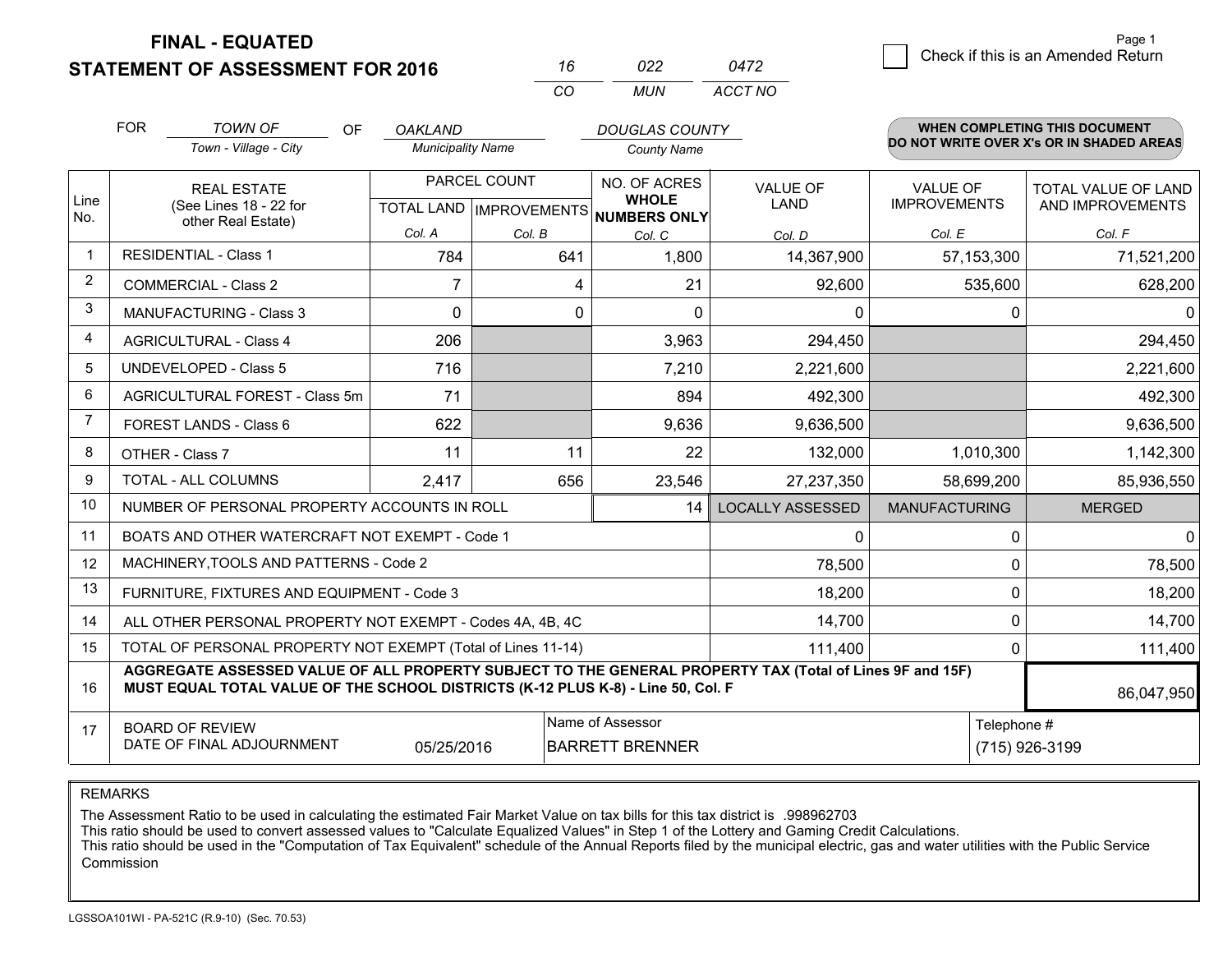# FINAL - EQUATED
## STATEMENT OF ASSESSMENT FOR 2016

| 16 | 022 | 0472 |
|---|---|---|
| CO | MUN | ACCT NO |

Page 1

☐ Check if this is an Amended Return

FOR *TOWN OF* (Town - Village - City) OF *OAKLAND* (Municipality Name) *DOUGLAS COUNTY* (County Name)

**WHEN COMPLETING THIS DOCUMENT DO NOT WRITE OVER X's OR IN SHADED AREAS**

| Line No. | REAL ESTATE (See Lines 18 - 22 for other Real Estate) | PARCEL COUNT TOTAL LAND Col. A | PARCEL COUNT IMPROVEMENTS Col. B | NO. OF ACRES WHOLE NUMBERS ONLY Col. C | VALUE OF LAND Col. D | VALUE OF IMPROVEMENTS Col. E | TOTAL VALUE OF LAND AND IMPROVEMENTS Col. F |
|---|---|---|---|---|---|---|---|
| 1 | RESIDENTIAL - Class 1 | 784 | 641 | 1,800 | 14,367,900 | 57,153,300 | 71,521,200 |
| 2 | COMMERCIAL - Class 2 | 7 | 4 | 21 | 92,600 | 535,600 | 628,200 |
| 3 | MANUFACTURING - Class 3 | 0 | 0 | 0 | 0 | 0 | 0 |
| 4 | AGRICULTURAL - Class 4 | 206 | | 3,963 | 294,450 | | 294,450 |
| 5 | UNDEVELOPED - Class 5 | 716 | | 7,210 | 2,221,600 | | 2,221,600 |
| 6 | AGRICULTURAL FOREST - Class 5m | 71 | | 894 | 492,300 | | 492,300 |
| 7 | FOREST LANDS - Class 6 | 622 | | 9,636 | 9,636,500 | | 9,636,500 |
| 8 | OTHER - Class 7 | 11 | 11 | 22 | 132,000 | 1,010,300 | 1,142,300 |
| 9 | TOTAL - ALL COLUMNS | 2,417 | 656 | 23,546 | 27,237,350 | 58,699,200 | 85,936,550 |
| 10 | NUMBER OF PERSONAL PROPERTY ACCOUNTS IN ROLL | | | 14 | LOCALLY ASSESSED | MANUFACTURING | MERGED |
| 11 | BOATS AND OTHER WATERCRAFT NOT EXEMPT - Code 1 | | | | 0 | 0 | 0 |
| 12 | MACHINERY,TOOLS AND PATTERNS - Code 2 | | | | 78,500 | 0 | 78,500 |
| 13 | FURNITURE, FIXTURES AND EQUIPMENT - Code 3 | | | | 18,200 | 0 | 18,200 |
| 14 | ALL OTHER PERSONAL PROPERTY NOT EXEMPT - Codes 4A, 4B, 4C | | | | 14,700 | 0 | 14,700 |
| 15 | TOTAL OF PERSONAL PROPERTY NOT EXEMPT (Total of Lines 11-14) | | | | 111,400 | 0 | 111,400 |
| 16 | **AGGREGATE ASSESSED VALUE OF ALL PROPERTY SUBJECT TO THE GENERAL PROPERTY TAX (Total of Lines 9F and 15F) MUST EQUAL TOTAL VALUE OF THE SCHOOL DISTRICTS (K-12 PLUS K-8) - Line 50, Col. F** | | | | | | 86,047,950 |
| 17 | BOARD OF REVIEW DATE OF FINAL ADJOURNMENT | 05/25/2016 | Name of Assessor: BARRETT BRENNER | | | Telephone #: (715) 926-3199 | |

REMARKS

The Assessment Ratio to be used in calculating the estimated Fair Market Value on tax bills for this tax district is .998962703
This ratio should be used to convert assessed values to "Calculate Equalized Values" in Step 1 of the Lottery and Gaming Credit Calculations.
This ratio should be used in the "Computation of Tax Equivalent" schedule of the Annual Reports filed by the municipal electric, gas and water utilities with the Public Service Commission

LGSSOA101WI - PA-521C (R.9-10) (Sec. 70.53)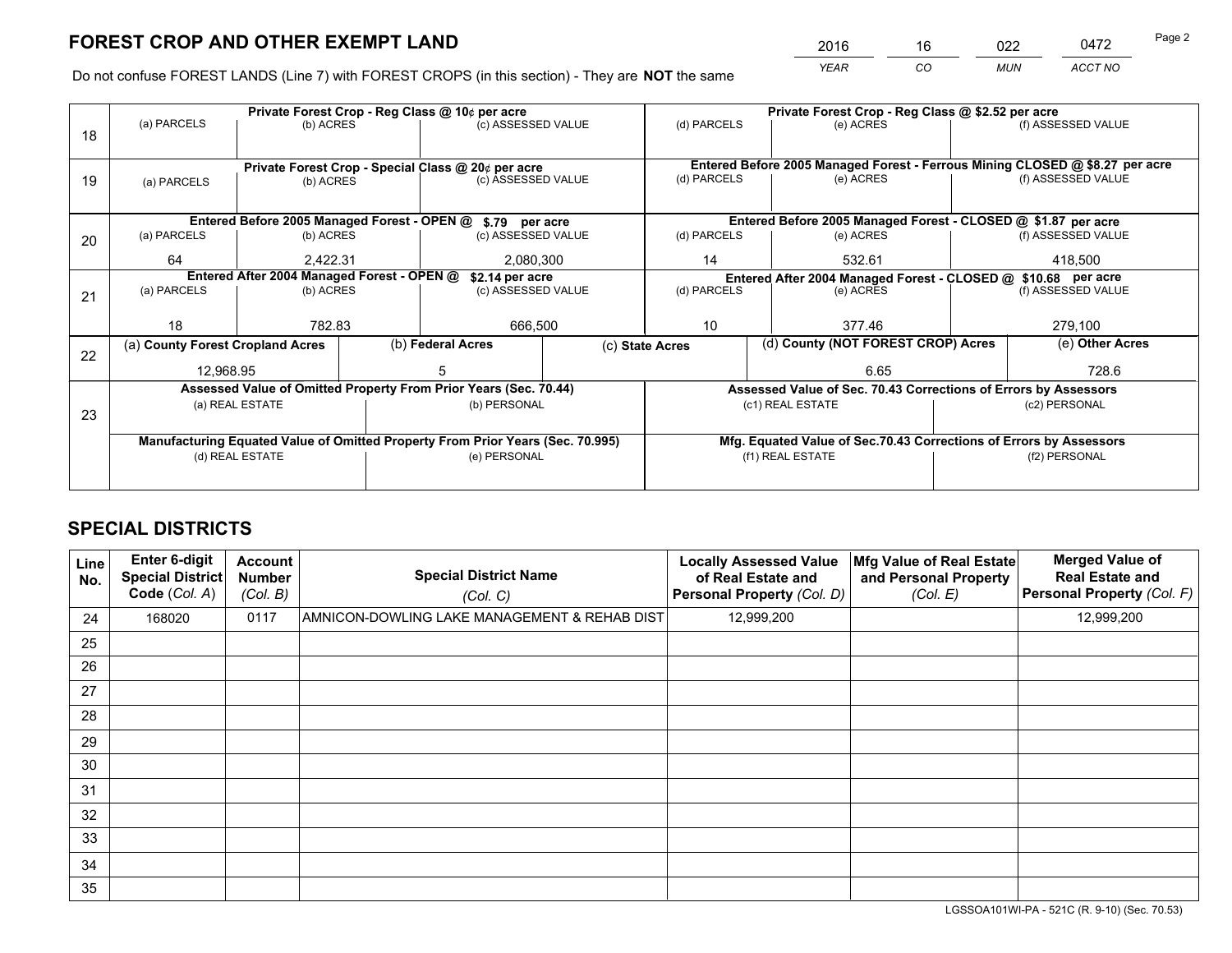# FOREST CROP AND OTHER EXEMPT LAND

| 2016 | 16 | 022 | 0472 |
|---|---|---|---|
| *YEAR* | *CO* | *MUN* | *ACCT NO* |

Do not confuse FOREST LANDS (Line 7) with FOREST CROPS (in this section) - They are **NOT** the same

| Line | Private Forest Crop - Reg Class @ 10¢ per acre | | | Private Forest Crop - Reg Class @ $2.52 per acre | | |
|---|---|---|---|---|---|---|
| 18 | (a) PARCELS | (b) ACRES | (c) ASSESSED VALUE | (d) PARCELS | (e) ACRES | (f) ASSESSED VALUE |
| | | | | | | |
| | **Private Forest Crop - Special Class @ 20¢ per acre** | | | **Entered Before 2005 Managed Forest - Ferrous Mining CLOSED @ $8.27 per acre** | | |
| 19 | (a) PARCELS | (b) ACRES | (c) ASSESSED VALUE | (d) PARCELS | (e) ACRES | (f) ASSESSED VALUE |
| | | | | | | |
| | **Entered Before 2005 Managed Forest - OPEN @ $.79 per acre** | | | **Entered Before 2005 Managed Forest - CLOSED @ $1.87 per acre** | | |
| 20 | (a) PARCELS | (b) ACRES | (c) ASSESSED VALUE | (d) PARCELS | (e) ACRES | (f) ASSESSED VALUE |
| | 64 | 2,422.31 | 2,080,300 | 14 | 532.61 | 418,500 |
| | **Entered After 2004 Managed Forest - OPEN @ $2.14 per acre** | | | **Entered After 2004 Managed Forest - CLOSED @ $10.68 per acre** | | |
| 21 | (a) PARCELS | (b) ACRES | (c) ASSESSED VALUE | (d) PARCELS | (e) ACRES | (f) ASSESSED VALUE |
| | 18 | 782.83 | 666,500 | 10 | 377.46 | 279,100 |

| Line | (a) County Forest Cropland Acres | (b) Federal Acres | (c) State Acres | (d) County (NOT FOREST CROP) Acres | (e) Other Acres |
|---|---|---|---|---|---|
| 22 | 12,968.95 | 5 | | 6.65 | 728.6 |

| Line | Assessed Value of Omitted Property From Prior Years (Sec. 70.44) | | Assessed Value of Sec. 70.43 Corrections of Errors by Assessors | |
|---|---|---|---|---|
| 23 | (a) REAL ESTATE | (b) PERSONAL | (c1) REAL ESTATE | (c2) PERSONAL |
| | | | | |
| | **Manufacturing Equated Value of Omitted Property From Prior Years (Sec. 70.995)** | | **Mfg. Equated Value of Sec.70.43 Corrections of Errors by Assessors** | |
| | (d) REAL ESTATE | (e) PERSONAL | (f1) REAL ESTATE | (f2) PERSONAL |
| | | | | |

# SPECIAL DISTRICTS

| Line No. | Enter 6-digit Special District Code (Col. A) | Account Number (Col. B) | Special District Name (Col. C) | Locally Assessed Value of Real Estate and Personal Property (Col. D) | Mfg Value of Real Estate and Personal Property (Col. E) | Merged Value of Real Estate and Personal Property (Col. F) |
|---|---|---|---|---|---|---|
| 24 | 168020 | 0117 | AMNICON-DOWLING LAKE MANAGEMENT & REHAB DIST | 12,999,200 | | 12,999,200 |
| 25 | | | | | | |
| 26 | | | | | | |
| 27 | | | | | | |
| 28 | | | | | | |
| 29 | | | | | | |
| 30 | | | | | | |
| 31 | | | | | | |
| 32 | | | | | | |
| 33 | | | | | | |
| 34 | | | | | | |
| 35 | | | | | | |

LGSSOA101WI-PA - 521C (R. 9-10) (Sec. 70.53)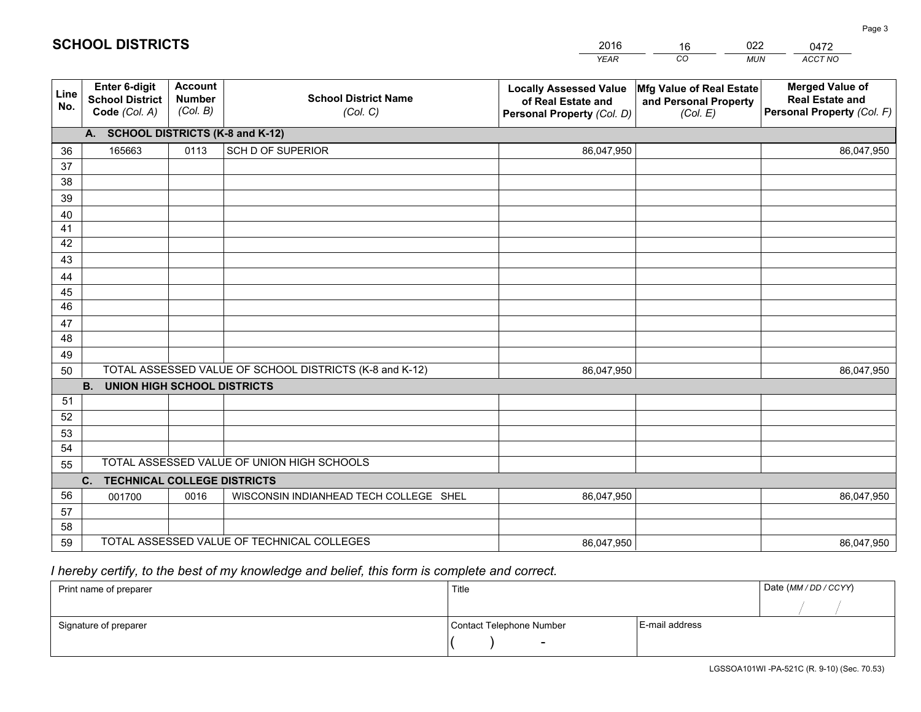# SCHOOL DISTRICTS

| 2016 | 16 | 022 | 0472 |
|---|---|---|---|
| *YEAR* | *CO* | *MUN* | *ACCT NO* |

| Line No. | Enter 6-digit School District Code (Col. A) | Account Number (Col. B) | School District Name (Col. C) | Locally Assessed Value of Real Estate and Personal Property (Col. D) | Mfg Value of Real Estate and Personal Property (Col. E) | Merged Value of Real Estate and Personal Property (Col. F) |
|---|---|---|---|---|---|---|
| | **A. SCHOOL DISTRICTS (K-8 and K-12)** | | | | | |
| 36 | 165663 | 0113 | SCH D OF SUPERIOR | 86,047,950 | | 86,047,950 |
| 37 | | | | | | |
| 38 | | | | | | |
| 39 | | | | | | |
| 40 | | | | | | |
| 41 | | | | | | |
| 42 | | | | | | |
| 43 | | | | | | |
| 44 | | | | | | |
| 45 | | | | | | |
| 46 | | | | | | |
| 47 | | | | | | |
| 48 | | | | | | |
| 49 | | | | | | |
| 50 | TOTAL ASSESSED VALUE OF SCHOOL DISTRICTS (K-8 and K-12) | | | 86,047,950 | | 86,047,950 |
| | **B. UNION HIGH SCHOOL DISTRICTS** | | | | | |
| 51 | | | | | | |
| 52 | | | | | | |
| 53 | | | | | | |
| 54 | | | | | | |
| 55 | TOTAL ASSESSED VALUE OF UNION HIGH SCHOOLS | | | | | |
| | **C. TECHNICAL COLLEGE DISTRICTS** | | | | | |
| 56 | 001700 | 0016 | WISCONSIN INDIANHEAD TECH COLLEGE SHEL | 86,047,950 | | 86,047,950 |
| 57 | | | | | | |
| 58 | | | | | | |
| 59 | TOTAL ASSESSED VALUE OF TECHNICAL COLLEGES | | | 86,047,950 | | 86,047,950 |

*I hereby certify, to the best of my knowledge and belief, this form is complete and correct.*

| Print name of preparer | Title | | Date (MM / DD / CCYY) |
|---|---|---|---|
| | | | / / |
| Signature of preparer | Contact Telephone Number | E-mail address | |
| | ( ) - | | |

LGSSOA101WI -PA-521C (R. 9-10) (Sec. 70.53)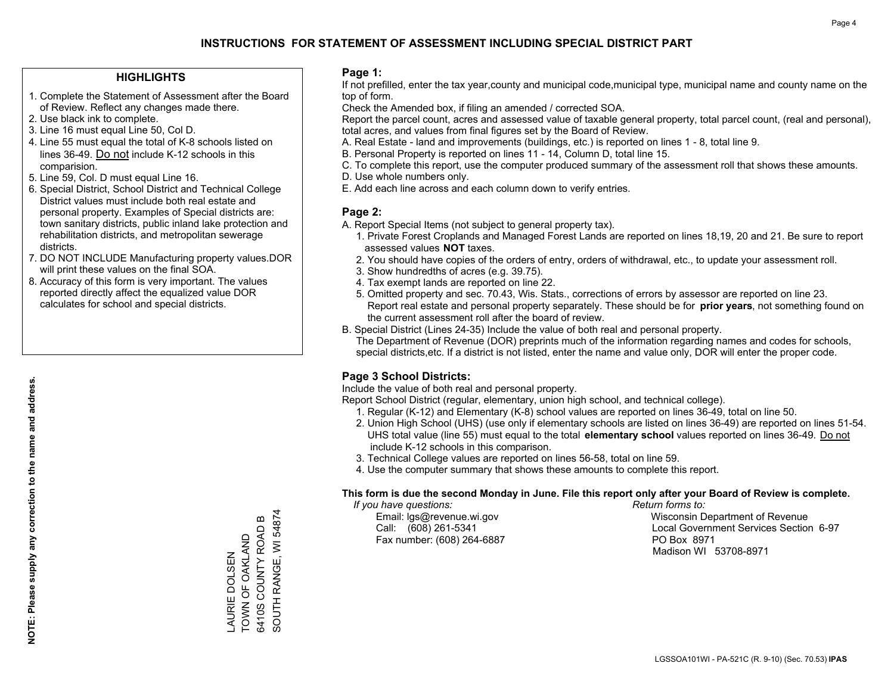# INSTRUCTIONS FOR STATEMENT OF ASSESSMENT INCLUDING SPECIAL DISTRICT PART

## HIGHLIGHTS

1. Complete the Statement of Assessment after the Board of Review. Reflect any changes made there.
2. Use black ink to complete.
3. Line 16 must equal Line 50, Col D.
4. Line 55 must equal the total of K-8 schools listed on lines 36-49. Do not include K-12 schools in this comparision.
5. Line 59, Col. D must equal Line 16.
6. Special District, School District and Technical College District values must include both real estate and personal property. Examples of Special districts are: town sanitary districts, public inland lake protection and rehabilitation districts, and metropolitan sewerage districts.
7. DO NOT INCLUDE Manufacturing property values.DOR will print these values on the final SOA.
8. Accuracy of this form is very important. The values reported directly affect the equalized value DOR calculates for school and special districts.

**NOTE: Please supply any correction to the name and address.**

LAURIE DOLSEN
TOWN OF OAKLAND
6410S COUNTY ROAD B
SOUTH RANGE, WI 54874

## Page 1:

If not prefilled, enter the tax year,county and municipal code,municipal type, municipal name and county name on the top of form.

Check the Amended box, if filing an amended / corrected SOA.

Report the parcel count, acres and assessed value of taxable general property, total parcel count, (real and personal), total acres, and values from final figures set by the Board of Review.

A. Real Estate - land and improvements (buildings, etc.) is reported on lines 1 - 8, total line 9.
B. Personal Property is reported on lines 11 - 14, Column D, total line 15.
C. To complete this report, use the computer produced summary of the assessment roll that shows these amounts.
D. Use whole numbers only.
E. Add each line across and each column down to verify entries.

## Page 2:

A. Report Special Items (not subject to general property tax).
   1. Private Forest Croplands and Managed Forest Lands are reported on lines 18,19, 20 and 21. Be sure to report assessed values **NOT** taxes.
   2. You should have copies of the orders of entry, orders of withdrawal, etc., to update your assessment roll.
   3. Show hundredths of acres (e.g. 39.75).
   4. Tax exempt lands are reported on line 22.
   5. Omitted property and sec. 70.43, Wis. Stats., corrections of errors by assessor are reported on line 23. Report real estate and personal property separately. These should be for **prior years**, not something found on the current assessment roll after the board of review.
B. Special District (Lines 24-35) Include the value of both real and personal property.
   The Department of Revenue (DOR) preprints much of the information regarding names and codes for schools, special districts,etc. If a district is not listed, enter the name and value only, DOR will enter the proper code.

## Page 3 School Districts:

Include the value of both real and personal property.

Report School District (regular, elementary, union high school, and technical college).

1. Regular (K-12) and Elementary (K-8) school values are reported on lines 36-49, total on line 50.
2. Union High School (UHS) (use only if elementary schools are listed on lines 36-49) are reported on lines 51-54. UHS total value (line 55) must equal to the total **elementary school** values reported on lines 36-49. Do not include K-12 schools in this comparison.
3. Technical College values are reported on lines 56-58, total on line 59.
4. Use the computer summary that shows these amounts to complete this report.

**This form is due the second Monday in June. File this report only after your Board of Review is complete.**

*If you have questions:*
Email: lgs@revenue.wi.gov
Call: (608) 261-5341
Fax number: (608) 264-6887

*Return forms to:*
Wisconsin Department of Revenue
Local Government Services Section 6-97
PO Box 8971
Madison WI 53708-8971

LGSSOA101WI - PA-521C (R. 9-10) (Sec. 70.53) **IPAS**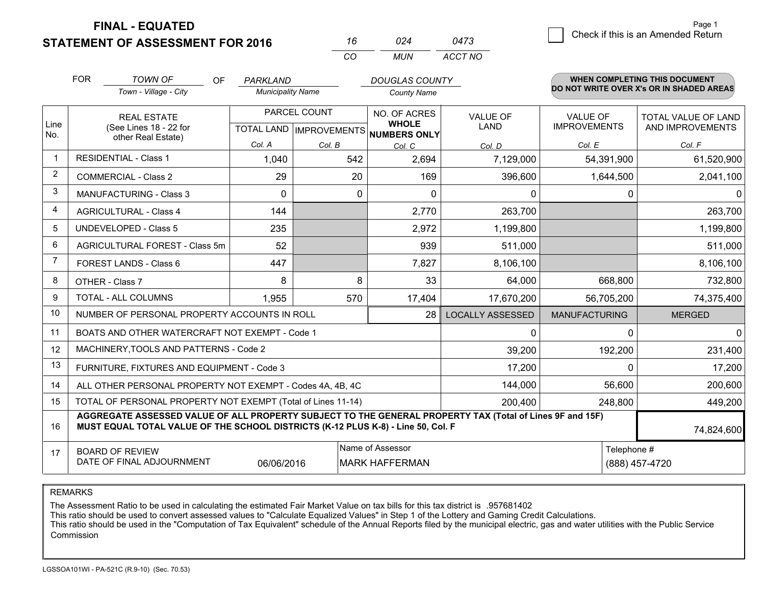# FINAL - EQUATED
## STATEMENT OF ASSESSMENT FOR 2016

| 16 | 024 | 0473 |
|---|---|---|
| CO | MUN | ACCT NO |

Page 1

☐ Check if this is an Amended Return

FOR *TOWN OF* (Town - Village - City) OF *PARKLAND* (Municipality Name) *DOUGLAS COUNTY* (County Name)

**WHEN COMPLETING THIS DOCUMENT DO NOT WRITE OVER X's OR IN SHADED AREAS**

| Line No. | REAL ESTATE (See Lines 18 - 22 for other Real Estate) | PARCEL COUNT TOTAL LAND Col. A | PARCEL COUNT IMPROVEMENTS Col. B | NO. OF ACRES WHOLE NUMBERS ONLY Col. C | VALUE OF LAND Col. D | VALUE OF IMPROVEMENTS Col. E | TOTAL VALUE OF LAND AND IMPROVEMENTS Col. F |
|---|---|---|---|---|---|---|---|
| 1 | RESIDENTIAL - Class 1 | 1,040 | 542 | 2,694 | 7,129,000 | 54,391,900 | 61,520,900 |
| 2 | COMMERCIAL - Class 2 | 29 | 20 | 169 | 396,600 | 1,644,500 | 2,041,100 |
| 3 | MANUFACTURING - Class 3 | 0 | 0 | 0 | 0 | 0 | 0 |
| 4 | AGRICULTURAL - Class 4 | 144 | | 2,770 | 263,700 | | 263,700 |
| 5 | UNDEVELOPED - Class 5 | 235 | | 2,972 | 1,199,800 | | 1,199,800 |
| 6 | AGRICULTURAL FOREST - Class 5m | 52 | | 939 | 511,000 | | 511,000 |
| 7 | FOREST LANDS - Class 6 | 447 | | 7,827 | 8,106,100 | | 8,106,100 |
| 8 | OTHER - Class 7 | 8 | 8 | 33 | 64,000 | 668,800 | 732,800 |
| 9 | TOTAL - ALL COLUMNS | 1,955 | 570 | 17,404 | 17,670,200 | 56,705,200 | 74,375,400 |
| 10 | NUMBER OF PERSONAL PROPERTY ACCOUNTS IN ROLL | | | 28 | LOCALLY ASSESSED | MANUFACTURING | MERGED |
| 11 | BOATS AND OTHER WATERCRAFT NOT EXEMPT - Code 1 | | | | 0 | 0 | 0 |
| 12 | MACHINERY,TOOLS AND PATTERNS - Code 2 | | | | 39,200 | 192,200 | 231,400 |
| 13 | FURNITURE, FIXTURES AND EQUIPMENT - Code 3 | | | | 17,200 | 0 | 17,200 |
| 14 | ALL OTHER PERSONAL PROPERTY NOT EXEMPT - Codes 4A, 4B, 4C | | | | 144,000 | 56,600 | 200,600 |
| 15 | TOTAL OF PERSONAL PROPERTY NOT EXEMPT (Total of Lines 11-14) | | | | 200,400 | 248,800 | 449,200 |
| 16 | **AGGREGATE ASSESSED VALUE OF ALL PROPERTY SUBJECT TO THE GENERAL PROPERTY TAX (Total of Lines 9F and 15F) MUST EQUAL TOTAL VALUE OF THE SCHOOL DISTRICTS (K-12 PLUS K-8) - Line 50, Col. F** | | | | | | 74,824,600 |
| 17 | BOARD OF REVIEW DATE OF FINAL ADJOURNMENT | 06/06/2016 | | Name of Assessor: MARK HAFFERMAN | | Telephone #: (888) 457-4720 | |

REMARKS

The Assessment Ratio to be used in calculating the estimated Fair Market Value on tax bills for this tax district is .957681402
This ratio should be used to convert assessed values to "Calculate Equalized Values" in Step 1 of the Lottery and Gaming Credit Calculations.
This ratio should be used in the "Computation of Tax Equivalent" schedule of the Annual Reports filed by the municipal electric, gas and water utilities with the Public Service Commission

LGSSOA101WI - PA-521C (R.9-10) (Sec. 70.53)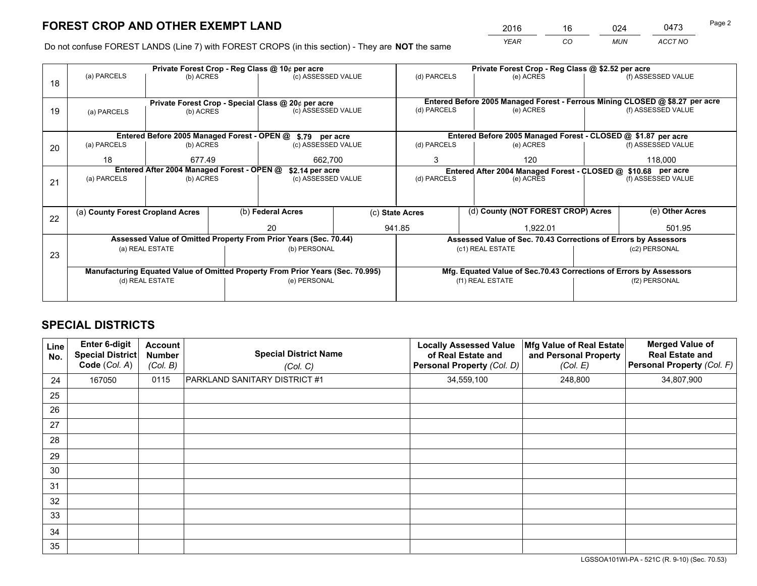# FOREST CROP AND OTHER EXEMPT LAND

| 2016 | 16 | 024 | 0473 |
|---|---|---|---|
| *YEAR* | *CO* | *MUN* | *ACCT NO* |

Do not confuse FOREST LANDS (Line 7) with FOREST CROPS (in this section) - They are **NOT** the same

| Line | Private Forest Crop - Reg Class @ 10¢ per acre | | | Private Forest Crop - Reg Class @ $2.52 per acre | | |
|---|---|---|---|---|---|---|
| 18 | (a) PARCELS | (b) ACRES | (c) ASSESSED VALUE | (d) PARCELS | (e) ACRES | (f) ASSESSED VALUE |
| | | | | | | |
| | **Private Forest Crop - Special Class @ 20¢ per acre** | | | **Entered Before 2005 Managed Forest - Ferrous Mining CLOSED @ $8.27 per acre** | | |
| 19 | (a) PARCELS | (b) ACRES | (c) ASSESSED VALUE | (d) PARCELS | (e) ACRES | (f) ASSESSED VALUE |
| | | | | | | |
| | **Entered Before 2005 Managed Forest - OPEN @ $.79 per acre** | | | **Entered Before 2005 Managed Forest - CLOSED @ $1.87 per acre** | | |
| 20 | (a) PARCELS | (b) ACRES | (c) ASSESSED VALUE | (d) PARCELS | (e) ACRES | (f) ASSESSED VALUE |
| | 18 | 677.49 | 662,700 | 3 | 120 | 118,000 |
| | **Entered After 2004 Managed Forest - OPEN @ $2.14 per acre** | | | **Entered After 2004 Managed Forest - CLOSED @ $10.68 per acre** | | |
| 21 | (a) PARCELS | (b) ACRES | (c) ASSESSED VALUE | (d) PARCELS | (e) ACRES | (f) ASSESSED VALUE |
| | | | | | | |

| Line | (a) County Forest Cropland Acres | (b) Federal Acres | (c) State Acres | (d) County (NOT FOREST CROP) Acres | (e) Other Acres |
|---|---|---|---|---|---|
| 22 | | 20 | 941.85 | 1,922.01 | 501.95 |

| Line | Assessed Value of Omitted Property From Prior Years (Sec. 70.44) | | Assessed Value of Sec. 70.43 Corrections of Errors by Assessors | |
|---|---|---|---|---|
| 23 | (a) REAL ESTATE | (b) PERSONAL | (c1) REAL ESTATE | (c2) PERSONAL |
| | | | | |
| | **Manufacturing Equated Value of Omitted Property From Prior Years (Sec. 70.995)** | | **Mfg. Equated Value of Sec.70.43 Corrections of Errors by Assessors** | |
| | (d) REAL ESTATE | (e) PERSONAL | (f1) REAL ESTATE | (f2) PERSONAL |
| | | | | |

# SPECIAL DISTRICTS

| Line No. | Enter 6-digit Special District Code (*Col. A*) | Account Number (*Col. B*) | Special District Name (*Col. C*) | Locally Assessed Value of Real Estate and Personal Property (*Col. D*) | Mfg Value of Real Estate and Personal Property (*Col. E*) | Merged Value of Real Estate and Personal Property (*Col. F*) |
|---|---|---|---|---|---|---|
| 24 | 167050 | 0115 | PARKLAND SANITARY DISTRICT #1 | 34,559,100 | 248,800 | 34,807,900 |
| 25 | | | | | | |
| 26 | | | | | | |
| 27 | | | | | | |
| 28 | | | | | | |
| 29 | | | | | | |
| 30 | | | | | | |
| 31 | | | | | | |
| 32 | | | | | | |
| 33 | | | | | | |
| 34 | | | | | | |
| 35 | | | | | | |

LGSSOA101WI-PA - 521C (R. 9-10) (Sec. 70.53)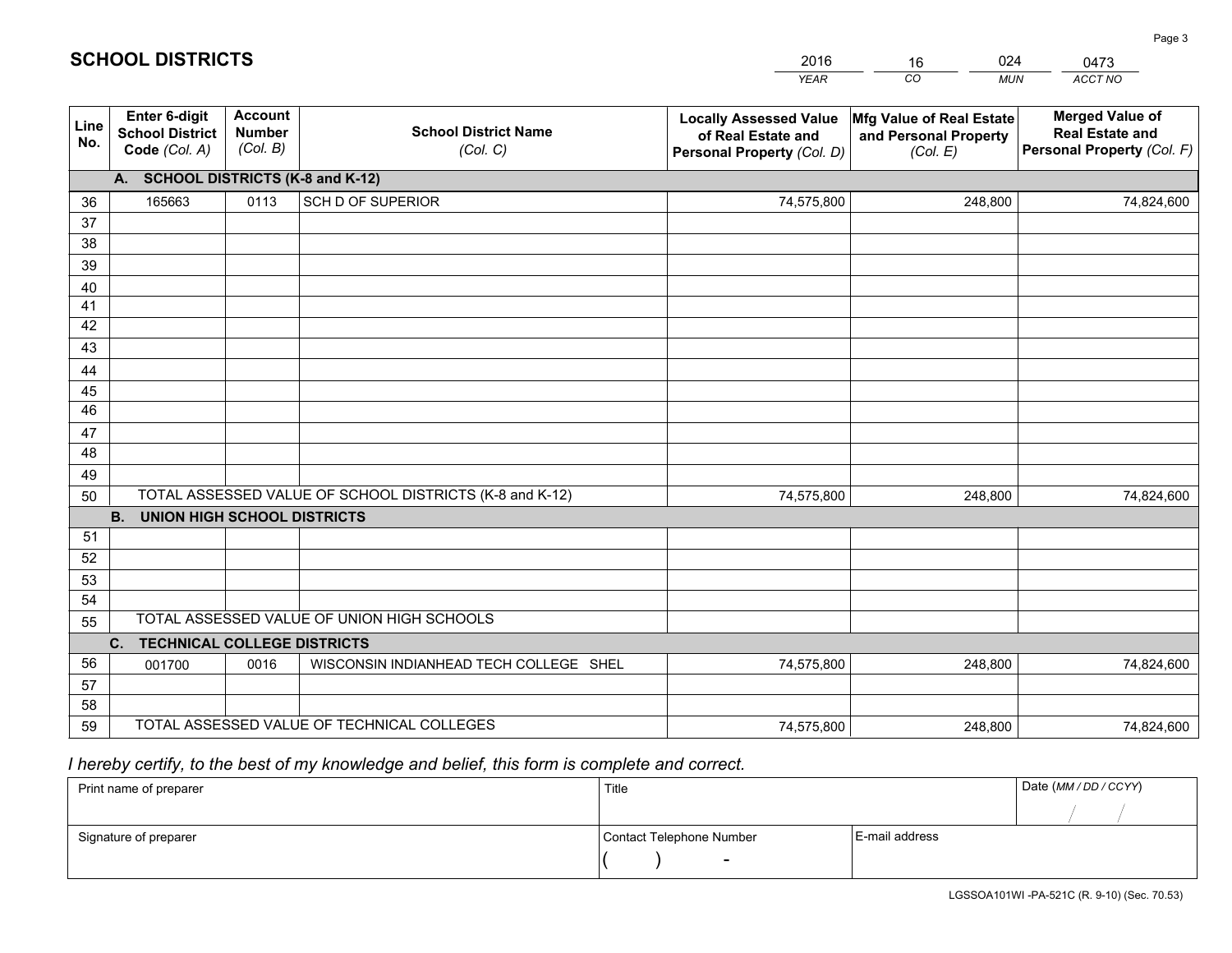# SCHOOL DISTRICTS

| 2016 | 16 | 024 | 0473 |
|---|---|---|---|
| *YEAR* | *CO* | *MUN* | *ACCT NO* |

| Line No. | Enter 6-digit School District Code *(Col. A)* | Account Number *(Col. B)* | School District Name *(Col. C)* | Locally Assessed Value of Real Estate and Personal Property *(Col. D)* | Mfg Value of Real Estate and Personal Property *(Col. E)* | Merged Value of Real Estate and Personal Property *(Col. F)* |
|---|---|---|---|---|---|---|
| **A. SCHOOL DISTRICTS (K-8 and K-12)** | | | | | | |
| 36 | 165663 | 0113 | SCH D OF SUPERIOR | 74,575,800 | 248,800 | 74,824,600 |
| 37 | | | | | | |
| 38 | | | | | | |
| 39 | | | | | | |
| 40 | | | | | | |
| 41 | | | | | | |
| 42 | | | | | | |
| 43 | | | | | | |
| 44 | | | | | | |
| 45 | | | | | | |
| 46 | | | | | | |
| 47 | | | | | | |
| 48 | | | | | | |
| 49 | | | | | | |
| 50 | TOTAL ASSESSED VALUE OF SCHOOL DISTRICTS (K-8 and K-12) | | | 74,575,800 | 248,800 | 74,824,600 |
| **B. UNION HIGH SCHOOL DISTRICTS** | | | | | | |
| 51 | | | | | | |
| 52 | | | | | | |
| 53 | | | | | | |
| 54 | | | | | | |
| 55 | TOTAL ASSESSED VALUE OF UNION HIGH SCHOOLS | | | | | |
| **C. TECHNICAL COLLEGE DISTRICTS** | | | | | | |
| 56 | 001700 | 0016 | WISCONSIN INDIANHEAD TECH COLLEGE SHEL | 74,575,800 | 248,800 | 74,824,600 |
| 57 | | | | | | |
| 58 | | | | | | |
| 59 | TOTAL ASSESSED VALUE OF TECHNICAL COLLEGES | | | 74,575,800 | 248,800 | 74,824,600 |

*I hereby certify, to the best of my knowledge and belief, this form is complete and correct.*

| Print name of preparer | Title | | Date *(MM / DD / CCYY)* |
|---|---|---|---|
| | | | / / |
| Signature of preparer | Contact Telephone Number | E-mail address | |
| | ( ) - | | |

LGSSOA101WI -PA-521C (R. 9-10) (Sec. 70.53)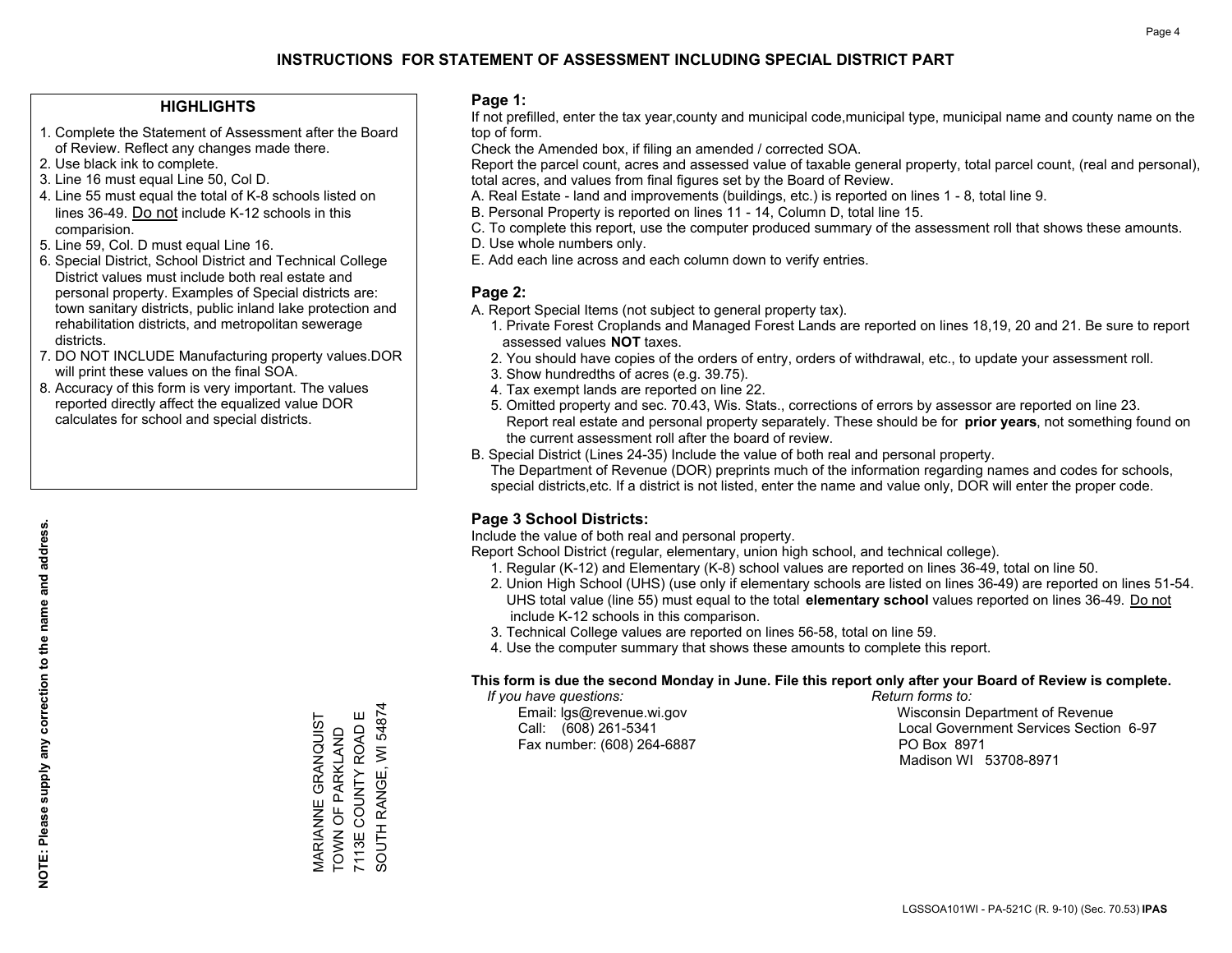# INSTRUCTIONS FOR STATEMENT OF ASSESSMENT INCLUDING SPECIAL DISTRICT PART

## HIGHLIGHTS

1. Complete the Statement of Assessment after the Board of Review. Reflect any changes made there.
2. Use black ink to complete.
3. Line 16 must equal Line 50, Col D.
4. Line 55 must equal the total of K-8 schools listed on lines 36-49. Do not include K-12 schools in this comparision.
5. Line 59, Col. D must equal Line 16.
6. Special District, School District and Technical College District values must include both real estate and personal property. Examples of Special districts are: town sanitary districts, public inland lake protection and rehabilitation districts, and metropolitan sewerage districts.
7. DO NOT INCLUDE Manufacturing property values.DOR will print these values on the final SOA.
8. Accuracy of this form is very important. The values reported directly affect the equalized value DOR calculates for school and special districts.

**NOTE: Please supply any correction to the name and address.**

MARIANNE GRANQUIST
TOWN OF PARKLAND
7113E COUNTY ROAD E
SOUTH RANGE, WI 54874

## Page 1:

If not prefilled, enter the tax year,county and municipal code,municipal type, municipal name and county name on the top of form.

Check the Amended box, if filing an amended / corrected SOA.

Report the parcel count, acres and assessed value of taxable general property, total parcel count, (real and personal), total acres, and values from final figures set by the Board of Review.

A. Real Estate - land and improvements (buildings, etc.) is reported on lines 1 - 8, total line 9.
B. Personal Property is reported on lines 11 - 14, Column D, total line 15.
C. To complete this report, use the computer produced summary of the assessment roll that shows these amounts.
D. Use whole numbers only.
E. Add each line across and each column down to verify entries.

## Page 2:

A. Report Special Items (not subject to general property tax).
   1. Private Forest Croplands and Managed Forest Lands are reported on lines 18,19, 20 and 21. Be sure to report assessed values **NOT** taxes.
   2. You should have copies of the orders of entry, orders of withdrawal, etc., to update your assessment roll.
   3. Show hundredths of acres (e.g. 39.75).
   4. Tax exempt lands are reported on line 22.
   5. Omitted property and sec. 70.43, Wis. Stats., corrections of errors by assessor are reported on line 23. Report real estate and personal property separately. These should be for **prior years**, not something found on the current assessment roll after the board of review.
B. Special District (Lines 24-35) Include the value of both real and personal property.
   The Department of Revenue (DOR) preprints much of the information regarding names and codes for schools, special districts,etc. If a district is not listed, enter the name and value only, DOR will enter the proper code.

## Page 3 School Districts:

Include the value of both real and personal property.

Report School District (regular, elementary, union high school, and technical college).

1. Regular (K-12) and Elementary (K-8) school values are reported on lines 36-49, total on line 50.
2. Union High School (UHS) (use only if elementary schools are listed on lines 36-49) are reported on lines 51-54. UHS total value (line 55) must equal to the total **elementary school** values reported on lines 36-49. Do not include K-12 schools in this comparison.
3. Technical College values are reported on lines 56-58, total on line 59.
4. Use the computer summary that shows these amounts to complete this report.

**This form is due the second Monday in June. File this report only after your Board of Review is complete.**

*If you have questions:*
Email: lgs@revenue.wi.gov
Call: (608) 261-5341
Fax number: (608) 264-6887

*Return forms to:*
Wisconsin Department of Revenue
Local Government Services Section 6-97
PO Box 8971
Madison WI 53708-8971

LGSSOA101WI - PA-521C (R. 9-10) (Sec. 70.53) **IPAS**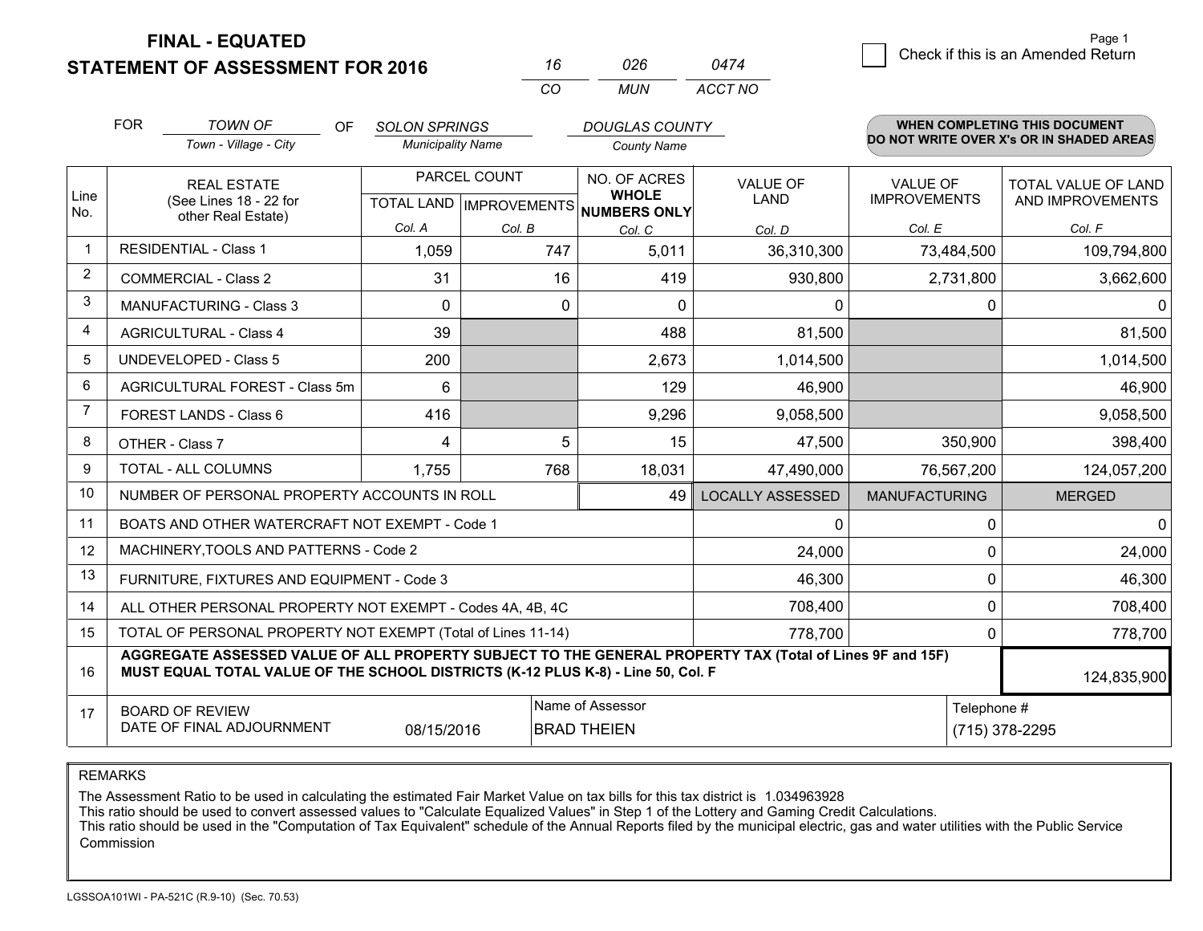# FINAL - EQUATED
## STATEMENT OF ASSESSMENT FOR 2016

| 16 | 026 | 0474 |
|---|---|---|
| CO | MUN | ACCT NO |

☐ Check if this is an Amended Return

FOR *TOWN OF* (Town - Village - City) OF *SOLON SPRINGS* (Municipality Name) *DOUGLAS COUNTY* (County Name)

**WHEN COMPLETING THIS DOCUMENT DO NOT WRITE OVER X's OR IN SHADED AREAS**

| Line No. | REAL ESTATE (See Lines 18 - 22 for other Real Estate) | PARCEL COUNT TOTAL LAND Col. A | PARCEL COUNT IMPROVEMENTS Col. B | NO. OF ACRES WHOLE NUMBERS ONLY Col. C | VALUE OF LAND Col. D | VALUE OF IMPROVEMENTS Col. E | TOTAL VALUE OF LAND AND IMPROVEMENTS Col. F |
|---|---|---|---|---|---|---|---|
| 1 | RESIDENTIAL - Class 1 | 1,059 | 747 | 5,011 | 36,310,300 | 73,484,500 | 109,794,800 |
| 2 | COMMERCIAL - Class 2 | 31 | 16 | 419 | 930,800 | 2,731,800 | 3,662,600 |
| 3 | MANUFACTURING - Class 3 | 0 | 0 | 0 | 0 | 0 | 0 |
| 4 | AGRICULTURAL - Class 4 | 39 | | 488 | 81,500 | | 81,500 |
| 5 | UNDEVELOPED - Class 5 | 200 | | 2,673 | 1,014,500 | | 1,014,500 |
| 6 | AGRICULTURAL FOREST - Class 5m | 6 | | 129 | 46,900 | | 46,900 |
| 7 | FOREST LANDS - Class 6 | 416 | | 9,296 | 9,058,500 | | 9,058,500 |
| 8 | OTHER - Class 7 | 4 | 5 | 15 | 47,500 | 350,900 | 398,400 |
| 9 | TOTAL - ALL COLUMNS | 1,755 | 768 | 18,031 | 47,490,000 | 76,567,200 | 124,057,200 |
| 10 | NUMBER OF PERSONAL PROPERTY ACCOUNTS IN ROLL | | | 49 | LOCALLY ASSESSED | MANUFACTURING | MERGED |
| 11 | BOATS AND OTHER WATERCRAFT NOT EXEMPT - Code 1 | | | | 0 | 0 | 0 |
| 12 | MACHINERY,TOOLS AND PATTERNS - Code 2 | | | | 24,000 | 0 | 24,000 |
| 13 | FURNITURE, FIXTURES AND EQUIPMENT - Code 3 | | | | 46,300 | 0 | 46,300 |
| 14 | ALL OTHER PERSONAL PROPERTY NOT EXEMPT - Codes 4A, 4B, 4C | | | | 708,400 | 0 | 708,400 |
| 15 | TOTAL OF PERSONAL PROPERTY NOT EXEMPT (Total of Lines 11-14) | | | | 778,700 | 0 | 778,700 |
| 16 | **AGGREGATE ASSESSED VALUE OF ALL PROPERTY SUBJECT TO THE GENERAL PROPERTY TAX (Total of Lines 9F and 15F) MUST EQUAL TOTAL VALUE OF THE SCHOOL DISTRICTS (K-12 PLUS K-8) - Line 50, Col. F** | | | | | | 124,835,900 |
| 17 | BOARD OF REVIEW DATE OF FINAL ADJOURNMENT | 08/15/2016 | Name of Assessor: BRAD THEIEN | | | Telephone #: (715) 378-2295 | |

REMARKS

The Assessment Ratio to be used in calculating the estimated Fair Market Value on tax bills for this tax district is 1.034963928
This ratio should be used to convert assessed values to "Calculate Equalized Values" in Step 1 of the Lottery and Gaming Credit Calculations.
This ratio should be used in the "Computation of Tax Equivalent" schedule of the Annual Reports filed by the municipal electric, gas and water utilities with the Public Service Commission

LGSSOA101WI - PA-521C (R.9-10) (Sec. 70.53)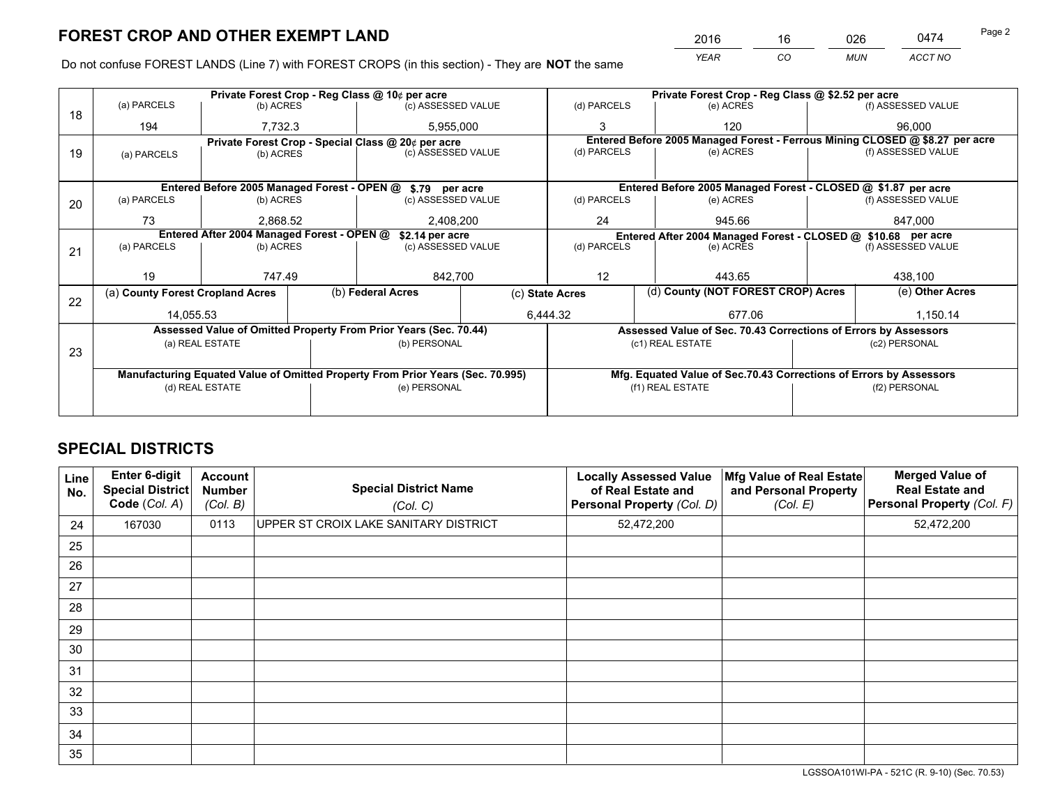# FOREST CROP AND OTHER EXEMPT LAND

| 2016 | 16 | 026 | 0474 |
|---|---|---|---|
| *YEAR* | *CO* | *MUN* | *ACCT NO* |

Do not confuse FOREST LANDS (Line 7) with FOREST CROPS (in this section) - They are **NOT** the same

| Line | | | | | | |
|---|---|---|---|---|---|---|
| 18 | Private Forest Crop - Reg Class @ 10¢ per acre | | | Private Forest Crop - Reg Class @ $2.52 per acre | | |
| | (a) PARCELS | (b) ACRES | (c) ASSESSED VALUE | (d) PARCELS | (e) ACRES | (f) ASSESSED VALUE |
| | 194 | 7,732.3 | 5,955,000 | 3 | 120 | 96,000 |
| 19 | Private Forest Crop - Special Class @ 20¢ per acre | | | Entered Before 2005 Managed Forest - Ferrous Mining CLOSED @ $8.27 per acre | | |
| | (a) PARCELS | (b) ACRES | (c) ASSESSED VALUE | (d) PARCELS | (e) ACRES | (f) ASSESSED VALUE |
| | | | | | | |
| 20 | Entered Before 2005 Managed Forest - OPEN @ $.79 per acre | | | Entered Before 2005 Managed Forest - CLOSED @ $1.87 per acre | | |
| | (a) PARCELS | (b) ACRES | (c) ASSESSED VALUE | (d) PARCELS | (e) ACRES | (f) ASSESSED VALUE |
| | 73 | 2,868.52 | 2,408,200 | 24 | 945.66 | 847,000 |
| 21 | Entered After 2004 Managed Forest - OPEN @ $2.14 per acre | | | Entered After 2004 Managed Forest - CLOSED @ $10.68 per acre | | |
| | (a) PARCELS | (b) ACRES | (c) ASSESSED VALUE | (d) PARCELS | (e) ACRES | (f) ASSESSED VALUE |
| | 19 | 747.49 | 842,700 | 12 | 443.65 | 438,100 |

| Line | (a) County Forest Cropland Acres | (b) Federal Acres | (c) State Acres | (d) County (NOT FOREST CROP) Acres | (e) Other Acres |
|---|---|---|---|---|---|
| 22 | 14,055.53 | | 6,444.32 | 677.06 | 1,150.14 |

| Line | Assessed Value of Omitted Property From Prior Years (Sec. 70.44) | | Assessed Value of Sec. 70.43 Corrections of Errors by Assessors | |
|---|---|---|---|---|
| 23 | (a) REAL ESTATE | (b) PERSONAL | (c1) REAL ESTATE | (c2) PERSONAL |
| | | | | |
| | **Manufacturing Equated Value of Omitted Property From Prior Years (Sec. 70.995)** | | **Mfg. Equated Value of Sec.70.43 Corrections of Errors by Assessors** | |
| | (d) REAL ESTATE | (e) PERSONAL | (f1) REAL ESTATE | (f2) PERSONAL |
| | | | | |

# SPECIAL DISTRICTS

| Line No. | Enter 6-digit Special District Code (*Col. A*) | Account Number (*Col. B*) | Special District Name (*Col. C*) | Locally Assessed Value of Real Estate and Personal Property (*Col. D*) | Mfg Value of Real Estate and Personal Property (*Col. E*) | Merged Value of Real Estate and Personal Property (*Col. F*) |
|---|---|---|---|---|---|---|
| 24 | 167030 | 0113 | UPPER ST CROIX LAKE SANITARY DISTRICT | 52,472,200 | | 52,472,200 |
| 25 | | | | | | |
| 26 | | | | | | |
| 27 | | | | | | |
| 28 | | | | | | |
| 29 | | | | | | |
| 30 | | | | | | |
| 31 | | | | | | |
| 32 | | | | | | |
| 33 | | | | | | |
| 34 | | | | | | |
| 35 | | | | | | |

LGSSOA101WI-PA - 521C (R. 9-10) (Sec. 70.53)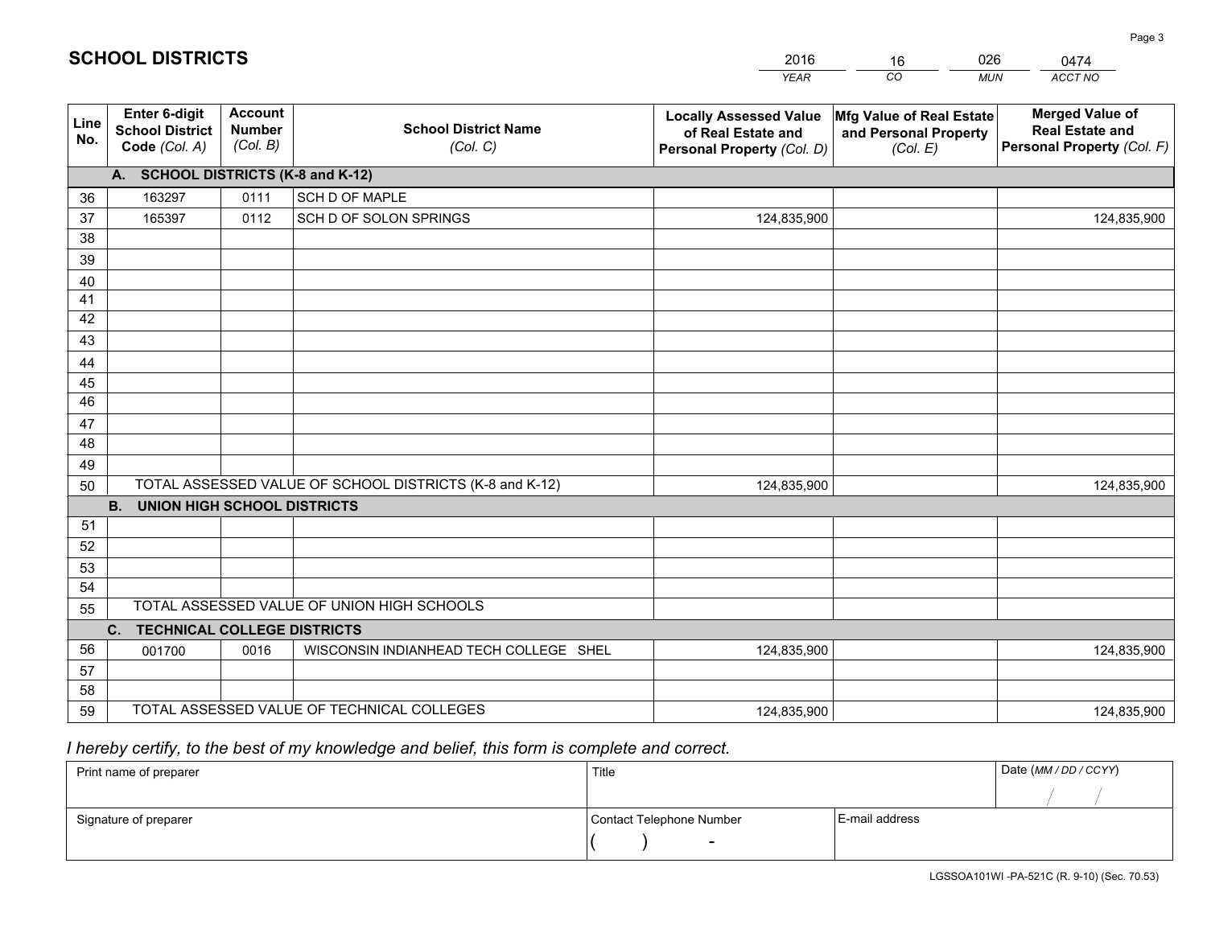# SCHOOL DISTRICTS

| 2016 | 16 | 026 | 0474 |
|---|---|---|---|
| *YEAR* | *CO* | *MUN* | *ACCT NO* |

| Line No. | Enter 6-digit School District Code *(Col. A)* | Account Number *(Col. B)* | School District Name *(Col. C)* | Locally Assessed Value of Real Estate and Personal Property *(Col. D)* | Mfg Value of Real Estate and Personal Property *(Col. E)* | Merged Value of Real Estate and Personal Property *(Col. F)* |
|---|---|---|---|---|---|---|
| | **A. SCHOOL DISTRICTS (K-8 and K-12)** | | | | | |
| 36 | 163297 | 0111 | SCH D OF MAPLE | | | |
| 37 | 165397 | 0112 | SCH D OF SOLON SPRINGS | 124,835,900 | | 124,835,900 |
| 38 | | | | | | |
| 39 | | | | | | |
| 40 | | | | | | |
| 41 | | | | | | |
| 42 | | | | | | |
| 43 | | | | | | |
| 44 | | | | | | |
| 45 | | | | | | |
| 46 | | | | | | |
| 47 | | | | | | |
| 48 | | | | | | |
| 49 | | | | | | |
| 50 | TOTAL ASSESSED VALUE OF SCHOOL DISTRICTS (K-8 and K-12) | | | 124,835,900 | | 124,835,900 |
| | **B. UNION HIGH SCHOOL DISTRICTS** | | | | | |
| 51 | | | | | | |
| 52 | | | | | | |
| 53 | | | | | | |
| 54 | | | | | | |
| 55 | TOTAL ASSESSED VALUE OF UNION HIGH SCHOOLS | | | | | |
| | **C. TECHNICAL COLLEGE DISTRICTS** | | | | | |
| 56 | 001700 | 0016 | WISCONSIN INDIANHEAD TECH COLLEGE SHEL | 124,835,900 | | 124,835,900 |
| 57 | | | | | | |
| 58 | | | | | | |
| 59 | TOTAL ASSESSED VALUE OF TECHNICAL COLLEGES | | | 124,835,900 | | 124,835,900 |

*I hereby certify, to the best of my knowledge and belief, this form is complete and correct.*

| Print name of preparer | Title | | Date *(MM / DD / CCYY)* |
|---|---|---|---|
| | | | / / |
| Signature of preparer | Contact Telephone Number | E-mail address | |
| | ( ) - | | |

LGSSOA101WI -PA-521C (R. 9-10) (Sec. 70.53)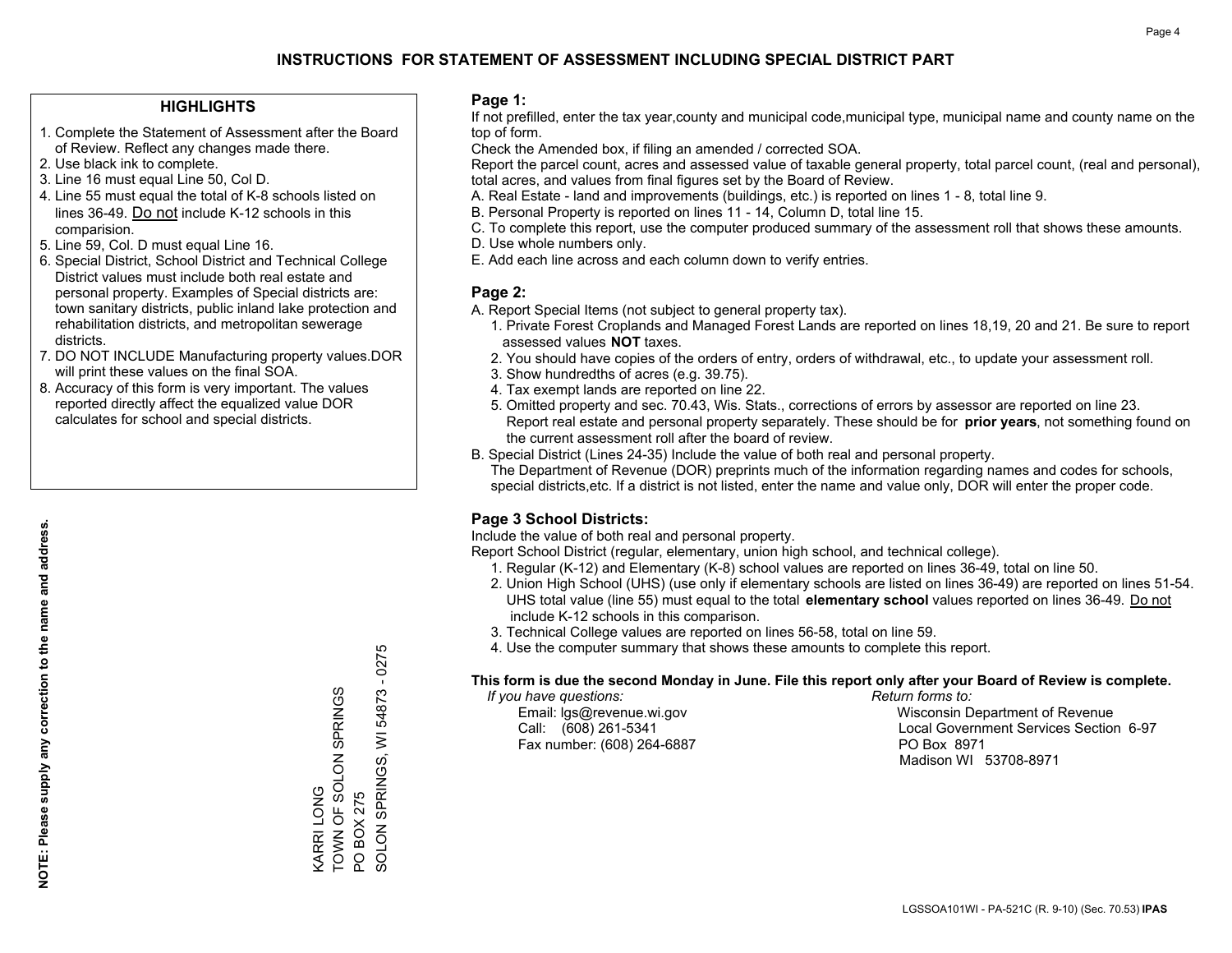# INSTRUCTIONS FOR STATEMENT OF ASSESSMENT INCLUDING SPECIAL DISTRICT PART

## HIGHLIGHTS

1. Complete the Statement of Assessment after the Board of Review. Reflect any changes made there.
2. Use black ink to complete.
3. Line 16 must equal Line 50, Col D.
4. Line 55 must equal the total of K-8 schools listed on lines 36-49. Do not include K-12 schools in this comparision.
5. Line 59, Col. D must equal Line 16.
6. Special District, School District and Technical College District values must include both real estate and personal property. Examples of Special districts are: town sanitary districts, public inland lake protection and rehabilitation districts, and metropolitan sewerage districts.
7. DO NOT INCLUDE Manufacturing property values.DOR will print these values on the final SOA.
8. Accuracy of this form is very important. The values reported directly affect the equalized value DOR calculates for school and special districts.

**NOTE: Please supply any correction to the name and address.**

KARRI LONG
TOWN OF SOLON SPRINGS
PO BOX 275
SOLON SPRINGS, WI 54873 - 0275

## Page 1:

If not prefilled, enter the tax year,county and municipal code,municipal type, municipal name and county name on the top of form.

Check the Amended box, if filing an amended / corrected SOA.

Report the parcel count, acres and assessed value of taxable general property, total parcel count, (real and personal), total acres, and values from final figures set by the Board of Review.

A. Real Estate - land and improvements (buildings, etc.) is reported on lines 1 - 8, total line 9.
B. Personal Property is reported on lines 11 - 14, Column D, total line 15.
C. To complete this report, use the computer produced summary of the assessment roll that shows these amounts.
D. Use whole numbers only.
E. Add each line across and each column down to verify entries.

## Page 2:

A. Report Special Items (not subject to general property tax).
   1. Private Forest Croplands and Managed Forest Lands are reported on lines 18,19, 20 and 21. Be sure to report assessed values **NOT** taxes.
   2. You should have copies of the orders of entry, orders of withdrawal, etc., to update your assessment roll.
   3. Show hundredths of acres (e.g. 39.75).
   4. Tax exempt lands are reported on line 22.
   5. Omitted property and sec. 70.43, Wis. Stats., corrections of errors by assessor are reported on line 23. Report real estate and personal property separately. These should be for **prior years**, not something found on the current assessment roll after the board of review.
B. Special District (Lines 24-35) Include the value of both real and personal property.
   The Department of Revenue (DOR) preprints much of the information regarding names and codes for schools, special districts,etc. If a district is not listed, enter the name and value only, DOR will enter the proper code.

## Page 3 School Districts:

Include the value of both real and personal property.

Report School District (regular, elementary, union high school, and technical college).

1. Regular (K-12) and Elementary (K-8) school values are reported on lines 36-49, total on line 50.
2. Union High School (UHS) (use only if elementary schools are listed on lines 36-49) are reported on lines 51-54. UHS total value (line 55) must equal to the total **elementary school** values reported on lines 36-49. Do not include K-12 schools in this comparison.
3. Technical College values are reported on lines 56-58, total on line 59.
4. Use the computer summary that shows these amounts to complete this report.

**This form is due the second Monday in June. File this report only after your Board of Review is complete.**

*If you have questions:*
Email: lgs@revenue.wi.gov
Call: (608) 261-5341
Fax number: (608) 264-6887

*Return forms to:*
Wisconsin Department of Revenue
Local Government Services Section 6-97
PO Box 8971
Madison WI 53708-8971

LGSSOA101WI - PA-521C (R. 9-10) (Sec. 70.53) **IPAS**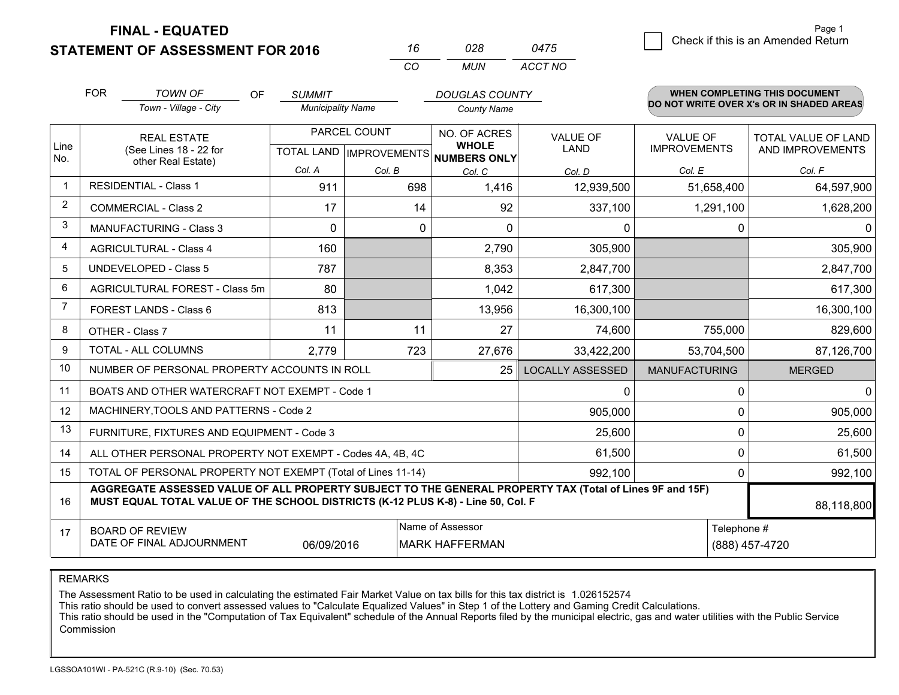**FINAL - EQUATED**
**STATEMENT OF ASSESSMENT FOR 2016**

| 16 | 028 | 0475 |
|---|---|---|
| CO | MUN | ACCT NO |

☐ Check if this is an Amended Return

Page 1

FOR *TOWN OF* (Town - Village - City) OF *SUMMIT* (Municipality Name) *DOUGLAS COUNTY* (County Name)

**WHEN COMPLETING THIS DOCUMENT DO NOT WRITE OVER X's OR IN SHADED AREAS**

| Line No. | REAL ESTATE (See Lines 18 - 22 for other Real Estate) | PARCEL COUNT TOTAL LAND Col. A | PARCEL COUNT IMPROVEMENTS Col. B | NO. OF ACRES WHOLE NUMBERS ONLY Col. C | VALUE OF LAND Col. D | VALUE OF IMPROVEMENTS Col. E | TOTAL VALUE OF LAND AND IMPROVEMENTS Col. F |
|---|---|---|---|---|---|---|---|
| 1 | RESIDENTIAL - Class 1 | 911 | 698 | 1,416 | 12,939,500 | 51,658,400 | 64,597,900 |
| 2 | COMMERCIAL - Class 2 | 17 | 14 | 92 | 337,100 | 1,291,100 | 1,628,200 |
| 3 | MANUFACTURING - Class 3 | 0 | 0 | 0 | 0 | 0 | 0 |
| 4 | AGRICULTURAL - Class 4 | 160 | | 2,790 | 305,900 | | 305,900 |
| 5 | UNDEVELOPED - Class 5 | 787 | | 8,353 | 2,847,700 | | 2,847,700 |
| 6 | AGRICULTURAL FOREST - Class 5m | 80 | | 1,042 | 617,300 | | 617,300 |
| 7 | FOREST LANDS - Class 6 | 813 | | 13,956 | 16,300,100 | | 16,300,100 |
| 8 | OTHER - Class 7 | 11 | 11 | 27 | 74,600 | 755,000 | 829,600 |
| 9 | TOTAL - ALL COLUMNS | 2,779 | 723 | 27,676 | 33,422,200 | 53,704,500 | 87,126,700 |
| 10 | NUMBER OF PERSONAL PROPERTY ACCOUNTS IN ROLL | | | 25 | LOCALLY ASSESSED | MANUFACTURING | MERGED |
| 11 | BOATS AND OTHER WATERCRAFT NOT EXEMPT - Code 1 | | | | 0 | 0 | 0 |
| 12 | MACHINERY,TOOLS AND PATTERNS - Code 2 | | | | 905,000 | 0 | 905,000 |
| 13 | FURNITURE, FIXTURES AND EQUIPMENT - Code 3 | | | | 25,600 | 0 | 25,600 |
| 14 | ALL OTHER PERSONAL PROPERTY NOT EXEMPT - Codes 4A, 4B, 4C | | | | 61,500 | 0 | 61,500 |
| 15 | TOTAL OF PERSONAL PROPERTY NOT EXEMPT (Total of Lines 11-14) | | | | 992,100 | 0 | 992,100 |
| 16 | **AGGREGATE ASSESSED VALUE OF ALL PROPERTY SUBJECT TO THE GENERAL PROPERTY TAX (Total of Lines 9F and 15F) MUST EQUAL TOTAL VALUE OF THE SCHOOL DISTRICTS (K-12 PLUS K-8) - Line 50, Col. F** | | | | | | 88,118,800 |
| 17 | BOARD OF REVIEW DATE OF FINAL ADJOURNMENT | 06/09/2016 | | Name of Assessor: MARK HAFFERMAN | | Telephone #: (888) 457-4720 | |

REMARKS

The Assessment Ratio to be used in calculating the estimated Fair Market Value on tax bills for this tax district is 1.026152574
This ratio should be used to convert assessed values to "Calculate Equalized Values" in Step 1 of the Lottery and Gaming Credit Calculations.
This ratio should be used in the "Computation of Tax Equivalent" schedule of the Annual Reports filed by the municipal electric, gas and water utilities with the Public Service Commission

LGSSOA101WI - PA-521C (R.9-10) (Sec. 70.53)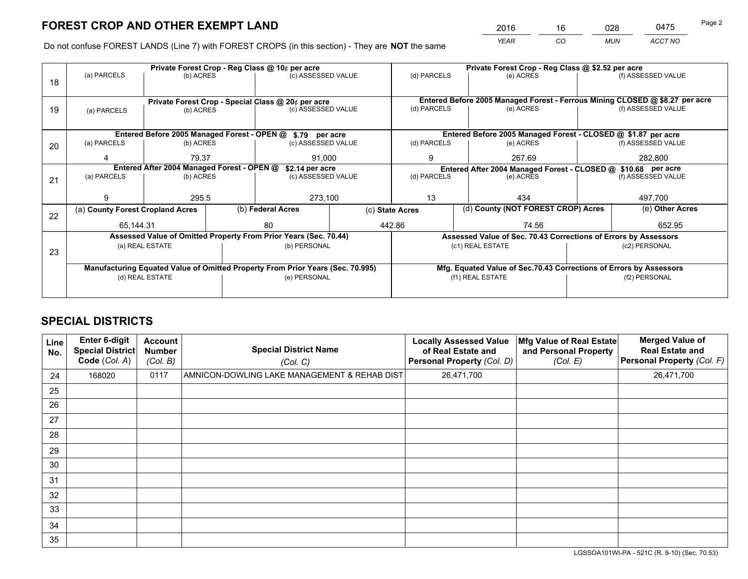# FOREST CROP AND OTHER EXEMPT LAND

| 2016 | 16 | 028 | 0475 |
|---|---|---|---|
| *YEAR* | *CO* | *MUN* | *ACCT NO* |

Do not confuse FOREST LANDS (Line 7) with FOREST CROPS (in this section) - They are **NOT** the same

| Line | Private Forest Crop - Reg Class @ 10¢ per acre | | | Private Forest Crop - Reg Class @ $2.52 per acre | | |
|---|---|---|---|---|---|---|
| 18 | (a) PARCELS | (b) ACRES | (c) ASSESSED VALUE | (d) PARCELS | (e) ACRES | (f) ASSESSED VALUE |
| | | | | | | |
| | **Private Forest Crop - Special Class @ 20¢ per acre** | | | **Entered Before 2005 Managed Forest - Ferrous Mining CLOSED @ $8.27 per acre** | | |
| 19 | (a) PARCELS | (b) ACRES | (c) ASSESSED VALUE | (d) PARCELS | (e) ACRES | (f) ASSESSED VALUE |
| | | | | | | |
| | **Entered Before 2005 Managed Forest - OPEN @ $.79 per acre** | | | **Entered Before 2005 Managed Forest - CLOSED @ $1.87 per acre** | | |
| 20 | (a) PARCELS | (b) ACRES | (c) ASSESSED VALUE | (d) PARCELS | (e) ACRES | (f) ASSESSED VALUE |
| | 4 | 79.37 | 91,000 | 9 | 267.69 | 282,800 |
| | **Entered After 2004 Managed Forest - OPEN @ $2.14 per acre** | | | **Entered After 2004 Managed Forest - CLOSED @ $10.68 per acre** | | |
| 21 | (a) PARCELS | (b) ACRES | (c) ASSESSED VALUE | (d) PARCELS | (e) ACRES | (f) ASSESSED VALUE |
| | 9 | 295.5 | 273,100 | 13 | 434 | 497,700 |

| Line | (a) County Forest Cropland Acres | (b) Federal Acres | (c) State Acres | (d) County (NOT FOREST CROP) Acres | (e) Other Acres |
|---|---|---|---|---|---|
| 22 | 65,144.31 | 80 | 442.86 | 74.56 | 652.95 |

| Line | Assessed Value of Omitted Property From Prior Years (Sec. 70.44) | | Assessed Value of Sec. 70.43 Corrections of Errors by Assessors | |
|---|---|---|---|---|
| 23 | (a) REAL ESTATE | (b) PERSONAL | (c1) REAL ESTATE | (c2) PERSONAL |
| | | | | |
| | **Manufacturing Equated Value of Omitted Property From Prior Years (Sec. 70.995)** | | **Mfg. Equated Value of Sec.70.43 Corrections of Errors by Assessors** | |
| | (d) REAL ESTATE | (e) PERSONAL | (f1) REAL ESTATE | (f2) PERSONAL |
| | | | | |

# SPECIAL DISTRICTS

| Line No. | Enter 6-digit Special District Code (Col. A) | Account Number (Col. B) | Special District Name (Col. C) | Locally Assessed Value of Real Estate and Personal Property (Col. D) | Mfg Value of Real Estate and Personal Property (Col. E) | Merged Value of Real Estate and Personal Property (Col. F) |
|---|---|---|---|---|---|---|
| 24 | 168020 | 0117 | AMNICON-DOWLING LAKE MANAGEMENT & REHAB DIST | 26,471,700 | | 26,471,700 |
| 25 | | | | | | |
| 26 | | | | | | |
| 27 | | | | | | |
| 28 | | | | | | |
| 29 | | | | | | |
| 30 | | | | | | |
| 31 | | | | | | |
| 32 | | | | | | |
| 33 | | | | | | |
| 34 | | | | | | |
| 35 | | | | | | |

LGSSOA101WI-PA - 521C (R. 9-10) (Sec. 70.53)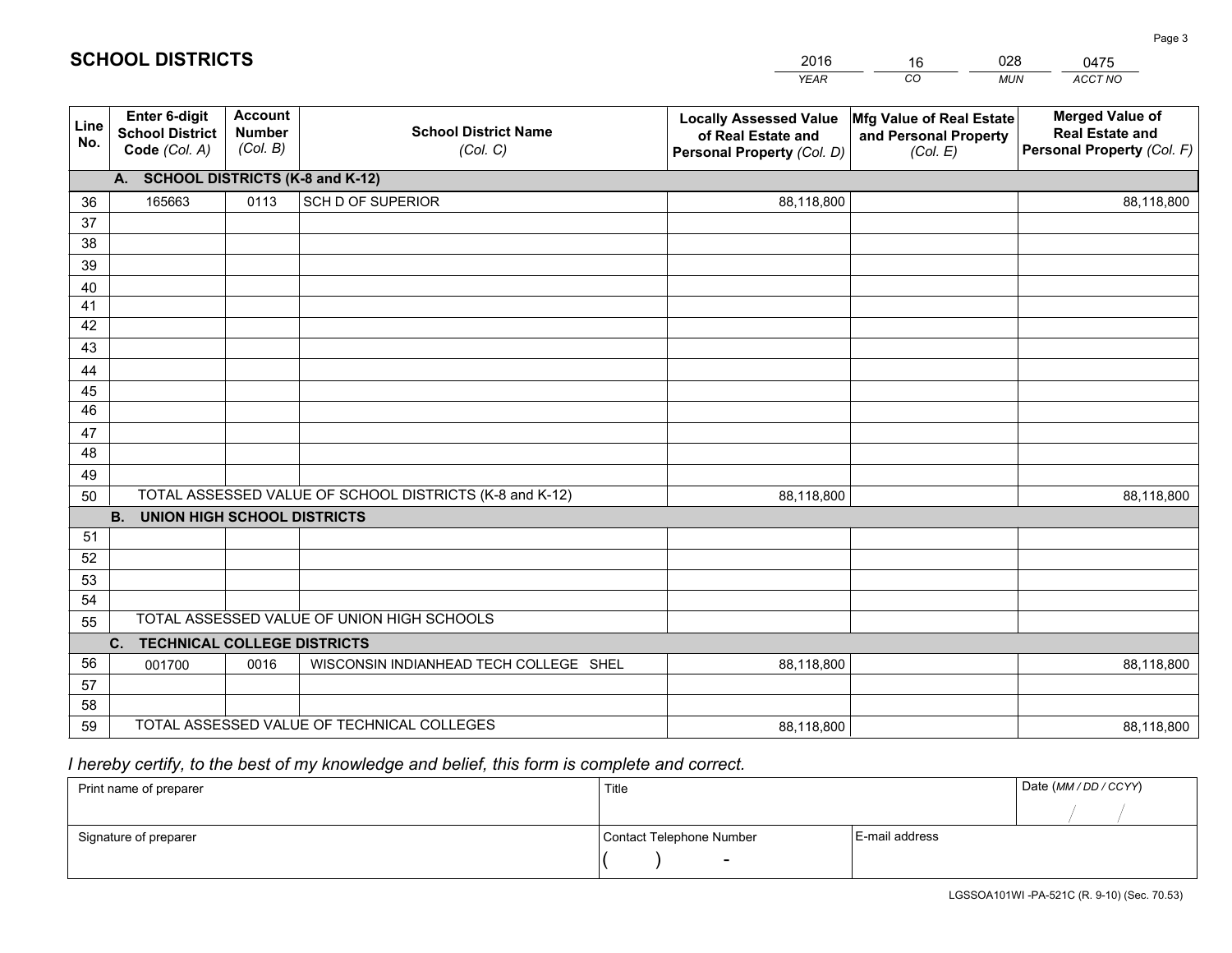# SCHOOL DISTRICTS

| 2016 | 16 | 028 | 0475 |
|---|---|---|---|
| *YEAR* | *CO* | *MUN* | *ACCT NO* |

| Line No. | Enter 6-digit School District Code *(Col. A)* | Account Number *(Col. B)* | School District Name *(Col. C)* | Locally Assessed Value of Real Estate and Personal Property *(Col. D)* | Mfg Value of Real Estate and Personal Property *(Col. E)* | Merged Value of Real Estate and Personal Property *(Col. F)* |
|---|---|---|---|---|---|---|
| **A. SCHOOL DISTRICTS (K-8 and K-12)** | | | | | | |
| 36 | 165663 | 0113 | SCH D OF SUPERIOR | 88,118,800 | | 88,118,800 |
| 37 | | | | | | |
| 38 | | | | | | |
| 39 | | | | | | |
| 40 | | | | | | |
| 41 | | | | | | |
| 42 | | | | | | |
| 43 | | | | | | |
| 44 | | | | | | |
| 45 | | | | | | |
| 46 | | | | | | |
| 47 | | | | | | |
| 48 | | | | | | |
| 49 | | | | | | |
| 50 | TOTAL ASSESSED VALUE OF SCHOOL DISTRICTS (K-8 and K-12) | | | 88,118,800 | | 88,118,800 |
| **B. UNION HIGH SCHOOL DISTRICTS** | | | | | | |
| 51 | | | | | | |
| 52 | | | | | | |
| 53 | | | | | | |
| 54 | | | | | | |
| 55 | TOTAL ASSESSED VALUE OF UNION HIGH SCHOOLS | | | | | |
| **C. TECHNICAL COLLEGE DISTRICTS** | | | | | | |
| 56 | 001700 | 0016 | WISCONSIN INDIANHEAD TECH COLLEGE SHEL | 88,118,800 | | 88,118,800 |
| 57 | | | | | | |
| 58 | | | | | | |
| 59 | TOTAL ASSESSED VALUE OF TECHNICAL COLLEGES | | | 88,118,800 | | 88,118,800 |

*I hereby certify, to the best of my knowledge and belief, this form is complete and correct.*

| Print name of preparer | Title | | Date *(MM / DD / CCYY)* |
|---|---|---|---|
| | | | / / |
| Signature of preparer | Contact Telephone Number | E-mail address | |
| | ( ) - | | |

LGSSOA101WI -PA-521C (R. 9-10) (Sec. 70.53)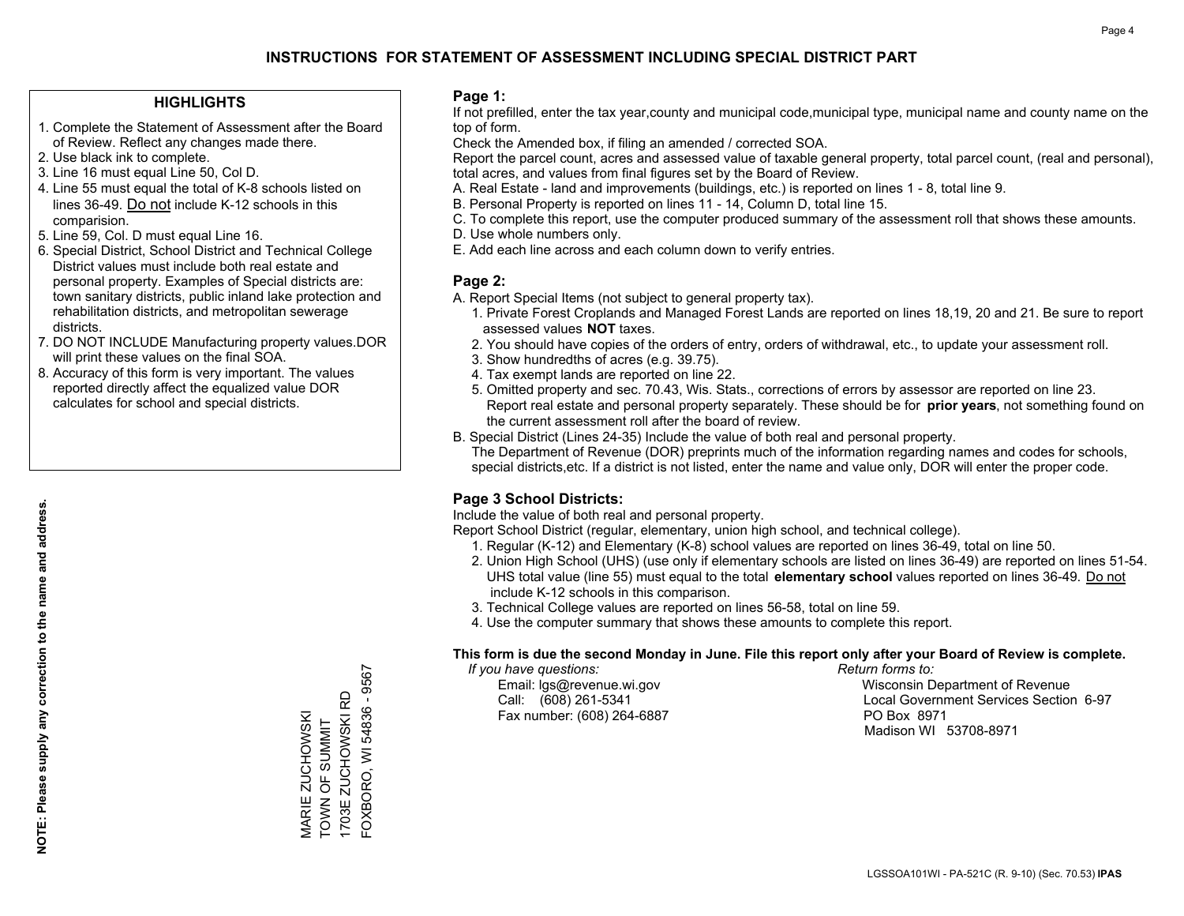# INSTRUCTIONS FOR STATEMENT OF ASSESSMENT INCLUDING SPECIAL DISTRICT PART

## HIGHLIGHTS

1. Complete the Statement of Assessment after the Board of Review. Reflect any changes made there.
2. Use black ink to complete.
3. Line 16 must equal Line 50, Col D.
4. Line 55 must equal the total of K-8 schools listed on lines 36-49. Do not include K-12 schools in this comparision.
5. Line 59, Col. D must equal Line 16.
6. Special District, School District and Technical College District values must include both real estate and personal property. Examples of Special districts are: town sanitary districts, public inland lake protection and rehabilitation districts, and metropolitan sewerage districts.
7. DO NOT INCLUDE Manufacturing property values.DOR will print these values on the final SOA.
8. Accuracy of this form is very important. The values reported directly affect the equalized value DOR calculates for school and special districts.

**NOTE: Please supply any correction to the name and address.**

MARIE ZUCHOWSKI
TOWN OF SUMMIT
1703E ZUCHOWSKI RD
FOXBORO, WI 54836 - 9567

## Page 1:

If not prefilled, enter the tax year,county and municipal code,municipal type, municipal name and county name on the top of form.

Check the Amended box, if filing an amended / corrected SOA.

Report the parcel count, acres and assessed value of taxable general property, total parcel count, (real and personal), total acres, and values from final figures set by the Board of Review.

A. Real Estate - land and improvements (buildings, etc.) is reported on lines 1 - 8, total line 9.
B. Personal Property is reported on lines 11 - 14, Column D, total line 15.
C. To complete this report, use the computer produced summary of the assessment roll that shows these amounts.
D. Use whole numbers only.
E. Add each line across and each column down to verify entries.

## Page 2:

A. Report Special Items (not subject to general property tax).
   1. Private Forest Croplands and Managed Forest Lands are reported on lines 18,19, 20 and 21. Be sure to report assessed values **NOT** taxes.
   2. You should have copies of the orders of entry, orders of withdrawal, etc., to update your assessment roll.
   3. Show hundredths of acres (e.g. 39.75).
   4. Tax exempt lands are reported on line 22.
   5. Omitted property and sec. 70.43, Wis. Stats., corrections of errors by assessor are reported on line 23. Report real estate and personal property separately. These should be for **prior years**, not something found on the current assessment roll after the board of review.
B. Special District (Lines 24-35) Include the value of both real and personal property.
   The Department of Revenue (DOR) preprints much of the information regarding names and codes for schools, special districts,etc. If a district is not listed, enter the name and value only, DOR will enter the proper code.

## Page 3 School Districts:

Include the value of both real and personal property.

Report School District (regular, elementary, union high school, and technical college).

1. Regular (K-12) and Elementary (K-8) school values are reported on lines 36-49, total on line 50.
2. Union High School (UHS) (use only if elementary schools are listed on lines 36-49) are reported on lines 51-54. UHS total value (line 55) must equal to the total **elementary school** values reported on lines 36-49. Do not include K-12 schools in this comparison.
3. Technical College values are reported on lines 56-58, total on line 59.
4. Use the computer summary that shows these amounts to complete this report.

**This form is due the second Monday in June. File this report only after your Board of Review is complete.**

*If you have questions:*
Email: lgs@revenue.wi.gov
Call: (608) 261-5341
Fax number: (608) 264-6887

*Return forms to:*
Wisconsin Department of Revenue
Local Government Services Section 6-97
PO Box 8971
Madison WI 53708-8971

LGSSOA101WI - PA-521C (R. 9-10) (Sec. 70.53) **IPAS**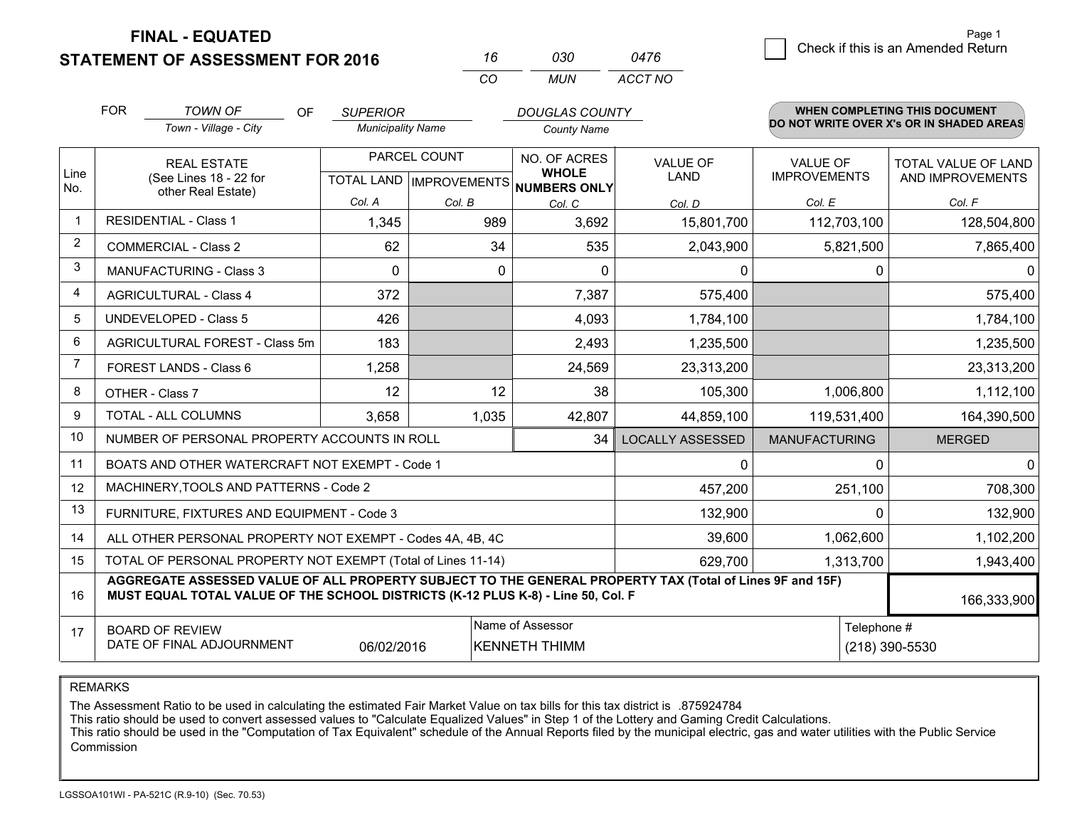**FINAL - EQUATED**
**STATEMENT OF ASSESSMENT FOR 2016**

| 16 | 030 | 0476 |
|---|---|---|
| CO | MUN | ACCT NO |

Page 1

☐ Check if this is an Amended Return

FOR *TOWN OF* (Town - Village - City) OF *SUPERIOR* (Municipality Name) *DOUGLAS COUNTY* (County Name)

**WHEN COMPLETING THIS DOCUMENT DO NOT WRITE OVER X's OR IN SHADED AREAS**

| Line No. | REAL ESTATE (See Lines 18 - 22 for other Real Estate) | PARCEL COUNT | | NO. OF ACRES **WHOLE NUMBERS ONLY** | VALUE OF LAND | VALUE OF IMPROVEMENTS | TOTAL VALUE OF LAND AND IMPROVEMENTS |
|---|---|---|---|---|---|---|---|
| | | TOTAL LAND | IMPROVEMENTS | | | | |
| | | Col. A | Col. B | Col. C | Col. D | Col. E | Col. F |
| 1 | RESIDENTIAL - Class 1 | 1,345 | 989 | 3,692 | 15,801,700 | 112,703,100 | 128,504,800 |
| 2 | COMMERCIAL - Class 2 | 62 | 34 | 535 | 2,043,900 | 5,821,500 | 7,865,400 |
| 3 | MANUFACTURING - Class 3 | 0 | 0 | 0 | 0 | 0 | 0 |
| 4 | AGRICULTURAL - Class 4 | 372 | | 7,387 | 575,400 | | 575,400 |
| 5 | UNDEVELOPED - Class 5 | 426 | | 4,093 | 1,784,100 | | 1,784,100 |
| 6 | AGRICULTURAL FOREST - Class 5m | 183 | | 2,493 | 1,235,500 | | 1,235,500 |
| 7 | FOREST LANDS - Class 6 | 1,258 | | 24,569 | 23,313,200 | | 23,313,200 |
| 8 | OTHER - Class 7 | 12 | 12 | 38 | 105,300 | 1,006,800 | 1,112,100 |
| 9 | TOTAL - ALL COLUMNS | 3,658 | 1,035 | 42,807 | 44,859,100 | 119,531,400 | 164,390,500 |
| 10 | NUMBER OF PERSONAL PROPERTY ACCOUNTS IN ROLL | | | 34 | LOCALLY ASSESSED | MANUFACTURING | MERGED |
| 11 | BOATS AND OTHER WATERCRAFT NOT EXEMPT - Code 1 | | | | 0 | 0 | 0 |
| 12 | MACHINERY,TOOLS AND PATTERNS - Code 2 | | | | 457,200 | 251,100 | 708,300 |
| 13 | FURNITURE, FIXTURES AND EQUIPMENT - Code 3 | | | | 132,900 | 0 | 132,900 |
| 14 | ALL OTHER PERSONAL PROPERTY NOT EXEMPT - Codes 4A, 4B, 4C | | | | 39,600 | 1,062,600 | 1,102,200 |
| 15 | TOTAL OF PERSONAL PROPERTY NOT EXEMPT (Total of Lines 11-14) | | | | 629,700 | 1,313,700 | 1,943,400 |
| 16 | **AGGREGATE ASSESSED VALUE OF ALL PROPERTY SUBJECT TO THE GENERAL PROPERTY TAX (Total of Lines 9F and 15F) MUST EQUAL TOTAL VALUE OF THE SCHOOL DISTRICTS (K-12 PLUS K-8) - Line 50, Col. F** | | | | | | 166,333,900 |
| 17 | BOARD OF REVIEW DATE OF FINAL ADJOURNMENT | 06/02/2016 | | Name of Assessor: KENNETH THIMM | | Telephone #: (218) 390-5530 | |

REMARKS

The Assessment Ratio to be used in calculating the estimated Fair Market Value on tax bills for this tax district is .875924784
This ratio should be used to convert assessed values to "Calculate Equalized Values" in Step 1 of the Lottery and Gaming Credit Calculations.
This ratio should be used in the "Computation of Tax Equivalent" schedule of the Annual Reports filed by the municipal electric, gas and water utilities with the Public Service Commission

LGSSOA101WI - PA-521C (R.9-10) (Sec. 70.53)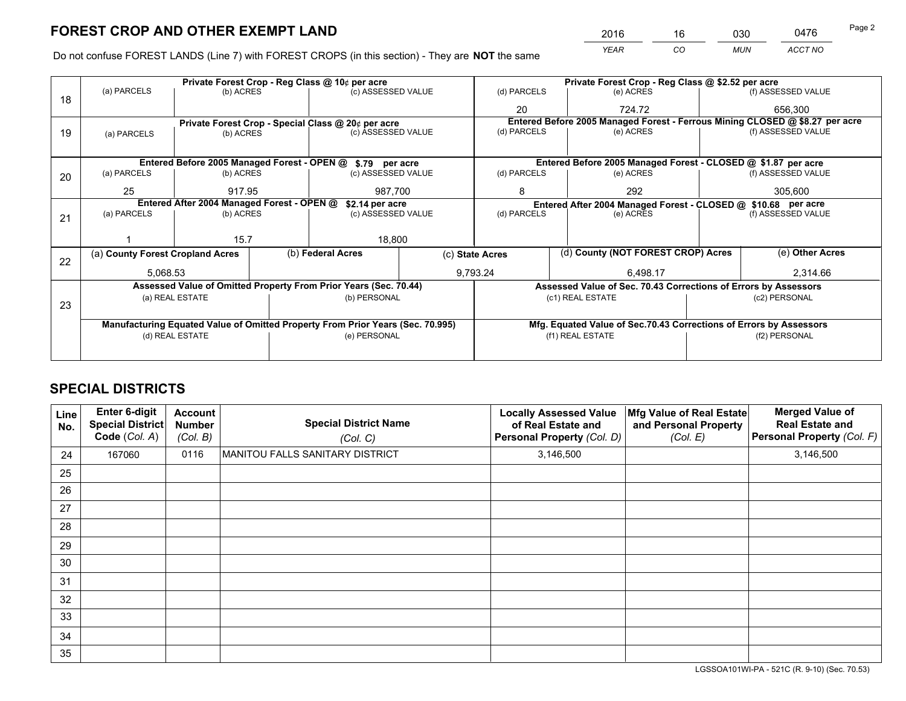# FOREST CROP AND OTHER EXEMPT LAND

| 2016 | 16 | 030 | 0476 |
|---|---|---|---|
| YEAR | CO | MUN | ACCT NO |

Do not confuse FOREST LANDS (Line 7) with FOREST CROPS (in this section) - They are **NOT** the same

| Line | Private Forest Crop - Reg Class @ 10¢ per acre | | | Private Forest Crop - Reg Class @ $2.52 per acre | | |
|---|---|---|---|---|---|---|
| 18 | (a) PARCELS | (b) ACRES | (c) ASSESSED VALUE | (d) PARCELS | (e) ACRES | (f) ASSESSED VALUE |
| | | | | 20 | 724.72 | 656,300 |
| | **Private Forest Crop - Special Class @ 20¢ per acre** | | | **Entered Before 2005 Managed Forest - Ferrous Mining CLOSED @ $8.27 per acre** | | |
| 19 | (a) PARCELS | (b) ACRES | (c) ASSESSED VALUE | (d) PARCELS | (e) ACRES | (f) ASSESSED VALUE |
| | | | | | | |
| | **Entered Before 2005 Managed Forest - OPEN @ $.79 per acre** | | | **Entered Before 2005 Managed Forest - CLOSED @ $1.87 per acre** | | |
| 20 | (a) PARCELS | (b) ACRES | (c) ASSESSED VALUE | (d) PARCELS | (e) ACRES | (f) ASSESSED VALUE |
| | 25 | 917.95 | 987,700 | 8 | 292 | 305,600 |
| | **Entered After 2004 Managed Forest - OPEN @ $2.14 per acre** | | | **Entered After 2004 Managed Forest - CLOSED @ $10.68 per acre** | | |
| 21 | (a) PARCELS | (b) ACRES | (c) ASSESSED VALUE | (d) PARCELS | (e) ACRES | (f) ASSESSED VALUE |
| | 1 | 15.7 | 18,800 | | | |

| Line | (a) County Forest Cropland Acres | (b) Federal Acres | (c) State Acres | (d) County (NOT FOREST CROP) Acres | (e) Other Acres |
|---|---|---|---|---|---|
| 22 | 5,068.53 | | 9,793.24 | 6,498.17 | 2,314.66 |

| Line | Assessed Value of Omitted Property From Prior Years (Sec. 70.44) | | Assessed Value of Sec. 70.43 Corrections of Errors by Assessors | |
|---|---|---|---|---|
| 23 | (a) REAL ESTATE | (b) PERSONAL | (c1) REAL ESTATE | (c2) PERSONAL |
| | | | | |
| | **Manufacturing Equated Value of Omitted Property From Prior Years (Sec. 70.995)** | | **Mfg. Equated Value of Sec.70.43 Corrections of Errors by Assessors** | |
| | (d) REAL ESTATE | (e) PERSONAL | (f1) REAL ESTATE | (f2) PERSONAL |
| | | | | |

# SPECIAL DISTRICTS

| Line No. | Enter 6-digit Special District Code (Col. A) | Account Number (Col. B) | Special District Name (Col. C) | Locally Assessed Value of Real Estate and Personal Property (Col. D) | Mfg Value of Real Estate and Personal Property (Col. E) | Merged Value of Real Estate and Personal Property (Col. F) |
|---|---|---|---|---|---|---|
| 24 | 167060 | 0116 | MANITOU FALLS SANITARY DISTRICT | 3,146,500 | | 3,146,500 |
| 25 | | | | | | |
| 26 | | | | | | |
| 27 | | | | | | |
| 28 | | | | | | |
| 29 | | | | | | |
| 30 | | | | | | |
| 31 | | | | | | |
| 32 | | | | | | |
| 33 | | | | | | |
| 34 | | | | | | |
| 35 | | | | | | |

LGSSOA101WI-PA - 521C (R. 9-10) (Sec. 70.53)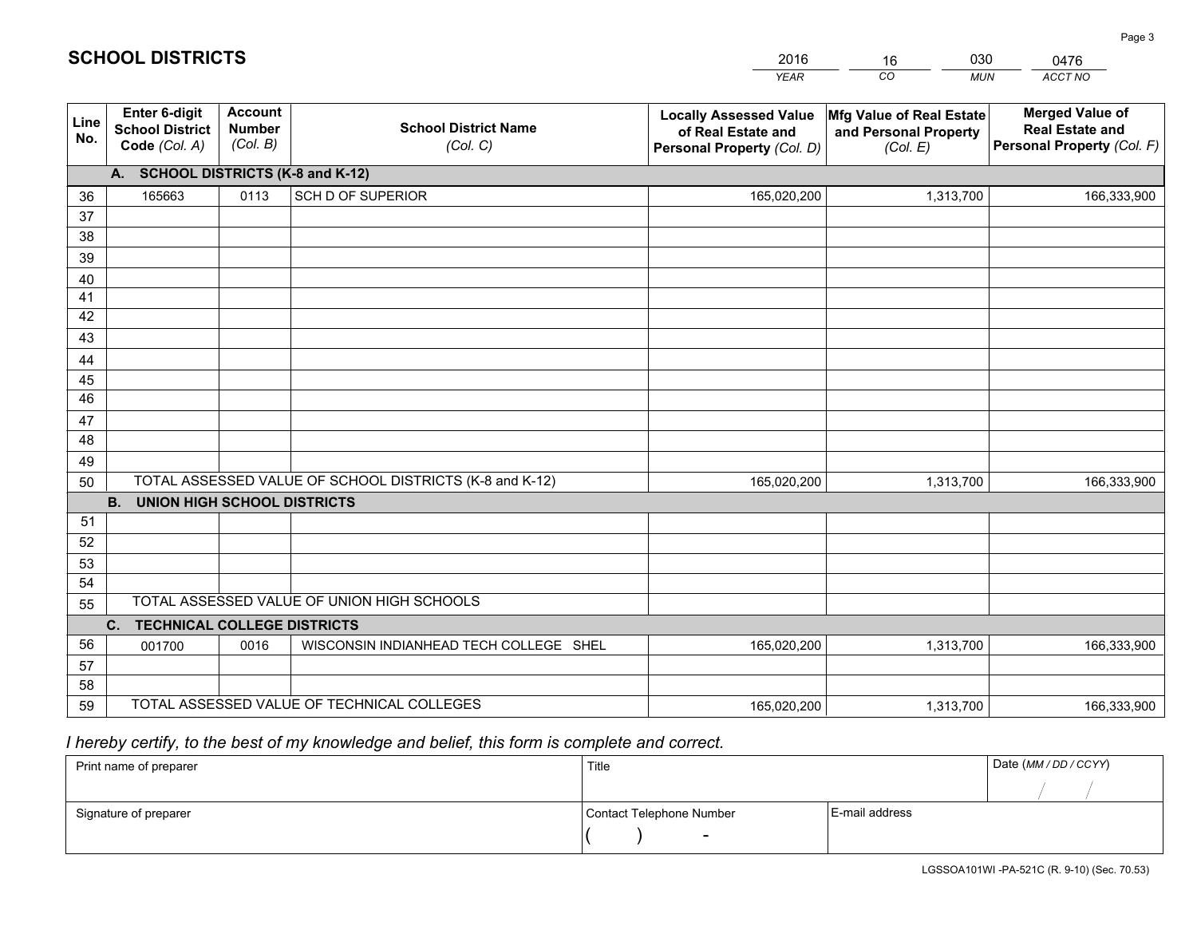# SCHOOL DISTRICTS

| 2016 | 16 | 030 | 0476 |
|---|---|---|---|
| *YEAR* | *CO* | *MUN* | *ACCT NO* |

| Line No. | Enter 6-digit School District Code *(Col. A)* | Account Number *(Col. B)* | School District Name *(Col. C)* | Locally Assessed Value of Real Estate and Personal Property *(Col. D)* | Mfg Value of Real Estate and Personal Property *(Col. E)* | Merged Value of Real Estate and Personal Property *(Col. F)* |
|---|---|---|---|---|---|---|
| **A. SCHOOL DISTRICTS (K-8 and K-12)** | | | | | | |
| 36 | 165663 | 0113 | SCH D OF SUPERIOR | 165,020,200 | 1,313,700 | 166,333,900 |
| 37 | | | | | | |
| 38 | | | | | | |
| 39 | | | | | | |
| 40 | | | | | | |
| 41 | | | | | | |
| 42 | | | | | | |
| 43 | | | | | | |
| 44 | | | | | | |
| 45 | | | | | | |
| 46 | | | | | | |
| 47 | | | | | | |
| 48 | | | | | | |
| 49 | | | | | | |
| 50 | TOTAL ASSESSED VALUE OF SCHOOL DISTRICTS (K-8 and K-12) | | | 165,020,200 | 1,313,700 | 166,333,900 |
| **B. UNION HIGH SCHOOL DISTRICTS** | | | | | | |
| 51 | | | | | | |
| 52 | | | | | | |
| 53 | | | | | | |
| 54 | | | | | | |
| 55 | TOTAL ASSESSED VALUE OF UNION HIGH SCHOOLS | | | | | |
| **C. TECHNICAL COLLEGE DISTRICTS** | | | | | | |
| 56 | 001700 | 0016 | WISCONSIN INDIANHEAD TECH COLLEGE SHEL | 165,020,200 | 1,313,700 | 166,333,900 |
| 57 | | | | | | |
| 58 | | | | | | |
| 59 | TOTAL ASSESSED VALUE OF TECHNICAL COLLEGES | | | 165,020,200 | 1,313,700 | 166,333,900 |

*I hereby certify, to the best of my knowledge and belief, this form is complete and correct.*

| Print name of preparer | Title | | Date *(MM / DD / CCYY)* |
|---|---|---|---|
| | | | / / |
| Signature of preparer | Contact Telephone Number | E-mail address | |
| | ( ) - | | |

LGSSOA101WI -PA-521C (R. 9-10) (Sec. 70.53)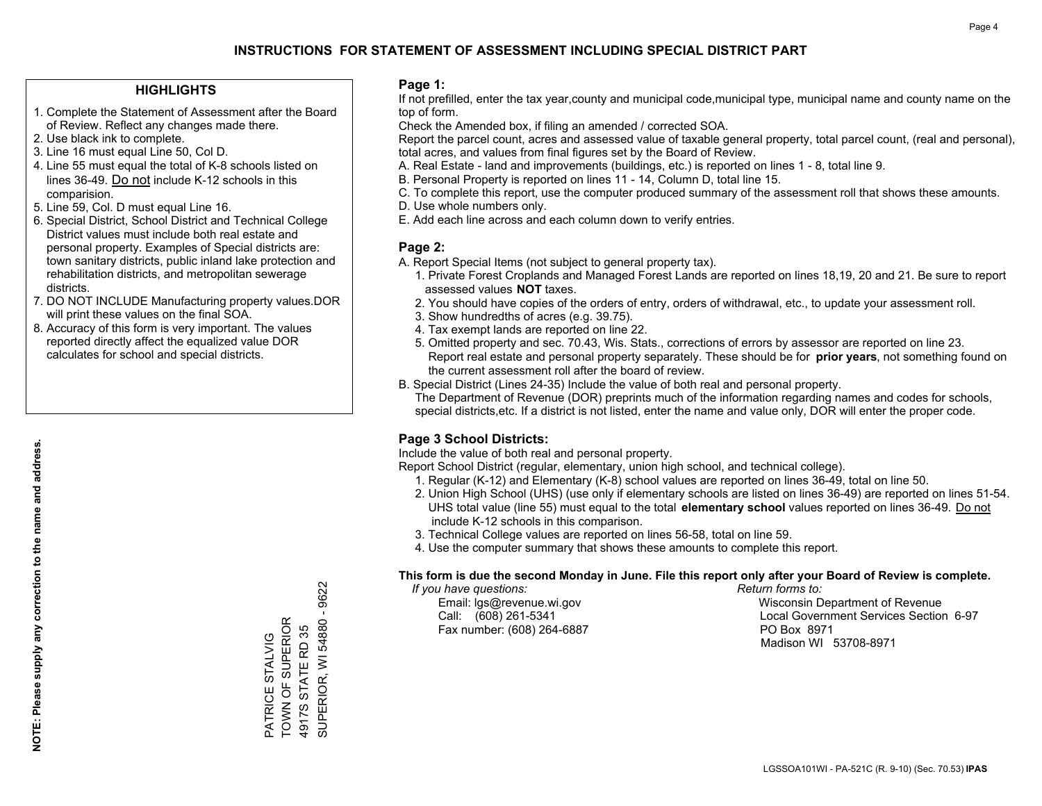# INSTRUCTIONS FOR STATEMENT OF ASSESSMENT INCLUDING SPECIAL DISTRICT PART

## HIGHLIGHTS

1. Complete the Statement of Assessment after the Board of Review. Reflect any changes made there.
2. Use black ink to complete.
3. Line 16 must equal Line 50, Col D.
4. Line 55 must equal the total of K-8 schools listed on lines 36-49. Do not include K-12 schools in this comparision.
5. Line 59, Col. D must equal Line 16.
6. Special District, School District and Technical College District values must include both real estate and personal property. Examples of Special districts are: town sanitary districts, public inland lake protection and rehabilitation districts, and metropolitan sewerage districts.
7. DO NOT INCLUDE Manufacturing property values.DOR will print these values on the final SOA.
8. Accuracy of this form is very important. The values reported directly affect the equalized value DOR calculates for school and special districts.

**NOTE: Please supply any correction to the name and address.**

PATRICE STALVIG
TOWN OF SUPERIOR
4917S STATE RD 35
SUPERIOR, WI 54880 - 9622

## Page 1:

If not prefilled, enter the tax year,county and municipal code,municipal type, municipal name and county name on the top of form.

Check the Amended box, if filing an amended / corrected SOA.

Report the parcel count, acres and assessed value of taxable general property, total parcel count, (real and personal), total acres, and values from final figures set by the Board of Review.

A. Real Estate - land and improvements (buildings, etc.) is reported on lines 1 - 8, total line 9.
B. Personal Property is reported on lines 11 - 14, Column D, total line 15.
C. To complete this report, use the computer produced summary of the assessment roll that shows these amounts.
D. Use whole numbers only.
E. Add each line across and each column down to verify entries.

## Page 2:

A. Report Special Items (not subject to general property tax).
   1. Private Forest Croplands and Managed Forest Lands are reported on lines 18,19, 20 and 21. Be sure to report assessed values **NOT** taxes.
   2. You should have copies of the orders of entry, orders of withdrawal, etc., to update your assessment roll.
   3. Show hundredths of acres (e.g. 39.75).
   4. Tax exempt lands are reported on line 22.
   5. Omitted property and sec. 70.43, Wis. Stats., corrections of errors by assessor are reported on line 23. Report real estate and personal property separately. These should be for **prior years**, not something found on the current assessment roll after the board of review.
B. Special District (Lines 24-35) Include the value of both real and personal property.
   The Department of Revenue (DOR) preprints much of the information regarding names and codes for schools, special districts,etc. If a district is not listed, enter the name and value only, DOR will enter the proper code.

## Page 3 School Districts:

Include the value of both real and personal property.

Report School District (regular, elementary, union high school, and technical college).

1. Regular (K-12) and Elementary (K-8) school values are reported on lines 36-49, total on line 50.
2. Union High School (UHS) (use only if elementary schools are listed on lines 36-49) are reported on lines 51-54. UHS total value (line 55) must equal to the total **elementary school** values reported on lines 36-49. Do not include K-12 schools in this comparison.
3. Technical College values are reported on lines 56-58, total on line 59.
4. Use the computer summary that shows these amounts to complete this report.

**This form is due the second Monday in June. File this report only after your Board of Review is complete.**

*If you have questions:*
Email: lgs@revenue.wi.gov
Call: (608) 261-5341
Fax number: (608) 264-6887

*Return forms to:*
Wisconsin Department of Revenue
Local Government Services Section 6-97
PO Box 8971
Madison WI 53708-8971

LGSSOA101WI - PA-521C (R. 9-10) (Sec. 70.53) **IPAS**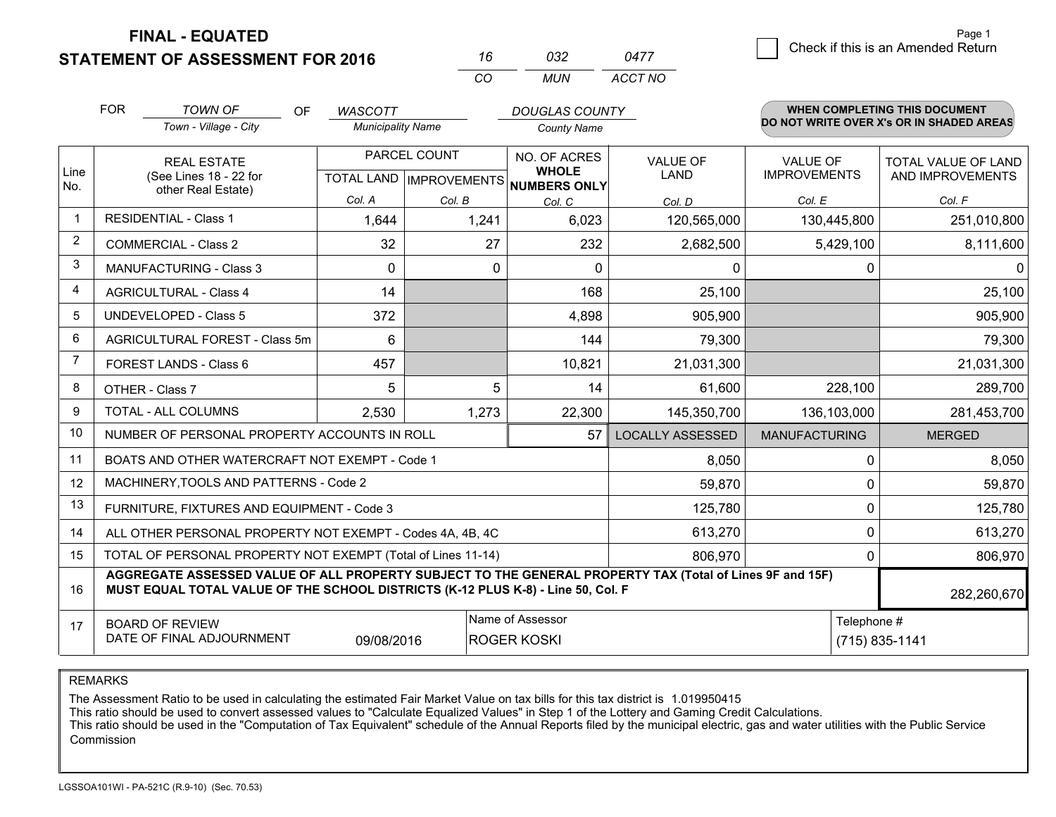**FINAL - EQUATED**
**STATEMENT OF ASSESSMENT FOR 2016**

| 16 | 032 | 0477 |
|---|---|---|
| CO | MUN | ACCT NO |

☐ Check if this is an Amended Return

FOR *TOWN OF* (Town - Village - City) OF *WASCOTT* (Municipality Name) *DOUGLAS COUNTY* (County Name)

**WHEN COMPLETING THIS DOCUMENT DO NOT WRITE OVER X's OR IN SHADED AREAS**

| Line No. | REAL ESTATE (See Lines 18 - 22 for other Real Estate) | PARCEL COUNT TOTAL LAND Col. A | PARCEL COUNT IMPROVEMENTS Col. B | NO. OF ACRES WHOLE NUMBERS ONLY Col. C | VALUE OF LAND Col. D | VALUE OF IMPROVEMENTS Col. E | TOTAL VALUE OF LAND AND IMPROVEMENTS Col. F |
|---|---|---|---|---|---|---|---|
| 1 | RESIDENTIAL - Class 1 | 1,644 | 1,241 | 6,023 | 120,565,000 | 130,445,800 | 251,010,800 |
| 2 | COMMERCIAL - Class 2 | 32 | 27 | 232 | 2,682,500 | 5,429,100 | 8,111,600 |
| 3 | MANUFACTURING - Class 3 | 0 | 0 | 0 | 0 | 0 | 0 |
| 4 | AGRICULTURAL - Class 4 | 14 | | 168 | 25,100 | | 25,100 |
| 5 | UNDEVELOPED - Class 5 | 372 | | 4,898 | 905,900 | | 905,900 |
| 6 | AGRICULTURAL FOREST - Class 5m | 6 | | 144 | 79,300 | | 79,300 |
| 7 | FOREST LANDS - Class 6 | 457 | | 10,821 | 21,031,300 | | 21,031,300 |
| 8 | OTHER - Class 7 | 5 | 5 | 14 | 61,600 | 228,100 | 289,700 |
| 9 | TOTAL - ALL COLUMNS | 2,530 | 1,273 | 22,300 | 145,350,700 | 136,103,000 | 281,453,700 |
| 10 | NUMBER OF PERSONAL PROPERTY ACCOUNTS IN ROLL | | | 57 | LOCALLY ASSESSED | MANUFACTURING | MERGED |
| 11 | BOATS AND OTHER WATERCRAFT NOT EXEMPT - Code 1 | | | | 8,050 | 0 | 8,050 |
| 12 | MACHINERY,TOOLS AND PATTERNS - Code 2 | | | | 59,870 | 0 | 59,870 |
| 13 | FURNITURE, FIXTURES AND EQUIPMENT - Code 3 | | | | 125,780 | 0 | 125,780 |
| 14 | ALL OTHER PERSONAL PROPERTY NOT EXEMPT - Codes 4A, 4B, 4C | | | | 613,270 | 0 | 613,270 |
| 15 | TOTAL OF PERSONAL PROPERTY NOT EXEMPT (Total of Lines 11-14) | | | | 806,970 | 0 | 806,970 |
| 16 | **AGGREGATE ASSESSED VALUE OF ALL PROPERTY SUBJECT TO THE GENERAL PROPERTY TAX (Total of Lines 9F and 15F) MUST EQUAL TOTAL VALUE OF THE SCHOOL DISTRICTS (K-12 PLUS K-8) - Line 50, Col. F** | | | | | | 282,260,670 |
| 17 | BOARD OF REVIEW DATE OF FINAL ADJOURNMENT | 09/08/2016 | | Name of Assessor: ROGER KOSKI | | Telephone #: (715) 835-1141 | |

REMARKS

The Assessment Ratio to be used in calculating the estimated Fair Market Value on tax bills for this tax district is 1.019950415
This ratio should be used to convert assessed values to "Calculate Equalized Values" in Step 1 of the Lottery and Gaming Credit Calculations.
This ratio should be used in the "Computation of Tax Equivalent" schedule of the Annual Reports filed by the municipal electric, gas and water utilities with the Public Service Commission

LGSSOA101WI - PA-521C (R.9-10) (Sec. 70.53)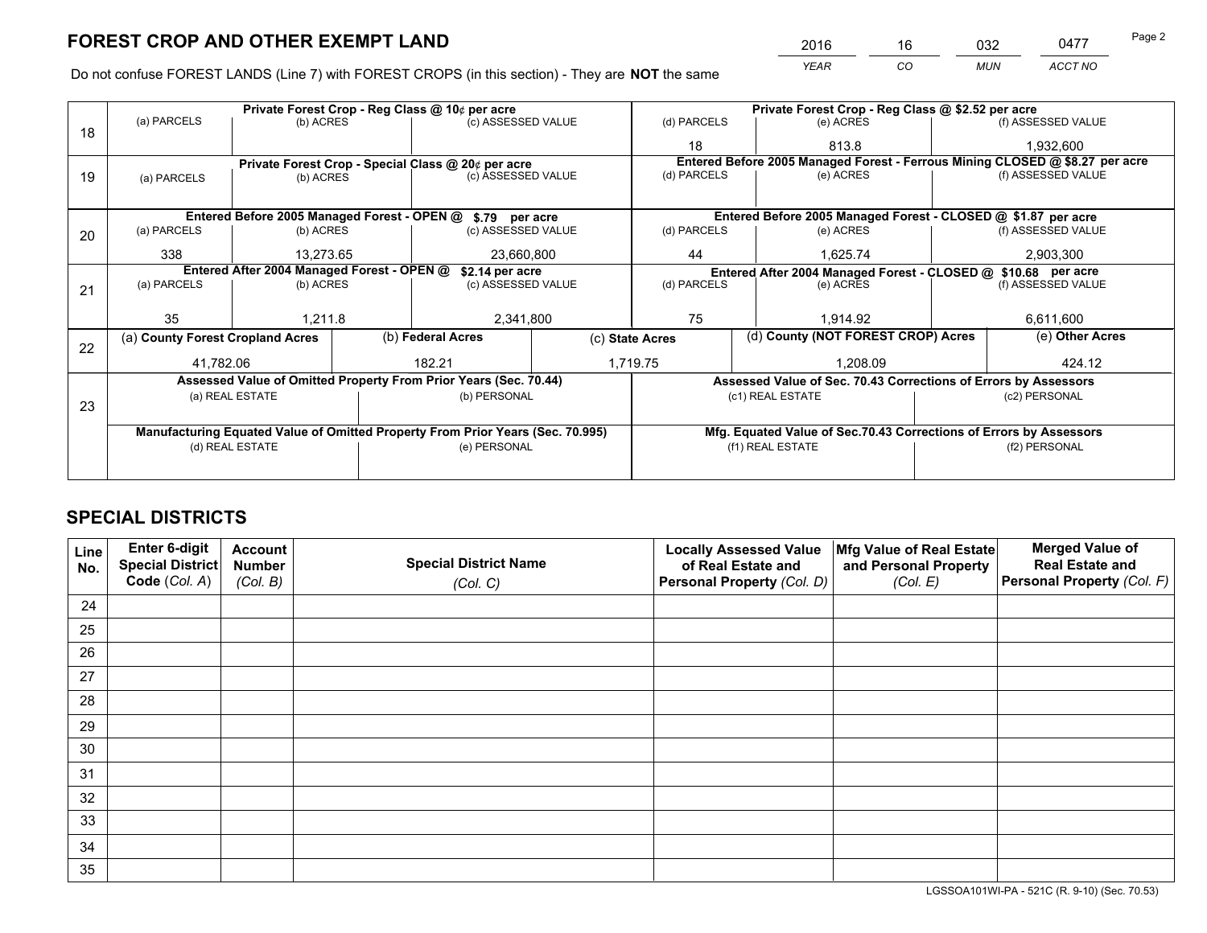# FOREST CROP AND OTHER EXEMPT LAND

| 2016 | 16 | 032 | 0477 |
|---|---|---|---|
| *YEAR* | *CO* | *MUN* | *ACCT NO* |

Do not confuse FOREST LANDS (Line 7) with FOREST CROPS (in this section) - They are **NOT** the same

| Line | Private Forest Crop - Reg Class @ 10¢ per acre | | | Private Forest Crop - Reg Class @ $2.52 per acre | | |
|---|---|---|---|---|---|---|
| | (a) PARCELS | (b) ACRES | (c) ASSESSED VALUE | (d) PARCELS | (e) ACRES | (f) ASSESSED VALUE |
| 18 | | | | 18 | 813.8 | 1,932,600 |
| | **Private Forest Crop - Special Class @ 20¢ per acre** | | | **Entered Before 2005 Managed Forest - Ferrous Mining CLOSED @ $8.27 per acre** | | |
| | (a) PARCELS | (b) ACRES | (c) ASSESSED VALUE | (d) PARCELS | (e) ACRES | (f) ASSESSED VALUE |
| 19 | | | | | | |
| | **Entered Before 2005 Managed Forest - OPEN @ $.79 per acre** | | | **Entered Before 2005 Managed Forest - CLOSED @ $1.87 per acre** | | |
| | (a) PARCELS | (b) ACRES | (c) ASSESSED VALUE | (d) PARCELS | (e) ACRES | (f) ASSESSED VALUE |
| 20 | 338 | 13,273.65 | 23,660,800 | 44 | 1,625.74 | 2,903,300 |
| | **Entered After 2004 Managed Forest - OPEN @ $2.14 per acre** | | | **Entered After 2004 Managed Forest - CLOSED @ $10.68 per acre** | | |
| | (a) PARCELS | (b) ACRES | (c) ASSESSED VALUE | (d) PARCELS | (e) ACRES | (f) ASSESSED VALUE |
| 21 | 35 | 1,211.8 | 2,341,800 | 75 | 1,914.92 | 6,611,600 |

| Line | (a) County Forest Cropland Acres | (b) Federal Acres | (c) State Acres | (d) County (NOT FOREST CROP) Acres | (e) Other Acres |
|---|---|---|---|---|---|
| 22 | 41,782.06 | 182.21 | 1,719.75 | 1,208.09 | 424.12 |

| Line | Assessed Value of Omitted Property From Prior Years (Sec. 70.44) | | Assessed Value of Sec. 70.43 Corrections of Errors by Assessors | |
|---|---|---|---|---|
| | (a) REAL ESTATE | (b) PERSONAL | (c1) REAL ESTATE | (c2) PERSONAL |
| 23 | | | | |
| | **Manufacturing Equated Value of Omitted Property From Prior Years (Sec. 70.995)** | | **Mfg. Equated Value of Sec.70.43 Corrections of Errors by Assessors** | |
| | (d) REAL ESTATE | (e) PERSONAL | (f1) REAL ESTATE | (f2) PERSONAL |
| | | | | |

# SPECIAL DISTRICTS

| Line No. | Enter 6-digit Special District Code (*Col. A*) | Account Number (*Col. B*) | Special District Name (*Col. C*) | Locally Assessed Value of Real Estate and Personal Property (*Col. D*) | Mfg Value of Real Estate and Personal Property (*Col. E*) | Merged Value of Real Estate and Personal Property (*Col. F*) |
|---|---|---|---|---|---|---|
| 24 | | | | | | |
| 25 | | | | | | |
| 26 | | | | | | |
| 27 | | | | | | |
| 28 | | | | | | |
| 29 | | | | | | |
| 30 | | | | | | |
| 31 | | | | | | |
| 32 | | | | | | |
| 33 | | | | | | |
| 34 | | | | | | |
| 35 | | | | | | |

LGSSOA101WI-PA - 521C (R. 9-10) (Sec. 70.53)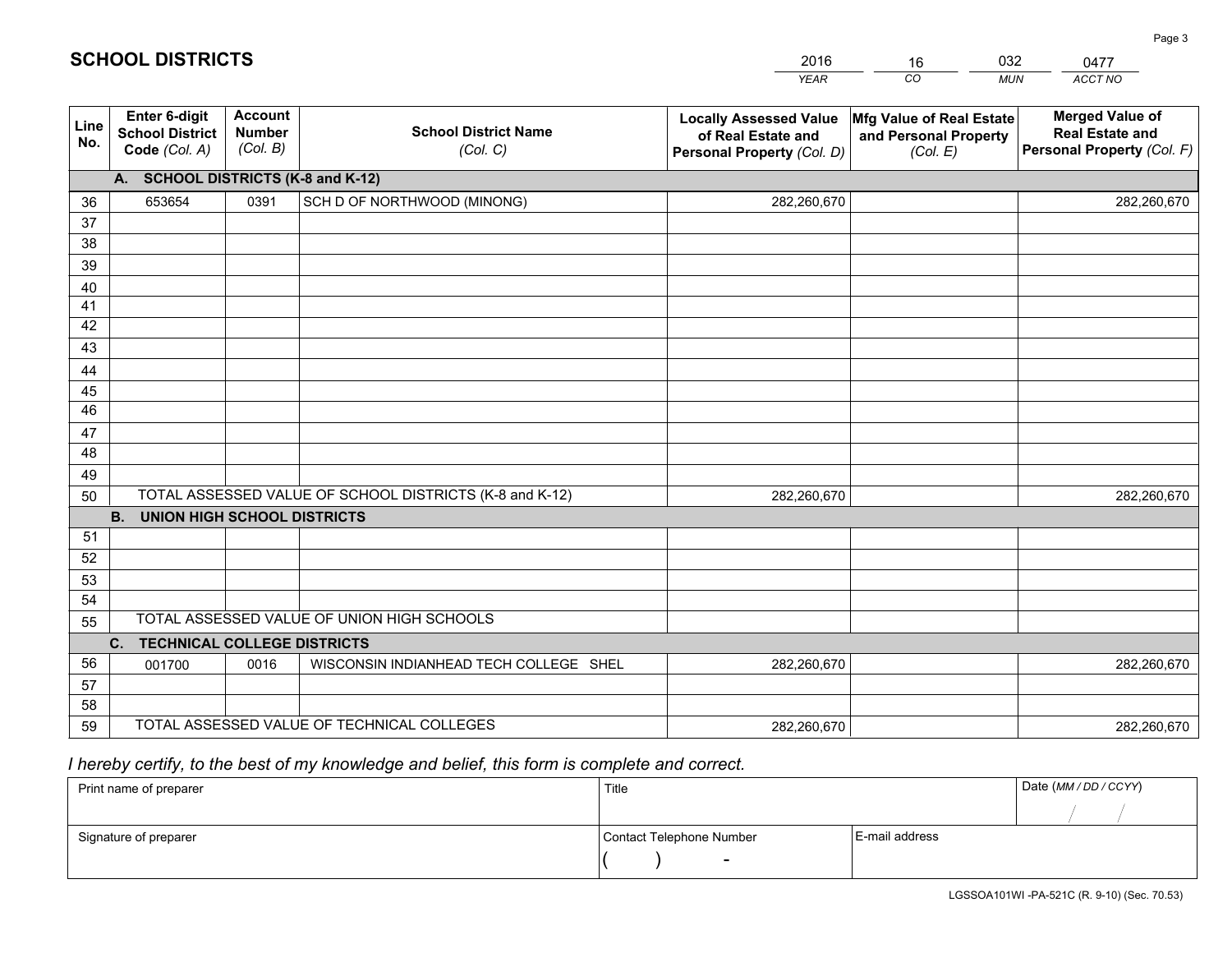# SCHOOL DISTRICTS

| 2016 | 16 | 032 | 0477 |
|---|---|---|---|
| *YEAR* | *CO* | *MUN* | *ACCT NO* |

| Line No. | Enter 6-digit School District Code *(Col. A)* | Account Number *(Col. B)* | School District Name *(Col. C)* | Locally Assessed Value of Real Estate and Personal Property *(Col. D)* | Mfg Value of Real Estate and Personal Property *(Col. E)* | Merged Value of Real Estate and Personal Property *(Col. F)* |
|---|---|---|---|---|---|---|
| **A. SCHOOL DISTRICTS (K-8 and K-12)** | | | | | | |
| 36 | 653654 | 0391 | SCH D OF NORTHWOOD (MINONG) | 282,260,670 | | 282,260,670 |
| 37 | | | | | | |
| 38 | | | | | | |
| 39 | | | | | | |
| 40 | | | | | | |
| 41 | | | | | | |
| 42 | | | | | | |
| 43 | | | | | | |
| 44 | | | | | | |
| 45 | | | | | | |
| 46 | | | | | | |
| 47 | | | | | | |
| 48 | | | | | | |
| 49 | | | | | | |
| 50 | TOTAL ASSESSED VALUE OF SCHOOL DISTRICTS (K-8 and K-12) | | | 282,260,670 | | 282,260,670 |
| **B. UNION HIGH SCHOOL DISTRICTS** | | | | | | |
| 51 | | | | | | |
| 52 | | | | | | |
| 53 | | | | | | |
| 54 | | | | | | |
| 55 | TOTAL ASSESSED VALUE OF UNION HIGH SCHOOLS | | | | | |
| **C. TECHNICAL COLLEGE DISTRICTS** | | | | | | |
| 56 | 001700 | 0016 | WISCONSIN INDIANHEAD TECH COLLEGE SHEL | 282,260,670 | | 282,260,670 |
| 57 | | | | | | |
| 58 | | | | | | |
| 59 | TOTAL ASSESSED VALUE OF TECHNICAL COLLEGES | | | 282,260,670 | | 282,260,670 |

*I hereby certify, to the best of my knowledge and belief, this form is complete and correct.*

| Print name of preparer | Title | | Date *(MM / DD / CCYY)* |
|---|---|---|---|
| | | | / / |
| Signature of preparer | Contact Telephone Number | E-mail address | |
| | ( ) - | | |

LGSSOA101WI -PA-521C (R. 9-10) (Sec. 70.53)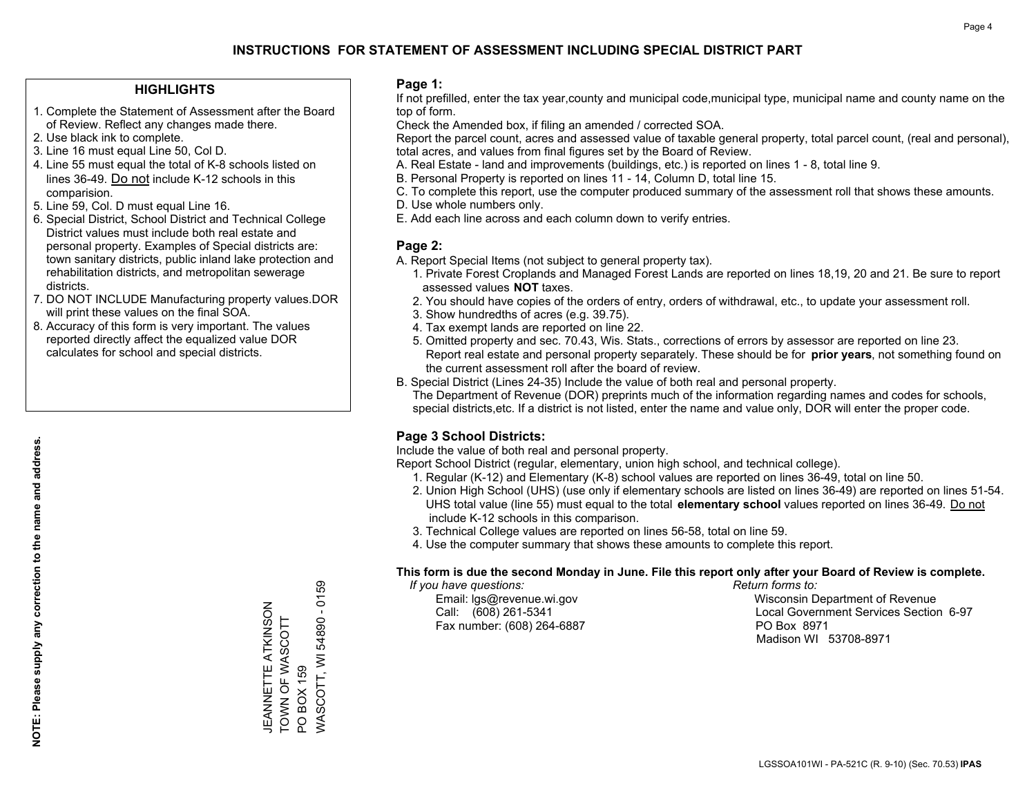# INSTRUCTIONS FOR STATEMENT OF ASSESSMENT INCLUDING SPECIAL DISTRICT PART

## HIGHLIGHTS

1. Complete the Statement of Assessment after the Board of Review. Reflect any changes made there.
2. Use black ink to complete.
3. Line 16 must equal Line 50, Col D.
4. Line 55 must equal the total of K-8 schools listed on lines 36-49. Do not include K-12 schools in this comparision.
5. Line 59, Col. D must equal Line 16.
6. Special District, School District and Technical College District values must include both real estate and personal property. Examples of Special districts are: town sanitary districts, public inland lake protection and rehabilitation districts, and metropolitan sewerage districts.
7. DO NOT INCLUDE Manufacturing property values.DOR will print these values on the final SOA.
8. Accuracy of this form is very important. The values reported directly affect the equalized value DOR calculates for school and special districts.

**NOTE: Please supply any correction to the name and address.**

JEANNETTE ATKINSON
TOWN OF WASCOTT
PO BOX 159
WASCOTT, WI 54890 - 0159

## Page 1:

If not prefilled, enter the tax year,county and municipal code,municipal type, municipal name and county name on the top of form.

Check the Amended box, if filing an amended / corrected SOA.

Report the parcel count, acres and assessed value of taxable general property, total parcel count, (real and personal), total acres, and values from final figures set by the Board of Review.

A. Real Estate - land and improvements (buildings, etc.) is reported on lines 1 - 8, total line 9.
B. Personal Property is reported on lines 11 - 14, Column D, total line 15.
C. To complete this report, use the computer produced summary of the assessment roll that shows these amounts.
D. Use whole numbers only.
E. Add each line across and each column down to verify entries.

## Page 2:

A. Report Special Items (not subject to general property tax).
   1. Private Forest Croplands and Managed Forest Lands are reported on lines 18,19, 20 and 21. Be sure to report assessed values **NOT** taxes.
   2. You should have copies of the orders of entry, orders of withdrawal, etc., to update your assessment roll.
   3. Show hundredths of acres (e.g. 39.75).
   4. Tax exempt lands are reported on line 22.
   5. Omitted property and sec. 70.43, Wis. Stats., corrections of errors by assessor are reported on line 23. Report real estate and personal property separately. These should be for **prior years**, not something found on the current assessment roll after the board of review.
B. Special District (Lines 24-35) Include the value of both real and personal property.
   The Department of Revenue (DOR) preprints much of the information regarding names and codes for schools, special districts,etc. If a district is not listed, enter the name and value only, DOR will enter the proper code.

## Page 3 School Districts:

Include the value of both real and personal property.

Report School District (regular, elementary, union high school, and technical college).

1. Regular (K-12) and Elementary (K-8) school values are reported on lines 36-49, total on line 50.
2. Union High School (UHS) (use only if elementary schools are listed on lines 36-49) are reported on lines 51-54. UHS total value (line 55) must equal to the total **elementary school** values reported on lines 36-49. Do not include K-12 schools in this comparison.
3. Technical College values are reported on lines 56-58, total on line 59.
4. Use the computer summary that shows these amounts to complete this report.

**This form is due the second Monday in June. File this report only after your Board of Review is complete.**

*If you have questions:*
Email: lgs@revenue.wi.gov
Call: (608) 261-5341
Fax number: (608) 264-6887

*Return forms to:*
Wisconsin Department of Revenue
Local Government Services Section 6-97
PO Box 8971
Madison WI 53708-8971

LGSSOA101WI - PA-521C (R. 9-10) (Sec. 70.53) **IPAS**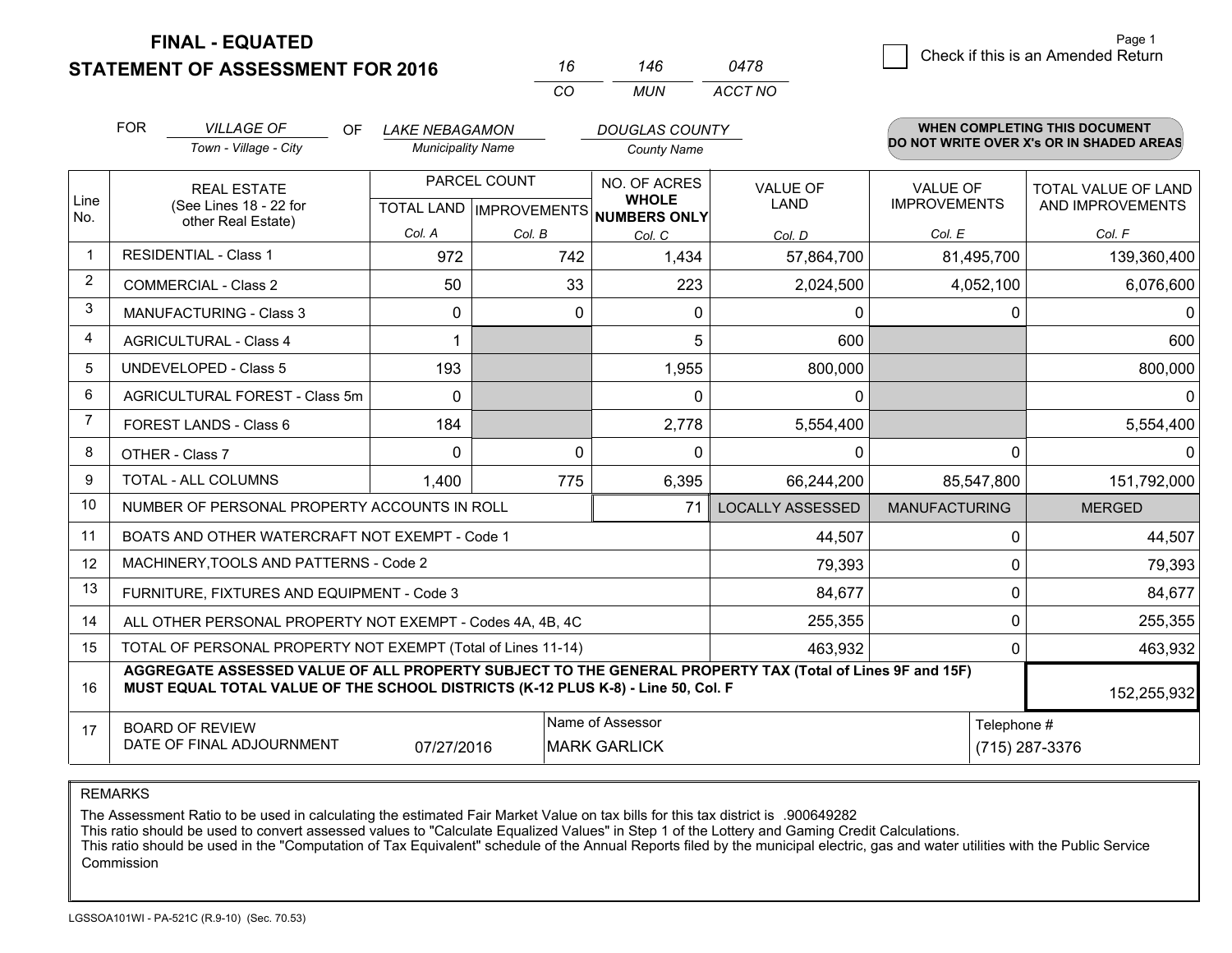# FINAL - EQUATED
## STATEMENT OF ASSESSMENT FOR 2016

| 16 | 146 | 0478 |
|---|---|---|
| CO | MUN | ACCT NO |

Check if this is an Amended Return

FOR *VILLAGE OF* (Town - Village - City) OF *LAKE NEBAGAMON* (Municipality Name) *DOUGLAS COUNTY* (County Name)

**WHEN COMPLETING THIS DOCUMENT DO NOT WRITE OVER X's OR IN SHADED AREAS**

| Line No. | REAL ESTATE (See Lines 18 - 22 for other Real Estate) | PARCEL COUNT TOTAL LAND Col. A | PARCEL COUNT IMPROVEMENTS Col. B | NO. OF ACRES WHOLE NUMBERS ONLY Col. C | VALUE OF LAND Col. D | VALUE OF IMPROVEMENTS Col. E | TOTAL VALUE OF LAND AND IMPROVEMENTS Col. F |
|---|---|---|---|---|---|---|---|
| 1 | RESIDENTIAL - Class 1 | 972 | 742 | 1,434 | 57,864,700 | 81,495,700 | 139,360,400 |
| 2 | COMMERCIAL - Class 2 | 50 | 33 | 223 | 2,024,500 | 4,052,100 | 6,076,600 |
| 3 | MANUFACTURING - Class 3 | 0 | 0 | 0 | 0 | 0 | 0 |
| 4 | AGRICULTURAL - Class 4 | 1 | | 5 | 600 | | 600 |
| 5 | UNDEVELOPED - Class 5 | 193 | | 1,955 | 800,000 | | 800,000 |
| 6 | AGRICULTURAL FOREST - Class 5m | 0 | | 0 | 0 | | 0 |
| 7 | FOREST LANDS - Class 6 | 184 | | 2,778 | 5,554,400 | | 5,554,400 |
| 8 | OTHER - Class 7 | 0 | 0 | 0 | 0 | 0 | 0 |
| 9 | TOTAL - ALL COLUMNS | 1,400 | 775 | 6,395 | 66,244,200 | 85,547,800 | 151,792,000 |
| 10 | NUMBER OF PERSONAL PROPERTY ACCOUNTS IN ROLL | | | 71 | LOCALLY ASSESSED | MANUFACTURING | MERGED |
| 11 | BOATS AND OTHER WATERCRAFT NOT EXEMPT - Code 1 | | | | 44,507 | 0 | 44,507 |
| 12 | MACHINERY,TOOLS AND PATTERNS - Code 2 | | | | 79,393 | 0 | 79,393 |
| 13 | FURNITURE, FIXTURES AND EQUIPMENT - Code 3 | | | | 84,677 | 0 | 84,677 |
| 14 | ALL OTHER PERSONAL PROPERTY NOT EXEMPT - Codes 4A, 4B, 4C | | | | 255,355 | 0 | 255,355 |
| 15 | TOTAL OF PERSONAL PROPERTY NOT EXEMPT (Total of Lines 11-14) | | | | 463,932 | 0 | 463,932 |
| 16 | **AGGREGATE ASSESSED VALUE OF ALL PROPERTY SUBJECT TO THE GENERAL PROPERTY TAX (Total of Lines 9F and 15F) MUST EQUAL TOTAL VALUE OF THE SCHOOL DISTRICTS (K-12 PLUS K-8) - Line 50, Col. F** | | | | | | 152,255,932 |
| 17 | BOARD OF REVIEW DATE OF FINAL ADJOURNMENT | 07/27/2016 | | Name of Assessor: MARK GARLICK | | Telephone #: (715) 287-3376 | |

REMARKS

The Assessment Ratio to be used in calculating the estimated Fair Market Value on tax bills for this tax district is .900649282
This ratio should be used to convert assessed values to "Calculate Equalized Values" in Step 1 of the Lottery and Gaming Credit Calculations.
This ratio should be used in the "Computation of Tax Equivalent" schedule of the Annual Reports filed by the municipal electric, gas and water utilities with the Public Service Commission

LGSSOA101WI - PA-521C (R.9-10) (Sec. 70.53)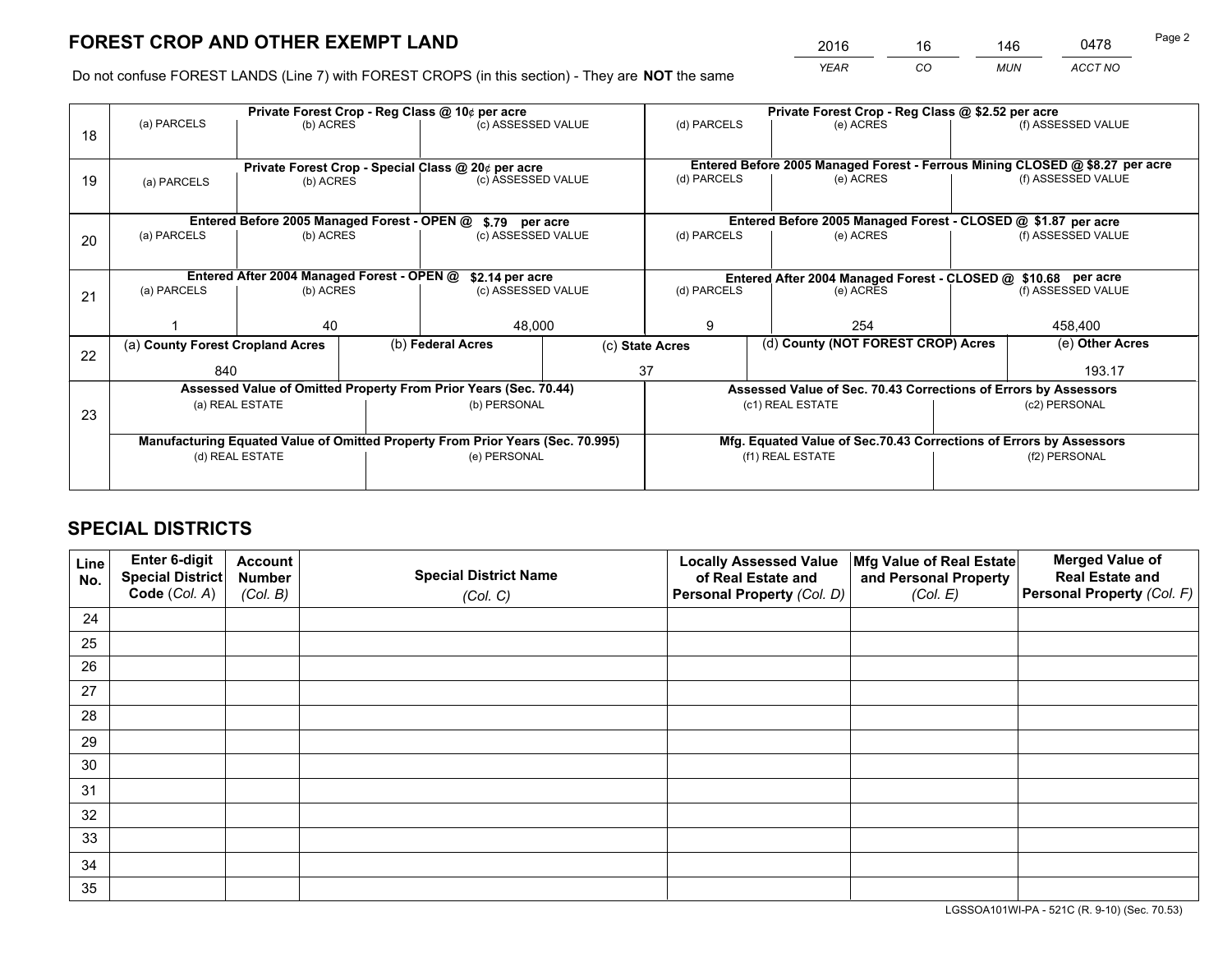# FOREST CROP AND OTHER EXEMPT LAND

| 2016 | 16 | 146 | 0478 |
|---|---|---|---|
| *YEAR* | *CO* | *MUN* | *ACCT NO* |

Do not confuse FOREST LANDS (Line 7) with FOREST CROPS (in this section) - They are **NOT** the same

| Line | Private Forest Crop - Reg Class @ 10¢ per acre | | | Private Forest Crop - Reg Class @ $2.52 per acre | | |
|---|---|---|---|---|---|---|
| 18 | (a) PARCELS | (b) ACRES | (c) ASSESSED VALUE | (d) PARCELS | (e) ACRES | (f) ASSESSED VALUE |
| | | | | | | |
| | **Private Forest Crop - Special Class @ 20¢ per acre** | | | **Entered Before 2005 Managed Forest - Ferrous Mining CLOSED @ $8.27 per acre** | | |
| 19 | (a) PARCELS | (b) ACRES | (c) ASSESSED VALUE | (d) PARCELS | (e) ACRES | (f) ASSESSED VALUE |
| | | | | | | |
| | **Entered Before 2005 Managed Forest - OPEN @ $.79 per acre** | | | **Entered Before 2005 Managed Forest - CLOSED @ $1.87 per acre** | | |
| 20 | (a) PARCELS | (b) ACRES | (c) ASSESSED VALUE | (d) PARCELS | (e) ACRES | (f) ASSESSED VALUE |
| | | | | | | |
| | **Entered After 2004 Managed Forest - OPEN @ $2.14 per acre** | | | **Entered After 2004 Managed Forest - CLOSED @ $10.68 per acre** | | |
| 21 | (a) PARCELS | (b) ACRES | (c) ASSESSED VALUE | (d) PARCELS | (e) ACRES | (f) ASSESSED VALUE |
| | 1 | 40 | 48,000 | 9 | 254 | 458,400 |

| Line | (a) County Forest Cropland Acres | (b) Federal Acres | (c) State Acres | (d) County (NOT FOREST CROP) Acres | (e) Other Acres |
|---|---|---|---|---|---|
| 22 | 840 | | 37 | | 193.17 |

| Line | Assessed Value of Omitted Property From Prior Years (Sec. 70.44) | | Assessed Value of Sec. 70.43 Corrections of Errors by Assessors | |
|---|---|---|---|---|
| 23 | (a) REAL ESTATE | (b) PERSONAL | (c1) REAL ESTATE | (c2) PERSONAL |
| | | | | |
| | **Manufacturing Equated Value of Omitted Property From Prior Years (Sec. 70.995)** | | **Mfg. Equated Value of Sec.70.43 Corrections of Errors by Assessors** | |
| | (d) REAL ESTATE | (e) PERSONAL | (f1) REAL ESTATE | (f2) PERSONAL |
| | | | | |

# SPECIAL DISTRICTS

| Line No. | Enter 6-digit Special District Code (*Col. A*) | Account Number (*Col. B*) | Special District Name (*Col. C*) | Locally Assessed Value of Real Estate and Personal Property (*Col. D*) | Mfg Value of Real Estate and Personal Property (*Col. E*) | Merged Value of Real Estate and Personal Property (*Col. F*) |
|---|---|---|---|---|---|---|
| 24 | | | | | | |
| 25 | | | | | | |
| 26 | | | | | | |
| 27 | | | | | | |
| 28 | | | | | | |
| 29 | | | | | | |
| 30 | | | | | | |
| 31 | | | | | | |
| 32 | | | | | | |
| 33 | | | | | | |
| 34 | | | | | | |
| 35 | | | | | | |

LGSSOA101WI-PA - 521C (R. 9-10) (Sec. 70.53)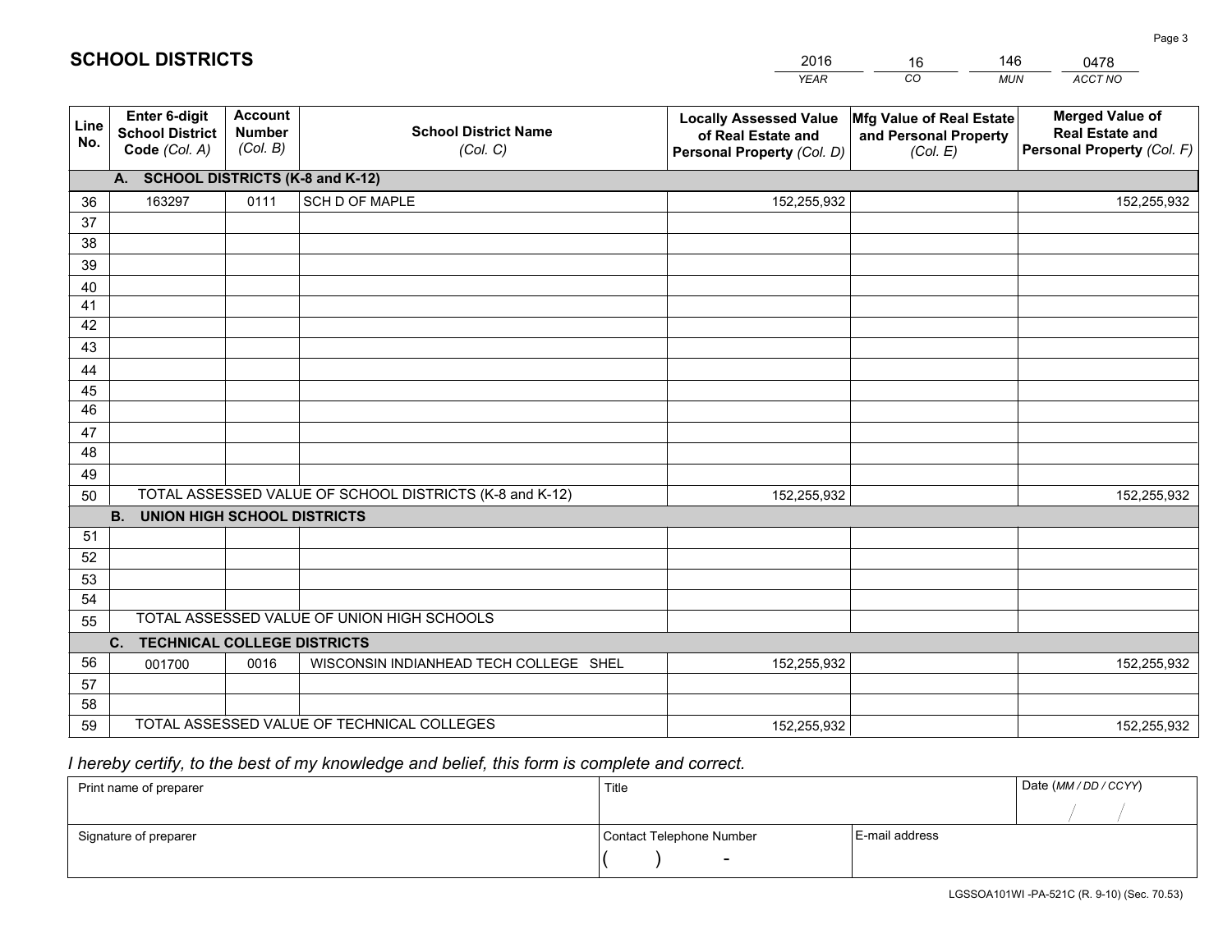# SCHOOL DISTRICTS

| 2016 | 16 | 146 | 0478 |
|---|---|---|---|
| *YEAR* | *CO* | *MUN* | *ACCT NO* |

| Line No. | Enter 6-digit School District Code *(Col. A)* | Account Number *(Col. B)* | School District Name *(Col. C)* | Locally Assessed Value of Real Estate and Personal Property *(Col. D)* | Mfg Value of Real Estate and Personal Property *(Col. E)* | Merged Value of Real Estate and Personal Property *(Col. F)* |
|---|---|---|---|---|---|---|
| | **A. SCHOOL DISTRICTS (K-8 and K-12)** | | | | | |
| 36 | 163297 | 0111 | SCH D OF MAPLE | 152,255,932 | | 152,255,932 |
| 37 | | | | | | |
| 38 | | | | | | |
| 39 | | | | | | |
| 40 | | | | | | |
| 41 | | | | | | |
| 42 | | | | | | |
| 43 | | | | | | |
| 44 | | | | | | |
| 45 | | | | | | |
| 46 | | | | | | |
| 47 | | | | | | |
| 48 | | | | | | |
| 49 | | | | | | |
| 50 | TOTAL ASSESSED VALUE OF SCHOOL DISTRICTS (K-8 and K-12) | | | 152,255,932 | | 152,255,932 |
| | **B. UNION HIGH SCHOOL DISTRICTS** | | | | | |
| 51 | | | | | | |
| 52 | | | | | | |
| 53 | | | | | | |
| 54 | | | | | | |
| 55 | TOTAL ASSESSED VALUE OF UNION HIGH SCHOOLS | | | | | |
| | **C. TECHNICAL COLLEGE DISTRICTS** | | | | | |
| 56 | 001700 | 0016 | WISCONSIN INDIANHEAD TECH COLLEGE SHEL | 152,255,932 | | 152,255,932 |
| 57 | | | | | | |
| 58 | | | | | | |
| 59 | TOTAL ASSESSED VALUE OF TECHNICAL COLLEGES | | | 152,255,932 | | 152,255,932 |

*I hereby certify, to the best of my knowledge and belief, this form is complete and correct.*

| Print name of preparer | Title | | Date *(MM / DD / CCYY)* |
|---|---|---|---|
| | | | / / |
| Signature of preparer | Contact Telephone Number | E-mail address | |
| | ( ) - | | |

LGSSOA101WI -PA-521C (R. 9-10) (Sec. 70.53)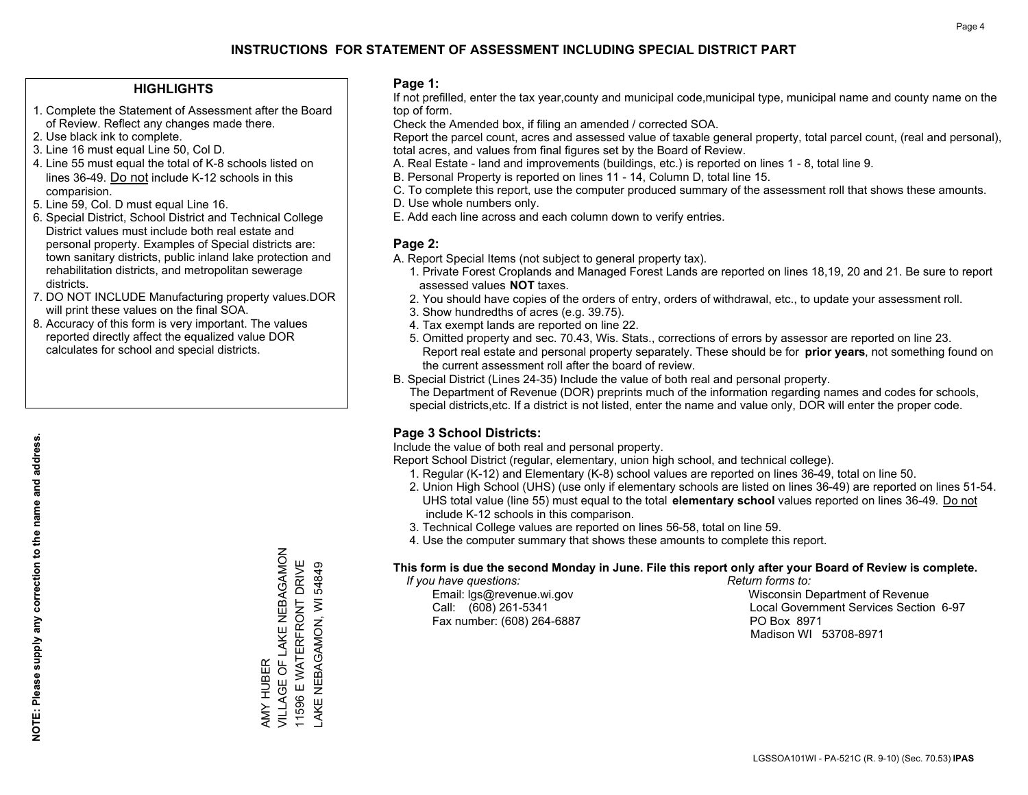# INSTRUCTIONS FOR STATEMENT OF ASSESSMENT INCLUDING SPECIAL DISTRICT PART

## HIGHLIGHTS

1. Complete the Statement of Assessment after the Board of Review. Reflect any changes made there.
2. Use black ink to complete.
3. Line 16 must equal Line 50, Col D.
4. Line 55 must equal the total of K-8 schools listed on lines 36-49. Do not include K-12 schools in this comparision.
5. Line 59, Col. D must equal Line 16.
6. Special District, School District and Technical College District values must include both real estate and personal property. Examples of Special districts are: town sanitary districts, public inland lake protection and rehabilitation districts, and metropolitan sewerage districts.
7. DO NOT INCLUDE Manufacturing property values.DOR will print these values on the final SOA.
8. Accuracy of this form is very important. The values reported directly affect the equalized value DOR calculates for school and special districts.

**NOTE: Please supply any correction to the name and address.**

AMY HUBER
VILLAGE OF LAKE NEBAGAMON
11596 E WATERFRONT DRIVE
LAKE NEBAGAMON, WI 54849

## Page 1:

If not prefilled, enter the tax year,county and municipal code,municipal type, municipal name and county name on the top of form.

Check the Amended box, if filing an amended / corrected SOA.

Report the parcel count, acres and assessed value of taxable general property, total parcel count, (real and personal), total acres, and values from final figures set by the Board of Review.

A. Real Estate - land and improvements (buildings, etc.) is reported on lines 1 - 8, total line 9.
B. Personal Property is reported on lines 11 - 14, Column D, total line 15.
C. To complete this report, use the computer produced summary of the assessment roll that shows these amounts.
D. Use whole numbers only.
E. Add each line across and each column down to verify entries.

## Page 2:

A. Report Special Items (not subject to general property tax).
   1. Private Forest Croplands and Managed Forest Lands are reported on lines 18,19, 20 and 21. Be sure to report assessed values **NOT** taxes.
   2. You should have copies of the orders of entry, orders of withdrawal, etc., to update your assessment roll.
   3. Show hundredths of acres (e.g. 39.75).
   4. Tax exempt lands are reported on line 22.
   5. Omitted property and sec. 70.43, Wis. Stats., corrections of errors by assessor are reported on line 23. Report real estate and personal property separately. These should be for **prior years**, not something found on the current assessment roll after the board of review.

B. Special District (Lines 24-35) Include the value of both real and personal property.
   The Department of Revenue (DOR) preprints much of the information regarding names and codes for schools, special districts,etc. If a district is not listed, enter the name and value only, DOR will enter the proper code.

## Page 3 School Districts:

Include the value of both real and personal property.

Report School District (regular, elementary, union high school, and technical college).

1. Regular (K-12) and Elementary (K-8) school values are reported on lines 36-49, total on line 50.
2. Union High School (UHS) (use only if elementary schools are listed on lines 36-49) are reported on lines 51-54. UHS total value (line 55) must equal to the total **elementary school** values reported on lines 36-49. Do not include K-12 schools in this comparison.
3. Technical College values are reported on lines 56-58, total on line 59.
4. Use the computer summary that shows these amounts to complete this report.

**This form is due the second Monday in June. File this report only after your Board of Review is complete.**

*If you have questions:*
Email: lgs@revenue.wi.gov
Call: (608) 261-5341
Fax number: (608) 264-6887

*Return forms to:*
Wisconsin Department of Revenue
Local Government Services Section 6-97
PO Box 8971
Madison WI 53708-8971

LGSSOA101WI - PA-521C (R. 9-10) (Sec. 70.53) **IPAS**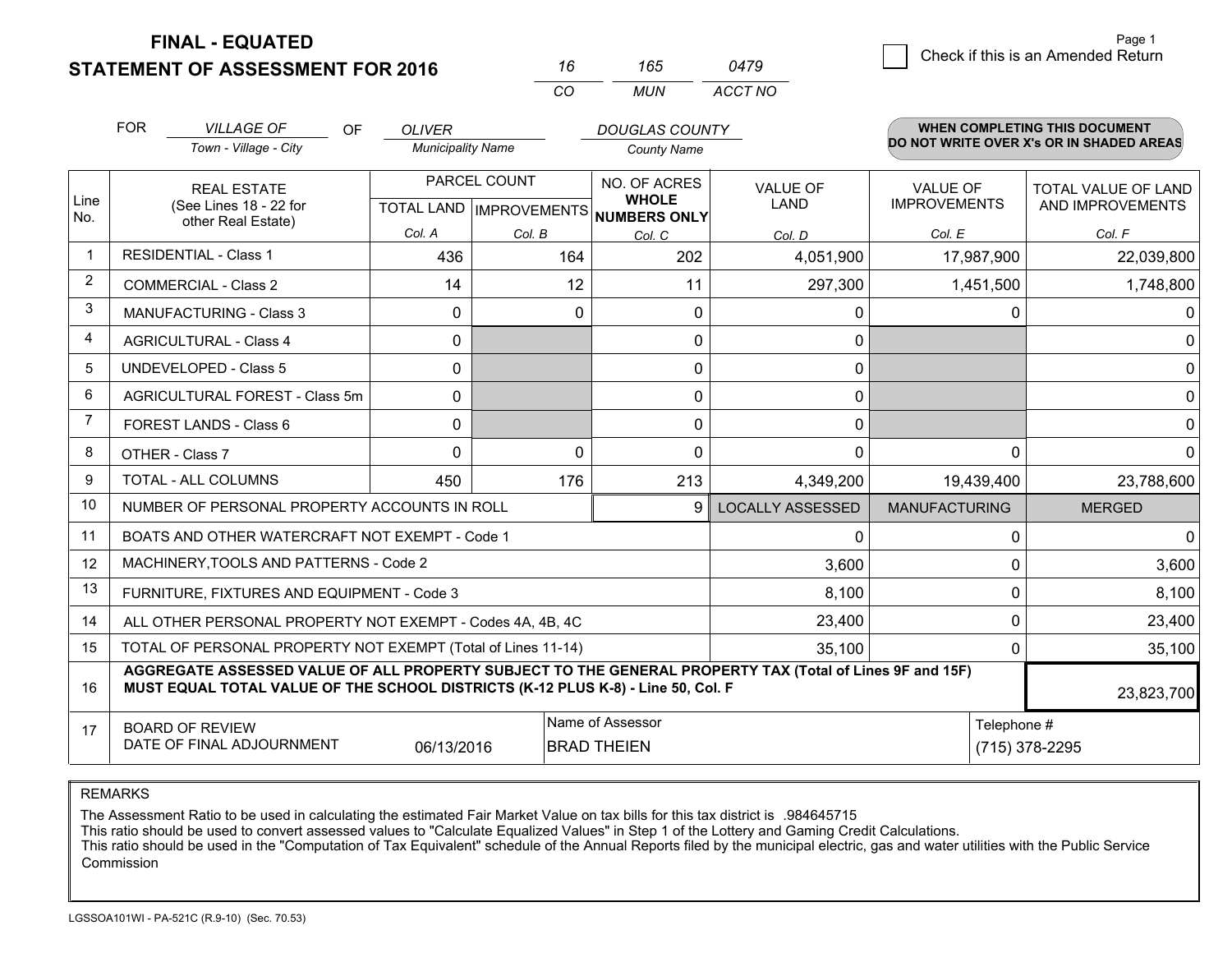**FINAL - EQUATED**
**STATEMENT OF ASSESSMENT FOR 2016**

| 16 | 165 | 0479 |
|---|---|---|
| CO | MUN | ACCT NO |

☐ Check if this is an Amended Return

Page 1

FOR *VILLAGE OF* (Town - Village - City) OF *OLIVER* (Municipality Name) *DOUGLAS COUNTY* (County Name)

**WHEN COMPLETING THIS DOCUMENT DO NOT WRITE OVER X's OR IN SHADED AREAS**

| Line No. | REAL ESTATE (See Lines 18 - 22 for other Real Estate) | PARCEL COUNT TOTAL LAND Col. A | PARCEL COUNT IMPROVEMENTS Col. B | NO. OF ACRES WHOLE NUMBERS ONLY Col. C | VALUE OF LAND Col. D | VALUE OF IMPROVEMENTS Col. E | TOTAL VALUE OF LAND AND IMPROVEMENTS Col. F |
|---|---|---|---|---|---|---|---|
| 1 | RESIDENTIAL - Class 1 | 436 | 164 | 202 | 4,051,900 | 17,987,900 | 22,039,800 |
| 2 | COMMERCIAL - Class 2 | 14 | 12 | 11 | 297,300 | 1,451,500 | 1,748,800 |
| 3 | MANUFACTURING - Class 3 | 0 | 0 | 0 | 0 | 0 | 0 |
| 4 | AGRICULTURAL - Class 4 | 0 | | 0 | 0 | | 0 |
| 5 | UNDEVELOPED - Class 5 | 0 | | 0 | 0 | | 0 |
| 6 | AGRICULTURAL FOREST - Class 5m | 0 | | 0 | 0 | | 0 |
| 7 | FOREST LANDS - Class 6 | 0 | | 0 | 0 | | 0 |
| 8 | OTHER - Class 7 | 0 | 0 | 0 | 0 | 0 | 0 |
| 9 | TOTAL - ALL COLUMNS | 450 | 176 | 213 | 4,349,200 | 19,439,400 | 23,788,600 |
| 10 | NUMBER OF PERSONAL PROPERTY ACCOUNTS IN ROLL | | | 9 | LOCALLY ASSESSED | MANUFACTURING | MERGED |
| 11 | BOATS AND OTHER WATERCRAFT NOT EXEMPT - Code 1 | | | | 0 | 0 | 0 |
| 12 | MACHINERY,TOOLS AND PATTERNS - Code 2 | | | | 3,600 | 0 | 3,600 |
| 13 | FURNITURE, FIXTURES AND EQUIPMENT - Code 3 | | | | 8,100 | 0 | 8,100 |
| 14 | ALL OTHER PERSONAL PROPERTY NOT EXEMPT - Codes 4A, 4B, 4C | | | | 23,400 | 0 | 23,400 |
| 15 | TOTAL OF PERSONAL PROPERTY NOT EXEMPT (Total of Lines 11-14) | | | | 35,100 | 0 | 35,100 |
| 16 | **AGGREGATE ASSESSED VALUE OF ALL PROPERTY SUBJECT TO THE GENERAL PROPERTY TAX (Total of Lines 9F and 15F) MUST EQUAL TOTAL VALUE OF THE SCHOOL DISTRICTS (K-12 PLUS K-8) - Line 50, Col. F** | | | | | | 23,823,700 |
| 17 | BOARD OF REVIEW DATE OF FINAL ADJOURNMENT | 06/13/2016 | Name of Assessor: BRAD THEIEN | | | Telephone #: (715) 378-2295 | |

REMARKS

The Assessment Ratio to be used in calculating the estimated Fair Market Value on tax bills for this tax district is .984645715
This ratio should be used to convert assessed values to "Calculate Equalized Values" in Step 1 of the Lottery and Gaming Credit Calculations.
This ratio should be used in the "Computation of Tax Equivalent" schedule of the Annual Reports filed by the municipal electric, gas and water utilities with the Public Service Commission

LGSSOA101WI - PA-521C (R.9-10) (Sec. 70.53)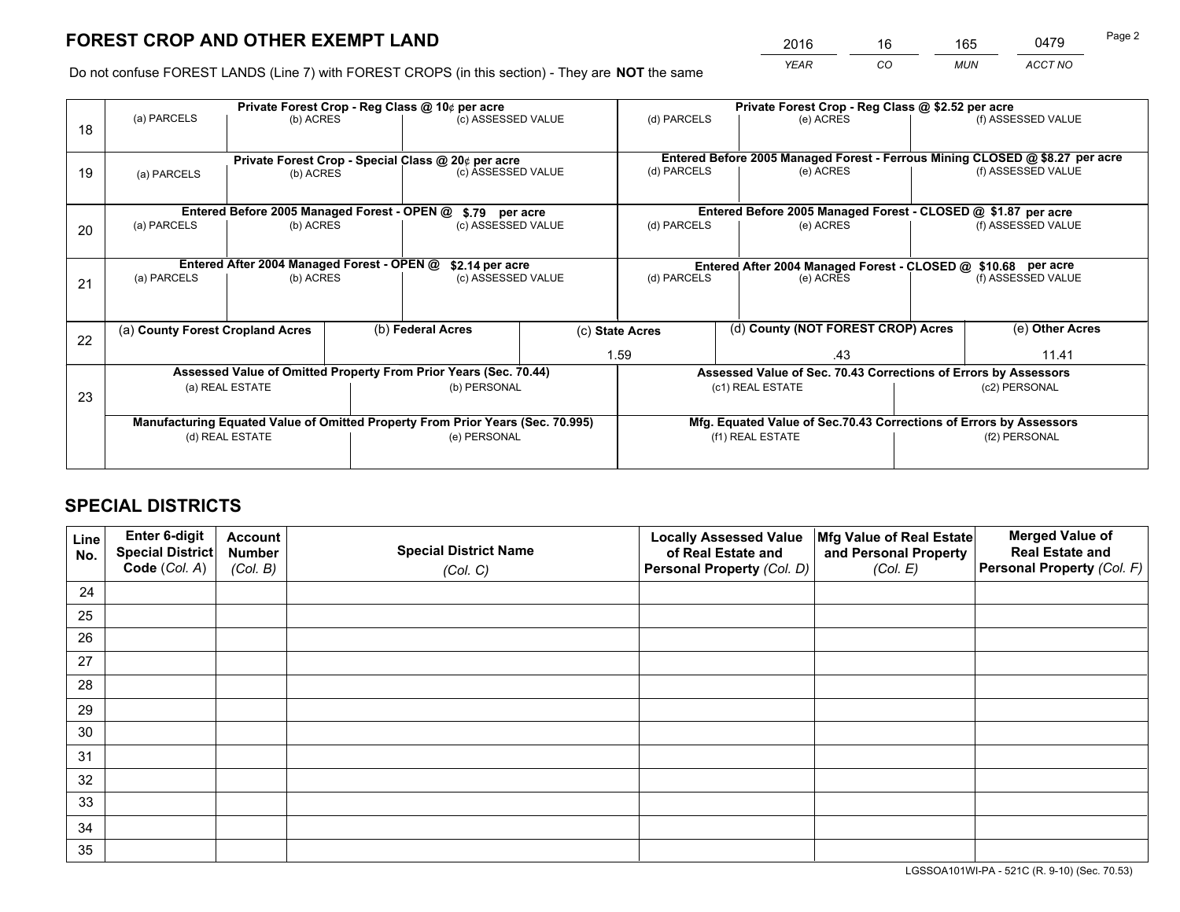# FOREST CROP AND OTHER EXEMPT LAND

| 2016 | 16 | 165 | 0479 |
|---|---|---|---|
| *YEAR* | *CO* | *MUN* | *ACCT NO* |

Do not confuse FOREST LANDS (Line 7) with FOREST CROPS (in this section) - They are **NOT** the same

| | Private Forest Crop - Reg Class @ 10¢ per acre | | | Private Forest Crop - Reg Class @ $2.52 per acre | | |
|---|---|---|---|---|---|---|
| 18 | (a) PARCELS | (b) ACRES | (c) ASSESSED VALUE | (d) PARCELS | (e) ACRES | (f) ASSESSED VALUE |
| | **Private Forest Crop - Special Class @ 20¢ per acre** | | | **Entered Before 2005 Managed Forest - Ferrous Mining CLOSED @ $8.27 per acre** | | |
| 19 | (a) PARCELS | (b) ACRES | (c) ASSESSED VALUE | (d) PARCELS | (e) ACRES | (f) ASSESSED VALUE |
| | **Entered Before 2005 Managed Forest - OPEN @ $.79 per acre** | | | **Entered Before 2005 Managed Forest - CLOSED @ $1.87 per acre** | | |
| 20 | (a) PARCELS | (b) ACRES | (c) ASSESSED VALUE | (d) PARCELS | (e) ACRES | (f) ASSESSED VALUE |
| | **Entered After 2004 Managed Forest - OPEN @ $2.14 per acre** | | | **Entered After 2004 Managed Forest - CLOSED @ $10.68 per acre** | | |
| 21 | (a) PARCELS | (b) ACRES | (c) ASSESSED VALUE | (d) PARCELS | (e) ACRES | (f) ASSESSED VALUE |

| | (a) **County Forest Cropland Acres** | (b) **Federal Acres** | (c) **State Acres** | (d) **County (NOT FOREST CROP) Acres** | (e) **Other Acres** |
|---|---|---|---|---|---|
| 22 | | | 1.59 | .43 | 11.41 |

| | **Assessed Value of Omitted Property From Prior Years (Sec. 70.44)** | | **Assessed Value of Sec. 70.43 Corrections of Errors by Assessors** | |
|---|---|---|---|---|
| 23 | (a) REAL ESTATE | (b) PERSONAL | (c1) REAL ESTATE | (c2) PERSONAL |
| | **Manufacturing Equated Value of Omitted Property From Prior Years (Sec. 70.995)** | | **Mfg. Equated Value of Sec.70.43 Corrections of Errors by Assessors** | |
| | (d) REAL ESTATE | (e) PERSONAL | (f1) REAL ESTATE | (f2) PERSONAL |

# SPECIAL DISTRICTS

| Line No. | Enter 6-digit Special District Code (*Col. A*) | Account Number (*Col. B*) | Special District Name (*Col. C*) | Locally Assessed Value of Real Estate and Personal Property (*Col. D*) | Mfg Value of Real Estate and Personal Property (*Col. E*) | Merged Value of Real Estate and Personal Property (*Col. F*) |
|---|---|---|---|---|---|---|
| 24 | | | | | | |
| 25 | | | | | | |
| 26 | | | | | | |
| 27 | | | | | | |
| 28 | | | | | | |
| 29 | | | | | | |
| 30 | | | | | | |
| 31 | | | | | | |
| 32 | | | | | | |
| 33 | | | | | | |
| 34 | | | | | | |
| 35 | | | | | | |

LGSSOA101WI-PA - 521C (R. 9-10) (Sec. 70.53)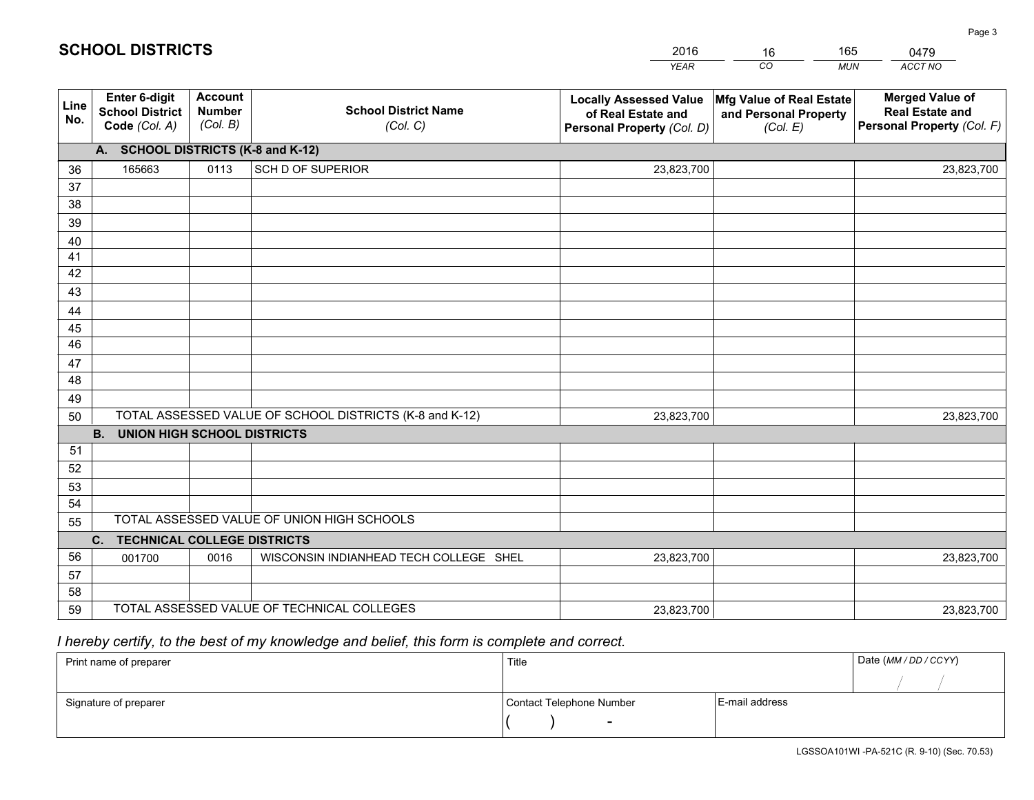# SCHOOL DISTRICTS

| 2016 | 16 | 165 | 0479 |
|---|---|---|---|
| *YEAR* | *CO* | *MUN* | *ACCT NO* |

| Line No. | Enter 6-digit School District Code *(Col. A)* | Account Number *(Col. B)* | School District Name *(Col. C)* | Locally Assessed Value of Real Estate and Personal Property *(Col. D)* | Mfg Value of Real Estate and Personal Property *(Col. E)* | Merged Value of Real Estate and Personal Property *(Col. F)* |
|---|---|---|---|---|---|---|
| | **A. SCHOOL DISTRICTS (K-8 and K-12)** | | | | | |
| 36 | 165663 | 0113 | SCH D OF SUPERIOR | 23,823,700 | | 23,823,700 |
| 37 | | | | | | |
| 38 | | | | | | |
| 39 | | | | | | |
| 40 | | | | | | |
| 41 | | | | | | |
| 42 | | | | | | |
| 43 | | | | | | |
| 44 | | | | | | |
| 45 | | | | | | |
| 46 | | | | | | |
| 47 | | | | | | |
| 48 | | | | | | |
| 49 | | | | | | |
| 50 | TOTAL ASSESSED VALUE OF SCHOOL DISTRICTS (K-8 and K-12) | | | 23,823,700 | | 23,823,700 |
| | **B. UNION HIGH SCHOOL DISTRICTS** | | | | | |
| 51 | | | | | | |
| 52 | | | | | | |
| 53 | | | | | | |
| 54 | | | | | | |
| 55 | TOTAL ASSESSED VALUE OF UNION HIGH SCHOOLS | | | | | |
| | **C. TECHNICAL COLLEGE DISTRICTS** | | | | | |
| 56 | 001700 | 0016 | WISCONSIN INDIANHEAD TECH COLLEGE SHEL | 23,823,700 | | 23,823,700 |
| 57 | | | | | | |
| 58 | | | | | | |
| 59 | TOTAL ASSESSED VALUE OF TECHNICAL COLLEGES | | | 23,823,700 | | 23,823,700 |

*I hereby certify, to the best of my knowledge and belief, this form is complete and correct.*

| Print name of preparer | Title | | Date *(MM / DD / CCYY)* |
|---|---|---|---|
| | | | / / |
| Signature of preparer | Contact Telephone Number | E-mail address | |
| | ( ) - | | |

LGSSOA101WI -PA-521C (R. 9-10) (Sec. 70.53)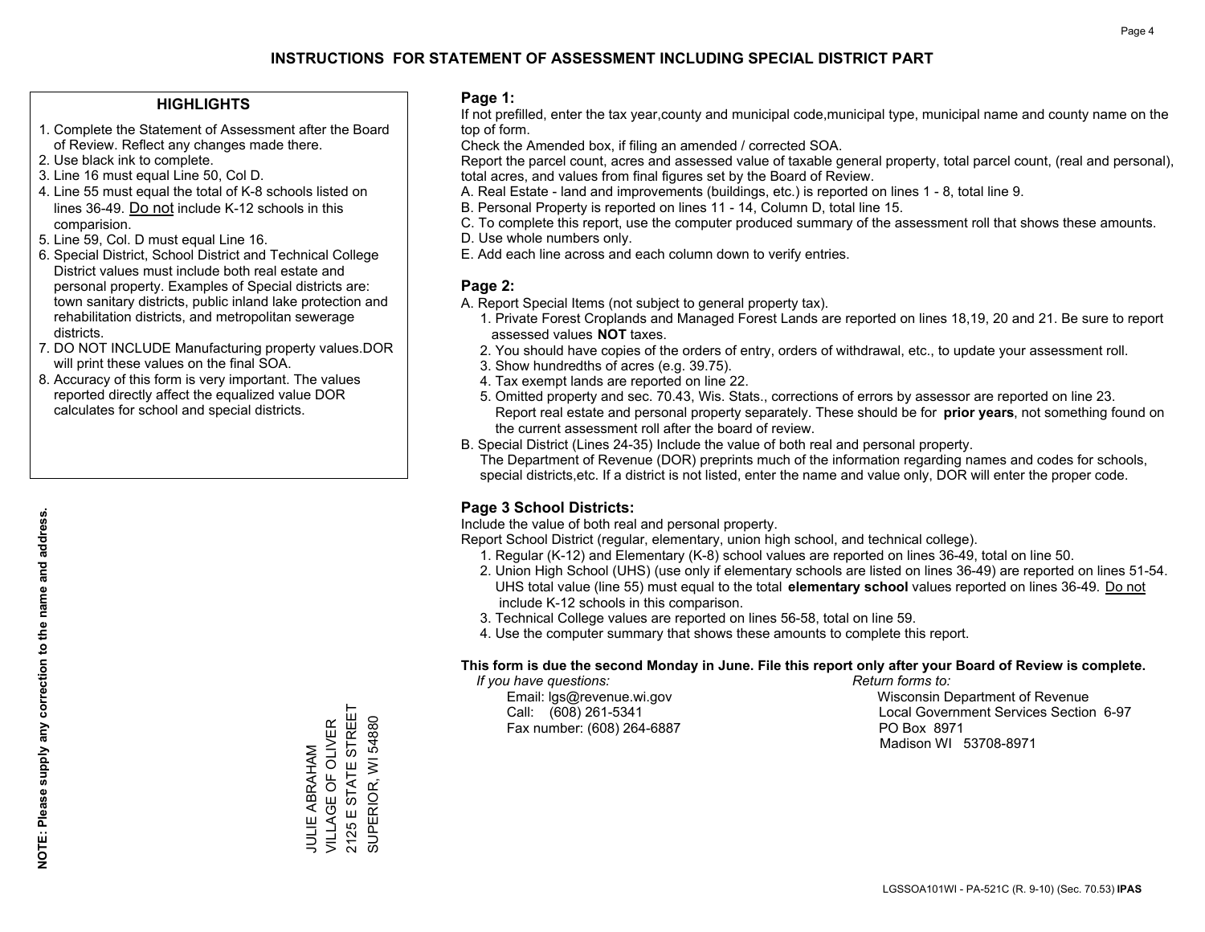# INSTRUCTIONS FOR STATEMENT OF ASSESSMENT INCLUDING SPECIAL DISTRICT PART

## HIGHLIGHTS

1. Complete the Statement of Assessment after the Board of Review. Reflect any changes made there.
2. Use black ink to complete.
3. Line 16 must equal Line 50, Col D.
4. Line 55 must equal the total of K-8 schools listed on lines 36-49. Do not include K-12 schools in this comparision.
5. Line 59, Col. D must equal Line 16.
6. Special District, School District and Technical College District values must include both real estate and personal property. Examples of Special districts are: town sanitary districts, public inland lake protection and rehabilitation districts, and metropolitan sewerage districts.
7. DO NOT INCLUDE Manufacturing property values.DOR will print these values on the final SOA.
8. Accuracy of this form is very important. The values reported directly affect the equalized value DOR calculates for school and special districts.

**NOTE: Please supply any correction to the name and address.**

JULIE ABRAHAM
VILLAGE OF OLIVER
2125 E STATE STREET
SUPERIOR, WI 54880

## Page 1:

If not prefilled, enter the tax year,county and municipal code,municipal type, municipal name and county name on the top of form.

Check the Amended box, if filing an amended / corrected SOA.

Report the parcel count, acres and assessed value of taxable general property, total parcel count, (real and personal), total acres, and values from final figures set by the Board of Review.

A. Real Estate - land and improvements (buildings, etc.) is reported on lines 1 - 8, total line 9.
B. Personal Property is reported on lines 11 - 14, Column D, total line 15.
C. To complete this report, use the computer produced summary of the assessment roll that shows these amounts.
D. Use whole numbers only.
E. Add each line across and each column down to verify entries.

## Page 2:

A. Report Special Items (not subject to general property tax).
   1. Private Forest Croplands and Managed Forest Lands are reported on lines 18,19, 20 and 21. Be sure to report assessed values **NOT** taxes.
   2. You should have copies of the orders of entry, orders of withdrawal, etc., to update your assessment roll.
   3. Show hundredths of acres (e.g. 39.75).
   4. Tax exempt lands are reported on line 22.
   5. Omitted property and sec. 70.43, Wis. Stats., corrections of errors by assessor are reported on line 23. Report real estate and personal property separately. These should be for **prior years**, not something found on the current assessment roll after the board of review.
B. Special District (Lines 24-35) Include the value of both real and personal property.
   The Department of Revenue (DOR) preprints much of the information regarding names and codes for schools, special districts,etc. If a district is not listed, enter the name and value only, DOR will enter the proper code.

## Page 3 School Districts:

Include the value of both real and personal property.

Report School District (regular, elementary, union high school, and technical college).

1. Regular (K-12) and Elementary (K-8) school values are reported on lines 36-49, total on line 50.
2. Union High School (UHS) (use only if elementary schools are listed on lines 36-49) are reported on lines 51-54. UHS total value (line 55) must equal to the total **elementary school** values reported on lines 36-49. Do not include K-12 schools in this comparison.
3. Technical College values are reported on lines 56-58, total on line 59.
4. Use the computer summary that shows these amounts to complete this report.

**This form is due the second Monday in June. File this report only after your Board of Review is complete.**

*If you have questions:*
Email: lgs@revenue.wi.gov
Call: (608) 261-5341
Fax number: (608) 264-6887

*Return forms to:*
Wisconsin Department of Revenue
Local Government Services Section 6-97
PO Box 8971
Madison WI 53708-8971

LGSSOA101WI - PA-521C (R. 9-10) (Sec. 70.53) **IPAS**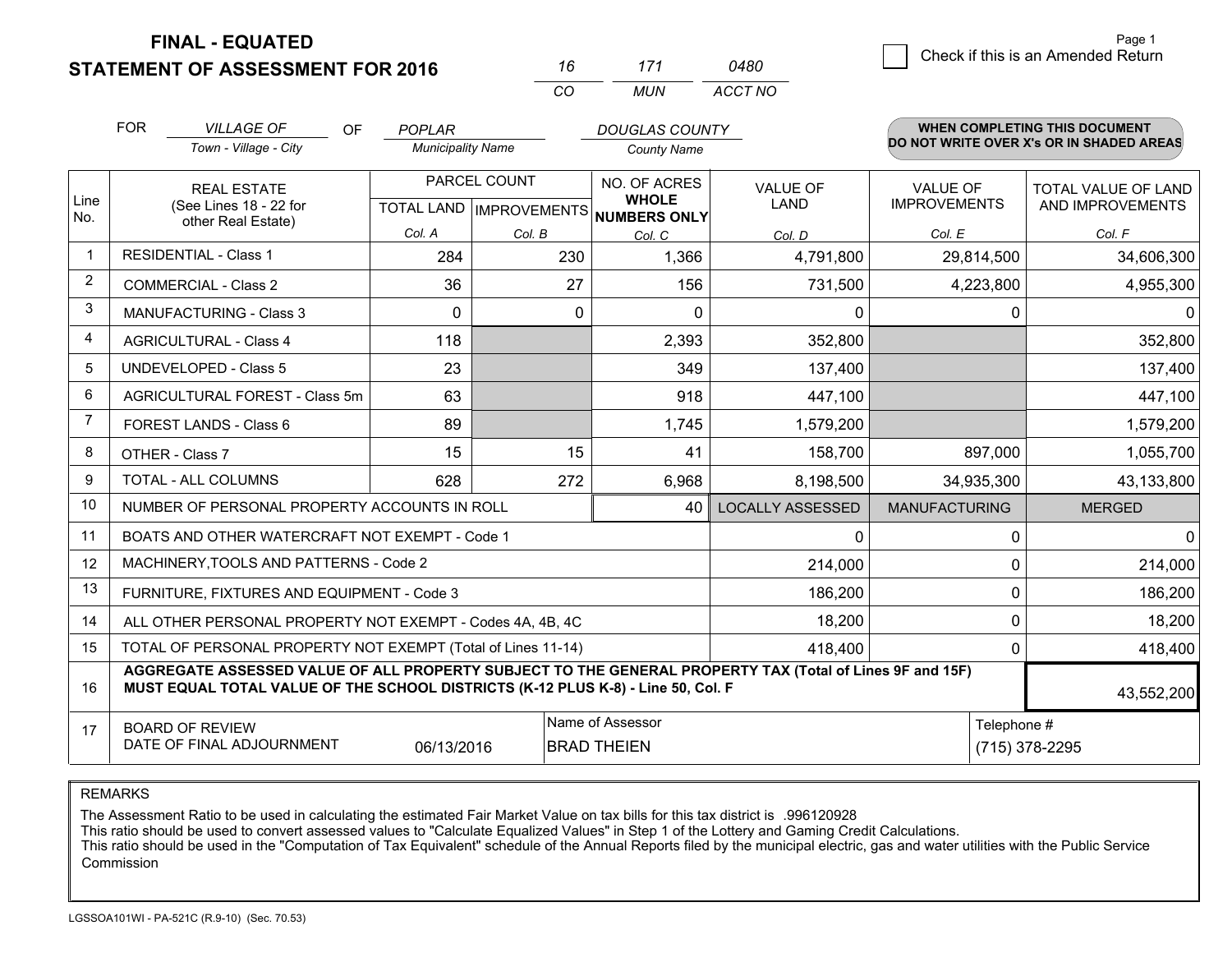**FINAL - EQUATED**
**STATEMENT OF ASSESSMENT FOR 2016**

| 16 | 171 | 0480 |
|---|---|---|
| CO | MUN | ACCT NO |

Page 1

☐ Check if this is an Amended Return

FOR *VILLAGE OF* (Town - Village - City) OF *POPLAR* (Municipality Name) *DOUGLAS COUNTY* (County Name)

**WHEN COMPLETING THIS DOCUMENT DO NOT WRITE OVER X's OR IN SHADED AREAS**

| Line No. | REAL ESTATE (See Lines 18 - 22 for other Real Estate) | PARCEL COUNT | | NO. OF ACRES WHOLE NUMBERS ONLY | VALUE OF LAND | VALUE OF IMPROVEMENTS | TOTAL VALUE OF LAND AND IMPROVEMENTS |
|---|---|---|---|---|---|---|---|
| | | TOTAL LAND Col. A | IMPROVEMENTS Col. B | Col. C | Col. D | Col. E | Col. F |
| 1 | RESIDENTIAL - Class 1 | 284 | 230 | 1,366 | 4,791,800 | 29,814,500 | 34,606,300 |
| 2 | COMMERCIAL - Class 2 | 36 | 27 | 156 | 731,500 | 4,223,800 | 4,955,300 |
| 3 | MANUFACTURING - Class 3 | 0 | 0 | 0 | 0 | 0 | 0 |
| 4 | AGRICULTURAL - Class 4 | 118 | | 2,393 | 352,800 | | 352,800 |
| 5 | UNDEVELOPED - Class 5 | 23 | | 349 | 137,400 | | 137,400 |
| 6 | AGRICULTURAL FOREST - Class 5m | 63 | | 918 | 447,100 | | 447,100 |
| 7 | FOREST LANDS - Class 6 | 89 | | 1,745 | 1,579,200 | | 1,579,200 |
| 8 | OTHER - Class 7 | 15 | 15 | 41 | 158,700 | 897,000 | 1,055,700 |
| 9 | TOTAL - ALL COLUMNS | 628 | 272 | 6,968 | 8,198,500 | 34,935,300 | 43,133,800 |
| 10 | NUMBER OF PERSONAL PROPERTY ACCOUNTS IN ROLL | | | 40 | LOCALLY ASSESSED | MANUFACTURING | MERGED |
| 11 | BOATS AND OTHER WATERCRAFT NOT EXEMPT - Code 1 | | | | 0 | 0 | 0 |
| 12 | MACHINERY,TOOLS AND PATTERNS - Code 2 | | | | 214,000 | 0 | 214,000 |
| 13 | FURNITURE, FIXTURES AND EQUIPMENT - Code 3 | | | | 186,200 | 0 | 186,200 |
| 14 | ALL OTHER PERSONAL PROPERTY NOT EXEMPT - Codes 4A, 4B, 4C | | | | 18,200 | 0 | 18,200 |
| 15 | TOTAL OF PERSONAL PROPERTY NOT EXEMPT (Total of Lines 11-14) | | | | 418,400 | 0 | 418,400 |
| 16 | **AGGREGATE ASSESSED VALUE OF ALL PROPERTY SUBJECT TO THE GENERAL PROPERTY TAX (Total of Lines 9F and 15F) MUST EQUAL TOTAL VALUE OF THE SCHOOL DISTRICTS (K-12 PLUS K-8) - Line 50, Col. F** | | | | | | 43,552,200 |
| 17 | BOARD OF REVIEW DATE OF FINAL ADJOURNMENT | 06/13/2016 | Name of Assessor | BRAD THEIEN | | Telephone # | (715) 378-2295 |

REMARKS

The Assessment Ratio to be used in calculating the estimated Fair Market Value on tax bills for this tax district is .996120928
This ratio should be used to convert assessed values to "Calculate Equalized Values" in Step 1 of the Lottery and Gaming Credit Calculations.
This ratio should be used in the "Computation of Tax Equivalent" schedule of the Annual Reports filed by the municipal electric, gas and water utilities with the Public Service Commission

LGSSOA101WI - PA-521C (R.9-10) (Sec. 70.53)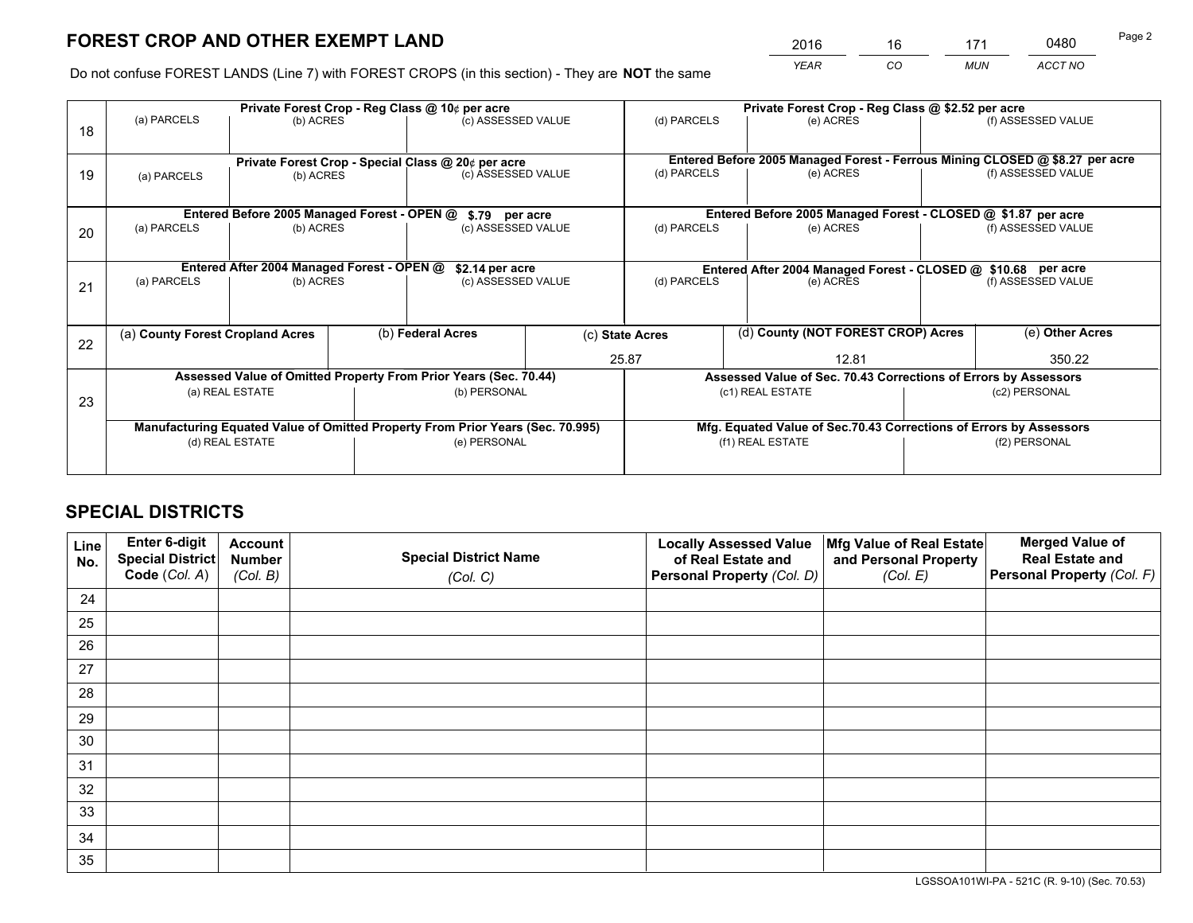# FOREST CROP AND OTHER EXEMPT LAND

| 2016 | 16 | 171 | 0480 |
|---|---|---|---|
| *YEAR* | *CO* | *MUN* | *ACCT NO* |

Do not confuse FOREST LANDS (Line 7) with FOREST CROPS (in this section) - They are **NOT** the same

| Line | Private Forest Crop - Reg Class @ 10¢ per acre | | | Private Forest Crop - Reg Class @ $2.52 per acre | | |
|---|---|---|---|---|---|---|
| 18 | (a) PARCELS | (b) ACRES | (c) ASSESSED VALUE | (d) PARCELS | (e) ACRES | (f) ASSESSED VALUE |
| | | | | | | |
| | **Private Forest Crop - Special Class @ 20¢ per acre** | | | **Entered Before 2005 Managed Forest - Ferrous Mining CLOSED @ $8.27 per acre** | | |
| 19 | (a) PARCELS | (b) ACRES | (c) ASSESSED VALUE | (d) PARCELS | (e) ACRES | (f) ASSESSED VALUE |
| | | | | | | |
| | **Entered Before 2005 Managed Forest - OPEN @ $.79 per acre** | | | **Entered Before 2005 Managed Forest - CLOSED @ $1.87 per acre** | | |
| 20 | (a) PARCELS | (b) ACRES | (c) ASSESSED VALUE | (d) PARCELS | (e) ACRES | (f) ASSESSED VALUE |
| | | | | | | |
| | **Entered After 2004 Managed Forest - OPEN @ $2.14 per acre** | | | **Entered After 2004 Managed Forest - CLOSED @ $10.68 per acre** | | |
| 21 | (a) PARCELS | (b) ACRES | (c) ASSESSED VALUE | (d) PARCELS | (e) ACRES | (f) ASSESSED VALUE |
| | | | | | | |

| Line | (a) **County Forest Cropland Acres** | (b) **Federal Acres** | (c) **State Acres** | (d) **County (NOT FOREST CROP) Acres** | (e) **Other Acres** |
|---|---|---|---|---|---|
| 22 | | | 25.87 | 12.81 | 350.22 |

| Line | Assessed Value of Omitted Property From Prior Years (Sec. 70.44) | | Assessed Value of Sec. 70.43 Corrections of Errors by Assessors | |
|---|---|---|---|---|
| 23 | (a) REAL ESTATE | (b) PERSONAL | (c1) REAL ESTATE | (c2) PERSONAL |
| | | | | |
| | **Manufacturing Equated Value of Omitted Property From Prior Years (Sec. 70.995)** | | **Mfg. Equated Value of Sec.70.43 Corrections of Errors by Assessors** | |
| | (d) REAL ESTATE | (e) PERSONAL | (f1) REAL ESTATE | (f2) PERSONAL |
| | | | | |

# SPECIAL DISTRICTS

| Line No. | Enter 6-digit Special District Code (*Col. A*) | Account Number (*Col. B*) | Special District Name (*Col. C*) | Locally Assessed Value of Real Estate and Personal Property (*Col. D*) | Mfg Value of Real Estate and Personal Property (*Col. E*) | Merged Value of Real Estate and Personal Property (*Col. F*) |
|---|---|---|---|---|---|---|
| 24 | | | | | | |
| 25 | | | | | | |
| 26 | | | | | | |
| 27 | | | | | | |
| 28 | | | | | | |
| 29 | | | | | | |
| 30 | | | | | | |
| 31 | | | | | | |
| 32 | | | | | | |
| 33 | | | | | | |
| 34 | | | | | | |
| 35 | | | | | | |

LGSSOA101WI-PA - 521C (R. 9-10) (Sec. 70.53)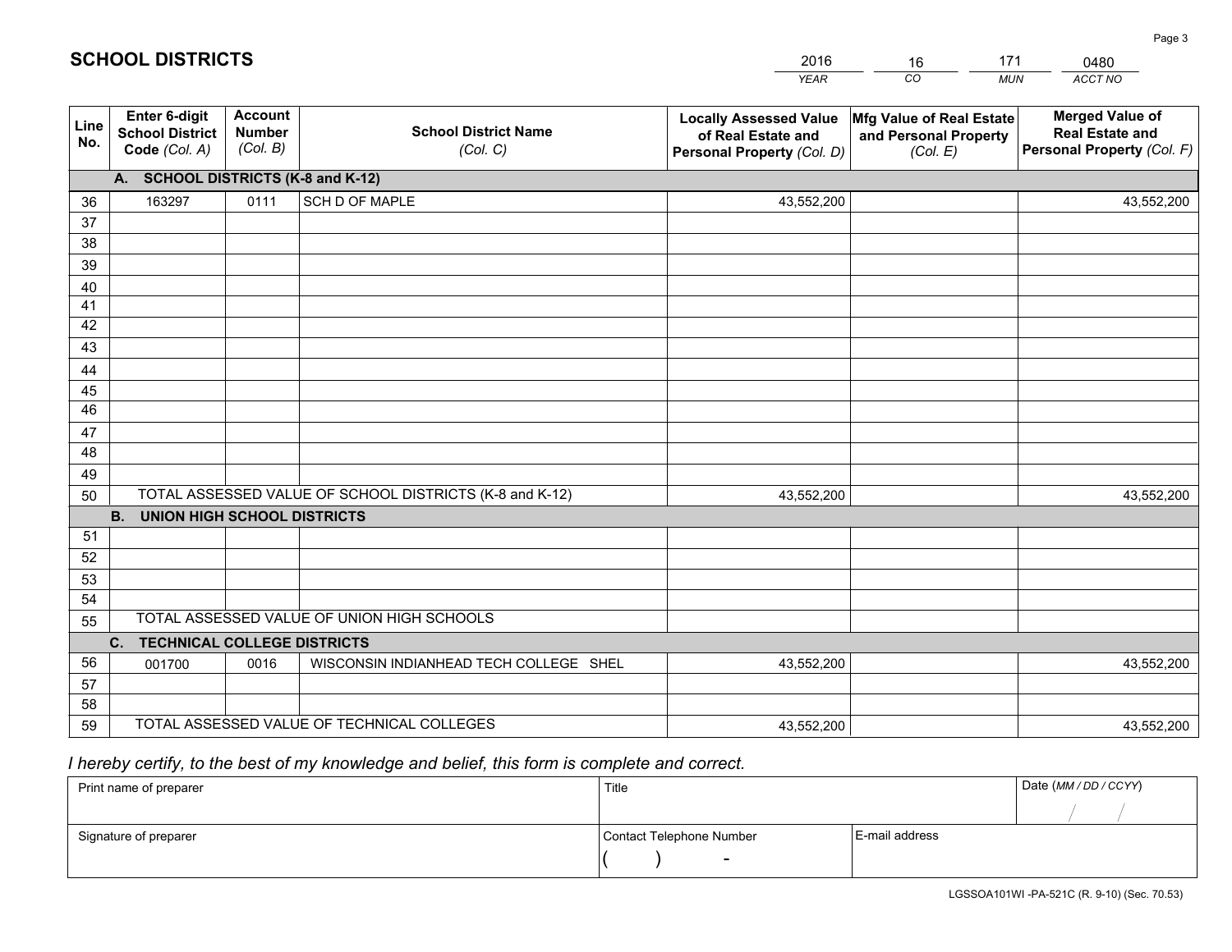# SCHOOL DISTRICTS

| 2016 | 16 | 171 | 0480 |
|---|---|---|---|
| *YEAR* | *CO* | *MUN* | *ACCT NO* |

| Line No. | Enter 6-digit School District Code *(Col. A)* | Account Number *(Col. B)* | School District Name *(Col. C)* | Locally Assessed Value of Real Estate and Personal Property *(Col. D)* | Mfg Value of Real Estate and Personal Property *(Col. E)* | Merged Value of Real Estate and Personal Property *(Col. F)* |
|---|---|---|---|---|---|---|
| | **A. SCHOOL DISTRICTS (K-8 and K-12)** | | | | | |
| 36 | 163297 | 0111 | SCH D OF MAPLE | 43,552,200 | | 43,552,200 |
| 37 | | | | | | |
| 38 | | | | | | |
| 39 | | | | | | |
| 40 | | | | | | |
| 41 | | | | | | |
| 42 | | | | | | |
| 43 | | | | | | |
| 44 | | | | | | |
| 45 | | | | | | |
| 46 | | | | | | |
| 47 | | | | | | |
| 48 | | | | | | |
| 49 | | | | | | |
| 50 | TOTAL ASSESSED VALUE OF SCHOOL DISTRICTS (K-8 and K-12) | | | 43,552,200 | | 43,552,200 |
| | **B. UNION HIGH SCHOOL DISTRICTS** | | | | | |
| 51 | | | | | | |
| 52 | | | | | | |
| 53 | | | | | | |
| 54 | | | | | | |
| 55 | TOTAL ASSESSED VALUE OF UNION HIGH SCHOOLS | | | | | |
| | **C. TECHNICAL COLLEGE DISTRICTS** | | | | | |
| 56 | 001700 | 0016 | WISCONSIN INDIANHEAD TECH COLLEGE SHEL | 43,552,200 | | 43,552,200 |
| 57 | | | | | | |
| 58 | | | | | | |
| 59 | TOTAL ASSESSED VALUE OF TECHNICAL COLLEGES | | | 43,552,200 | | 43,552,200 |

*I hereby certify, to the best of my knowledge and belief, this form is complete and correct.*

| Print name of preparer | Title | | Date *(MM / DD / CCYY)* |
|---|---|---|---|
| | | | / / |
| Signature of preparer | Contact Telephone Number | E-mail address | |
| | ( ) - | | |

LGSSOA101WI -PA-521C (R. 9-10) (Sec. 70.53)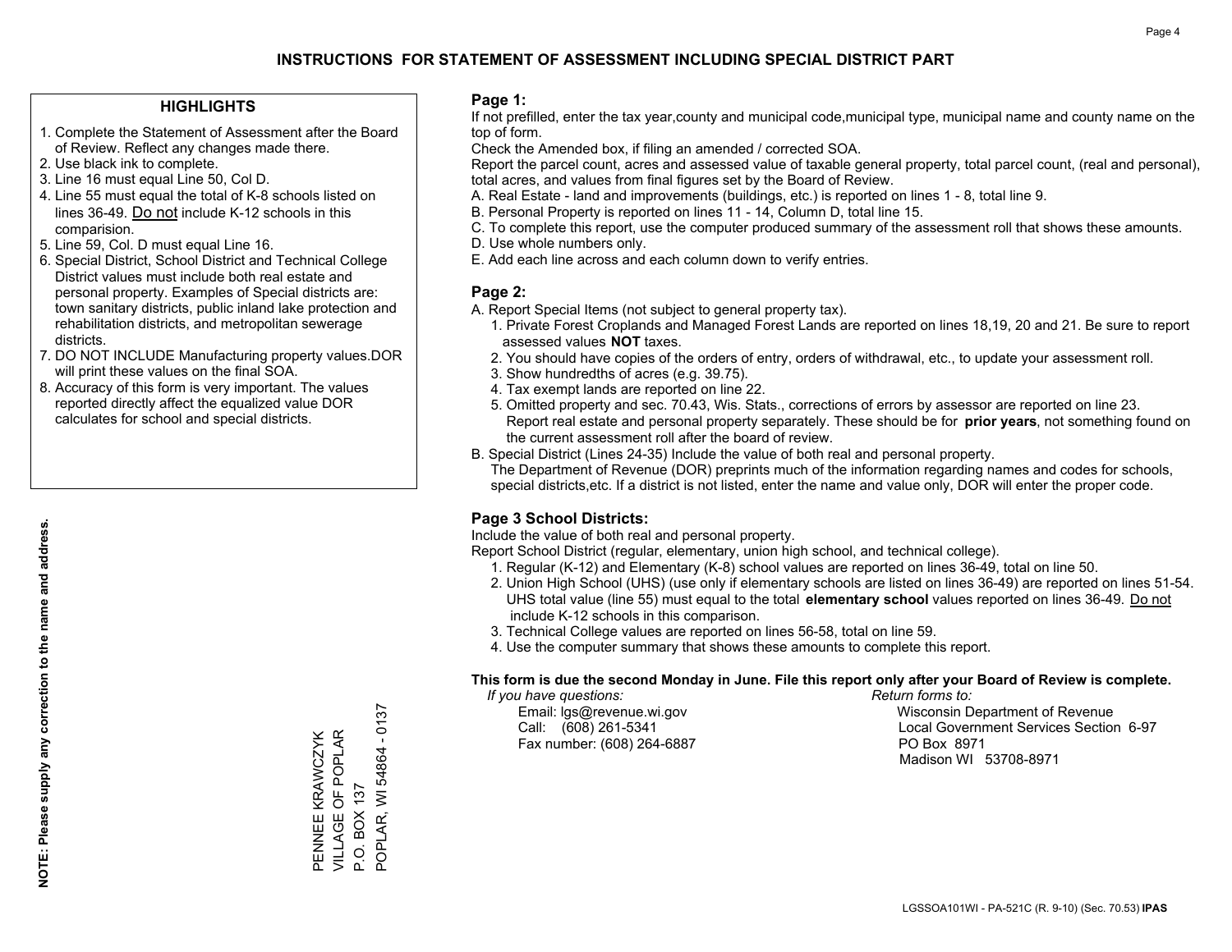# INSTRUCTIONS FOR STATEMENT OF ASSESSMENT INCLUDING SPECIAL DISTRICT PART

## HIGHLIGHTS

1. Complete the Statement of Assessment after the Board of Review. Reflect any changes made there.
2. Use black ink to complete.
3. Line 16 must equal Line 50, Col D.
4. Line 55 must equal the total of K-8 schools listed on lines 36-49. Do not include K-12 schools in this comparision.
5. Line 59, Col. D must equal Line 16.
6. Special District, School District and Technical College District values must include both real estate and personal property. Examples of Special districts are: town sanitary districts, public inland lake protection and rehabilitation districts, and metropolitan sewerage districts.
7. DO NOT INCLUDE Manufacturing property values.DOR will print these values on the final SOA.
8. Accuracy of this form is very important. The values reported directly affect the equalized value DOR calculates for school and special districts.

**NOTE: Please supply any correction to the name and address.**

PENNEE KRAWCZYK
VILLAGE OF POPLAR
P.O. BOX 137
POPLAR, WI 54864 - 0137

## Page 1:

If not prefilled, enter the tax year,county and municipal code,municipal type, municipal name and county name on the top of form.

Check the Amended box, if filing an amended / corrected SOA.

Report the parcel count, acres and assessed value of taxable general property, total parcel count, (real and personal), total acres, and values from final figures set by the Board of Review.

A. Real Estate - land and improvements (buildings, etc.) is reported on lines 1 - 8, total line 9.
B. Personal Property is reported on lines 11 - 14, Column D, total line 15.
C. To complete this report, use the computer produced summary of the assessment roll that shows these amounts.
D. Use whole numbers only.
E. Add each line across and each column down to verify entries.

## Page 2:

A. Report Special Items (not subject to general property tax).
   1. Private Forest Croplands and Managed Forest Lands are reported on lines 18,19, 20 and 21. Be sure to report assessed values **NOT** taxes.
   2. You should have copies of the orders of entry, orders of withdrawal, etc., to update your assessment roll.
   3. Show hundredths of acres (e.g. 39.75).
   4. Tax exempt lands are reported on line 22.
   5. Omitted property and sec. 70.43, Wis. Stats., corrections of errors by assessor are reported on line 23. Report real estate and personal property separately. These should be for **prior years**, not something found on the current assessment roll after the board of review.
B. Special District (Lines 24-35) Include the value of both real and personal property.
   The Department of Revenue (DOR) preprints much of the information regarding names and codes for schools, special districts,etc. If a district is not listed, enter the name and value only, DOR will enter the proper code.

## Page 3 School Districts:

Include the value of both real and personal property.

Report School District (regular, elementary, union high school, and technical college).

1. Regular (K-12) and Elementary (K-8) school values are reported on lines 36-49, total on line 50.
2. Union High School (UHS) (use only if elementary schools are listed on lines 36-49) are reported on lines 51-54. UHS total value (line 55) must equal to the total **elementary school** values reported on lines 36-49. Do not include K-12 schools in this comparison.
3. Technical College values are reported on lines 56-58, total on line 59.
4. Use the computer summary that shows these amounts to complete this report.

**This form is due the second Monday in June. File this report only after your Board of Review is complete.**

*If you have questions:*
Email: lgs@revenue.wi.gov
Call: (608) 261-5341
Fax number: (608) 264-6887

*Return forms to:*
Wisconsin Department of Revenue
Local Government Services Section 6-97
PO Box 8971
Madison WI 53708-8971

LGSSOA101WI - PA-521C (R. 9-10) (Sec. 70.53) **IPAS**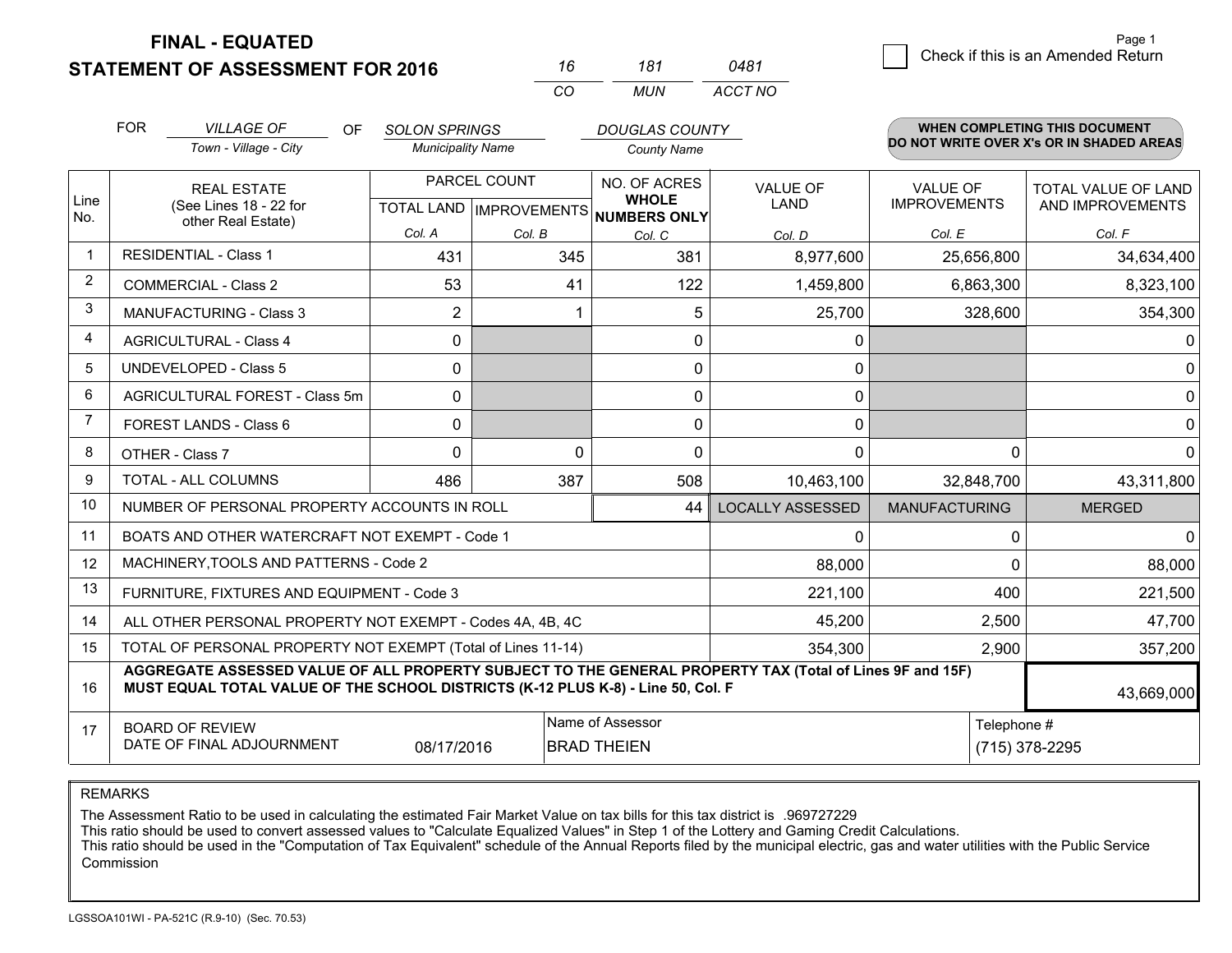# FINAL - EQUATED
# STATEMENT OF ASSESSMENT FOR 2016

| 16 | 181 | 0481 |
|---|---|---|
| CO | MUN | ACCT NO |

☐ Check if this is an Amended Return

FOR *VILLAGE OF* (Town - Village - City) OF *SOLON SPRINGS* (Municipality Name) *DOUGLAS COUNTY* (County Name)

**WHEN COMPLETING THIS DOCUMENT DO NOT WRITE OVER X's OR IN SHADED AREAS**

| Line No. | REAL ESTATE (See Lines 18 - 22 for other Real Estate) | PARCEL COUNT TOTAL LAND Col. A | PARCEL COUNT IMPROVEMENTS Col. B | NO. OF ACRES WHOLE NUMBERS ONLY Col. C | VALUE OF LAND Col. D | VALUE OF IMPROVEMENTS Col. E | TOTAL VALUE OF LAND AND IMPROVEMENTS Col. F |
|---|---|---|---|---|---|---|---|
| 1 | RESIDENTIAL - Class 1 | 431 | 345 | 381 | 8,977,600 | 25,656,800 | 34,634,400 |
| 2 | COMMERCIAL - Class 2 | 53 | 41 | 122 | 1,459,800 | 6,863,300 | 8,323,100 |
| 3 | MANUFACTURING - Class 3 | 2 | 1 | 5 | 25,700 | 328,600 | 354,300 |
| 4 | AGRICULTURAL - Class 4 | 0 | | 0 | 0 | | 0 |
| 5 | UNDEVELOPED - Class 5 | 0 | | 0 | 0 | | 0 |
| 6 | AGRICULTURAL FOREST - Class 5m | 0 | | 0 | 0 | | 0 |
| 7 | FOREST LANDS - Class 6 | 0 | | 0 | 0 | | 0 |
| 8 | OTHER - Class 7 | 0 | 0 | 0 | 0 | 0 | 0 |
| 9 | TOTAL - ALL COLUMNS | 486 | 387 | 508 | 10,463,100 | 32,848,700 | 43,311,800 |
| 10 | NUMBER OF PERSONAL PROPERTY ACCOUNTS IN ROLL | | | 44 | LOCALLY ASSESSED | MANUFACTURING | MERGED |
| 11 | BOATS AND OTHER WATERCRAFT NOT EXEMPT - Code 1 | | | | 0 | 0 | 0 |
| 12 | MACHINERY,TOOLS AND PATTERNS - Code 2 | | | | 88,000 | 0 | 88,000 |
| 13 | FURNITURE, FIXTURES AND EQUIPMENT - Code 3 | | | | 221,100 | 400 | 221,500 |
| 14 | ALL OTHER PERSONAL PROPERTY NOT EXEMPT - Codes 4A, 4B, 4C | | | | 45,200 | 2,500 | 47,700 |
| 15 | TOTAL OF PERSONAL PROPERTY NOT EXEMPT (Total of Lines 11-14) | | | | 354,300 | 2,900 | 357,200 |
| 16 | **AGGREGATE ASSESSED VALUE OF ALL PROPERTY SUBJECT TO THE GENERAL PROPERTY TAX (Total of Lines 9F and 15F) MUST EQUAL TOTAL VALUE OF THE SCHOOL DISTRICTS (K-12 PLUS K-8) - Line 50, Col. F** | | | | | | 43,669,000 |
| 17 | BOARD OF REVIEW DATE OF FINAL ADJOURNMENT | 08/17/2016 | Name of Assessor: BRAD THEIEN | | | Telephone #: (715) 378-2295 | |

REMARKS

The Assessment Ratio to be used in calculating the estimated Fair Market Value on tax bills for this tax district is .969727229
This ratio should be used to convert assessed values to "Calculate Equalized Values" in Step 1 of the Lottery and Gaming Credit Calculations.
This ratio should be used in the "Computation of Tax Equivalent" schedule of the Annual Reports filed by the municipal electric, gas and water utilities with the Public Service Commission

LGSSOA101WI - PA-521C (R.9-10) (Sec. 70.53)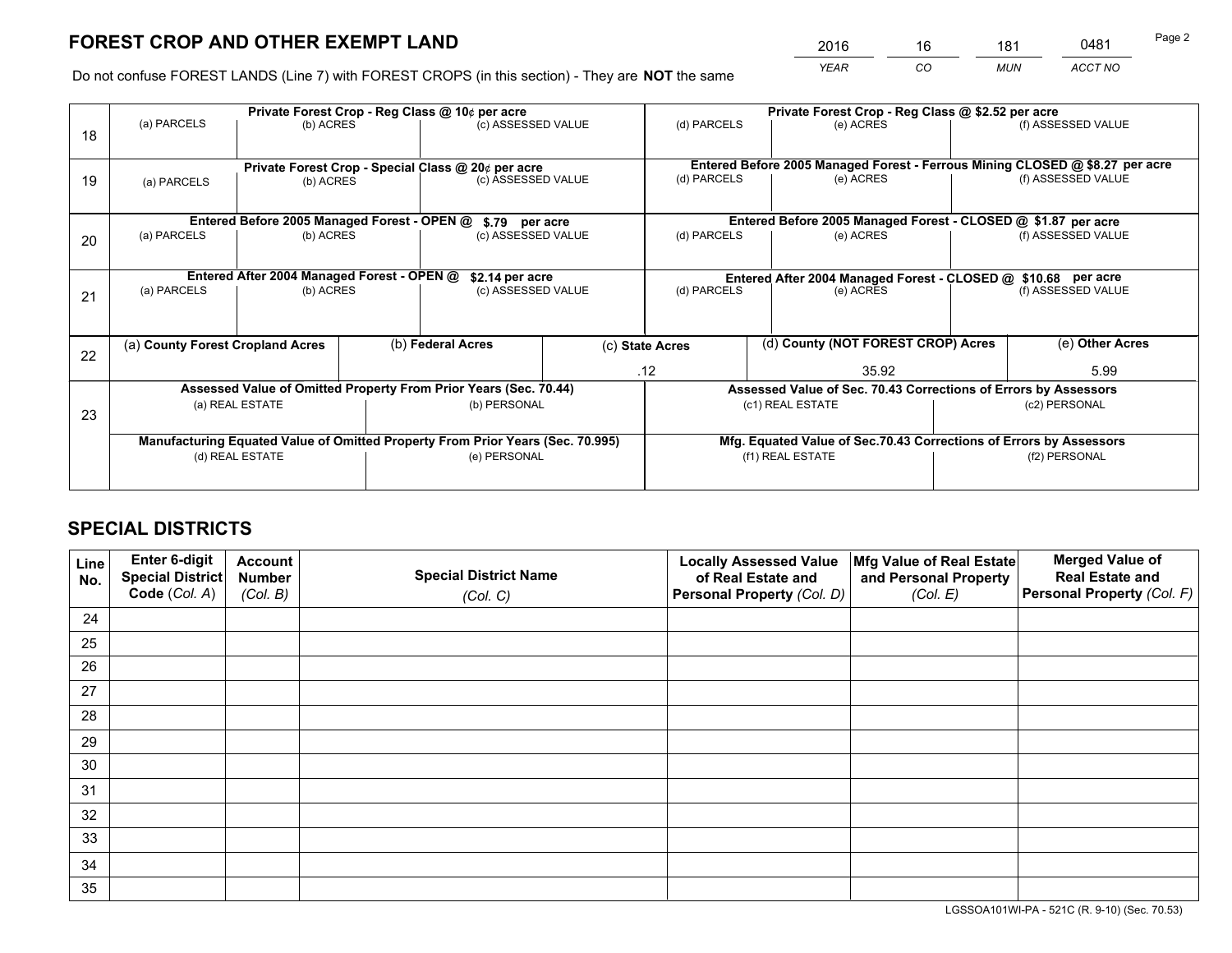# FOREST CROP AND OTHER EXEMPT LAND

| 2016 | 16 | 181 | 0481 |
|---|---|---|---|
| YEAR | CO | MUN | ACCT NO |

Do not confuse FOREST LANDS (Line 7) with FOREST CROPS (in this section) - They are **NOT** the same

| Line | Private Forest Crop - Reg Class @ 10¢ per acre | | | Private Forest Crop - Reg Class @ $2.52 per acre | | |
|---|---|---|---|---|---|---|
| 18 | (a) PARCELS | (b) ACRES | (c) ASSESSED VALUE | (d) PARCELS | (e) ACRES | (f) ASSESSED VALUE |
| | | | | | | |
| | **Private Forest Crop - Special Class @ 20¢ per acre** | | | **Entered Before 2005 Managed Forest - Ferrous Mining CLOSED @ $8.27 per acre** | | |
| 19 | (a) PARCELS | (b) ACRES | (c) ASSESSED VALUE | (d) PARCELS | (e) ACRES | (f) ASSESSED VALUE |
| | | | | | | |
| | **Entered Before 2005 Managed Forest - OPEN @ $.79 per acre** | | | **Entered Before 2005 Managed Forest - CLOSED @ $1.87 per acre** | | |
| 20 | (a) PARCELS | (b) ACRES | (c) ASSESSED VALUE | (d) PARCELS | (e) ACRES | (f) ASSESSED VALUE |
| | | | | | | |
| | **Entered After 2004 Managed Forest - OPEN @ $2.14 per acre** | | | **Entered After 2004 Managed Forest - CLOSED @ $10.68 per acre** | | |
| 21 | (a) PARCELS | (b) ACRES | (c) ASSESSED VALUE | (d) PARCELS | (e) ACRES | (f) ASSESSED VALUE |
| | | | | | | |

| Line | (a) County Forest Cropland Acres | (b) Federal Acres | (c) State Acres | (d) County (NOT FOREST CROP) Acres | (e) Other Acres |
|---|---|---|---|---|---|
| 22 | | | .12 | 35.92 | 5.99 |

| Line | Assessed Value of Omitted Property From Prior Years (Sec. 70.44) | | Assessed Value of Sec. 70.43 Corrections of Errors by Assessors | |
|---|---|---|---|---|
| 23 | (a) REAL ESTATE | (b) PERSONAL | (c1) REAL ESTATE | (c2) PERSONAL |
| | | | | |
| | **Manufacturing Equated Value of Omitted Property From Prior Years (Sec. 70.995)** | | **Mfg. Equated Value of Sec.70.43 Corrections of Errors by Assessors** | |
| | (d) REAL ESTATE | (e) PERSONAL | (f1) REAL ESTATE | (f2) PERSONAL |
| | | | | |

# SPECIAL DISTRICTS

| Line No. | Enter 6-digit Special District Code (Col. A) | Account Number (Col. B) | Special District Name (Col. C) | Locally Assessed Value of Real Estate and Personal Property (Col. D) | Mfg Value of Real Estate and Personal Property (Col. E) | Merged Value of Real Estate and Personal Property (Col. F) |
|---|---|---|---|---|---|---|
| 24 | | | | | | |
| 25 | | | | | | |
| 26 | | | | | | |
| 27 | | | | | | |
| 28 | | | | | | |
| 29 | | | | | | |
| 30 | | | | | | |
| 31 | | | | | | |
| 32 | | | | | | |
| 33 | | | | | | |
| 34 | | | | | | |
| 35 | | | | | | |

LGSSOA101WI-PA - 521C (R. 9-10) (Sec. 70.53)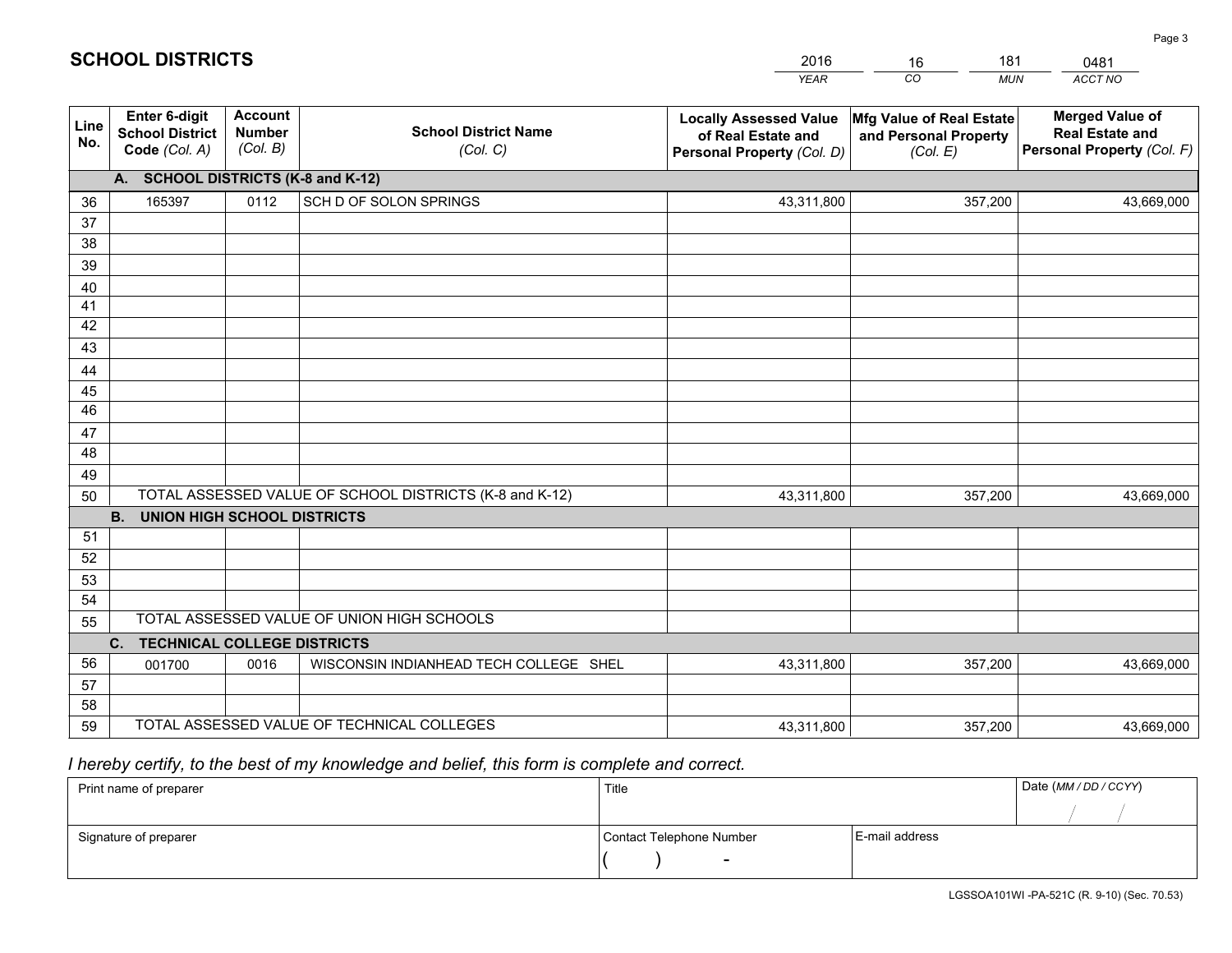# SCHOOL DISTRICTS

| 2016 | 16 | 181 | 0481 |
|---|---|---|---|
| *YEAR* | *CO* | *MUN* | *ACCT NO* |

| Line No. | Enter 6-digit School District Code (Col. A) | Account Number (Col. B) | School District Name (Col. C) | Locally Assessed Value of Real Estate and Personal Property (Col. D) | Mfg Value of Real Estate and Personal Property (Col. E) | Merged Value of Real Estate and Personal Property (Col. F) |
|---|---|---|---|---|---|---|
| **A. SCHOOL DISTRICTS (K-8 and K-12)** | | | | | | |
| 36 | 165397 | 0112 | SCH D OF SOLON SPRINGS | 43,311,800 | 357,200 | 43,669,000 |
| 37 | | | | | | |
| 38 | | | | | | |
| 39 | | | | | | |
| 40 | | | | | | |
| 41 | | | | | | |
| 42 | | | | | | |
| 43 | | | | | | |
| 44 | | | | | | |
| 45 | | | | | | |
| 46 | | | | | | |
| 47 | | | | | | |
| 48 | | | | | | |
| 49 | | | | | | |
| 50 | TOTAL ASSESSED VALUE OF SCHOOL DISTRICTS (K-8 and K-12) | | | 43,311,800 | 357,200 | 43,669,000 |
| **B. UNION HIGH SCHOOL DISTRICTS** | | | | | | |
| 51 | | | | | | |
| 52 | | | | | | |
| 53 | | | | | | |
| 54 | | | | | | |
| 55 | TOTAL ASSESSED VALUE OF UNION HIGH SCHOOLS | | | | | |
| **C. TECHNICAL COLLEGE DISTRICTS** | | | | | | |
| 56 | 001700 | 0016 | WISCONSIN INDIANHEAD TECH COLLEGE SHEL | 43,311,800 | 357,200 | 43,669,000 |
| 57 | | | | | | |
| 58 | | | | | | |
| 59 | TOTAL ASSESSED VALUE OF TECHNICAL COLLEGES | | | 43,311,800 | 357,200 | 43,669,000 |

*I hereby certify, to the best of my knowledge and belief, this form is complete and correct.*

| Print name of preparer | Title | | Date (MM / DD / CCYY) |
|---|---|---|---|
| | | | / / |
| Signature of preparer | Contact Telephone Number | E-mail address | |
| | ( ) - | | |

LGSSOA101WI -PA-521C (R. 9-10) (Sec. 70.53)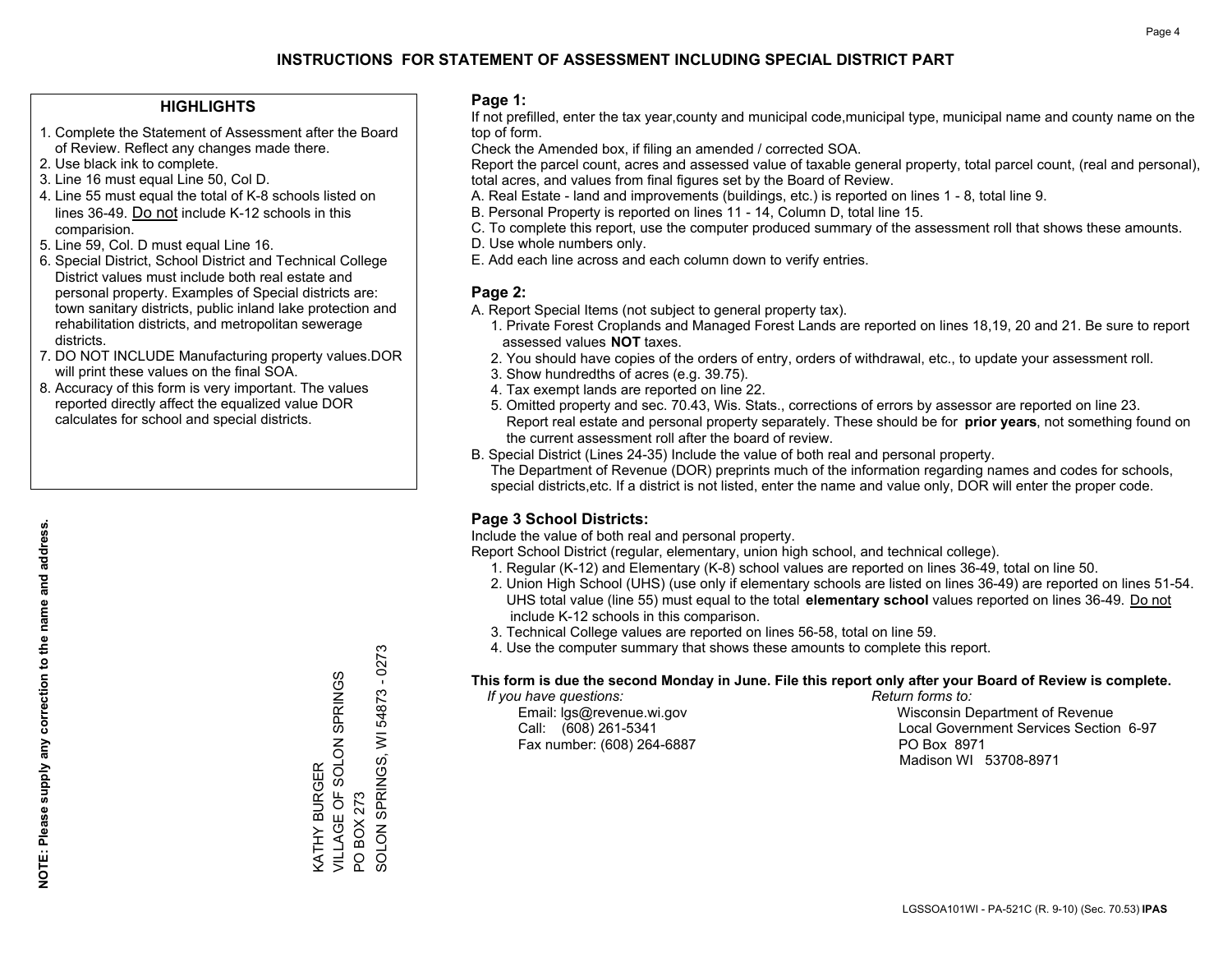# INSTRUCTIONS FOR STATEMENT OF ASSESSMENT INCLUDING SPECIAL DISTRICT PART

## HIGHLIGHTS

1. Complete the Statement of Assessment after the Board of Review. Reflect any changes made there.
2. Use black ink to complete.
3. Line 16 must equal Line 50, Col D.
4. Line 55 must equal the total of K-8 schools listed on lines 36-49. Do not include K-12 schools in this comparision.
5. Line 59, Col. D must equal Line 16.
6. Special District, School District and Technical College District values must include both real estate and personal property. Examples of Special districts are: town sanitary districts, public inland lake protection and rehabilitation districts, and metropolitan sewerage districts.
7. DO NOT INCLUDE Manufacturing property values.DOR will print these values on the final SOA.
8. Accuracy of this form is very important. The values reported directly affect the equalized value DOR calculates for school and special districts.

**NOTE: Please supply any correction to the name and address.**

KATHY BURGER
VILLAGE OF SOLON SPRINGS
PO BOX 273
SOLON SPRINGS, WI 54873 - 0273

## Page 1:

If not prefilled, enter the tax year,county and municipal code,municipal type, municipal name and county name on the top of form.

Check the Amended box, if filing an amended / corrected SOA.

Report the parcel count, acres and assessed value of taxable general property, total parcel count, (real and personal), total acres, and values from final figures set by the Board of Review.

A. Real Estate - land and improvements (buildings, etc.) is reported on lines 1 - 8, total line 9.
B. Personal Property is reported on lines 11 - 14, Column D, total line 15.
C. To complete this report, use the computer produced summary of the assessment roll that shows these amounts.
D. Use whole numbers only.
E. Add each line across and each column down to verify entries.

## Page 2:

A. Report Special Items (not subject to general property tax).
   1. Private Forest Croplands and Managed Forest Lands are reported on lines 18,19, 20 and 21. Be sure to report assessed values **NOT** taxes.
   2. You should have copies of the orders of entry, orders of withdrawal, etc., to update your assessment roll.
   3. Show hundredths of acres (e.g. 39.75).
   4. Tax exempt lands are reported on line 22.
   5. Omitted property and sec. 70.43, Wis. Stats., corrections of errors by assessor are reported on line 23. Report real estate and personal property separately. These should be for **prior years**, not something found on the current assessment roll after the board of review.

B. Special District (Lines 24-35) Include the value of both real and personal property.
   The Department of Revenue (DOR) preprints much of the information regarding names and codes for schools, special districts,etc. If a district is not listed, enter the name and value only, DOR will enter the proper code.

## Page 3 School Districts:

Include the value of both real and personal property.

Report School District (regular, elementary, union high school, and technical college).

1. Regular (K-12) and Elementary (K-8) school values are reported on lines 36-49, total on line 50.
2. Union High School (UHS) (use only if elementary schools are listed on lines 36-49) are reported on lines 51-54. UHS total value (line 55) must equal to the total **elementary school** values reported on lines 36-49. Do not include K-12 schools in this comparison.
3. Technical College values are reported on lines 56-58, total on line 59.
4. Use the computer summary that shows these amounts to complete this report.

**This form is due the second Monday in June. File this report only after your Board of Review is complete.**

*If you have questions:*
Email: lgs@revenue.wi.gov
Call: (608) 261-5341
Fax number: (608) 264-6887

*Return forms to:*
Wisconsin Department of Revenue
Local Government Services Section 6-97
PO Box 8971
Madison WI 53708-8971

LGSSOA101WI - PA-521C (R. 9-10) (Sec. 70.53) **IPAS**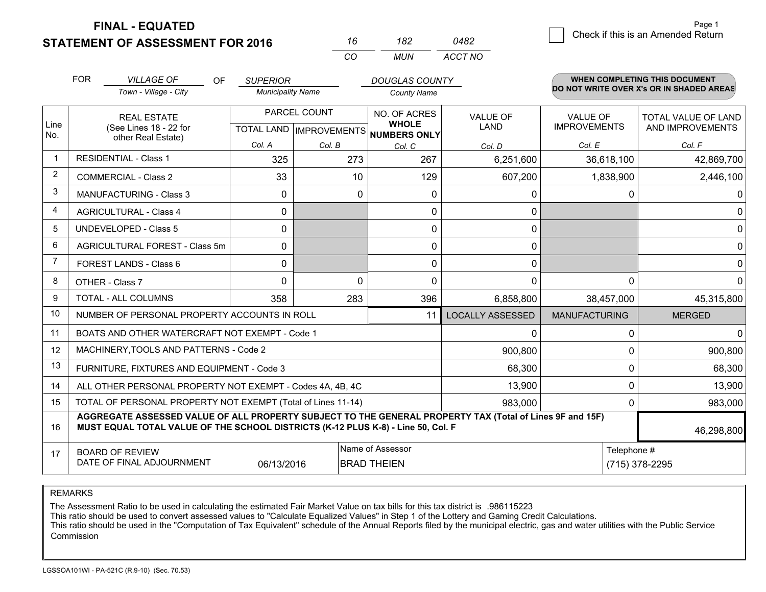**FINAL - EQUATED**
**STATEMENT OF ASSESSMENT FOR 2016**

| 16 | 182 | 0482 |
|---|---|---|
| CO | MUN | ACCT NO |

☐ Check if this is an Amended Return

FOR *VILLAGE OF* (Town - Village - City) OF *SUPERIOR* (Municipality Name) *DOUGLAS COUNTY* (County Name)

**WHEN COMPLETING THIS DOCUMENT DO NOT WRITE OVER X's OR IN SHADED AREAS**

| Line No. | REAL ESTATE (See Lines 18 - 22 for other Real Estate) | PARCEL COUNT | | NO. OF ACRES WHOLE NUMBERS ONLY | VALUE OF LAND | VALUE OF IMPROVEMENTS | TOTAL VALUE OF LAND AND IMPROVEMENTS |
|---|---|---|---|---|---|---|---|
| | | TOTAL LAND Col. A | IMPROVEMENTS Col. B | Col. C | Col. D | Col. E | Col. F |
| 1 | RESIDENTIAL - Class 1 | 325 | 273 | 267 | 6,251,600 | 36,618,100 | 42,869,700 |
| 2 | COMMERCIAL - Class 2 | 33 | 10 | 129 | 607,200 | 1,838,900 | 2,446,100 |
| 3 | MANUFACTURING - Class 3 | 0 | 0 | 0 | 0 | 0 | 0 |
| 4 | AGRICULTURAL - Class 4 | 0 | | 0 | 0 | | 0 |
| 5 | UNDEVELOPED - Class 5 | 0 | | 0 | 0 | | 0 |
| 6 | AGRICULTURAL FOREST - Class 5m | 0 | | 0 | 0 | | 0 |
| 7 | FOREST LANDS - Class 6 | 0 | | 0 | 0 | | 0 |
| 8 | OTHER - Class 7 | 0 | 0 | 0 | 0 | 0 | 0 |
| 9 | TOTAL - ALL COLUMNS | 358 | 283 | 396 | 6,858,800 | 38,457,000 | 45,315,800 |
| 10 | NUMBER OF PERSONAL PROPERTY ACCOUNTS IN ROLL | | | 11 | LOCALLY ASSESSED | MANUFACTURING | MERGED |
| 11 | BOATS AND OTHER WATERCRAFT NOT EXEMPT - Code 1 | | | | 0 | 0 | 0 |
| 12 | MACHINERY,TOOLS AND PATTERNS - Code 2 | | | | 900,800 | 0 | 900,800 |
| 13 | FURNITURE, FIXTURES AND EQUIPMENT - Code 3 | | | | 68,300 | 0 | 68,300 |
| 14 | ALL OTHER PERSONAL PROPERTY NOT EXEMPT - Codes 4A, 4B, 4C | | | | 13,900 | 0 | 13,900 |
| 15 | TOTAL OF PERSONAL PROPERTY NOT EXEMPT (Total of Lines 11-14) | | | | 983,000 | 0 | 983,000 |
| 16 | **AGGREGATE ASSESSED VALUE OF ALL PROPERTY SUBJECT TO THE GENERAL PROPERTY TAX (Total of Lines 9F and 15F) MUST EQUAL TOTAL VALUE OF THE SCHOOL DISTRICTS (K-12 PLUS K-8) - Line 50, Col. F** | | | | | | 46,298,800 |
| 17 | BOARD OF REVIEW DATE OF FINAL ADJOURNMENT | 06/13/2016 | | Name of Assessor: BRAD THEIEN | | Telephone #: (715) 378-2295 | |

REMARKS

The Assessment Ratio to be used in calculating the estimated Fair Market Value on tax bills for this tax district is .986115223
This ratio should be used to convert assessed values to "Calculate Equalized Values" in Step 1 of the Lottery and Gaming Credit Calculations.
This ratio should be used in the "Computation of Tax Equivalent" schedule of the Annual Reports filed by the municipal electric, gas and water utilities with the Public Service Commission

LGSSOA101WI - PA-521C (R.9-10) (Sec. 70.53)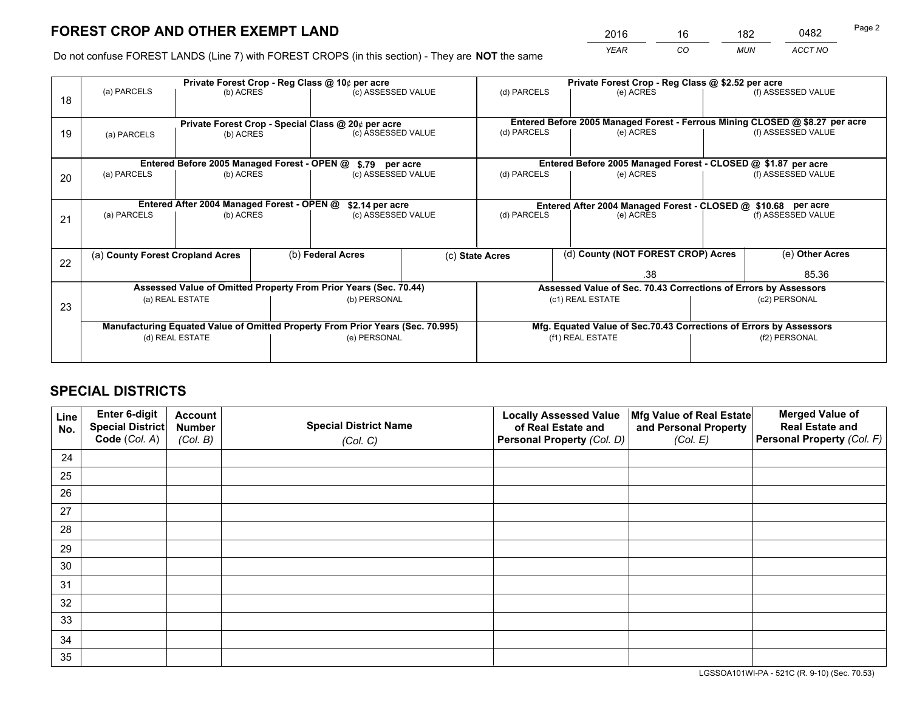# FOREST CROP AND OTHER EXEMPT LAND

| 2016 | 16 | 182 | 0482 |
|---|---|---|---|
| *YEAR* | *CO* | *MUN* | *ACCT NO* |

Do not confuse FOREST LANDS (Line 7) with FOREST CROPS (in this section) - They are **NOT** the same

| Line | Private Forest Crop - Reg Class @ 10¢ per acre | | | Private Forest Crop - Reg Class @ $2.52 per acre | | |
|---|---|---|---|---|---|---|
| 18 | (a) PARCELS | (b) ACRES | (c) ASSESSED VALUE | (d) PARCELS | (e) ACRES | (f) ASSESSED VALUE |
| | | | | | | |
| | **Private Forest Crop - Special Class @ 20¢ per acre** | | | **Entered Before 2005 Managed Forest - Ferrous Mining CLOSED @ $8.27 per acre** | | |
| 19 | (a) PARCELS | (b) ACRES | (c) ASSESSED VALUE | (d) PARCELS | (e) ACRES | (f) ASSESSED VALUE |
| | | | | | | |
| | **Entered Before 2005 Managed Forest - OPEN @ $.79 per acre** | | | **Entered Before 2005 Managed Forest - CLOSED @ $1.87 per acre** | | |
| 20 | (a) PARCELS | (b) ACRES | (c) ASSESSED VALUE | (d) PARCELS | (e) ACRES | (f) ASSESSED VALUE |
| | | | | | | |
| | **Entered After 2004 Managed Forest - OPEN @ $2.14 per acre** | | | **Entered After 2004 Managed Forest - CLOSED @ $10.68 per acre** | | |
| 21 | (a) PARCELS | (b) ACRES | (c) ASSESSED VALUE | (d) PARCELS | (e) ACRES | (f) ASSESSED VALUE |
| | | | | | | |

| Line | (a) County Forest Cropland Acres | (b) Federal Acres | (c) State Acres | (d) County (NOT FOREST CROP) Acres | (e) Other Acres |
|---|---|---|---|---|---|
| 22 | | | | .38 | 85.36 |

| Line | Assessed Value of Omitted Property From Prior Years (Sec. 70.44) | | Assessed Value of Sec. 70.43 Corrections of Errors by Assessors | |
|---|---|---|---|---|
| 23 | (a) REAL ESTATE | (b) PERSONAL | (c1) REAL ESTATE | (c2) PERSONAL |
| | | | | |
| | **Manufacturing Equated Value of Omitted Property From Prior Years (Sec. 70.995)** | | **Mfg. Equated Value of Sec.70.43 Corrections of Errors by Assessors** | |
| | (d) REAL ESTATE | (e) PERSONAL | (f1) REAL ESTATE | (f2) PERSONAL |
| | | | | |

# SPECIAL DISTRICTS

| Line No. | Enter 6-digit Special District Code (*Col. A*) | Account Number (*Col. B*) | Special District Name (*Col. C*) | Locally Assessed Value of Real Estate and Personal Property (*Col. D*) | Mfg Value of Real Estate and Personal Property (*Col. E*) | Merged Value of Real Estate and Personal Property (*Col. F*) |
|---|---|---|---|---|---|---|
| 24 | | | | | | |
| 25 | | | | | | |
| 26 | | | | | | |
| 27 | | | | | | |
| 28 | | | | | | |
| 29 | | | | | | |
| 30 | | | | | | |
| 31 | | | | | | |
| 32 | | | | | | |
| 33 | | | | | | |
| 34 | | | | | | |
| 35 | | | | | | |

LGSSOA101WI-PA - 521C (R. 9-10) (Sec. 70.53)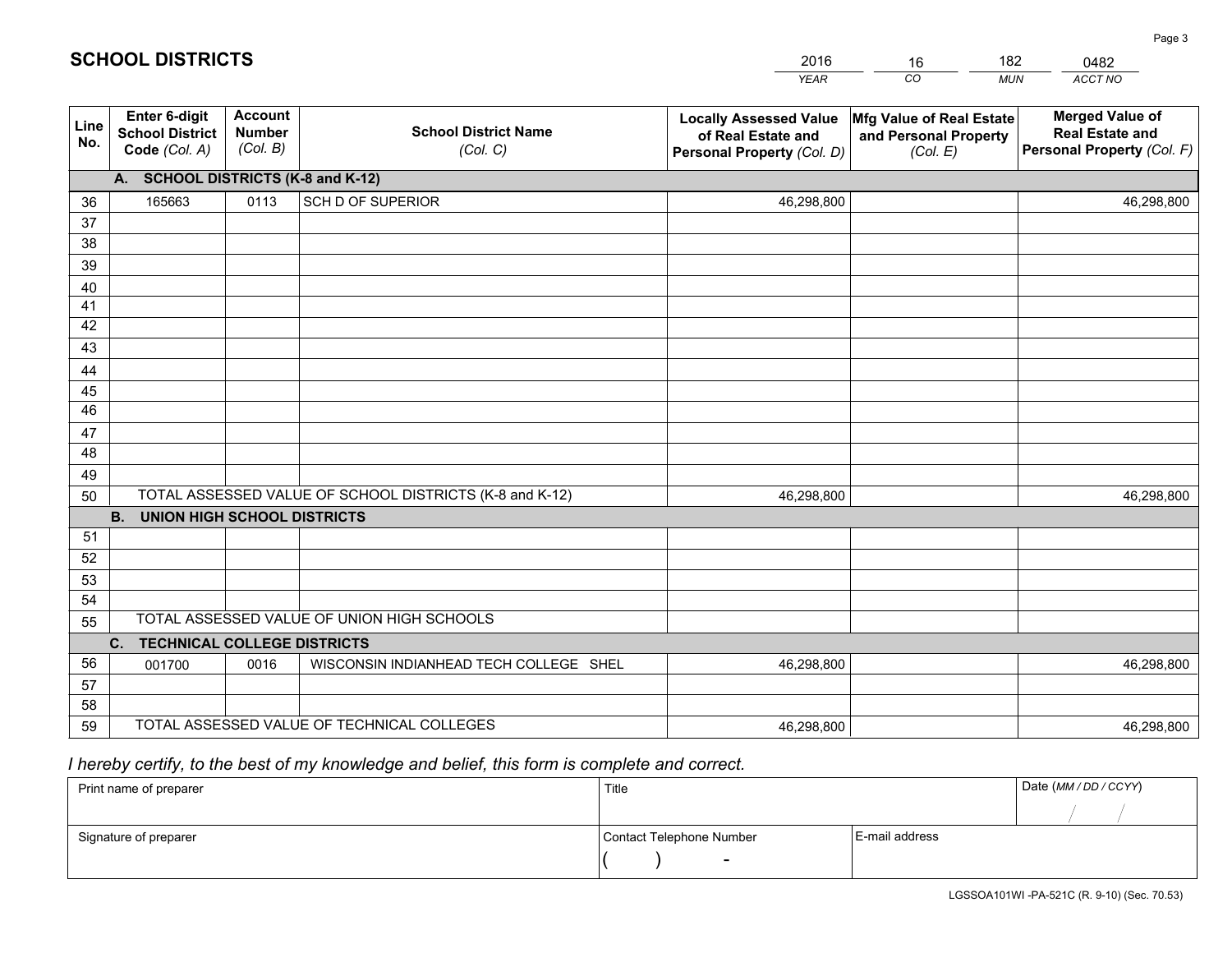# SCHOOL DISTRICTS

| 2016 | 16 | 182 | 0482 |
|---|---|---|---|
| *YEAR* | *CO* | *MUN* | *ACCT NO* |

| Line No. | Enter 6-digit School District Code *(Col. A)* | Account Number *(Col. B)* | School District Name *(Col. C)* | Locally Assessed Value of Real Estate and Personal Property *(Col. D)* | Mfg Value of Real Estate and Personal Property *(Col. E)* | Merged Value of Real Estate and Personal Property *(Col. F)* |
|---|---|---|---|---|---|---|
| **A. SCHOOL DISTRICTS (K-8 and K-12)** | | | | | | |
| 36 | 165663 | 0113 | SCH D OF SUPERIOR | 46,298,800 | | 46,298,800 |
| 37 | | | | | | |
| 38 | | | | | | |
| 39 | | | | | | |
| 40 | | | | | | |
| 41 | | | | | | |
| 42 | | | | | | |
| 43 | | | | | | |
| 44 | | | | | | |
| 45 | | | | | | |
| 46 | | | | | | |
| 47 | | | | | | |
| 48 | | | | | | |
| 49 | | | | | | |
| 50 | TOTAL ASSESSED VALUE OF SCHOOL DISTRICTS (K-8 and K-12) | | | 46,298,800 | | 46,298,800 |
| **B. UNION HIGH SCHOOL DISTRICTS** | | | | | | |
| 51 | | | | | | |
| 52 | | | | | | |
| 53 | | | | | | |
| 54 | | | | | | |
| 55 | TOTAL ASSESSED VALUE OF UNION HIGH SCHOOLS | | | | | |
| **C. TECHNICAL COLLEGE DISTRICTS** | | | | | | |
| 56 | 001700 | 0016 | WISCONSIN INDIANHEAD TECH COLLEGE SHEL | 46,298,800 | | 46,298,800 |
| 57 | | | | | | |
| 58 | | | | | | |
| 59 | TOTAL ASSESSED VALUE OF TECHNICAL COLLEGES | | | 46,298,800 | | 46,298,800 |

*I hereby certify, to the best of my knowledge and belief, this form is complete and correct.*

| Print name of preparer | Title | | Date *(MM / DD / CCYY)* |
|---|---|---|---|
| | | | / / |
| Signature of preparer | Contact Telephone Number | E-mail address | |
| | ( ) - | | |

LGSSOA101WI -PA-521C (R. 9-10) (Sec. 70.53)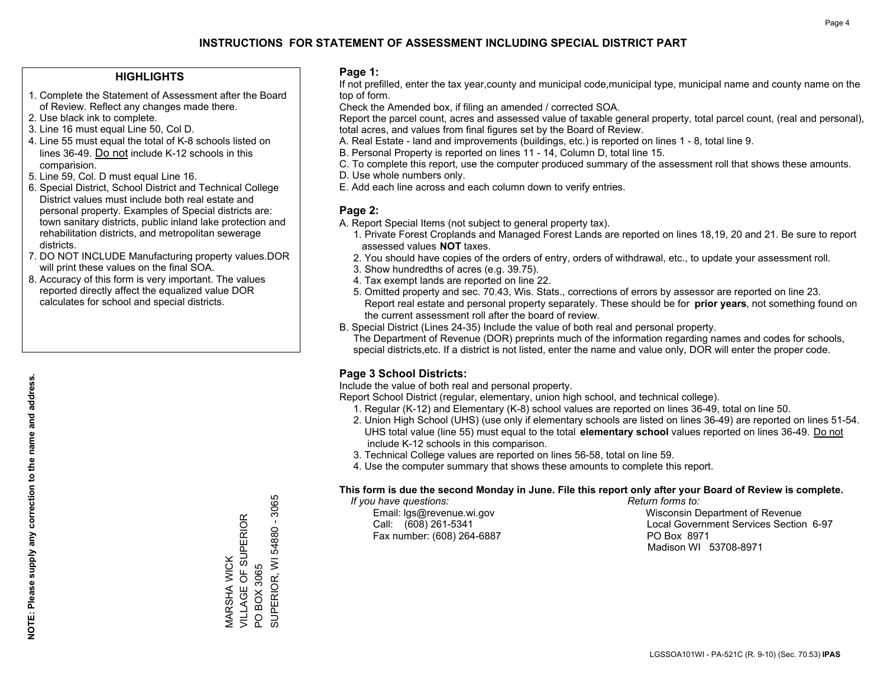# INSTRUCTIONS FOR STATEMENT OF ASSESSMENT INCLUDING SPECIAL DISTRICT PART

## HIGHLIGHTS

1. Complete the Statement of Assessment after the Board of Review. Reflect any changes made there.
2. Use black ink to complete.
3. Line 16 must equal Line 50, Col D.
4. Line 55 must equal the total of K-8 schools listed on lines 36-49. Do not include K-12 schools in this comparision.
5. Line 59, Col. D must equal Line 16.
6. Special District, School District and Technical College District values must include both real estate and personal property. Examples of Special districts are: town sanitary districts, public inland lake protection and rehabilitation districts, and metropolitan sewerage districts.
7. DO NOT INCLUDE Manufacturing property values.DOR will print these values on the final SOA.
8. Accuracy of this form is very important. The values reported directly affect the equalized value DOR calculates for school and special districts.

**NOTE: Please supply any correction to the name and address.**

MARSHA WICK
VILLAGE OF SUPERIOR
PO BOX 3065
SUPERIOR, WI 54880 - 3065

## Page 1:

If not prefilled, enter the tax year,county and municipal code,municipal type, municipal name and county name on the top of form.

Check the Amended box, if filing an amended / corrected SOA.

Report the parcel count, acres and assessed value of taxable general property, total parcel count, (real and personal), total acres, and values from final figures set by the Board of Review.

A. Real Estate - land and improvements (buildings, etc.) is reported on lines 1 - 8, total line 9.
B. Personal Property is reported on lines 11 - 14, Column D, total line 15.
C. To complete this report, use the computer produced summary of the assessment roll that shows these amounts.
D. Use whole numbers only.
E. Add each line across and each column down to verify entries.

## Page 2:

A. Report Special Items (not subject to general property tax).
   1. Private Forest Croplands and Managed Forest Lands are reported on lines 18,19, 20 and 21. Be sure to report assessed values **NOT** taxes.
   2. You should have copies of the orders of entry, orders of withdrawal, etc., to update your assessment roll.
   3. Show hundredths of acres (e.g. 39.75).
   4. Tax exempt lands are reported on line 22.
   5. Omitted property and sec. 70.43, Wis. Stats., corrections of errors by assessor are reported on line 23. Report real estate and personal property separately. These should be for **prior years**, not something found on the current assessment roll after the board of review.
B. Special District (Lines 24-35) Include the value of both real and personal property.
   The Department of Revenue (DOR) preprints much of the information regarding names and codes for schools, special districts,etc. If a district is not listed, enter the name and value only, DOR will enter the proper code.

## Page 3 School Districts:

Include the value of both real and personal property.

Report School District (regular, elementary, union high school, and technical college).

1. Regular (K-12) and Elementary (K-8) school values are reported on lines 36-49, total on line 50.
2. Union High School (UHS) (use only if elementary schools are listed on lines 36-49) are reported on lines 51-54. UHS total value (line 55) must equal to the total **elementary school** values reported on lines 36-49. Do not include K-12 schools in this comparison.
3. Technical College values are reported on lines 56-58, total on line 59.
4. Use the computer summary that shows these amounts to complete this report.

**This form is due the second Monday in June. File this report only after your Board of Review is complete.**

*If you have questions:*
Email: lgs@revenue.wi.gov
Call: (608) 261-5341
Fax number: (608) 264-6887

*Return forms to:*
Wisconsin Department of Revenue
Local Government Services Section 6-97
PO Box 8971
Madison WI 53708-8971

LGSSOA101WI - PA-521C (R. 9-10) (Sec. 70.53) **IPAS**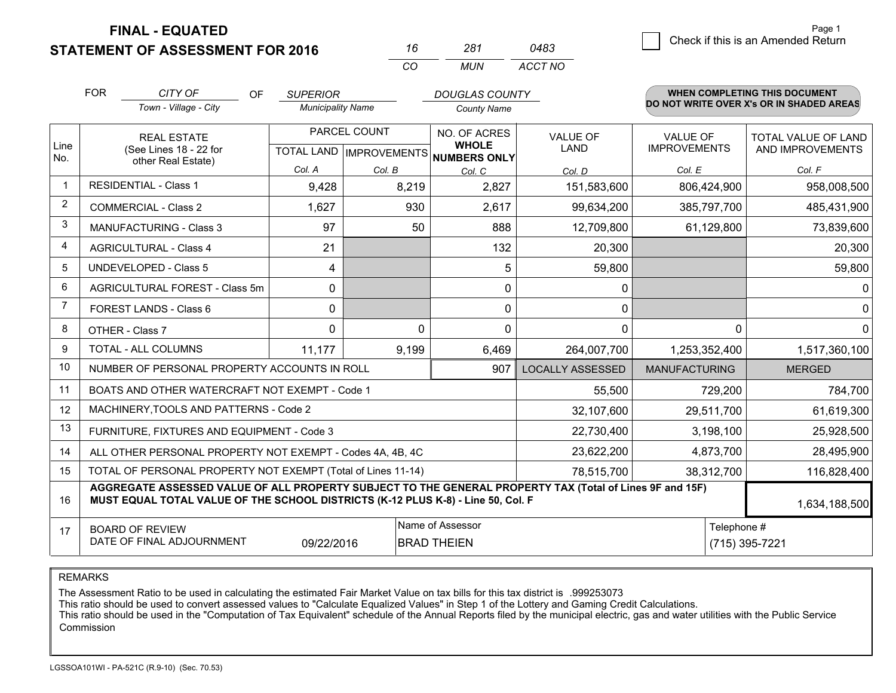# FINAL - EQUATED
# STATEMENT OF ASSESSMENT FOR 2016

| 16 | 281 | 0483 |
|---|---|---|
| CO | MUN | ACCT NO |

Check if this is an Amended Return

FOR CITY OF (Town - Village - City) OF SUPERIOR (Municipality Name) DOUGLAS COUNTY (County Name)

**WHEN COMPLETING THIS DOCUMENT DO NOT WRITE OVER X's OR IN SHADED AREAS**

| Line No. | REAL ESTATE (See Lines 18 - 22 for other Real Estate) | PARCEL COUNT TOTAL LAND Col. A | PARCEL COUNT IMPROVEMENTS Col. B | NO. OF ACRES WHOLE NUMBERS ONLY Col. C | VALUE OF LAND Col. D | VALUE OF IMPROVEMENTS Col. E | TOTAL VALUE OF LAND AND IMPROVEMENTS Col. F |
|---|---|---|---|---|---|---|---|
| 1 | RESIDENTIAL - Class 1 | 9,428 | 8,219 | 2,827 | 151,583,600 | 806,424,900 | 958,008,500 |
| 2 | COMMERCIAL - Class 2 | 1,627 | 930 | 2,617 | 99,634,200 | 385,797,700 | 485,431,900 |
| 3 | MANUFACTURING - Class 3 | 97 | 50 | 888 | 12,709,800 | 61,129,800 | 73,839,600 |
| 4 | AGRICULTURAL - Class 4 | 21 | | 132 | 20,300 | | 20,300 |
| 5 | UNDEVELOPED - Class 5 | 4 | | 5 | 59,800 | | 59,800 |
| 6 | AGRICULTURAL FOREST - Class 5m | 0 | | 0 | 0 | | 0 |
| 7 | FOREST LANDS - Class 6 | 0 | | 0 | 0 | | 0 |
| 8 | OTHER - Class 7 | 0 | 0 | 0 | 0 | 0 | 0 |
| 9 | TOTAL - ALL COLUMNS | 11,177 | 9,199 | 6,469 | 264,007,700 | 1,253,352,400 | 1,517,360,100 |
| 10 | NUMBER OF PERSONAL PROPERTY ACCOUNTS IN ROLL | | | 907 | LOCALLY ASSESSED | MANUFACTURING | MERGED |
| 11 | BOATS AND OTHER WATERCRAFT NOT EXEMPT - Code 1 | | | | 55,500 | 729,200 | 784,700 |
| 12 | MACHINERY,TOOLS AND PATTERNS - Code 2 | | | | 32,107,600 | 29,511,700 | 61,619,300 |
| 13 | FURNITURE, FIXTURES AND EQUIPMENT - Code 3 | | | | 22,730,400 | 3,198,100 | 25,928,500 |
| 14 | ALL OTHER PERSONAL PROPERTY NOT EXEMPT - Codes 4A, 4B, 4C | | | | 23,622,200 | 4,873,700 | 28,495,900 |
| 15 | TOTAL OF PERSONAL PROPERTY NOT EXEMPT (Total of Lines 11-14) | | | | 78,515,700 | 38,312,700 | 116,828,400 |
| 16 | **AGGREGATE ASSESSED VALUE OF ALL PROPERTY SUBJECT TO THE GENERAL PROPERTY TAX (Total of Lines 9F and 15F) MUST EQUAL TOTAL VALUE OF THE SCHOOL DISTRICTS (K-12 PLUS K-8) - Line 50, Col. F** | | | | | | 1,634,188,500 |
| 17 | BOARD OF REVIEW DATE OF FINAL ADJOURNMENT | 09/22/2016 | Name of Assessor: BRAD THEIEN | | | Telephone #: (715) 395-7221 | |

REMARKS

The Assessment Ratio to be used in calculating the estimated Fair Market Value on tax bills for this tax district is .999253073
This ratio should be used to convert assessed values to "Calculate Equalized Values" in Step 1 of the Lottery and Gaming Credit Calculations.
This ratio should be used in the "Computation of Tax Equivalent" schedule of the Annual Reports filed by the municipal electric, gas and water utilities with the Public Service Commission

LGSSOA101WI - PA-521C (R.9-10) (Sec. 70.53)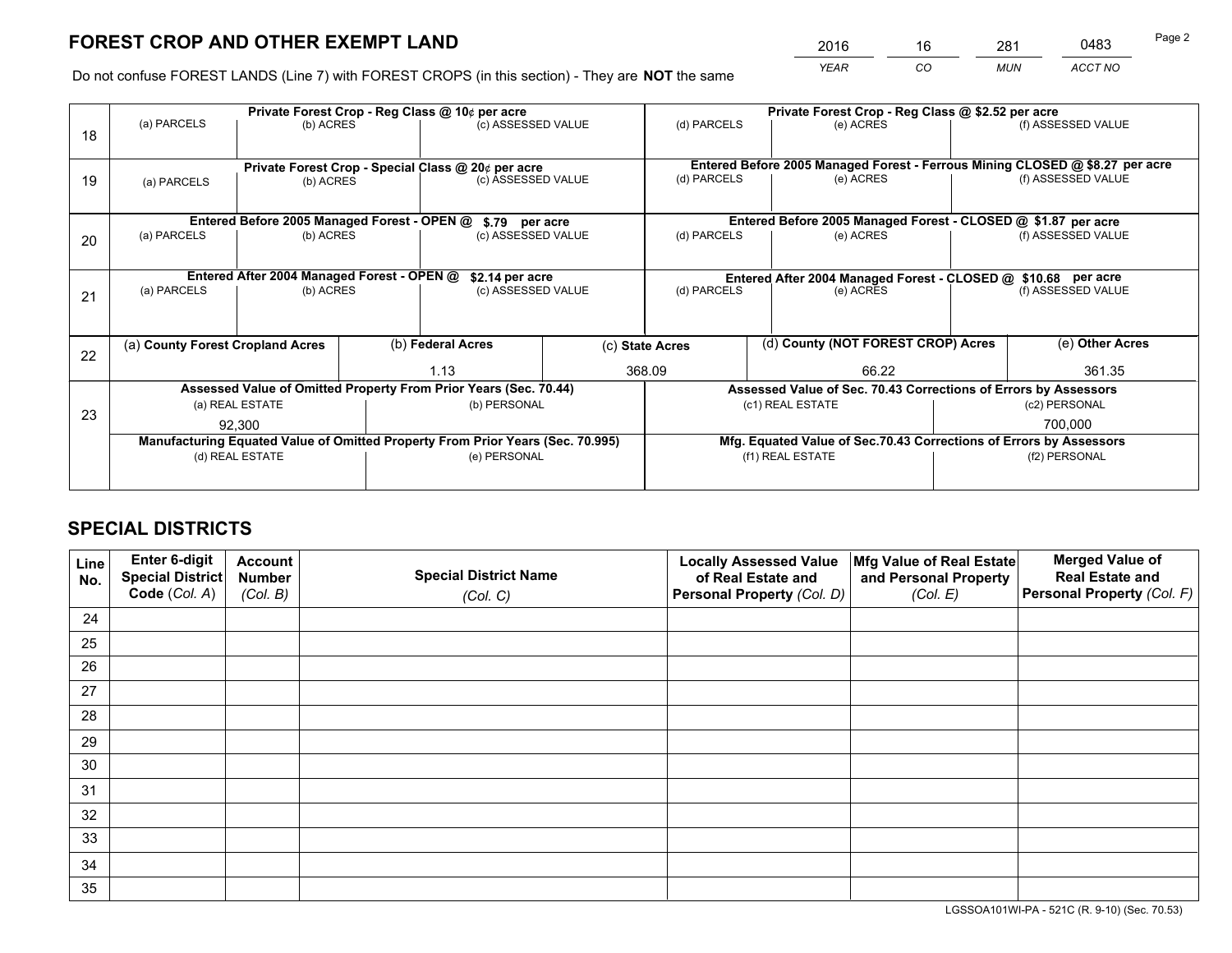# FOREST CROP AND OTHER EXEMPT LAND

| 2016 | 16 | 281 | 0483 |
|---|---|---|---|
| *YEAR* | *CO* | *MUN* | *ACCT NO* |

Do not confuse FOREST LANDS (Line 7) with FOREST CROPS (in this section) - They are **NOT** the same

| Line | Private Forest Crop - Reg Class @ 10¢ per acre | | | Private Forest Crop - Reg Class @ $2.52 per acre | | |
|---|---|---|---|---|---|---|
| 18 | (a) PARCELS | (b) ACRES | (c) ASSESSED VALUE | (d) PARCELS | (e) ACRES | (f) ASSESSED VALUE |
| | | | | | | |

| Line | Private Forest Crop - Special Class @ 20¢ per acre | | | Entered Before 2005 Managed Forest - Ferrous Mining CLOSED @ $8.27 per acre | | |
|---|---|---|---|---|---|---|
| 19 | (a) PARCELS | (b) ACRES | (c) ASSESSED VALUE | (d) PARCELS | (e) ACRES | (f) ASSESSED VALUE |
| | | | | | | |

| Line | Entered Before 2005 Managed Forest - OPEN @ $.79 per acre | | | Entered Before 2005 Managed Forest - CLOSED @ $1.87 per acre | | |
|---|---|---|---|---|---|---|
| 20 | (a) PARCELS | (b) ACRES | (c) ASSESSED VALUE | (d) PARCELS | (e) ACRES | (f) ASSESSED VALUE |
| | | | | | | |

| Line | Entered After 2004 Managed Forest - OPEN @ $2.14 per acre | | | Entered After 2004 Managed Forest - CLOSED @ $10.68 per acre | | |
|---|---|---|---|---|---|---|
| 21 | (a) PARCELS | (b) ACRES | (c) ASSESSED VALUE | (d) PARCELS | (e) ACRES | (f) ASSESSED VALUE |
| | | | | | | |

| Line | (a) County Forest Cropland Acres | (b) Federal Acres | (c) State Acres | (d) County (NOT FOREST CROP) Acres | (e) Other Acres |
|---|---|---|---|---|---|
| 22 | | 1.13 | 368.09 | 66.22 | 361.35 |

| Line | Assessed Value of Omitted Property From Prior Years (Sec. 70.44) | | Assessed Value of Sec. 70.43 Corrections of Errors by Assessors | |
|---|---|---|---|---|
| 23 | (a) REAL ESTATE | (b) PERSONAL | (c1) REAL ESTATE | (c2) PERSONAL |
| | 92,300 | | | 700,000 |
| | **Manufacturing Equated Value of Omitted Property From Prior Years (Sec. 70.995)** | | **Mfg. Equated Value of Sec.70.43 Corrections of Errors by Assessors** | |
| | (d) REAL ESTATE | (e) PERSONAL | (f1) REAL ESTATE | (f2) PERSONAL |
| | | | | |

# SPECIAL DISTRICTS

| Line No. | Enter 6-digit Special District Code (*Col. A*) | Account Number (*Col. B*) | Special District Name (*Col. C*) | Locally Assessed Value of Real Estate and Personal Property (*Col. D*) | Mfg Value of Real Estate and Personal Property (*Col. E*) | Merged Value of Real Estate and Personal Property (*Col. F*) |
|---|---|---|---|---|---|---|
| 24 | | | | | | |
| 25 | | | | | | |
| 26 | | | | | | |
| 27 | | | | | | |
| 28 | | | | | | |
| 29 | | | | | | |
| 30 | | | | | | |
| 31 | | | | | | |
| 32 | | | | | | |
| 33 | | | | | | |
| 34 | | | | | | |
| 35 | | | | | | |

LGSSOA101WI-PA - 521C (R. 9-10) (Sec. 70.53)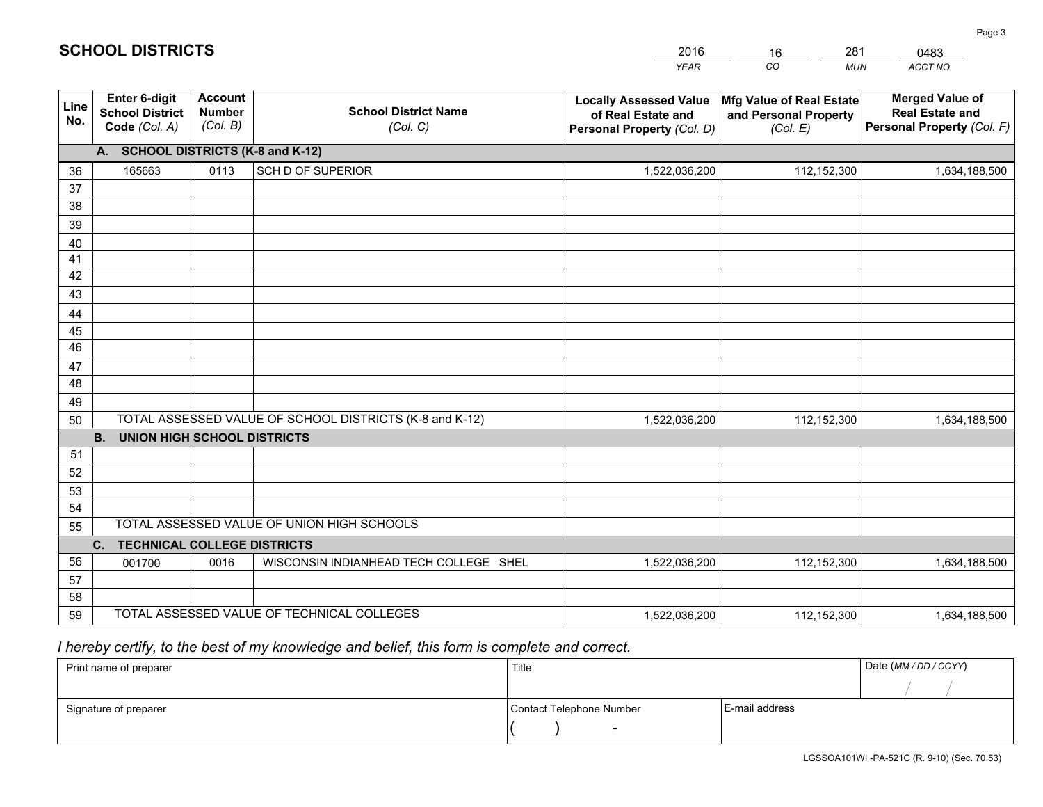# SCHOOL DISTRICTS

| 2016 | 16 | 281 | 0483 |
|---|---|---|---|
| *YEAR* | *CO* | *MUN* | *ACCT NO* |

| Line No. | Enter 6-digit School District Code (Col. A) | Account Number (Col. B) | School District Name (Col. C) | Locally Assessed Value of Real Estate and Personal Property (Col. D) | Mfg Value of Real Estate and Personal Property (Col. E) | Merged Value of Real Estate and Personal Property (Col. F) |
|---|---|---|---|---|---|---|
| | **A. SCHOOL DISTRICTS (K-8 and K-12)** | | | | | |
| 36 | 165663 | 0113 | SCH D OF SUPERIOR | 1,522,036,200 | 112,152,300 | 1,634,188,500 |
| 37 | | | | | | |
| 38 | | | | | | |
| 39 | | | | | | |
| 40 | | | | | | |
| 41 | | | | | | |
| 42 | | | | | | |
| 43 | | | | | | |
| 44 | | | | | | |
| 45 | | | | | | |
| 46 | | | | | | |
| 47 | | | | | | |
| 48 | | | | | | |
| 49 | | | | | | |
| 50 | TOTAL ASSESSED VALUE OF SCHOOL DISTRICTS (K-8 and K-12) | | | 1,522,036,200 | 112,152,300 | 1,634,188,500 |
| | **B. UNION HIGH SCHOOL DISTRICTS** | | | | | |
| 51 | | | | | | |
| 52 | | | | | | |
| 53 | | | | | | |
| 54 | | | | | | |
| 55 | TOTAL ASSESSED VALUE OF UNION HIGH SCHOOLS | | | | | |
| | **C. TECHNICAL COLLEGE DISTRICTS** | | | | | |
| 56 | 001700 | 0016 | WISCONSIN INDIANHEAD TECH COLLEGE SHEL | 1,522,036,200 | 112,152,300 | 1,634,188,500 |
| 57 | | | | | | |
| 58 | | | | | | |
| 59 | TOTAL ASSESSED VALUE OF TECHNICAL COLLEGES | | | 1,522,036,200 | 112,152,300 | 1,634,188,500 |

*I hereby certify, to the best of my knowledge and belief, this form is complete and correct.*

| Print name of preparer | Title | | Date (MM / DD / CCYY) |
|---|---|---|---|
| | | | / / |
| Signature of preparer | Contact Telephone Number | E-mail address | |
| | ( ) - | | |

LGSSOA101WI -PA-521C (R. 9-10) (Sec. 70.53)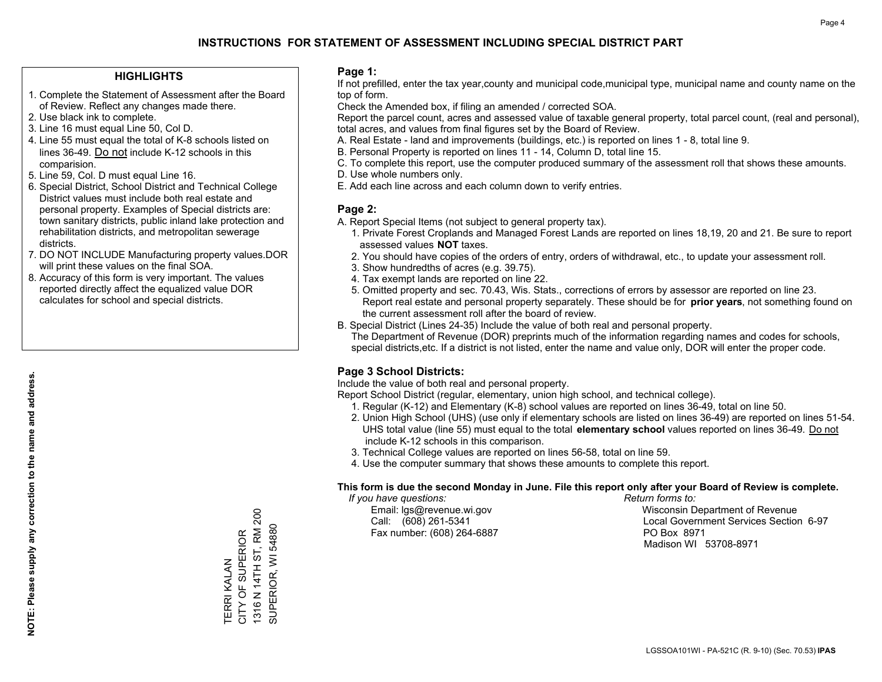# INSTRUCTIONS FOR STATEMENT OF ASSESSMENT INCLUDING SPECIAL DISTRICT PART

### HIGHLIGHTS

1. Complete the Statement of Assessment after the Board of Review. Reflect any changes made there.
2. Use black ink to complete.
3. Line 16 must equal Line 50, Col D.
4. Line 55 must equal the total of K-8 schools listed on lines 36-49. Do not include K-12 schools in this comparision.
5. Line 59, Col. D must equal Line 16.
6. Special District, School District and Technical College District values must include both real estate and personal property. Examples of Special districts are: town sanitary districts, public inland lake protection and rehabilitation districts, and metropolitan sewerage districts.
7. DO NOT INCLUDE Manufacturing property values.DOR will print these values on the final SOA.
8. Accuracy of this form is very important. The values reported directly affect the equalized value DOR calculates for school and special districts.

**NOTE: Please supply any correction to the name and address.**

TERRI KALAN
CITY OF SUPERIOR
1316 N 14TH ST, RM 200
SUPERIOR, WI 54880

### Page 1:

If not prefilled, enter the tax year,county and municipal code,municipal type, municipal name and county name on the top of form.

Check the Amended box, if filing an amended / corrected SOA.

Report the parcel count, acres and assessed value of taxable general property, total parcel count, (real and personal), total acres, and values from final figures set by the Board of Review.

A. Real Estate - land and improvements (buildings, etc.) is reported on lines 1 - 8, total line 9.
B. Personal Property is reported on lines 11 - 14, Column D, total line 15.
C. To complete this report, use the computer produced summary of the assessment roll that shows these amounts.
D. Use whole numbers only.
E. Add each line across and each column down to verify entries.

### Page 2:

A. Report Special Items (not subject to general property tax).
   1. Private Forest Croplands and Managed Forest Lands are reported on lines 18,19, 20 and 21. Be sure to report assessed values **NOT** taxes.
   2. You should have copies of the orders of entry, orders of withdrawal, etc., to update your assessment roll.
   3. Show hundredths of acres (e.g. 39.75).
   4. Tax exempt lands are reported on line 22.
   5. Omitted property and sec. 70.43, Wis. Stats., corrections of errors by assessor are reported on line 23. Report real estate and personal property separately. These should be for **prior years**, not something found on the current assessment roll after the board of review.
B. Special District (Lines 24-35) Include the value of both real and personal property.
   The Department of Revenue (DOR) preprints much of the information regarding names and codes for schools, special districts,etc. If a district is not listed, enter the name and value only, DOR will enter the proper code.

### Page 3 School Districts:

Include the value of both real and personal property.

Report School District (regular, elementary, union high school, and technical college).

1. Regular (K-12) and Elementary (K-8) school values are reported on lines 36-49, total on line 50.
2. Union High School (UHS) (use only if elementary schools are listed on lines 36-49) are reported on lines 51-54. UHS total value (line 55) must equal to the total **elementary school** values reported on lines 36-49. Do not include K-12 schools in this comparison.
3. Technical College values are reported on lines 56-58, total on line 59.
4. Use the computer summary that shows these amounts to complete this report.

**This form is due the second Monday in June. File this report only after your Board of Review is complete.**

*If you have questions:*
Email: lgs@revenue.wi.gov
Call: (608) 261-5341
Fax number: (608) 264-6887

*Return forms to:*
Wisconsin Department of Revenue
Local Government Services Section 6-97
PO Box 8971
Madison WI 53708-8971

LGSSOA101WI - PA-521C (R. 9-10) (Sec. 70.53) **IPAS**